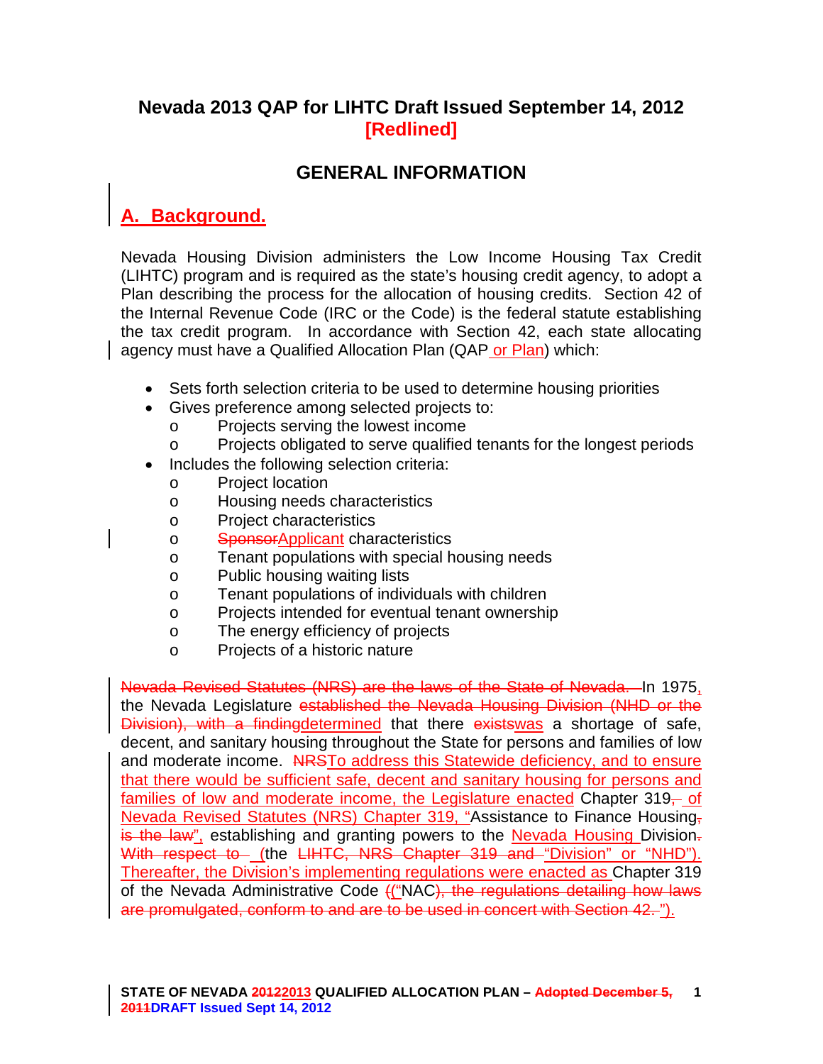# Nevada 2013 QAP for LIHTC Draft Issued September 14, 2012
**[Redlined]**

## GENERAL INFORMATION

### A. Background.

Nevada Housing Division administers the Low Income Housing Tax Credit (LIHTC) program and is required as the state's housing credit agency, to adopt a Plan describing the process for the allocation of housing credits. Section 42 of the Internal Revenue Code (IRC or the Code) is the federal statute establishing the tax credit program. In accordance with Section 42, each state allocating agency must have a Qualified Allocation Plan (QAP or Plan) which:

- Sets forth selection criteria to be used to determine housing priorities
- Gives preference among selected projects to:
  - o Projects serving the lowest income
  - o Projects obligated to serve qualified tenants for the longest periods
- Includes the following selection criteria:
  - o Project location
  - o Housing needs characteristics
  - o Project characteristics
  - o ~~Sponsor~~Applicant characteristics
  - o Tenant populations with special housing needs
  - o Public housing waiting lists
  - o Tenant populations of individuals with children
  - o Projects intended for eventual tenant ownership
  - o The energy efficiency of projects
  - o Projects of a historic nature

~~Nevada Revised Statutes (NRS) are the laws of the State of Nevada.~~ In 1975, the Nevada Legislature ~~established the Nevada Housing Division (NHD or the Division), with a finding~~determined that there ~~exists~~was a shortage of safe, decent, and sanitary housing throughout the State for persons and families of low and moderate income. ~~NRS~~To address this Statewide deficiency, and to ensure that there would be sufficient safe, decent and sanitary housing for persons and families of low and moderate income, the Legislature enacted Chapter 319~~,~~ of Nevada Revised Statutes (NRS) Chapter 319, "Assistance to Finance Housing~~, is the law~~", establishing and granting powers to the Nevada Housing Division~~. With respect to~~ (the ~~LIHTC, NRS Chapter 319 and~~ "Division" or "NHD"). Thereafter, the Division's implementing regulations were enacted as Chapter 319 of the Nevada Administrative Code ~~(~~("NAC~~), the regulations detailing how laws are promulgated, conform to and are to be used in concert with Section 42.~~").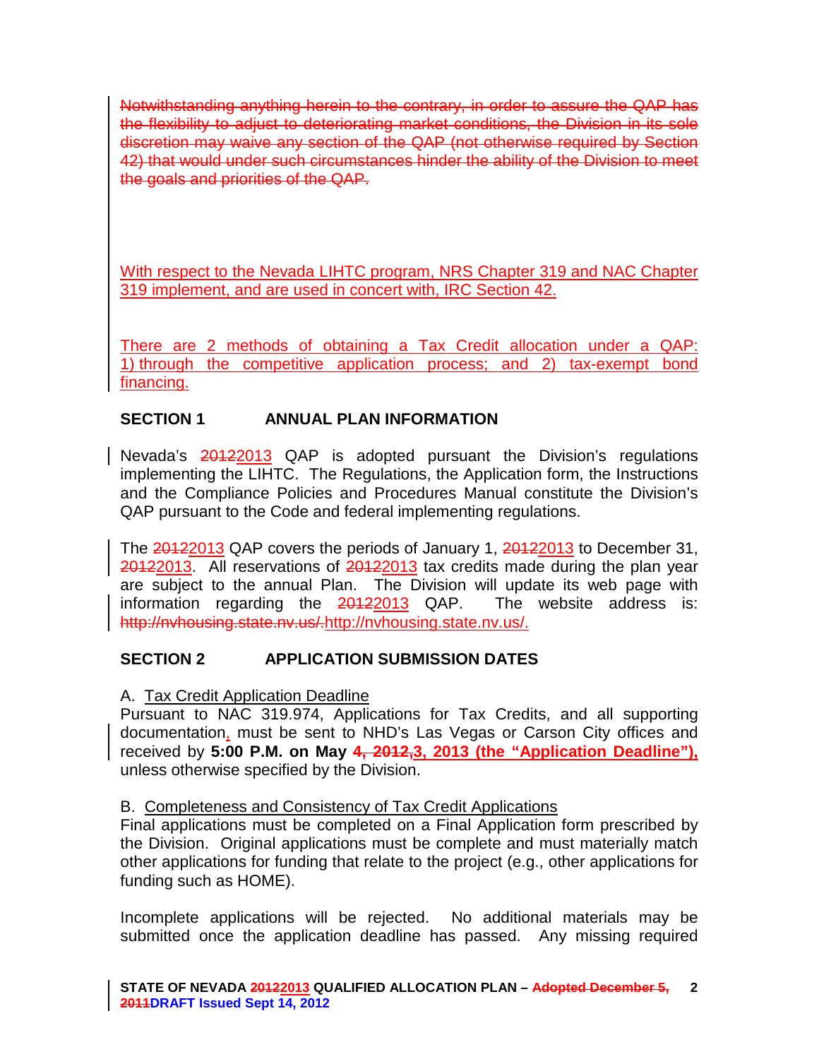~~Notwithstanding anything herein to the contrary, in order to assure the QAP has the flexibility to adjust to deteriorating market conditions, the Division in its sole discretion may waive any section of the QAP (not otherwise required by Section 42) that would under such circumstances hinder the ability of the Division to meet the goals and priorities of the QAP.~~

With respect to the Nevada LIHTC program, NRS Chapter 319 and NAC Chapter 319 implement, and are used in concert with, IRC Section 42.

There are 2 methods of obtaining a Tax Credit allocation under a QAP: 1) through the competitive application process; and 2) tax-exempt bond financing.

## SECTION 1 ANNUAL PLAN INFORMATION

Nevada's ~~2012~~2013 QAP is adopted pursuant the Division's regulations implementing the LIHTC. The Regulations, the Application form, the Instructions and the Compliance Policies and Procedures Manual constitute the Division's QAP pursuant to the Code and federal implementing regulations.

The ~~2012~~2013 QAP covers the periods of January 1, ~~2012~~2013 to December 31, ~~2012~~2013. All reservations of ~~2012~~2013 tax credits made during the plan year are subject to the annual Plan. The Division will update its web page with information regarding the ~~2012~~2013 QAP. The website address is: ~~http://nvhousing.state.nv.us/.~~http://nvhousing.state.nv.us/.

## SECTION 2 APPLICATION SUBMISSION DATES

A. Tax Credit Application Deadline

Pursuant to NAC 319.974, Applications for Tax Credits, and all supporting documentation, must be sent to NHD's Las Vegas or Carson City offices and received by **5:00 P.M. on May ~~4, 2012,~~3, 2013 (the "Application Deadline"),** unless otherwise specified by the Division.

B. Completeness and Consistency of Tax Credit Applications

Final applications must be completed on a Final Application form prescribed by the Division. Original applications must be complete and must materially match other applications for funding that relate to the project (e.g., other applications for funding such as HOME).

Incomplete applications will be rejected. No additional materials may be submitted once the application deadline has passed. Any missing required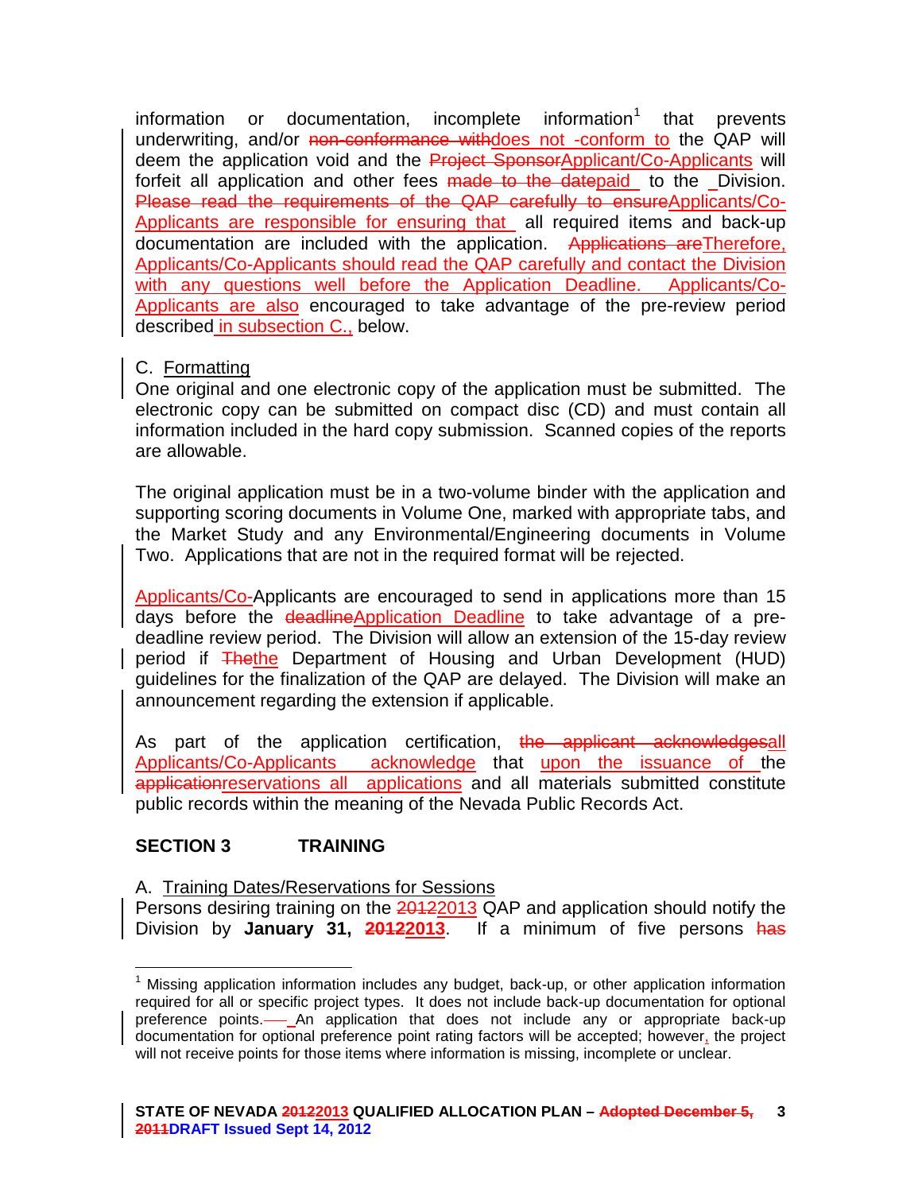information or documentation, incomplete information[1] that prevents underwriting, and/or non-conformance withdoes not -conform to the QAP will deem the application void and the Project SponsorApplicant/Co-Applicants will forfeit all application and other fees made to the datepaid to the Division. Please read the requirements of the QAP carefully to ensureApplicants/Co-Applicants are responsible for ensuring that all required items and back-up documentation are included with the application. Applications areTherefore, Applicants/Co-Applicants should read the QAP carefully and contact the Division with any questions well before the Application Deadline. Applicants/Co-Applicants are also encouraged to take advantage of the pre-review period described in subsection C., below.

C. Formatting
One original and one electronic copy of the application must be submitted. The electronic copy can be submitted on compact disc (CD) and must contain all information included in the hard copy submission. Scanned copies of the reports are allowable.

The original application must be in a two-volume binder with the application and supporting scoring documents in Volume One, marked with appropriate tabs, and the Market Study and any Environmental/Engineering documents in Volume Two. Applications that are not in the required format will be rejected.

Applicants/Co-Applicants are encouraged to send in applications more than 15 days before the deadlineApplication Deadline to take advantage of a pre-deadline review period. The Division will allow an extension of the 15-day review period if Thethe Department of Housing and Urban Development (HUD) guidelines for the finalization of the QAP are delayed. The Division will make an announcement regarding the extension if applicable.

As part of the application certification, the applicant acknowledgesall Applicants/Co-Applicants acknowledge that upon the issuance of the applicationreservations all applications and all materials submitted constitute public records within the meaning of the Nevada Public Records Act.

## SECTION 3 TRAINING

A. Training Dates/Reservations for Sessions
Persons desiring training on the 20122013 QAP and application should notify the Division by **January 31, 20122013**. If a minimum of five persons has

[1] Missing application information includes any budget, back-up, or other application information required for all or specific project types. It does not include back-up documentation for optional preference points. An application that does not include any or appropriate back-up documentation for optional preference point rating factors will be accepted; however, the project will not receive points for those items where information is missing, incomplete or unclear.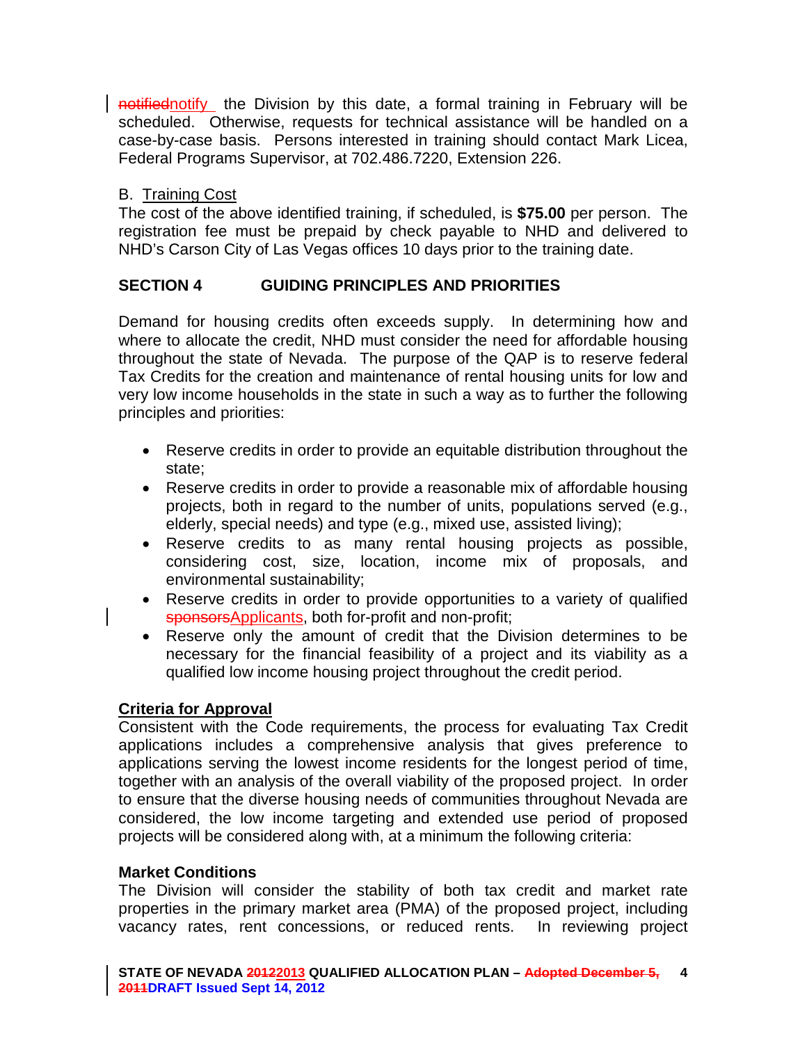~~notified~~notify the Division by this date, a formal training in February will be scheduled. Otherwise, requests for technical assistance will be handled on a case-by-case basis. Persons interested in training should contact Mark Licea, Federal Programs Supervisor, at 702.486.7220, Extension 226.

B. Training Cost

The cost of the above identified training, if scheduled, is **$75.00** per person. The registration fee must be prepaid by check payable to NHD and delivered to NHD's Carson City of Las Vegas offices 10 days prior to the training date.

## SECTION 4 GUIDING PRINCIPLES AND PRIORITIES

Demand for housing credits often exceeds supply. In determining how and where to allocate the credit, NHD must consider the need for affordable housing throughout the state of Nevada. The purpose of the QAP is to reserve federal Tax Credits for the creation and maintenance of rental housing units for low and very low income households in the state in such a way as to further the following principles and priorities:

- Reserve credits in order to provide an equitable distribution throughout the state;
- Reserve credits in order to provide a reasonable mix of affordable housing projects, both in regard to the number of units, populations served (e.g., elderly, special needs) and type (e.g., mixed use, assisted living);
- Reserve credits to as many rental housing projects as possible, considering cost, size, location, income mix of proposals, and environmental sustainability;
- Reserve credits in order to provide opportunities to a variety of qualified ~~sponsors~~Applicants, both for-profit and non-profit;
- Reserve only the amount of credit that the Division determines to be necessary for the financial feasibility of a project and its viability as a qualified low income housing project throughout the credit period.

**Criteria for Approval**

Consistent with the Code requirements, the process for evaluating Tax Credit applications includes a comprehensive analysis that gives preference to applications serving the lowest income residents for the longest period of time, together with an analysis of the overall viability of the proposed project. In order to ensure that the diverse housing needs of communities throughout Nevada are considered, the low income targeting and extended use period of proposed projects will be considered along with, at a minimum the following criteria:

**Market Conditions**

The Division will consider the stability of both tax credit and market rate properties in the primary market area (PMA) of the proposed project, including vacancy rates, rent concessions, or reduced rents. In reviewing project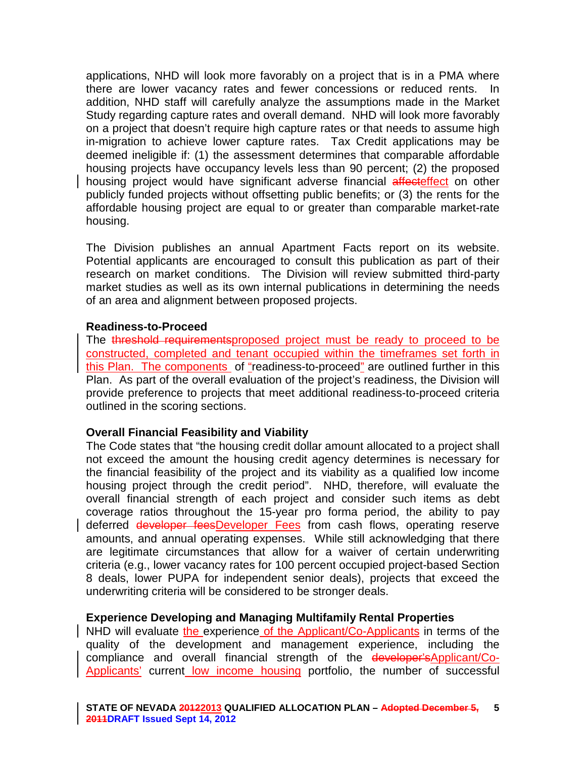applications, NHD will look more favorably on a project that is in a PMA where there are lower vacancy rates and fewer concessions or reduced rents. In addition, NHD staff will carefully analyze the assumptions made in the Market Study regarding capture rates and overall demand. NHD will look more favorably on a project that doesn't require high capture rates or that needs to assume high in-migration to achieve lower capture rates. Tax Credit applications may be deemed ineligible if: (1) the assessment determines that comparable affordable housing projects have occupancy levels less than 90 percent; (2) the proposed housing project would have significant adverse financial ~~affect~~effect on other publicly funded projects without offsetting public benefits; or (3) the rents for the affordable housing project are equal to or greater than comparable market-rate housing.

The Division publishes an annual Apartment Facts report on its website. Potential applicants are encouraged to consult this publication as part of their research on market conditions. The Division will review submitted third-party market studies as well as its own internal publications in determining the needs of an area and alignment between proposed projects.

**Readiness-to-Proceed**

The ~~threshold requirements~~proposed project must be ready to proceed to be constructed, completed and tenant occupied within the timeframes set forth in this Plan. The components of "readiness-to-proceed" are outlined further in this Plan. As part of the overall evaluation of the project's readiness, the Division will provide preference to projects that meet additional readiness-to-proceed criteria outlined in the scoring sections.

**Overall Financial Feasibility and Viability**

The Code states that "the housing credit dollar amount allocated to a project shall not exceed the amount the housing credit agency determines is necessary for the financial feasibility of the project and its viability as a qualified low income housing project through the credit period". NHD, therefore, will evaluate the overall financial strength of each project and consider such items as debt coverage ratios throughout the 15-year pro forma period, the ability to pay deferred ~~developer fees~~Developer Fees from cash flows, operating reserve amounts, and annual operating expenses. While still acknowledging that there are legitimate circumstances that allow for a waiver of certain underwriting criteria (e.g., lower vacancy rates for 100 percent occupied project-based Section 8 deals, lower PUPA for independent senior deals), projects that exceed the underwriting criteria will be considered to be stronger deals.

**Experience Developing and Managing Multifamily Rental Properties**

NHD will evaluate the experience of the Applicant/Co-Applicants in terms of the quality of the development and management experience, including the compliance and overall financial strength of the ~~developer's~~Applicant/Co-Applicants' current low income housing portfolio, the number of successful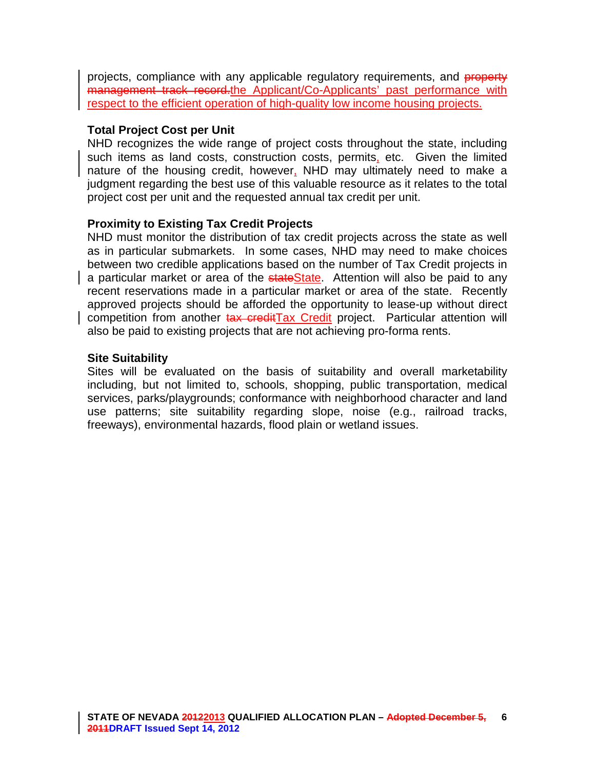projects, compliance with any applicable regulatory requirements, and ~~property management track record.~~the Applicant/Co-Applicants' past performance with respect to the efficient operation of high-quality low income housing projects.

**Total Project Cost per Unit**

NHD recognizes the wide range of project costs throughout the state, including such items as land costs, construction costs, permits, etc. Given the limited nature of the housing credit, however, NHD may ultimately need to make a judgment regarding the best use of this valuable resource as it relates to the total project cost per unit and the requested annual tax credit per unit.

**Proximity to Existing Tax Credit Projects**

NHD must monitor the distribution of tax credit projects across the state as well as in particular submarkets. In some cases, NHD may need to make choices between two credible applications based on the number of Tax Credit projects in a particular market or area of the ~~state~~State. Attention will also be paid to any recent reservations made in a particular market or area of the state. Recently approved projects should be afforded the opportunity to lease-up without direct competition from another ~~tax credit~~Tax Credit project. Particular attention will also be paid to existing projects that are not achieving pro-forma rents.

**Site Suitability**

Sites will be evaluated on the basis of suitability and overall marketability including, but not limited to, schools, shopping, public transportation, medical services, parks/playgrounds; conformance with neighborhood character and land use patterns; site suitability regarding slope, noise (e.g., railroad tracks, freeways), environmental hazards, flood plain or wetland issues.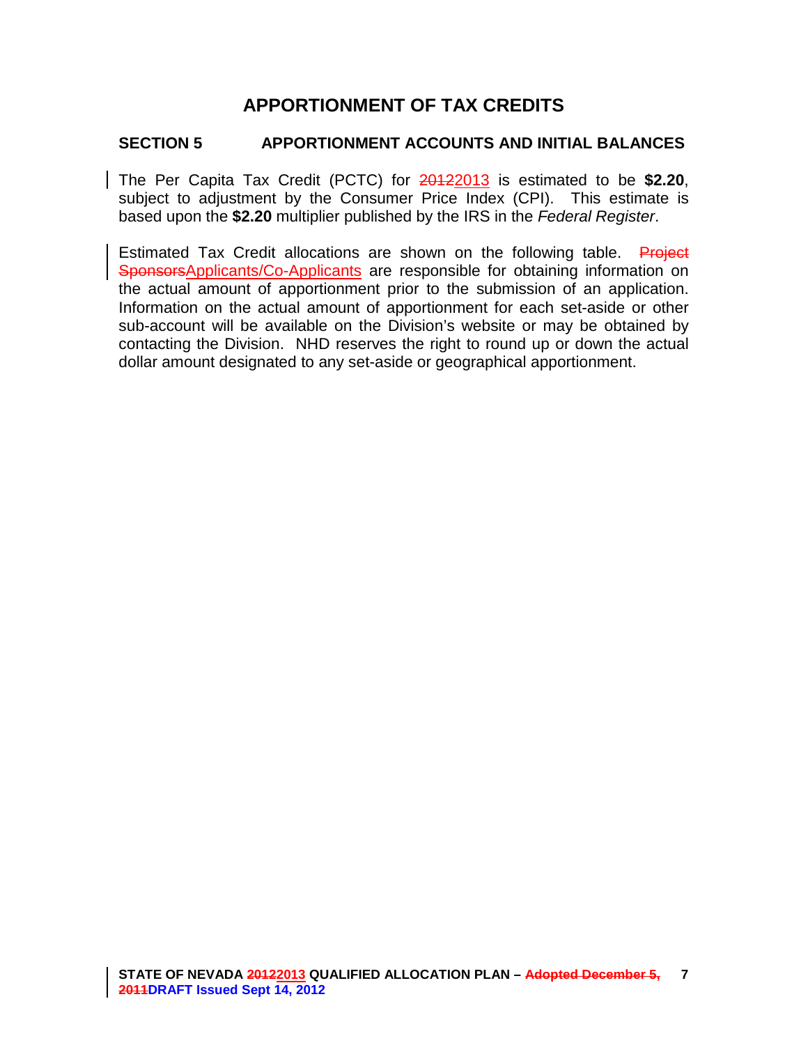# APPORTIONMENT OF TAX CREDITS

## SECTION 5 APPORTIONMENT ACCOUNTS AND INITIAL BALANCES

The Per Capita Tax Credit (PCTC) for ~~2012~~2013 is estimated to be **$2.20**, subject to adjustment by the Consumer Price Index (CPI). This estimate is based upon the **$2.20** multiplier published by the IRS in the *Federal Register*.

Estimated Tax Credit allocations are shown on the following table. ~~Project Sponsors~~Applicants/Co-Applicants are responsible for obtaining information on the actual amount of apportionment prior to the submission of an application. Information on the actual amount of apportionment for each set-aside or other sub-account will be available on the Division's website or may be obtained by contacting the Division. NHD reserves the right to round up or down the actual dollar amount designated to any set-aside or geographical apportionment.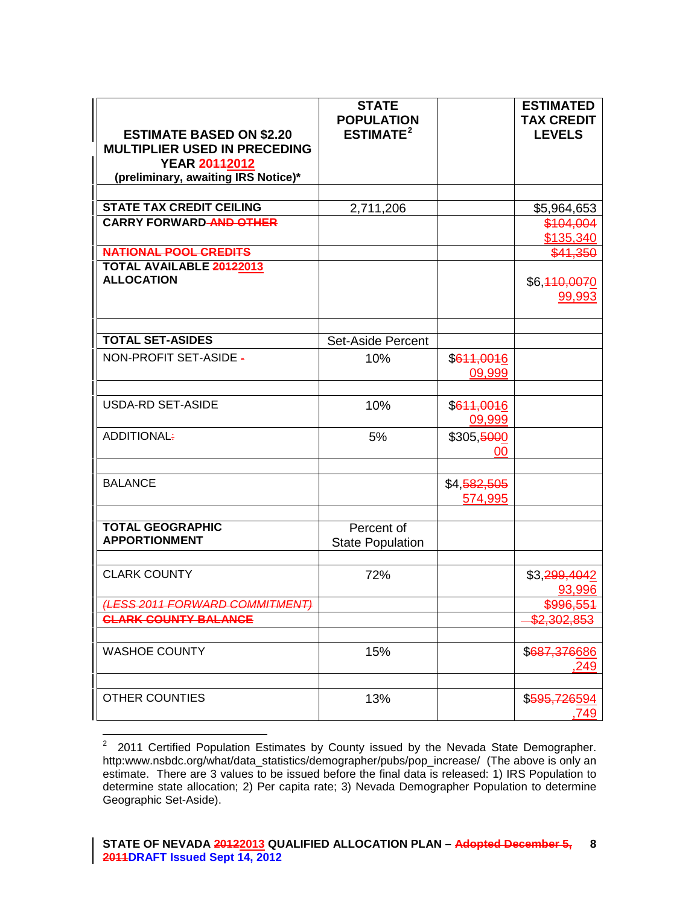| **ESTIMATE BASED ON $2.20 MULTIPLIER USED IN PRECEDING YEAR ~~2011~~2012 (preliminary, awaiting IRS Notice)*** | **STATE POPULATION ESTIMATE[2]** | | **ESTIMATED TAX CREDIT LEVELS** |
|---|---|---|---|
| | | | |
| **STATE TAX CREDIT CEILING** | 2,711,206 | | $5,964,653 |
| **CARRY FORWARD ~~AND OTHER~~** | | | ~~$104,004~~ $135,340 |
| ~~**NATIONAL POOL CREDITS**~~ | | | ~~$41,350~~ |
| **TOTAL AVAILABLE ~~2012~~2013 ALLOCATION** | | | $6,~~110,007~~099,993 |
| | | | |
| **TOTAL SET-ASIDES** | Set-Aside Percent | | |
| NON-PROFIT SET-ASIDE ~~-~~ | 10% | $~~611,001~~609,999 | |
| | | | |
| USDA-RD SET-ASIDE | 10% | $~~611,001~~609,999 | |
| ADDITIONAL~~:~~ | 5% | $305,~~500~~000 | |
| | | | |
| BALANCE | | $4,~~582,505~~574,995 | |
| | | | |
| **TOTAL GEOGRAPHIC APPORTIONMENT** | Percent of State Population | | |
| | | | |
| CLARK COUNTY | 72% | | $3,~~299,404~~293,996 |
| ~~*(LESS 2011 FORWARD COMMITMENT)*~~ | | | ~~$996,551~~ |
| ~~**CLARK COUNTY BALANCE**~~ | | | ~~$2,302,853~~ |
| | | | |
| WASHOE COUNTY | 15% | | $~~687,376~~686,249 |
| | | | |
| OTHER COUNTIES | 13% | | $~~595,726~~594,749 |

[2] 2011 Certified Population Estimates by County issued by the Nevada State Demographer. http:www.nsbdc.org/what/data_statistics/demographer/pubs/pop_increase/ (The above is only an estimate. There are 3 values to be issued before the final data is released: 1) IRS Population to determine state allocation; 2) Per capita rate; 3) Nevada Demographer Population to determine Geographic Set-Aside).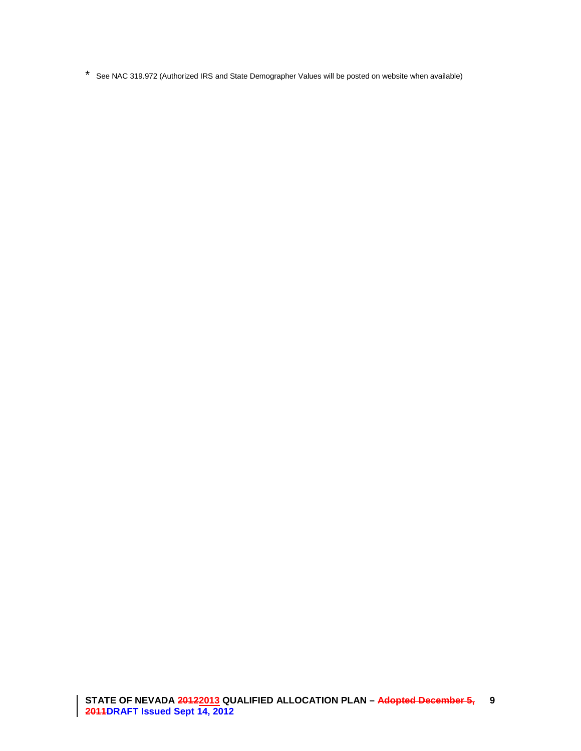* See NAC 319.972 (Authorized IRS and State Demographer Values will be posted on website when available)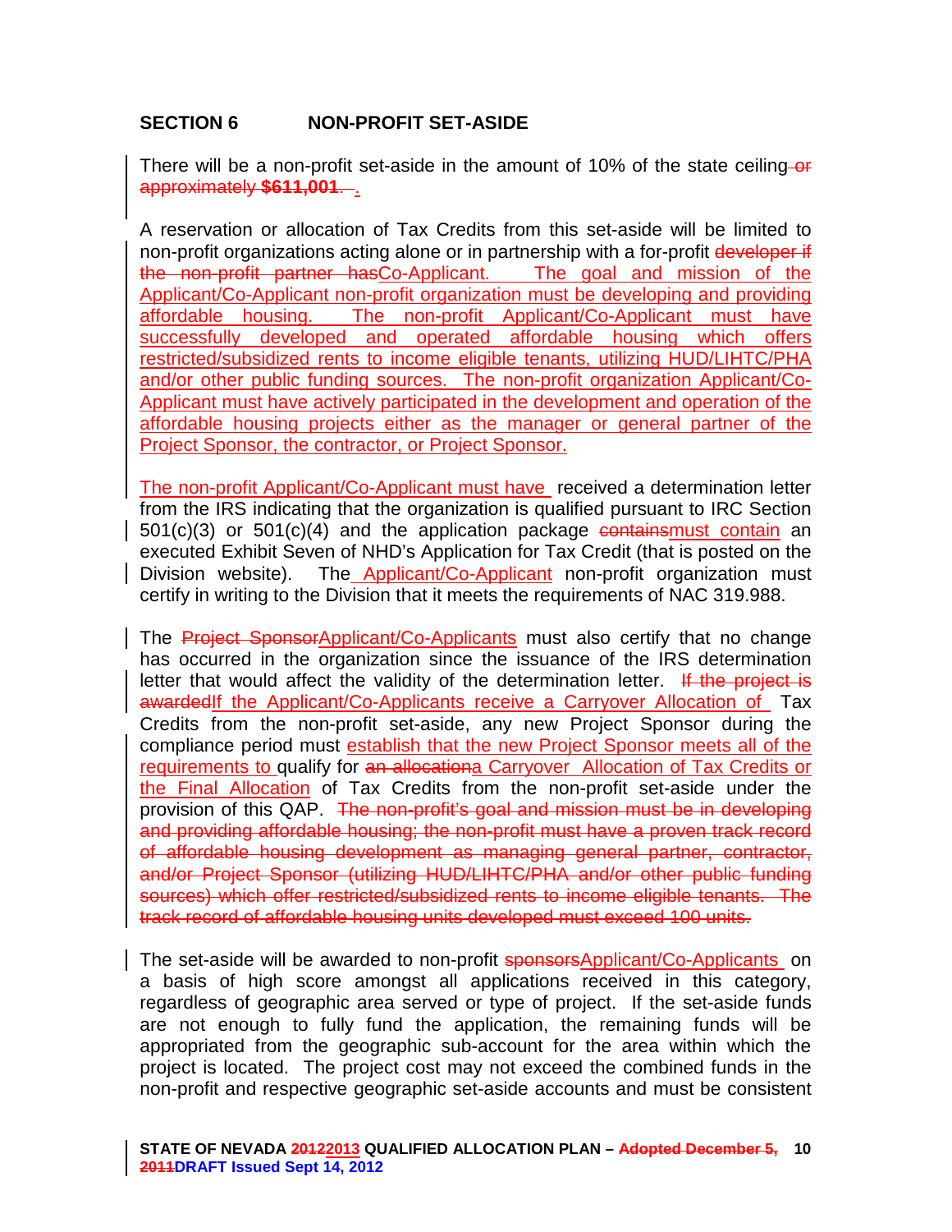## SECTION 6 NON-PROFIT SET-ASIDE

There will be a non-profit set-aside in the amount of 10% of the state ceiling or approximately **$611,001**. .

A reservation or allocation of Tax Credits from this set-aside will be limited to non-profit organizations acting alone or in partnership with a for-profit developer if the non-profit partner hasCo-Applicant. The goal and mission of the Applicant/Co-Applicant non-profit organization must be developing and providing affordable housing. The non-profit Applicant/Co-Applicant must have successfully developed and operated affordable housing which offers restricted/subsidized rents to income eligible tenants, utilizing HUD/LIHTC/PHA and/or other public funding sources. The non-profit organization Applicant/Co-Applicant must have actively participated in the development and operation of the affordable housing projects either as the manager or general partner of the Project Sponsor, the contractor, or Project Sponsor.

The non-profit Applicant/Co-Applicant must have received a determination letter from the IRS indicating that the organization is qualified pursuant to IRC Section 501(c)(3) or 501(c)(4) and the application package containsmust contain an executed Exhibit Seven of NHD's Application for Tax Credit (that is posted on the Division website). The Applicant/Co-Applicant non-profit organization must certify in writing to the Division that it meets the requirements of NAC 319.988.

The Project SponsorApplicant/Co-Applicants must also certify that no change has occurred in the organization since the issuance of the IRS determination letter that would affect the validity of the determination letter. If the project is awardedIf the Applicant/Co-Applicants receive a Carryover Allocation of Tax Credits from the non-profit set-aside, any new Project Sponsor during the compliance period must establish that the new Project Sponsor meets all of the requirements to qualify for an allocationa Carryover Allocation of Tax Credits or the Final Allocation of Tax Credits from the non-profit set-aside under the provision of this QAP. The non-profit's goal and mission must be in developing and providing affordable housing; the non-profit must have a proven track record of affordable housing development as managing general partner, contractor, and/or Project Sponsor (utilizing HUD/LIHTC/PHA and/or other public funding sources) which offer restricted/subsidized rents to income eligible tenants. The track record of affordable housing units developed must exceed 100 units.

The set-aside will be awarded to non-profit sponsorsApplicant/Co-Applicants on a basis of high score amongst all applications received in this category, regardless of geographic area served or type of project. If the set-aside funds are not enough to fully fund the application, the remaining funds will be appropriated from the geographic sub-account for the area within which the project is located. The project cost may not exceed the combined funds in the non-profit and respective geographic set-aside accounts and must be consistent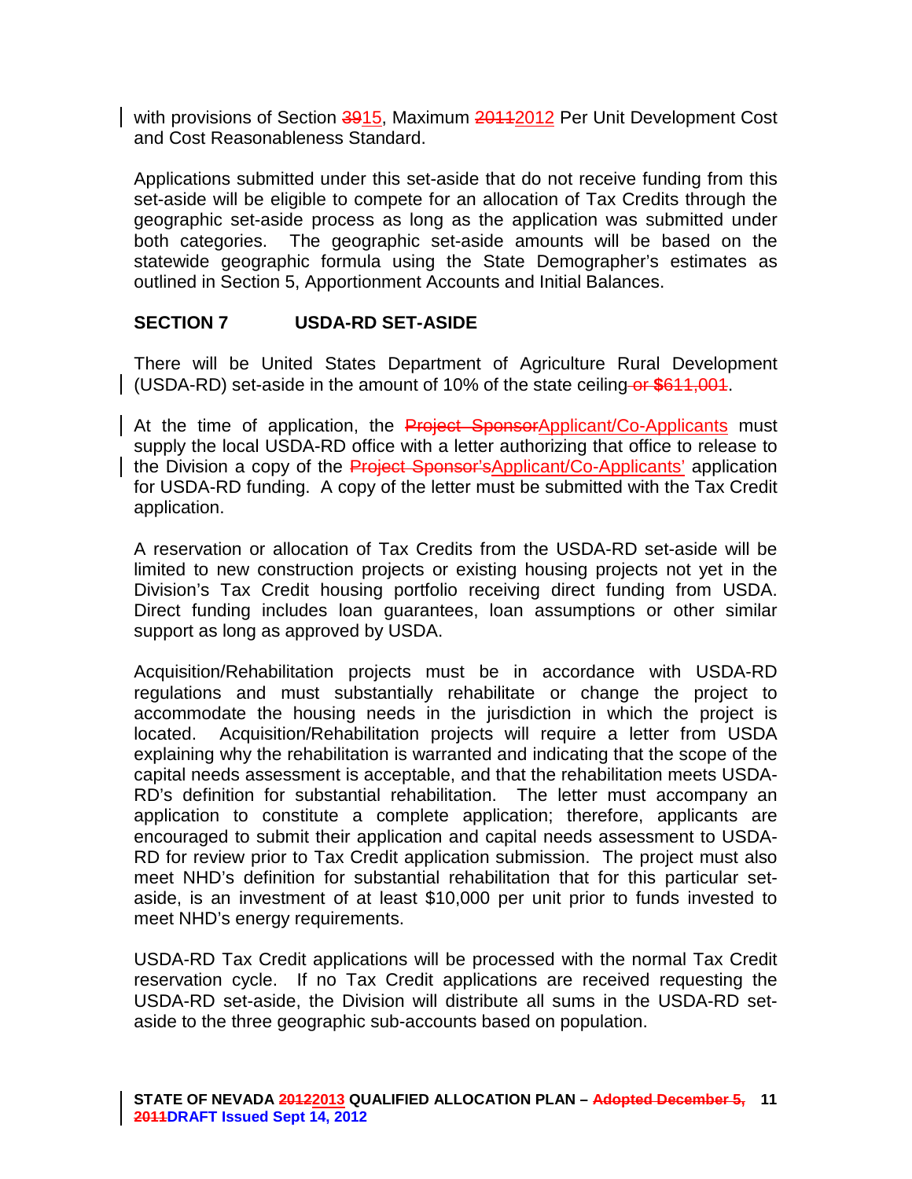with provisions of Section ~~39~~15, Maximum ~~2011~~2012 Per Unit Development Cost and Cost Reasonableness Standard.

Applications submitted under this set-aside that do not receive funding from this set-aside will be eligible to compete for an allocation of Tax Credits through the geographic set-aside process as long as the application was submitted under both categories. The geographic set-aside amounts will be based on the statewide geographic formula using the State Demographer's estimates as outlined in Section 5, Apportionment Accounts and Initial Balances.

## SECTION 7 USDA-RD SET-ASIDE

There will be United States Department of Agriculture Rural Development (USDA-RD) set-aside in the amount of 10% of the state ceiling ~~or $611,001~~.

At the time of application, the ~~Project Sponsor~~Applicant/Co-Applicants must supply the local USDA-RD office with a letter authorizing that office to release to the Division a copy of the ~~Project Sponsor's~~Applicant/Co-Applicants' application for USDA-RD funding. A copy of the letter must be submitted with the Tax Credit application.

A reservation or allocation of Tax Credits from the USDA-RD set-aside will be limited to new construction projects or existing housing projects not yet in the Division's Tax Credit housing portfolio receiving direct funding from USDA. Direct funding includes loan guarantees, loan assumptions or other similar support as long as approved by USDA.

Acquisition/Rehabilitation projects must be in accordance with USDA-RD regulations and must substantially rehabilitate or change the project to accommodate the housing needs in the jurisdiction in which the project is located. Acquisition/Rehabilitation projects will require a letter from USDA explaining why the rehabilitation is warranted and indicating that the scope of the capital needs assessment is acceptable, and that the rehabilitation meets USDA-RD's definition for substantial rehabilitation. The letter must accompany an application to constitute a complete application; therefore, applicants are encouraged to submit their application and capital needs assessment to USDA-RD for review prior to Tax Credit application submission. The project must also meet NHD's definition for substantial rehabilitation that for this particular set-aside, is an investment of at least $10,000 per unit prior to funds invested to meet NHD's energy requirements.

USDA-RD Tax Credit applications will be processed with the normal Tax Credit reservation cycle. If no Tax Credit applications are received requesting the USDA-RD set-aside, the Division will distribute all sums in the USDA-RD set-aside to the three geographic sub-accounts based on population.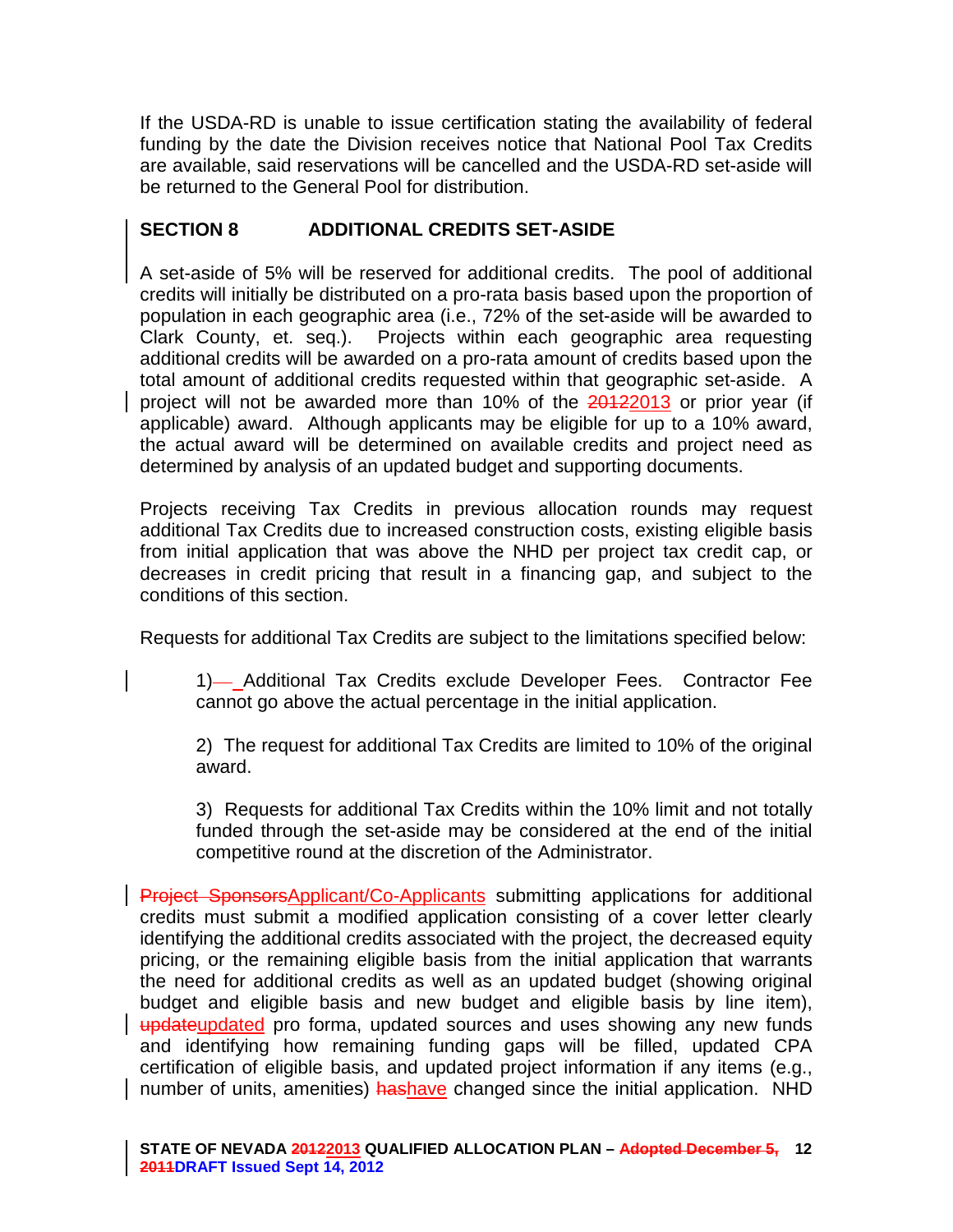If the USDA-RD is unable to issue certification stating the availability of federal funding by the date the Division receives notice that National Pool Tax Credits are available, said reservations will be cancelled and the USDA-RD set-aside will be returned to the General Pool for distribution.

## SECTION 8 ADDITIONAL CREDITS SET-ASIDE

A set-aside of 5% will be reserved for additional credits. The pool of additional credits will initially be distributed on a pro-rata basis based upon the proportion of population in each geographic area (i.e., 72% of the set-aside will be awarded to Clark County, et. seq.). Projects within each geographic area requesting additional credits will be awarded on a pro-rata amount of credits based upon the total amount of additional credits requested within that geographic set-aside. A project will not be awarded more than 10% of the ~~2012~~2013 or prior year (if applicable) award. Although applicants may be eligible for up to a 10% award, the actual award will be determined on available credits and project need as determined by analysis of an updated budget and supporting documents.

Projects receiving Tax Credits in previous allocation rounds may request additional Tax Credits due to increased construction costs, existing eligible basis from initial application that was above the NHD per project tax credit cap, or decreases in credit pricing that result in a financing gap, and subject to the conditions of this section.

Requests for additional Tax Credits are subject to the limitations specified below:

1) Additional Tax Credits exclude Developer Fees. Contractor Fee cannot go above the actual percentage in the initial application.

2) The request for additional Tax Credits are limited to 10% of the original award.

3) Requests for additional Tax Credits within the 10% limit and not totally funded through the set-aside may be considered at the end of the initial competitive round at the discretion of the Administrator.

~~Project Sponsors~~Applicant/Co-Applicants submitting applications for additional credits must submit a modified application consisting of a cover letter clearly identifying the additional credits associated with the project, the decreased equity pricing, or the remaining eligible basis from the initial application that warrants the need for additional credits as well as an updated budget (showing original budget and eligible basis and new budget and eligible basis by line item), ~~update~~updated pro forma, updated sources and uses showing any new funds and identifying how remaining funding gaps will be filled, updated CPA certification of eligible basis, and updated project information if any items (e.g., number of units, amenities) ~~has~~have changed since the initial application. NHD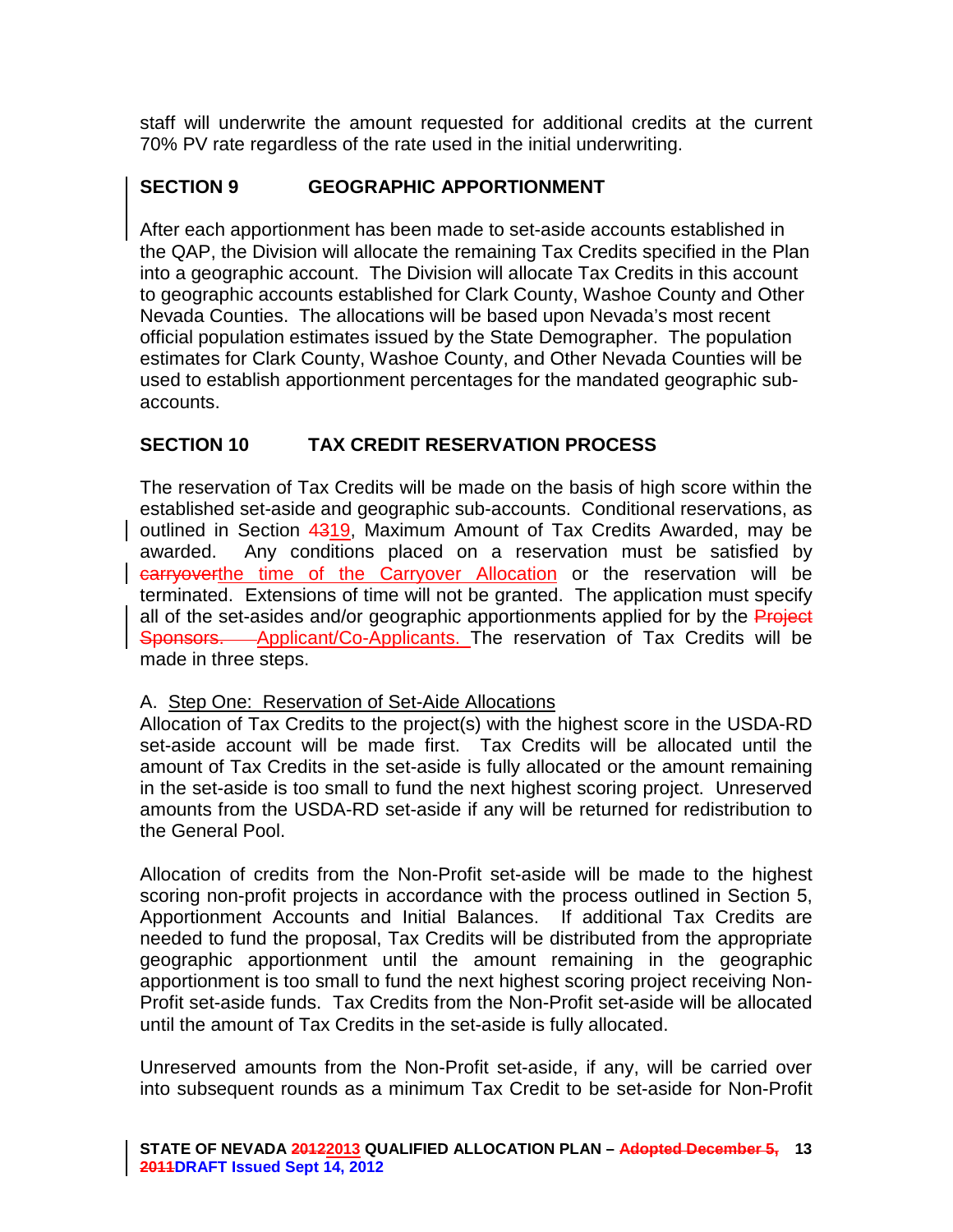staff will underwrite the amount requested for additional credits at the current 70% PV rate regardless of the rate used in the initial underwriting.

## SECTION 9 GEOGRAPHIC APPORTIONMENT

After each apportionment has been made to set-aside accounts established in the QAP, the Division will allocate the remaining Tax Credits specified in the Plan into a geographic account. The Division will allocate Tax Credits in this account to geographic accounts established for Clark County, Washoe County and Other Nevada Counties. The allocations will be based upon Nevada's most recent official population estimates issued by the State Demographer. The population estimates for Clark County, Washoe County, and Other Nevada Counties will be used to establish apportionment percentages for the mandated geographic sub-accounts.

## SECTION 10 TAX CREDIT RESERVATION PROCESS

The reservation of Tax Credits will be made on the basis of high score within the established set-aside and geographic sub-accounts. Conditional reservations, as outlined in Section ~~43~~19, Maximum Amount of Tax Credits Awarded, may be awarded. Any conditions placed on a reservation must be satisfied by ~~carryover~~the time of the Carryover Allocation or the reservation will be terminated. Extensions of time will not be granted. The application must specify all of the set-asides and/or geographic apportionments applied for by the ~~Project Sponsors.~~ Applicant/Co-Applicants. The reservation of Tax Credits will be made in three steps.

A. Step One: Reservation of Set-Aide Allocations

Allocation of Tax Credits to the project(s) with the highest score in the USDA-RD set-aside account will be made first. Tax Credits will be allocated until the amount of Tax Credits in the set-aside is fully allocated or the amount remaining in the set-aside is too small to fund the next highest scoring project. Unreserved amounts from the USDA-RD set-aside if any will be returned for redistribution to the General Pool.

Allocation of credits from the Non-Profit set-aside will be made to the highest scoring non-profit projects in accordance with the process outlined in Section 5, Apportionment Accounts and Initial Balances. If additional Tax Credits are needed to fund the proposal, Tax Credits will be distributed from the appropriate geographic apportionment until the amount remaining in the geographic apportionment is too small to fund the next highest scoring project receiving Non-Profit set-aside funds. Tax Credits from the Non-Profit set-aside will be allocated until the amount of Tax Credits in the set-aside is fully allocated.

Unreserved amounts from the Non-Profit set-aside, if any, will be carried over into subsequent rounds as a minimum Tax Credit to be set-aside for Non-Profit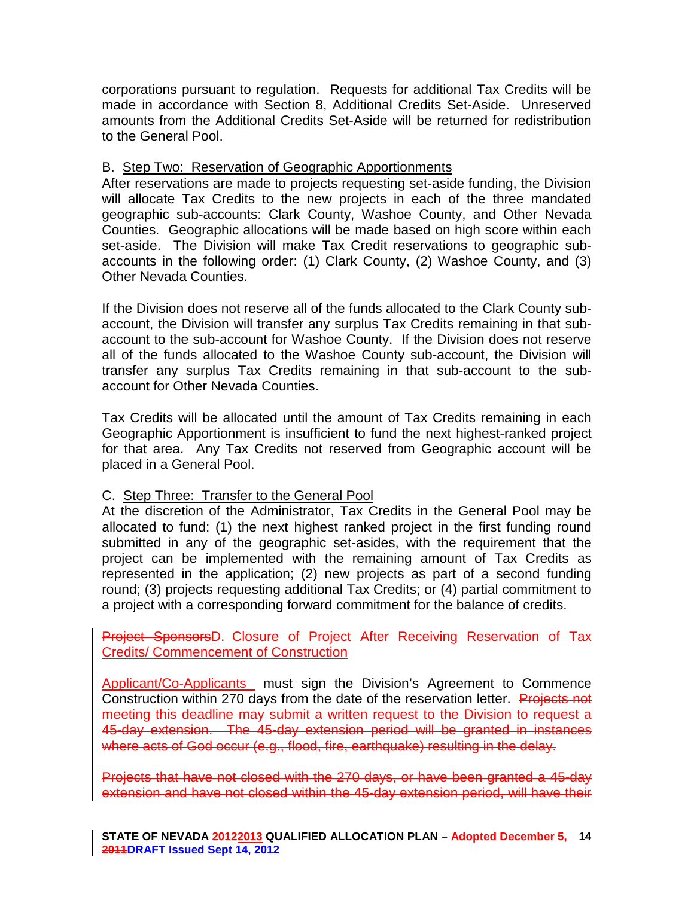corporations pursuant to regulation. Requests for additional Tax Credits will be made in accordance with Section 8, Additional Credits Set-Aside. Unreserved amounts from the Additional Credits Set-Aside will be returned for redistribution to the General Pool.

B. Step Two: Reservation of Geographic Apportionments

After reservations are made to projects requesting set-aside funding, the Division will allocate Tax Credits to the new projects in each of the three mandated geographic sub-accounts: Clark County, Washoe County, and Other Nevada Counties. Geographic allocations will be made based on high score within each set-aside. The Division will make Tax Credit reservations to geographic sub-accounts in the following order: (1) Clark County, (2) Washoe County, and (3) Other Nevada Counties.

If the Division does not reserve all of the funds allocated to the Clark County sub-account, the Division will transfer any surplus Tax Credits remaining in that sub-account to the sub-account for Washoe County. If the Division does not reserve all of the funds allocated to the Washoe County sub-account, the Division will transfer any surplus Tax Credits remaining in that sub-account to the sub-account for Other Nevada Counties.

Tax Credits will be allocated until the amount of Tax Credits remaining in each Geographic Apportionment is insufficient to fund the next highest-ranked project for that area. Any Tax Credits not reserved from Geographic account will be placed in a General Pool.

C. Step Three: Transfer to the General Pool

At the discretion of the Administrator, Tax Credits in the General Pool may be allocated to fund: (1) the next highest ranked project in the first funding round submitted in any of the geographic set-asides, with the requirement that the project can be implemented with the remaining amount of Tax Credits as represented in the application; (2) new projects as part of a second funding round; (3) projects requesting additional Tax Credits; or (4) partial commitment to a project with a corresponding forward commitment for the balance of credits.

~~Project Sponsors~~D. Closure of Project After Receiving Reservation of Tax Credits/ Commencement of Construction

Applicant/Co-Applicants must sign the Division's Agreement to Commence Construction within 270 days from the date of the reservation letter. ~~Projects not meeting this deadline may submit a written request to the Division to request a 45-day extension. The 45-day extension period will be granted in instances where acts of God occur (e.g., flood, fire, earthquake) resulting in the delay.~~

~~Projects that have not closed with the 270 days, or have been granted a 45-day extension and have not closed within the 45-day extension period, will have their~~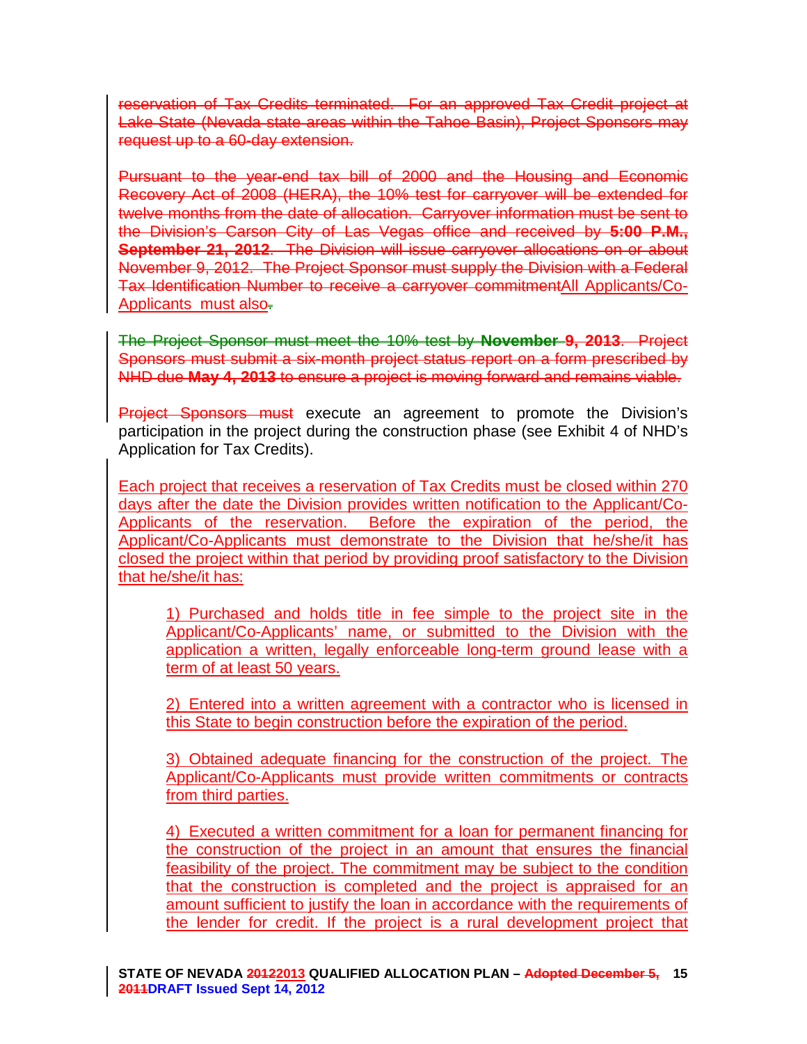~~reservation of Tax Credits terminated. For an approved Tax Credit project at Lake State (Nevada state areas within the Tahoe Basin), Project Sponsors may request up to a 60-day extension.~~

~~Pursuant to the year-end tax bill of 2000 and the Housing and Economic Recovery Act of 2008 (HERA), the 10% test for carryover will be extended for twelve months from the date of allocation. Carryover information must be sent to the Division's Carson City of Las Vegas office and received by **5:00 P.M., September 21, 2012**. The Division will issue carryover allocations on or about November 9, 2012. The Project Sponsor must supply the Division with a Federal Tax Identification Number to receive a carryover commitment~~All Applicants/Co-Applicants must also~~.~~

~~The Project Sponsor must meet the 10% test by **November 9, 2013**. Project Sponsors must submit a six-month project status report on a form prescribed by NHD due **May 4, 2013** to ensure a project is moving forward and remains viable.~~

~~Project Sponsors must~~ execute an agreement to promote the Division's participation in the project during the construction phase (see Exhibit 4 of NHD's Application for Tax Credits).

Each project that receives a reservation of Tax Credits must be closed within 270 days after the date the Division provides written notification to the Applicant/Co-Applicants of the reservation. Before the expiration of the period, the Applicant/Co-Applicants must demonstrate to the Division that he/she/it has closed the project within that period by providing proof satisfactory to the Division that he/she/it has:

1) Purchased and holds title in fee simple to the project site in the Applicant/Co-Applicants' name, or submitted to the Division with the application a written, legally enforceable long-term ground lease with a term of at least 50 years.

2) Entered into a written agreement with a contractor who is licensed in this State to begin construction before the expiration of the period.

3) Obtained adequate financing for the construction of the project. The Applicant/Co-Applicants must provide written commitments or contracts from third parties.

4) Executed a written commitment for a loan for permanent financing for the construction of the project in an amount that ensures the financial feasibility of the project. The commitment may be subject to the condition that the construction is completed and the project is appraised for an amount sufficient to justify the loan in accordance with the requirements of the lender for credit. If the project is a rural development project that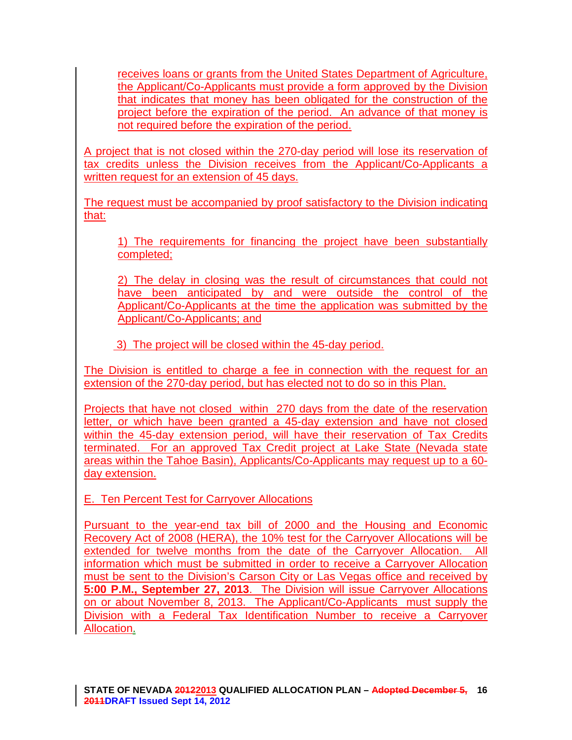receives loans or grants from the United States Department of Agriculture, the Applicant/Co-Applicants must provide a form approved by the Division that indicates that money has been obligated for the construction of the project before the expiration of the period. An advance of that money is not required before the expiration of the period.

A project that is not closed within the 270-day period will lose its reservation of tax credits unless the Division receives from the Applicant/Co-Applicants a written request for an extension of 45 days.

The request must be accompanied by proof satisfactory to the Division indicating that:

1) The requirements for financing the project have been substantially completed;

2) The delay in closing was the result of circumstances that could not have been anticipated by and were outside the control of the Applicant/Co-Applicants at the time the application was submitted by the Applicant/Co-Applicants; and

3) The project will be closed within the 45-day period.

The Division is entitled to charge a fee in connection with the request for an extension of the 270-day period, but has elected not to do so in this Plan.

Projects that have not closed within 270 days from the date of the reservation letter, or which have been granted a 45-day extension and have not closed within the 45-day extension period, will have their reservation of Tax Credits terminated. For an approved Tax Credit project at Lake State (Nevada state areas within the Tahoe Basin), Applicants/Co-Applicants may request up to a 60-day extension.

E. Ten Percent Test for Carryover Allocations

Pursuant to the year-end tax bill of 2000 and the Housing and Economic Recovery Act of 2008 (HERA), the 10% test for the Carryover Allocations will be extended for twelve months from the date of the Carryover Allocation. All information which must be submitted in order to receive a Carryover Allocation must be sent to the Division's Carson City or Las Vegas office and received by **5:00 P.M., September 27, 2013**. The Division will issue Carryover Allocations on or about November 8, 2013. The Applicant/Co-Applicants must supply the Division with a Federal Tax Identification Number to receive a Carryover Allocation.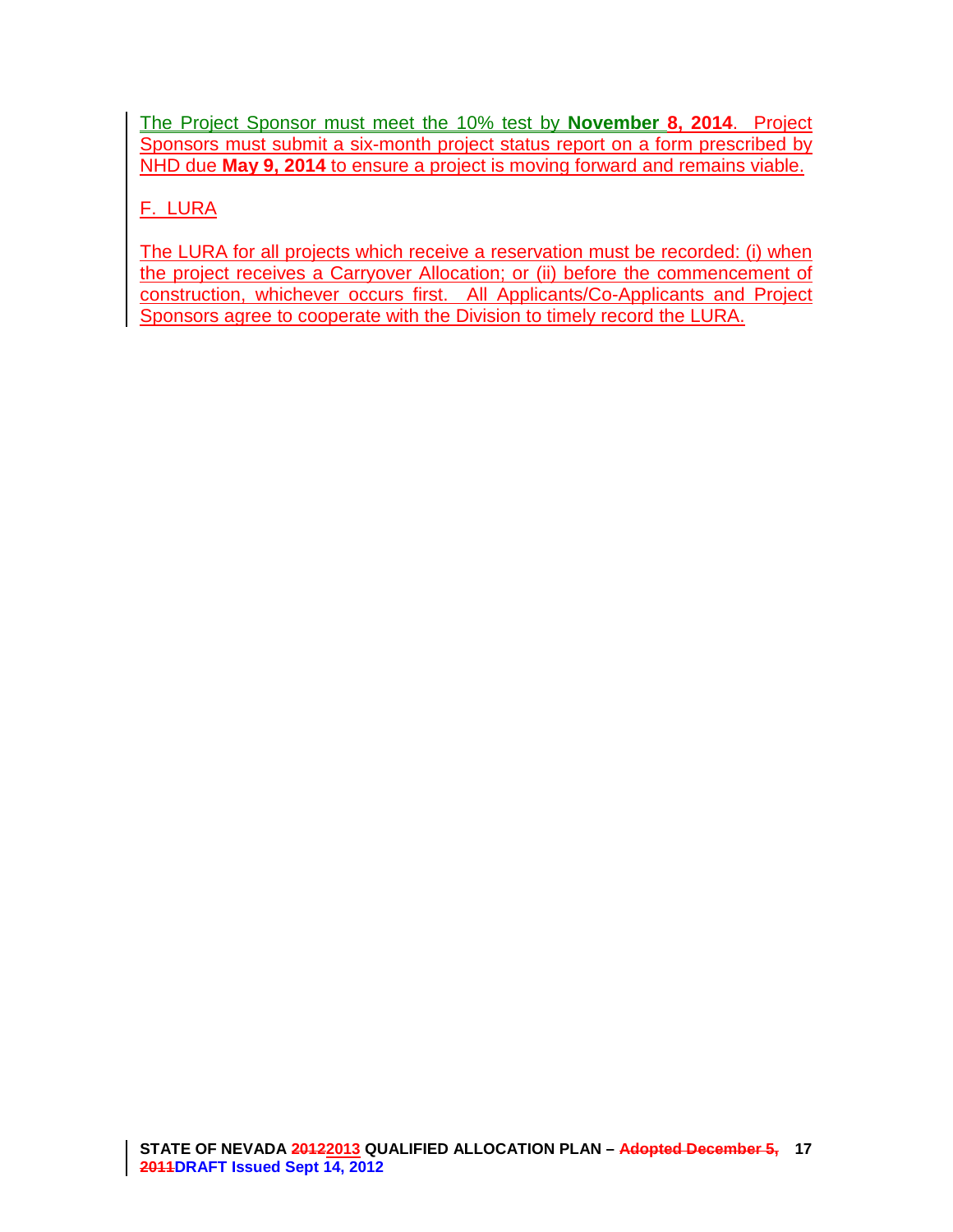The Project Sponsor must meet the 10% test by **November 8, 2014**. Project Sponsors must submit a six-month project status report on a form prescribed by NHD due **May 9, 2014** to ensure a project is moving forward and remains viable.

F. LURA

The LURA for all projects which receive a reservation must be recorded: (i) when the project receives a Carryover Allocation; or (ii) before the commencement of construction, whichever occurs first. All Applicants/Co-Applicants and Project Sponsors agree to cooperate with the Division to timely record the LURA.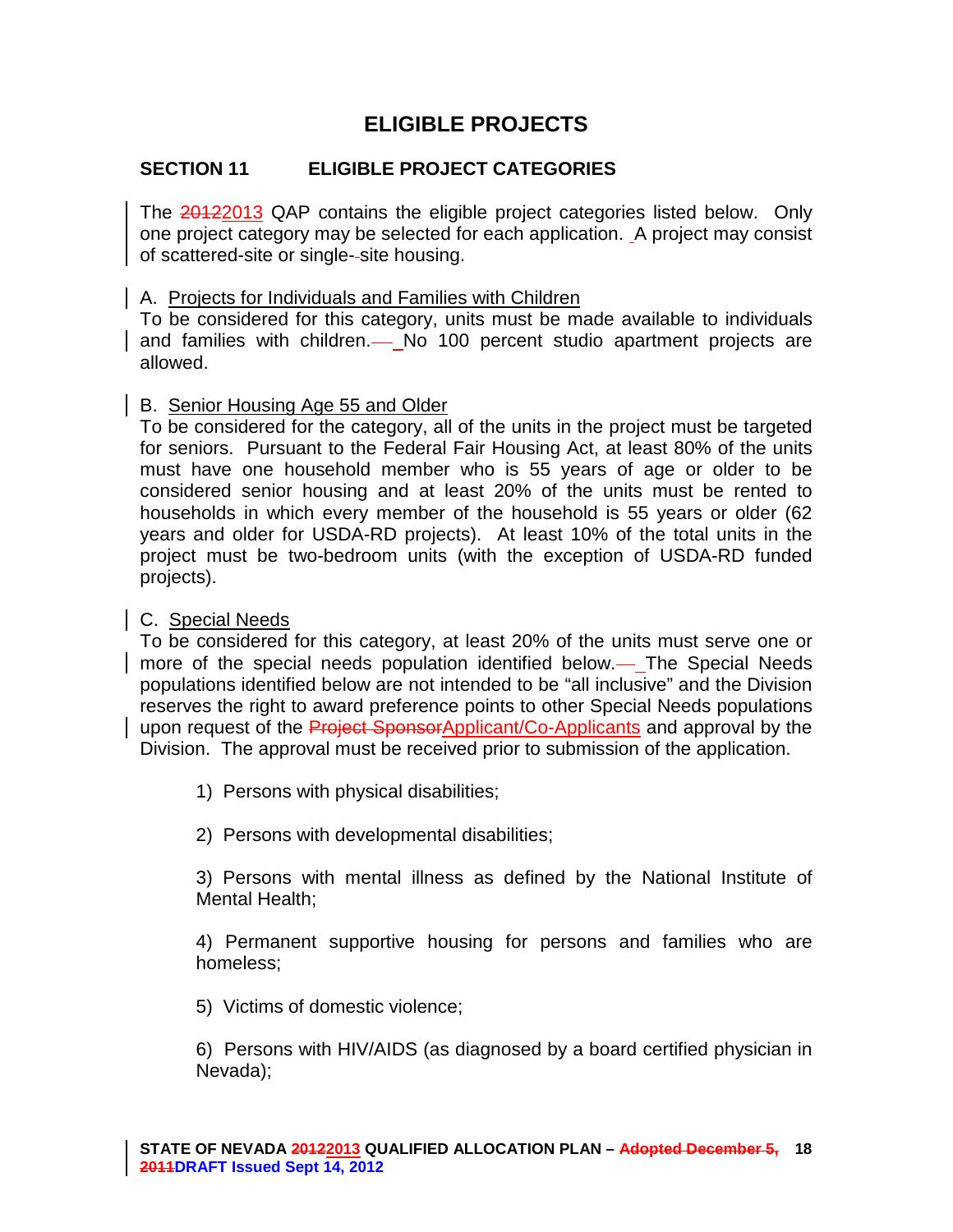# ELIGIBLE PROJECTS

## SECTION 11 ELIGIBLE PROJECT CATEGORIES

The 20122013 QAP contains the eligible project categories listed below. Only one project category may be selected for each application. A project may consist of scattered-site or single-site housing.

A. Projects for Individuals and Families with Children
To be considered for this category, units must be made available to individuals and families with children. No 100 percent studio apartment projects are allowed.

B. Senior Housing Age 55 and Older
To be considered for the category, all of the units in the project must be targeted for seniors. Pursuant to the Federal Fair Housing Act, at least 80% of the units must have one household member who is 55 years of age or older to be considered senior housing and at least 20% of the units must be rented to households in which every member of the household is 55 years or older (62 years and older for USDA-RD projects). At least 10% of the total units in the project must be two-bedroom units (with the exception of USDA-RD funded projects).

C. Special Needs
To be considered for this category, at least 20% of the units must serve one or more of the special needs population identified below. The Special Needs populations identified below are not intended to be "all inclusive" and the Division reserves the right to award preference points to other Special Needs populations upon request of the Project SponsorApplicant/Co-Applicants and approval by the Division. The approval must be received prior to submission of the application.

1) Persons with physical disabilities;

2) Persons with developmental disabilities;

3) Persons with mental illness as defined by the National Institute of Mental Health;

4) Permanent supportive housing for persons and families who are homeless;

5) Victims of domestic violence;

6) Persons with HIV/AIDS (as diagnosed by a board certified physician in Nevada);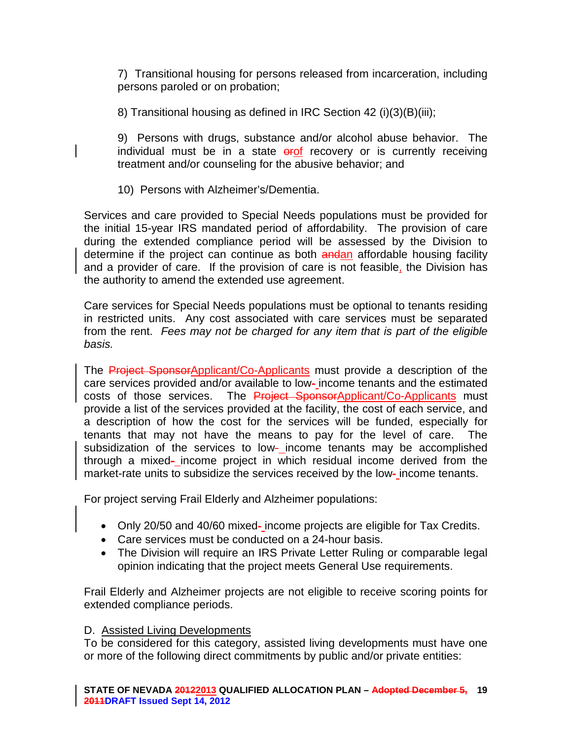7) Transitional housing for persons released from incarceration, including persons paroled or on probation;

8) Transitional housing as defined in IRC Section 42 (i)(3)(B)(iii);

9) Persons with drugs, substance and/or alcohol abuse behavior. The individual must be in a state ~~or~~of recovery or is currently receiving treatment and/or counseling for the abusive behavior; and

10) Persons with Alzheimer's/Dementia.

Services and care provided to Special Needs populations must be provided for the initial 15-year IRS mandated period of affordability. The provision of care during the extended compliance period will be assessed by the Division to determine if the project can continue as both ~~and~~an affordable housing facility and a provider of care. If the provision of care is not feasible, the Division has the authority to amend the extended use agreement.

Care services for Special Needs populations must be optional to tenants residing in restricted units. Any cost associated with care services must be separated from the rent. *Fees may not be charged for any item that is part of the eligible basis.*

The ~~Project Sponsor~~Applicant/Co-Applicants must provide a description of the care services provided and/or available to low- income tenants and the estimated costs of those services. The ~~Project Sponsor~~Applicant/Co-Applicants must provide a list of the services provided at the facility, the cost of each service, and a description of how the cost for the services will be funded, especially for tenants that may not have the means to pay for the level of care. The subsidization of the services to low- income tenants may be accomplished through a mixed- income project in which residual income derived from the market-rate units to subsidize the services received by the low- income tenants.

For project serving Frail Elderly and Alzheimer populations:

- Only 20/50 and 40/60 mixed- income projects are eligible for Tax Credits.
- Care services must be conducted on a 24-hour basis.
- The Division will require an IRS Private Letter Ruling or comparable legal opinion indicating that the project meets General Use requirements.

Frail Elderly and Alzheimer projects are not eligible to receive scoring points for extended compliance periods.

D. Assisted Living Developments

To be considered for this category, assisted living developments must have one or more of the following direct commitments by public and/or private entities: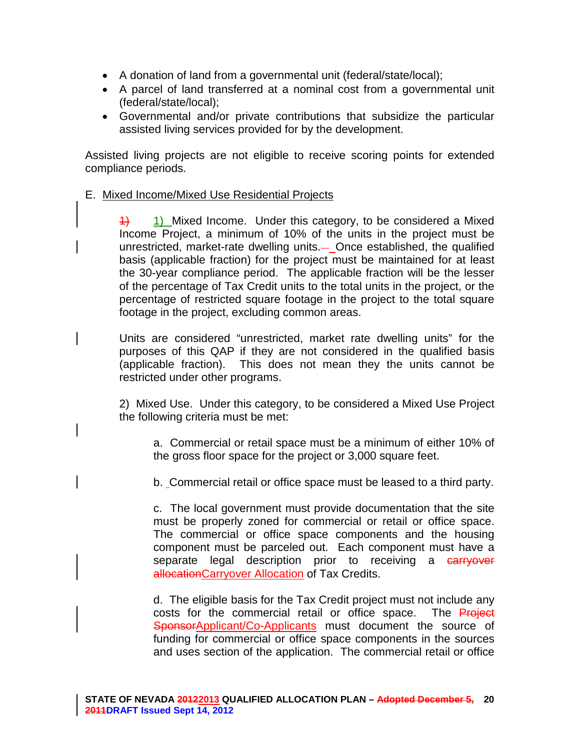- A donation of land from a governmental unit (federal/state/local);
- A parcel of land transferred at a nominal cost from a governmental unit (federal/state/local);
- Governmental and/or private contributions that subsidize the particular assisted living services provided for by the development.

Assisted living projects are not eligible to receive scoring points for extended compliance periods.

E. Mixed Income/Mixed Use Residential Projects

1) Mixed Income. Under this category, to be considered a Mixed Income Project, a minimum of 10% of the units in the project must be unrestricted, market-rate dwelling units. Once established, the qualified basis (applicable fraction) for the project must be maintained for at least the 30-year compliance period. The applicable fraction will be the lesser of the percentage of Tax Credit units to the total units in the project, or the percentage of restricted square footage in the project to the total square footage in the project, excluding common areas.

Units are considered "unrestricted, market rate dwelling units" for the purposes of this QAP if they are not considered in the qualified basis (applicable fraction). This does not mean they the units cannot be restricted under other programs.

2) Mixed Use. Under this category, to be considered a Mixed Use Project the following criteria must be met:

a. Commercial or retail space must be a minimum of either 10% of the gross floor space for the project or 3,000 square feet.

b. Commercial retail or office space must be leased to a third party.

c. The local government must provide documentation that the site must be properly zoned for commercial or retail or office space. The commercial or office space components and the housing component must be parceled out. Each component must have a separate legal description prior to receiving a ~~carryover allocation~~Carryover Allocation of Tax Credits.

d. The eligible basis for the Tax Credit project must not include any costs for the commercial retail or office space. The ~~Project Sponsor~~Applicant/Co-Applicants must document the source of funding for commercial or office space components in the sources and uses section of the application. The commercial retail or office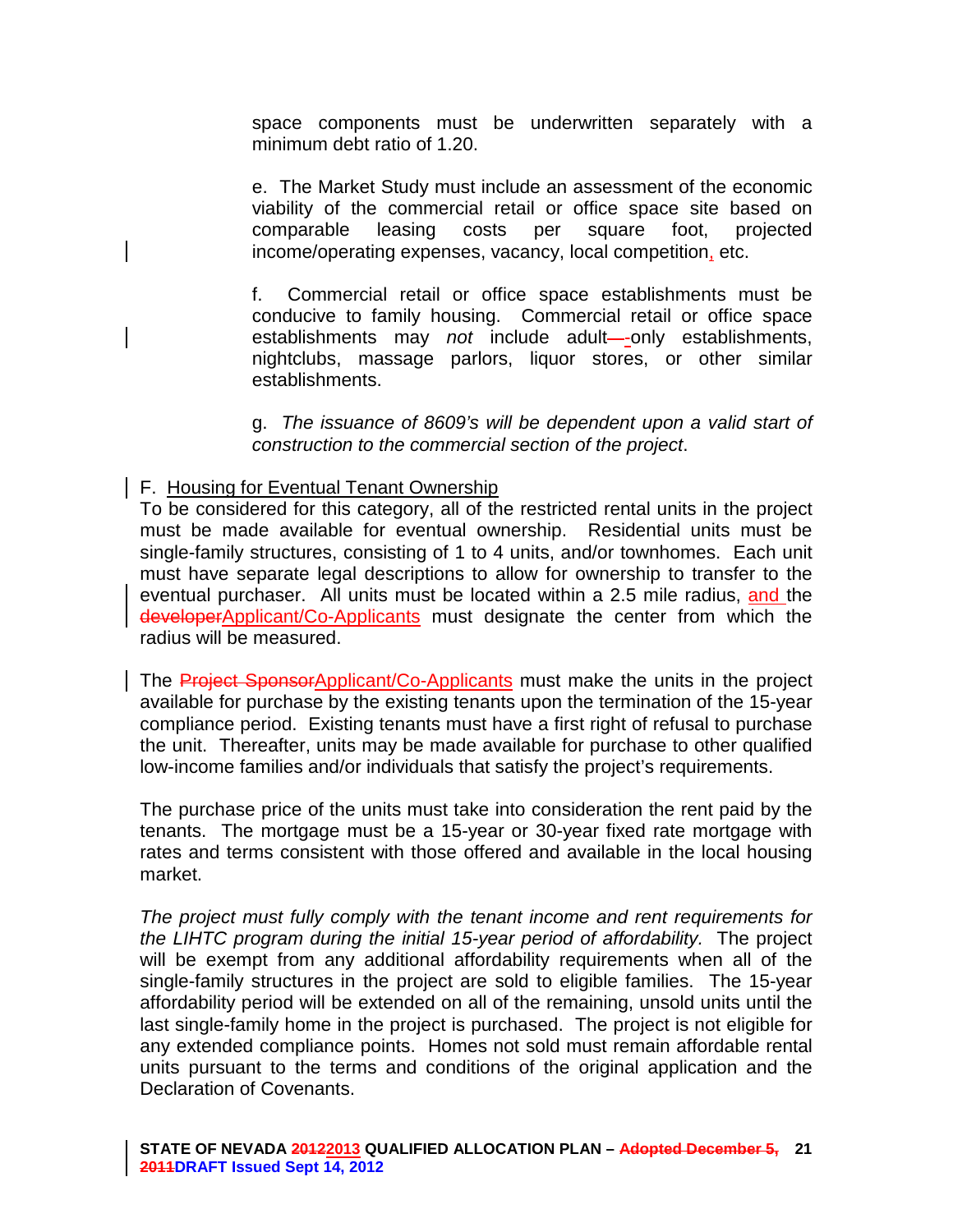space components must be underwritten separately with a minimum debt ratio of 1.20.

e. The Market Study must include an assessment of the economic viability of the commercial retail or office space site based on comparable leasing costs per square foot, projected income/operating expenses, vacancy, local competition, etc.

f. Commercial retail or office space establishments must be conducive to family housing. Commercial retail or office space establishments may *not* include adult-only establishments, nightclubs, massage parlors, liquor stores, or other similar establishments.

g. *The issuance of 8609's will be dependent upon a valid start of construction to the commercial section of the project*.

F. Housing for Eventual Tenant Ownership

To be considered for this category, all of the restricted rental units in the project must be made available for eventual ownership. Residential units must be single-family structures, consisting of 1 to 4 units, and/or townhomes. Each unit must have separate legal descriptions to allow for ownership to transfer to the eventual purchaser. All units must be located within a 2.5 mile radius, and the ~~developer~~Applicant/Co-Applicants must designate the center from which the radius will be measured.

The ~~Project Sponsor~~Applicant/Co-Applicants must make the units in the project available for purchase by the existing tenants upon the termination of the 15-year compliance period. Existing tenants must have a first right of refusal to purchase the unit. Thereafter, units may be made available for purchase to other qualified low-income families and/or individuals that satisfy the project's requirements.

The purchase price of the units must take into consideration the rent paid by the tenants. The mortgage must be a 15-year or 30-year fixed rate mortgage with rates and terms consistent with those offered and available in the local housing market.

*The project must fully comply with the tenant income and rent requirements for the LIHTC program during the initial 15-year period of affordability.* The project will be exempt from any additional affordability requirements when all of the single-family structures in the project are sold to eligible families. The 15-year affordability period will be extended on all of the remaining, unsold units until the last single-family home in the project is purchased. The project is not eligible for any extended compliance points. Homes not sold must remain affordable rental units pursuant to the terms and conditions of the original application and the Declaration of Covenants.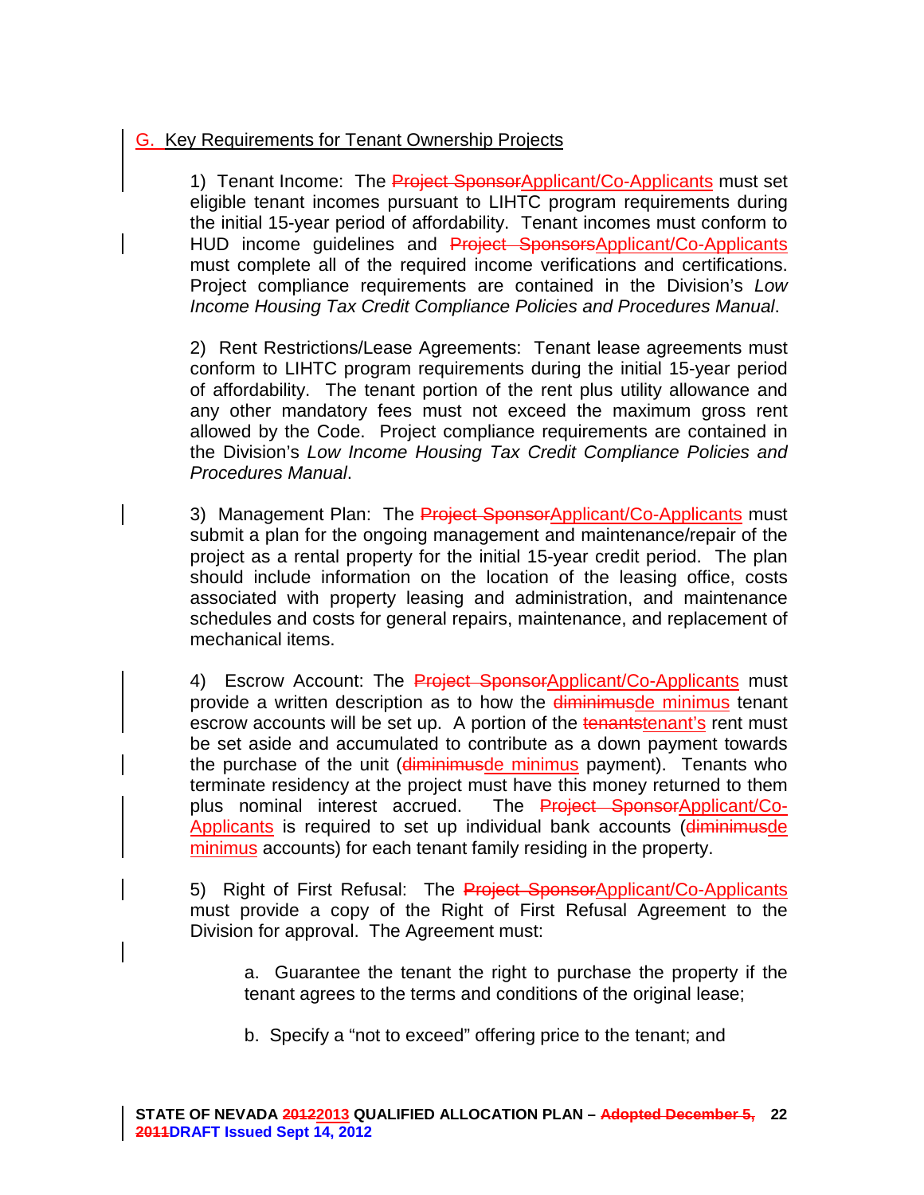## G. Key Requirements for Tenant Ownership Projects

1) Tenant Income: The ~~Project Sponsor~~Applicant/Co-Applicants must set eligible tenant incomes pursuant to LIHTC program requirements during the initial 15-year period of affordability. Tenant incomes must conform to HUD income guidelines and ~~Project Sponsors~~Applicant/Co-Applicants must complete all of the required income verifications and certifications. Project compliance requirements are contained in the Division's *Low Income Housing Tax Credit Compliance Policies and Procedures Manual*.

2) Rent Restrictions/Lease Agreements: Tenant lease agreements must conform to LIHTC program requirements during the initial 15-year period of affordability. The tenant portion of the rent plus utility allowance and any other mandatory fees must not exceed the maximum gross rent allowed by the Code. Project compliance requirements are contained in the Division's *Low Income Housing Tax Credit Compliance Policies and Procedures Manual*.

3) Management Plan: The ~~Project Sponsor~~Applicant/Co-Applicants must submit a plan for the ongoing management and maintenance/repair of the project as a rental property for the initial 15-year credit period. The plan should include information on the location of the leasing office, costs associated with property leasing and administration, and maintenance schedules and costs for general repairs, maintenance, and replacement of mechanical items.

4) Escrow Account: The ~~Project Sponsor~~Applicant/Co-Applicants must provide a written description as to how the ~~diminimus~~de minimus tenant escrow accounts will be set up. A portion of the ~~tenants~~tenant's rent must be set aside and accumulated to contribute as a down payment towards the purchase of the unit (~~diminimus~~de minimus payment). Tenants who terminate residency at the project must have this money returned to them plus nominal interest accrued. The ~~Project Sponsor~~Applicant/Co-Applicants is required to set up individual bank accounts (~~diminimus~~de minimus accounts) for each tenant family residing in the property.

5) Right of First Refusal: The ~~Project Sponsor~~Applicant/Co-Applicants must provide a copy of the Right of First Refusal Agreement to the Division for approval. The Agreement must:

a. Guarantee the tenant the right to purchase the property if the tenant agrees to the terms and conditions of the original lease;

b. Specify a "not to exceed" offering price to the tenant; and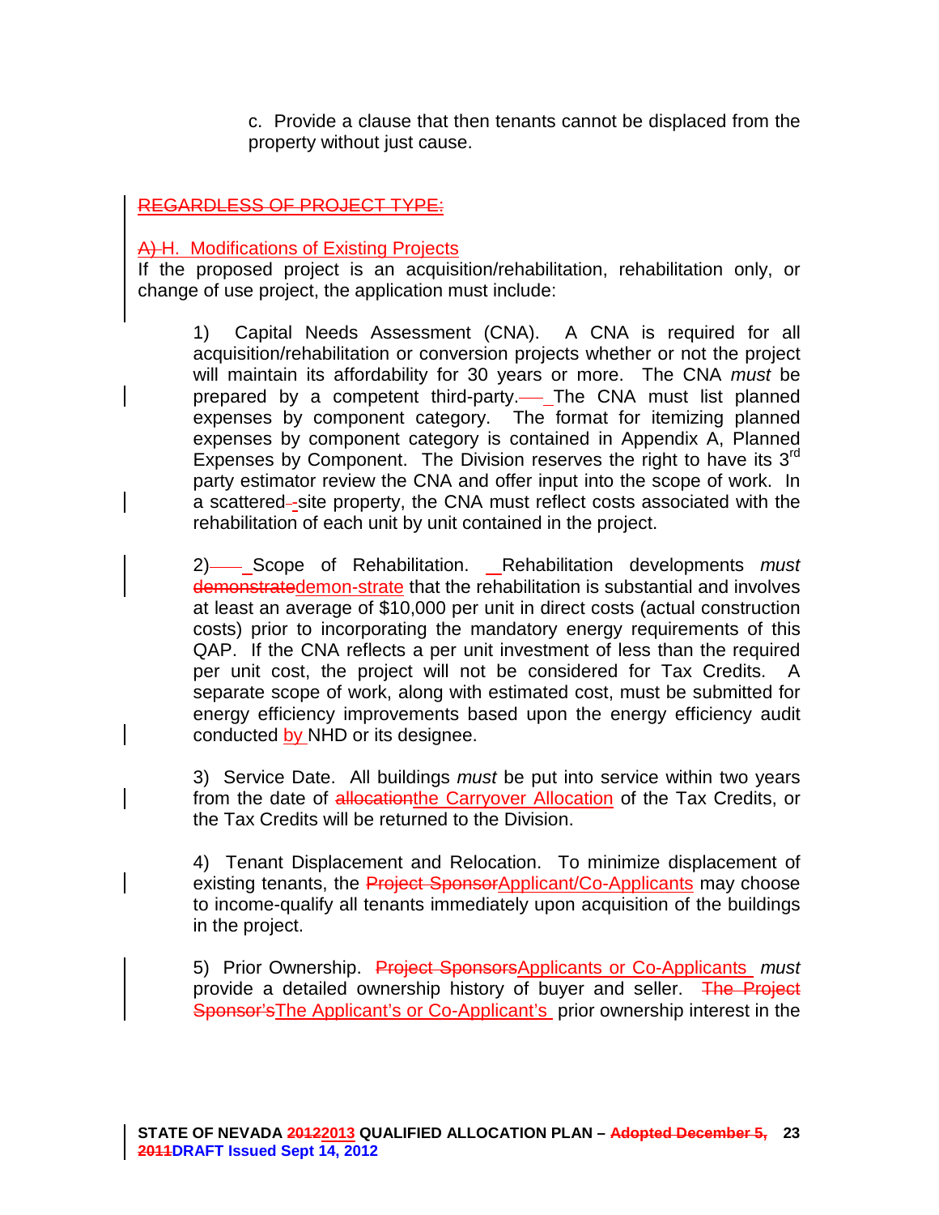c. Provide a clause that then tenants cannot be displaced from the property without just cause.

~~REGARDLESS OF PROJECT TYPE:~~

~~A)~~ H. Modifications of Existing Projects

If the proposed project is an acquisition/rehabilitation, rehabilitation only, or change of use project, the application must include:

1) Capital Needs Assessment (CNA). A CNA is required for all acquisition/rehabilitation or conversion projects whether or not the project will maintain its affordability for 30 years or more. The CNA *must* be prepared by a competent third-party. The CNA must list planned expenses by component category. The format for itemizing planned expenses by component category is contained in Appendix A, Planned Expenses by Component. The Division reserves the right to have its 3rd party estimator review the CNA and offer input into the scope of work. In a scattered-site property, the CNA must reflect costs associated with the rehabilitation of each unit by unit contained in the project.

2) Scope of Rehabilitation. Rehabilitation developments *must* ~~demonstrate~~demon-strate that the rehabilitation is substantial and involves at least an average of $10,000 per unit in direct costs (actual construction costs) prior to incorporating the mandatory energy requirements of this QAP. If the CNA reflects a per unit investment of less than the required per unit cost, the project will not be considered for Tax Credits. A separate scope of work, along with estimated cost, must be submitted for energy efficiency improvements based upon the energy efficiency audit conducted by NHD or its designee.

3) Service Date. All buildings *must* be put into service within two years from the date of ~~allocation~~the Carryover Allocation of the Tax Credits, or the Tax Credits will be returned to the Division.

4) Tenant Displacement and Relocation. To minimize displacement of existing tenants, the ~~Project Sponsor~~Applicant/Co-Applicants may choose to income-qualify all tenants immediately upon acquisition of the buildings in the project.

5) Prior Ownership. ~~Project Sponsors~~Applicants or Co-Applicants *must* provide a detailed ownership history of buyer and seller. ~~The Project Sponsor's~~The Applicant's or Co-Applicant's prior ownership interest in the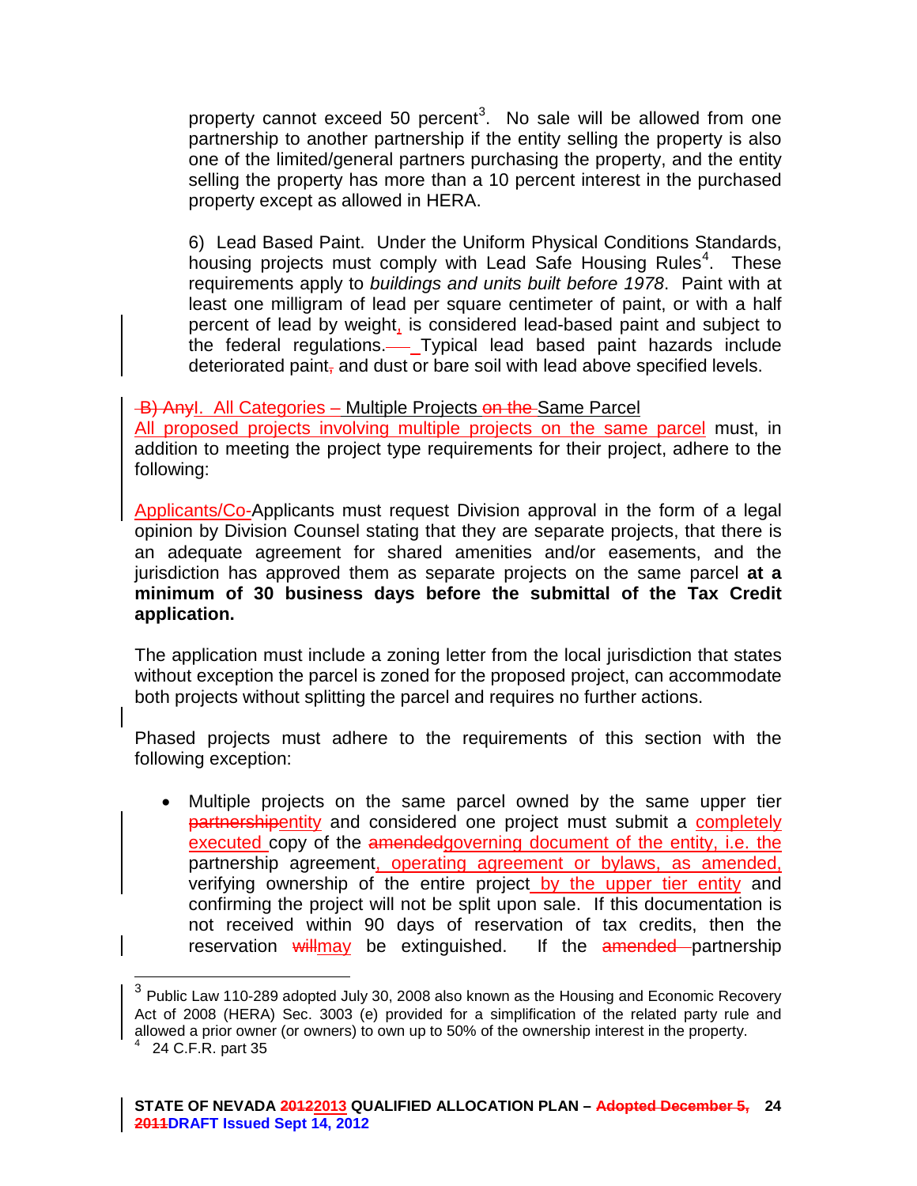property cannot exceed 50 percent[3]. No sale will be allowed from one partnership to another partnership if the entity selling the property is also one of the limited/general partners purchasing the property, and the entity selling the property has more than a 10 percent interest in the purchased property except as allowed in HERA.

6) Lead Based Paint. Under the Uniform Physical Conditions Standards, housing projects must comply with Lead Safe Housing Rules[4]. These requirements apply to *buildings and units built before 1978*. Paint with at least one milligram of lead per square centimeter of paint, or with a half percent of lead by weight, is considered lead-based paint and subject to the federal regulations. Typical lead based paint hazards include deteriorated paint~~,~~ and dust or bare soil with lead above specified levels.

~~B) Any~~I. All Categories – Multiple Projects ~~on the~~ Same Parcel

All proposed projects involving multiple projects on the same parcel must, in addition to meeting the project type requirements for their project, adhere to the following:

Applicants/Co-Applicants must request Division approval in the form of a legal opinion by Division Counsel stating that they are separate projects, that there is an adequate agreement for shared amenities and/or easements, and the jurisdiction has approved them as separate projects on the same parcel **at a minimum of 30 business days before the submittal of the Tax Credit application.**

The application must include a zoning letter from the local jurisdiction that states without exception the parcel is zoned for the proposed project, can accommodate both projects without splitting the parcel and requires no further actions.

Phased projects must adhere to the requirements of this section with the following exception:

- Multiple projects on the same parcel owned by the same upper tier ~~partnership~~entity and considered one project must submit a completely executed copy of the ~~amended~~governing document of the entity, i.e. the partnership agreement, operating agreement or bylaws, as amended, verifying ownership of the entire project by the upper tier entity and confirming the project will not be split upon sale. If this documentation is not received within 90 days of reservation of tax credits, then the reservation ~~will~~may be extinguished. If the ~~amended~~ partnership

---

[3] Public Law 110-289 adopted July 30, 2008 also known as the Housing and Economic Recovery Act of 2008 (HERA) Sec. 3003 (e) provided for a simplification of the related party rule and allowed a prior owner (or owners) to own up to 50% of the ownership interest in the property.

[4] 24 C.F.R. part 35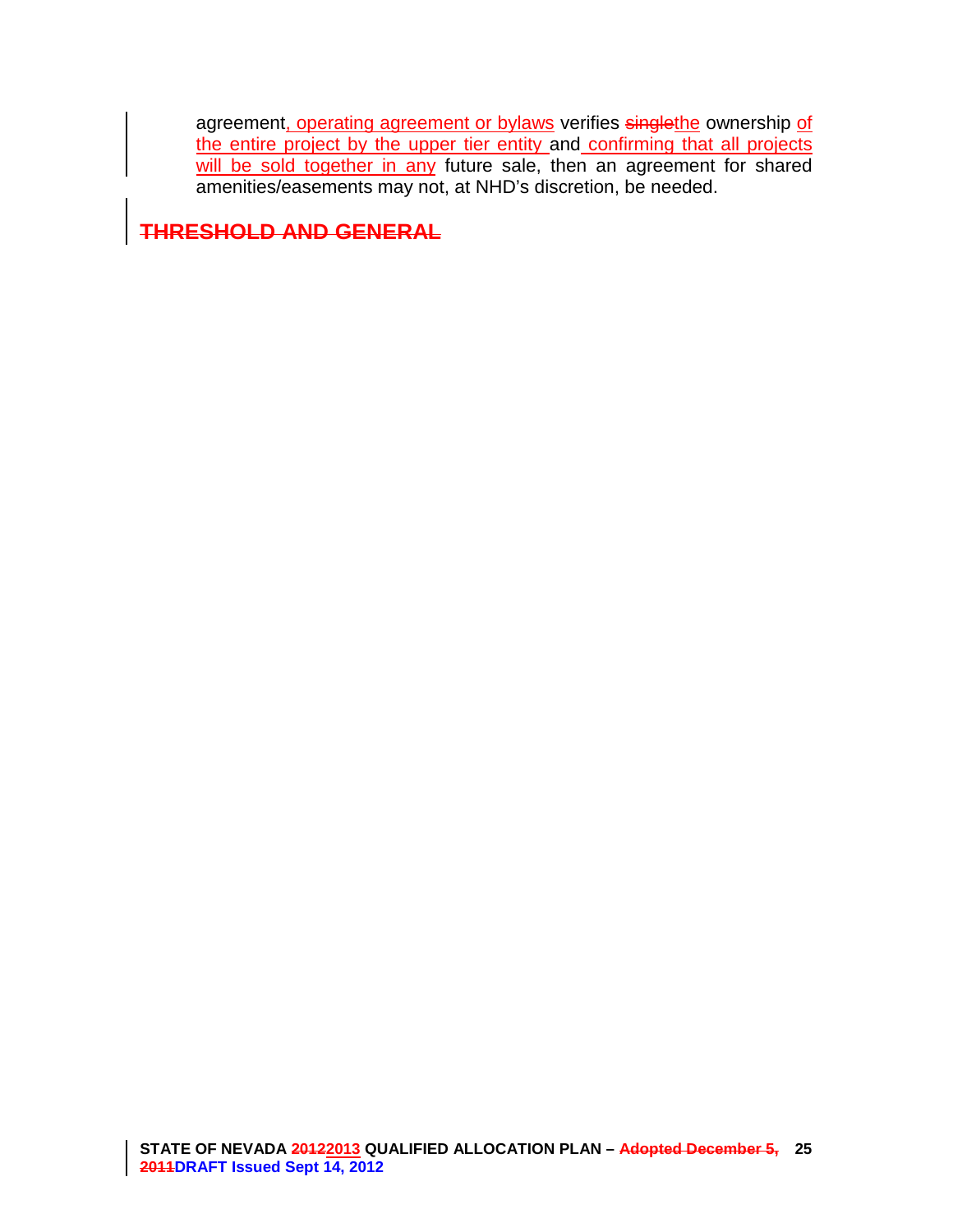agreement, operating agreement or bylaws verifies singlethe ownership of the entire project by the upper tier entity and confirming that all projects will be sold together in any future sale, then an agreement for shared amenities/easements may not, at NHD's discretion, be needed.

**THRESHOLD AND GENERAL**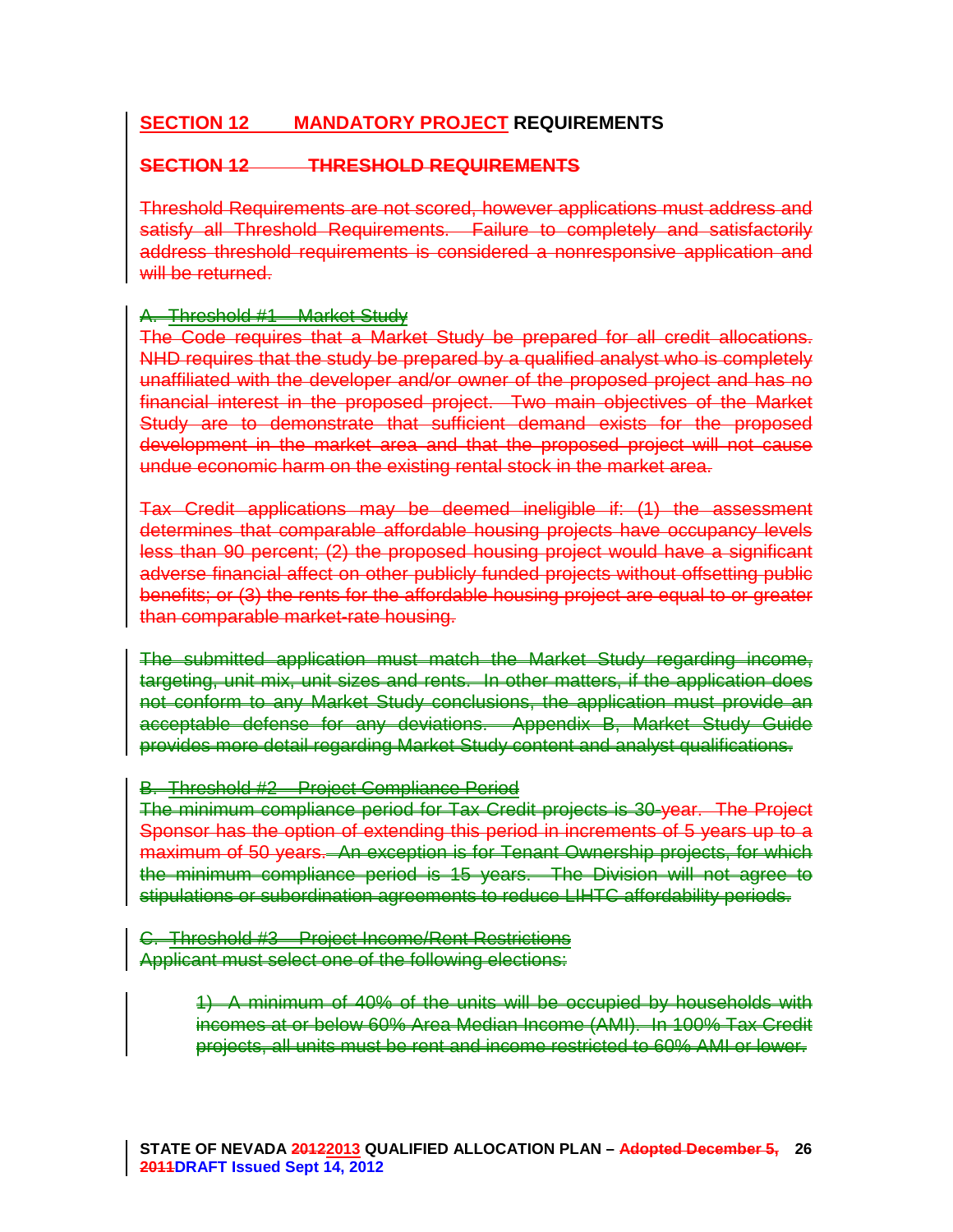## SECTION 12 MANDATORY PROJECT REQUIREMENTS

## ~~SECTION 12 THRESHOLD REQUIREMENTS~~

~~Threshold Requirements are not scored, however applications must address and satisfy all Threshold Requirements. Failure to completely and satisfactorily address threshold requirements is considered a nonresponsive application and will be returned.~~

~~A. Threshold #1 – Market Study~~

~~The Code requires that a Market Study be prepared for all credit allocations. NHD requires that the study be prepared by a qualified analyst who is completely unaffiliated with the developer and/or owner of the proposed project and has no financial interest in the proposed project. Two main objectives of the Market Study are to demonstrate that sufficient demand exists for the proposed development in the market area and that the proposed project will not cause undue economic harm on the existing rental stock in the market area.~~

~~Tax Credit applications may be deemed ineligible if: (1) the assessment determines that comparable affordable housing projects have occupancy levels less than 90 percent; (2) the proposed housing project would have a significant adverse financial affect on other publicly funded projects without offsetting public benefits; or (3) the rents for the affordable housing project are equal to or greater than comparable market-rate housing.~~

~~The submitted application must match the Market Study regarding income, targeting, unit mix, unit sizes and rents. In other matters, if the application does not conform to any Market Study conclusions, the application must provide an acceptable defense for any deviations. Appendix B, Market Study Guide provides more detail regarding Market Study content and analyst qualifications.~~

~~B. Threshold #2 – Project Compliance Period~~

~~The minimum compliance period for Tax Credit projects is 30-year. The Project Sponsor has the option of extending this period in increments of 5 years up to a maximum of 50 years. An exception is for Tenant Ownership projects, for which the minimum compliance period is 15 years. The Division will not agree to stipulations or subordination agreements to reduce LIHTC affordability periods.~~

~~C. Threshold #3 – Project Income/Rent Restrictions~~

~~Applicant must select one of the following elections:~~

> ~~1) A minimum of 40% of the units will be occupied by households with incomes at or below 60% Area Median Income (AMI). In 100% Tax Credit projects, all units must be rent and income restricted to 60% AMI or lower.~~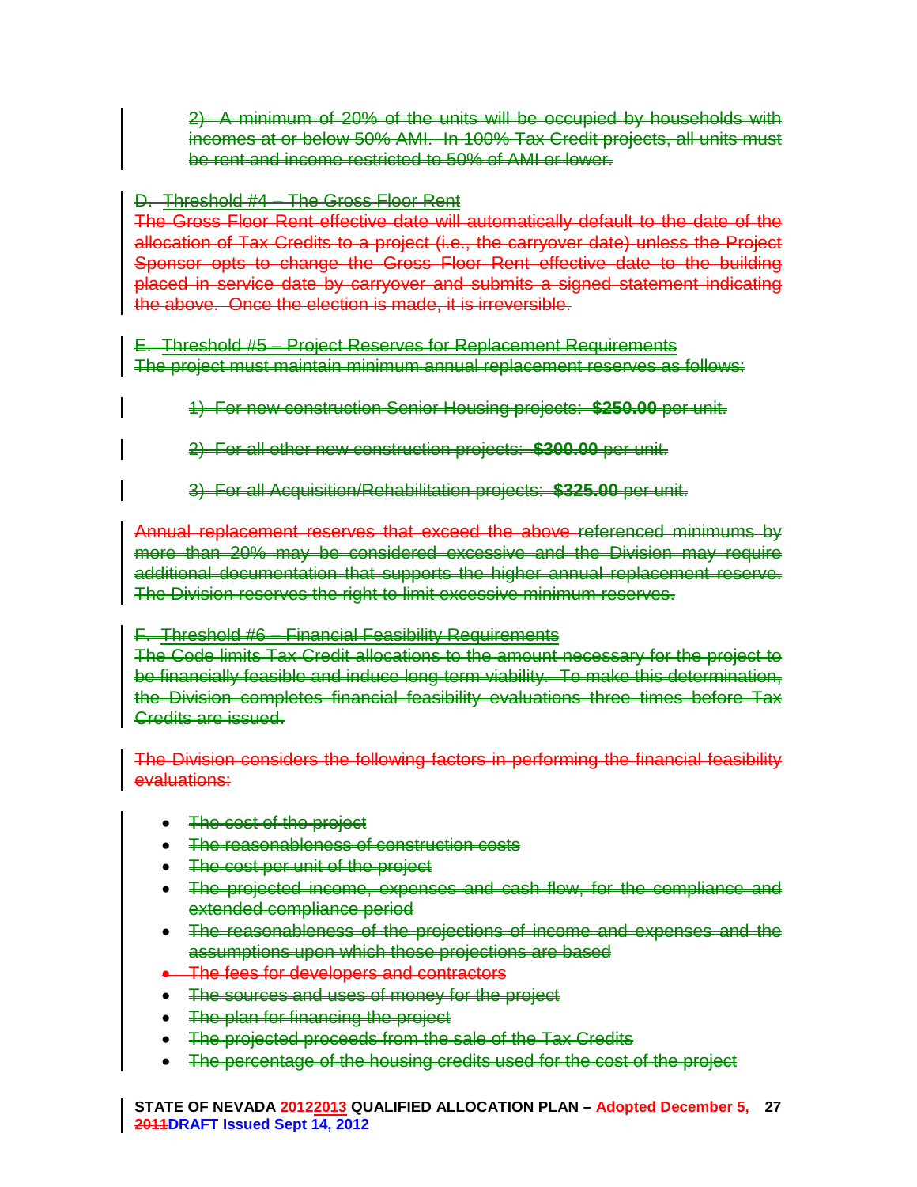2) A minimum of 20% of the units will be occupied by households with incomes at or below 50% AMI. In 100% Tax Credit projects, all units must be rent and income restricted to 50% of AMI or lower.

D. Threshold #4 – The Gross Floor Rent

The Gross Floor Rent effective date will automatically default to the date of the allocation of Tax Credits to a project (i.e., the carryover date) unless the Project Sponsor opts to change the Gross Floor Rent effective date to the building placed in service date by carryover and submits a signed statement indicating the above. Once the election is made, it is irreversible.

E. Threshold #5 – Project Reserves for Replacement Requirements

The project must maintain minimum annual replacement reserves as follows:

1) For new construction Senior Housing projects: **$250.00** per unit.

2) For all other new construction projects: **$300.00** per unit.

3) For all Acquisition/Rehabilitation projects: **$325.00** per unit.

Annual replacement reserves that exceed the above referenced minimums by more than 20% may be considered excessive and the Division may require additional documentation that supports the higher annual replacement reserve. The Division reserves the right to limit excessive minimum reserves.

F. Threshold #6 – Financial Feasibility Requirements

The Code limits Tax Credit allocations to the amount necessary for the project to be financially feasible and induce long-term viability. To make this determination, the Division completes financial feasibility evaluations three times before Tax Credits are issued.

The Division considers the following factors in performing the financial feasibility evaluations:

- The cost of the project
- The reasonableness of construction costs
- The cost per unit of the project
- The projected income, expenses and cash flow, for the compliance and extended compliance period
- The reasonableness of the projections of income and expenses and the assumptions upon which those projections are based
- The fees for developers and contractors
- The sources and uses of money for the project
- The plan for financing the project
- The projected proceeds from the sale of the Tax Credits
- The percentage of the housing credits used for the cost of the project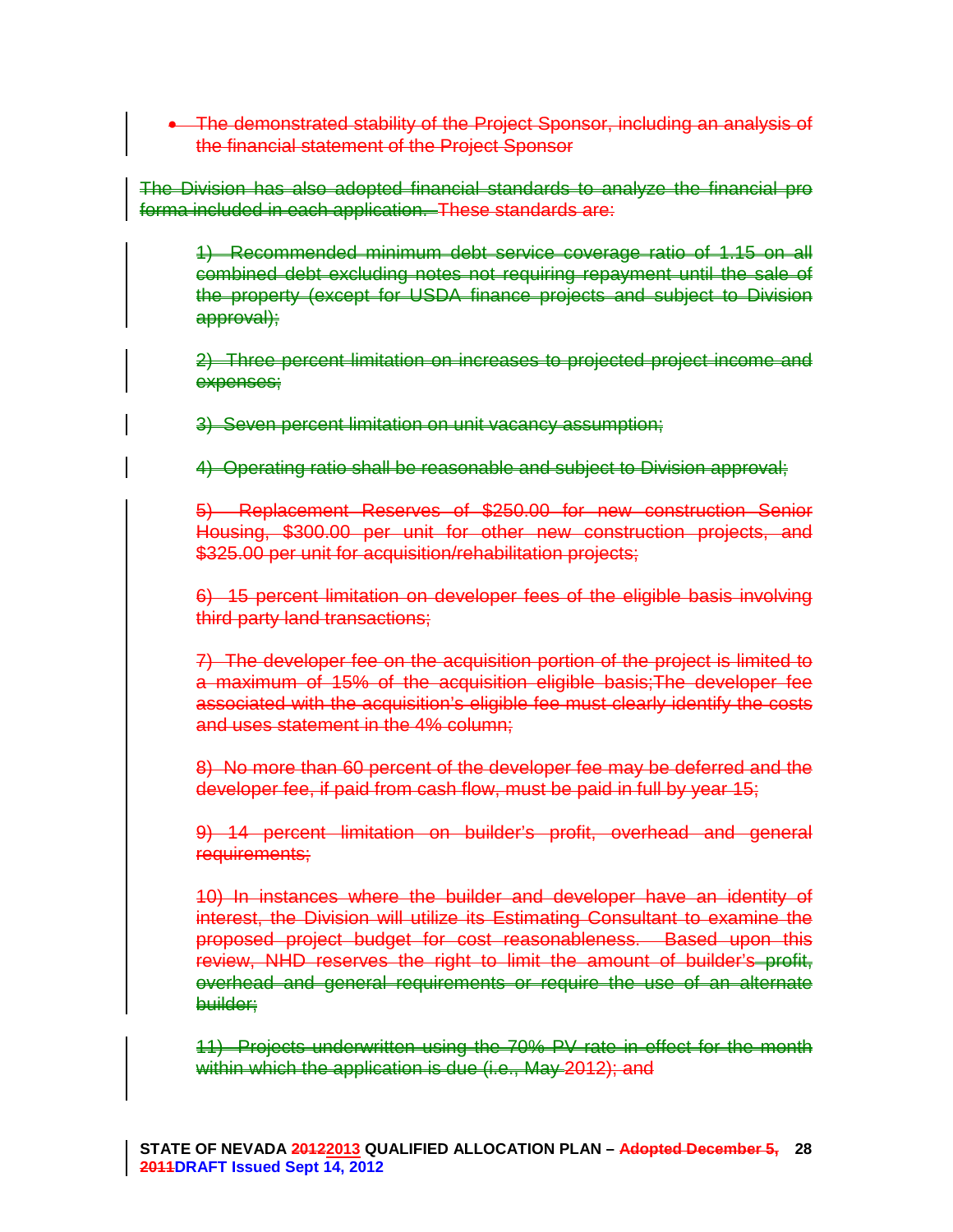- The demonstrated stability of the Project Sponsor, including an analysis of the financial statement of the Project Sponsor

The Division has also adopted financial standards to analyze the financial pro forma included in each application. These standards are:

1) Recommended minimum debt service coverage ratio of 1.15 on all combined debt excluding notes not requiring repayment until the sale of the property (except for USDA finance projects and subject to Division approval);

2) Three percent limitation on increases to projected project income and expenses;

3) Seven percent limitation on unit vacancy assumption;

4) Operating ratio shall be reasonable and subject to Division approval;

5) Replacement Reserves of $250.00 for new construction Senior Housing, $300.00 per unit for other new construction projects, and $325.00 per unit for acquisition/rehabilitation projects;

6) 15 percent limitation on developer fees of the eligible basis involving third party land transactions;

7) The developer fee on the acquisition portion of the project is limited to a maximum of 15% of the acquisition eligible basis;The developer fee associated with the acquisition's eligible fee must clearly identify the costs and uses statement in the 4% column;

8) No more than 60 percent of the developer fee may be deferred and the developer fee, if paid from cash flow, must be paid in full by year 15;

9) 14 percent limitation on builder's profit, overhead and general requirements;

10) In instances where the builder and developer have an identity of interest, the Division will utilize its Estimating Consultant to examine the proposed project budget for cost reasonableness. Based upon this review, NHD reserves the right to limit the amount of builder's profit, overhead and general requirements or require the use of an alternate builder;

11) Projects underwritten using the 70% PV rate in effect for the month within which the application is due (i.e., May 2012); and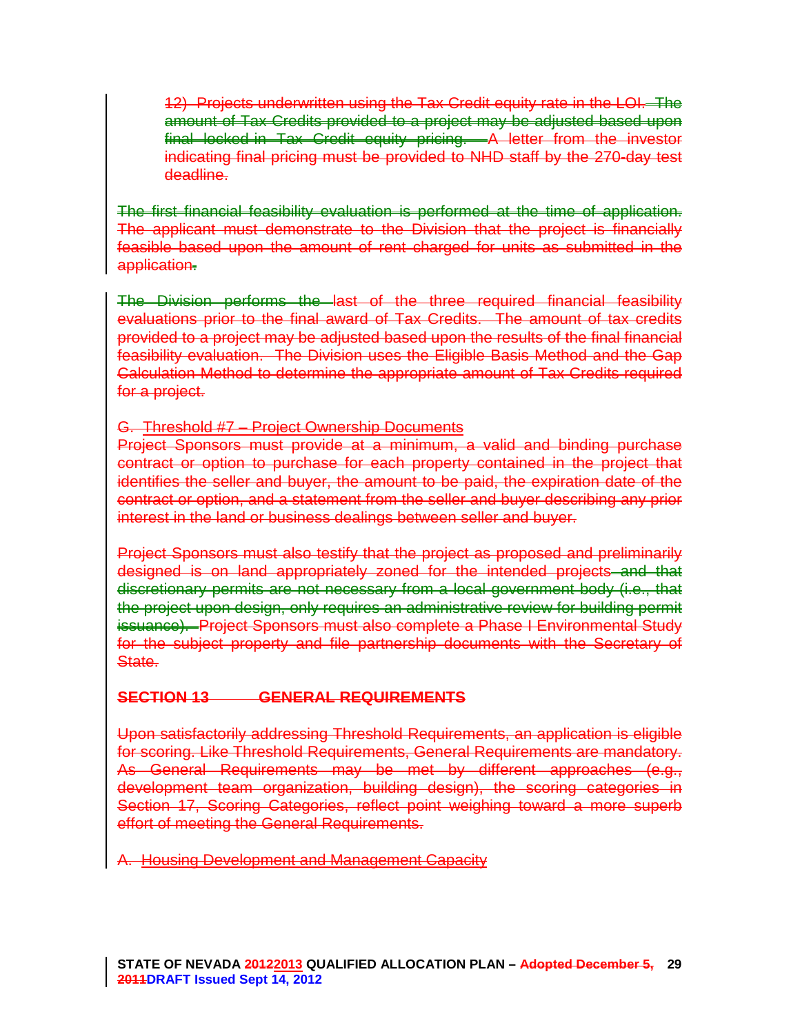12) Projects underwritten using the Tax Credit equity rate in the LOI. The amount of Tax Credits provided to a project may be adjusted based upon final locked in Tax Credit equity pricing. A letter from the investor indicating final pricing must be provided to NHD staff by the 270-day test deadline.

The first financial feasibility evaluation is performed at the time of application. The applicant must demonstrate to the Division that the project is financially feasible based upon the amount of rent charged for units as submitted in the application.

The Division performs the last of the three required financial feasibility evaluations prior to the final award of Tax Credits. The amount of tax credits provided to a project may be adjusted based upon the results of the final financial feasibility evaluation. The Division uses the Eligible Basis Method and the Gap Calculation Method to determine the appropriate amount of Tax Credits required for a project.

G. Threshold #7 – Project Ownership Documents

Project Sponsors must provide at a minimum, a valid and binding purchase contract or option to purchase for each property contained in the project that identifies the seller and buyer, the amount to be paid, the expiration date of the contract or option, and a statement from the seller and buyer describing any prior interest in the land or business dealings between seller and buyer.

Project Sponsors must also testify that the project as proposed and preliminarily designed is on land appropriately zoned for the intended projects and that discretionary permits are not necessary from a local government body (i.e., that the project upon design, only requires an administrative review for building permit issuance). Project Sponsors must also complete a Phase I Environmental Study for the subject property and file partnership documents with the Secretary of State.

## SECTION 13 GENERAL REQUIREMENTS

Upon satisfactorily addressing Threshold Requirements, an application is eligible for scoring. Like Threshold Requirements, General Requirements are mandatory. As General Requirements may be met by different approaches (e.g., development team organization, building design), the scoring categories in Section 17, Scoring Categories, reflect point weighing toward a more superb effort of meeting the General Requirements.

A. Housing Development and Management Capacity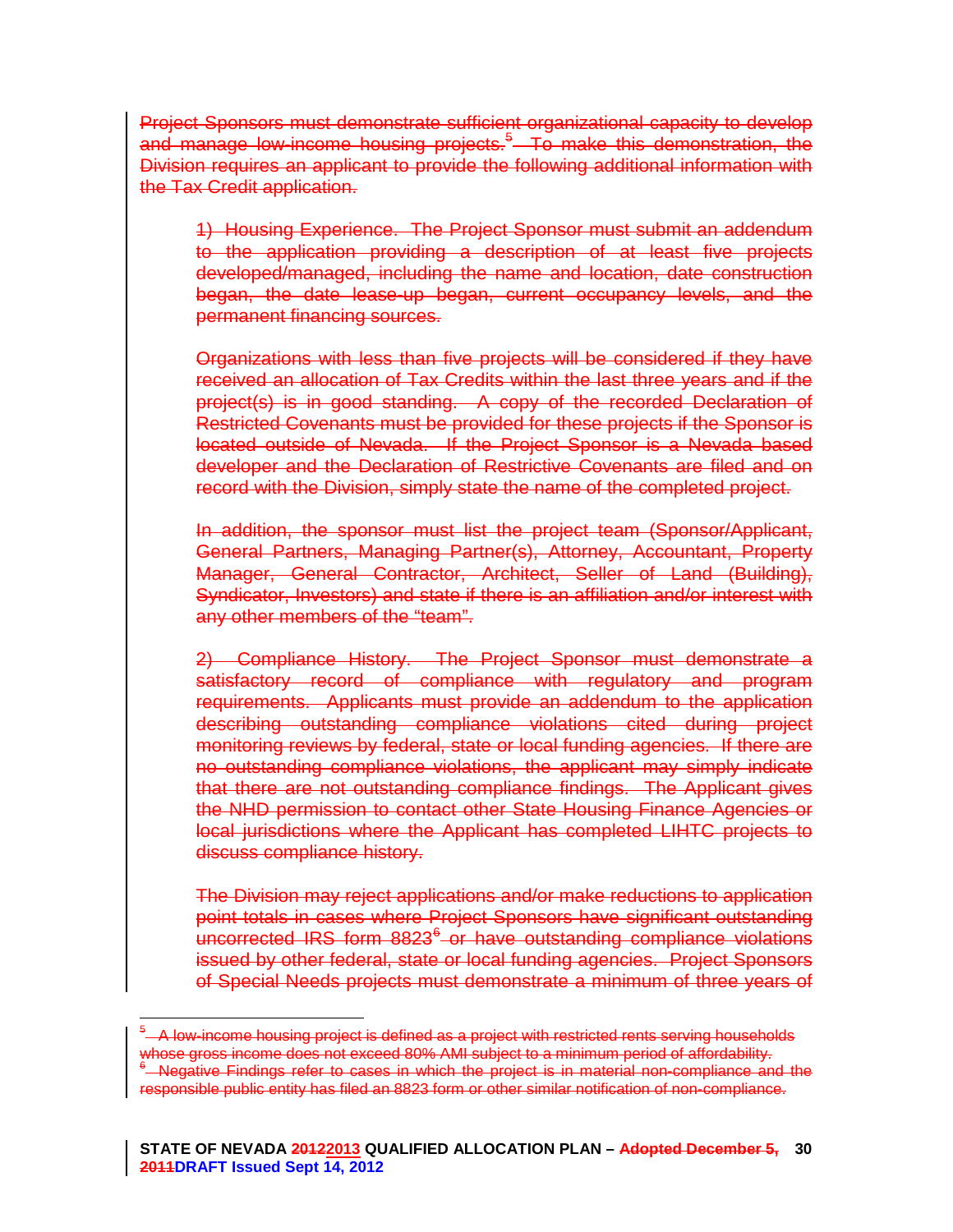~~Project Sponsors must demonstrate sufficient organizational capacity to develop and manage low-income housing projects.[5] To make this demonstration, the Division requires an applicant to provide the following additional information with the Tax Credit application.~~

~~1) Housing Experience. The Project Sponsor must submit an addendum to the application providing a description of at least five projects developed/managed, including the name and location, date construction began, the date lease-up began, current occupancy levels, and the permanent financing sources.~~

~~Organizations with less than five projects will be considered if they have received an allocation of Tax Credits within the last three years and if the project(s) is in good standing. A copy of the recorded Declaration of Restricted Covenants must be provided for these projects if the Sponsor is located outside of Nevada. If the Project Sponsor is a Nevada based developer and the Declaration of Restrictive Covenants are filed and on record with the Division, simply state the name of the completed project.~~

~~In addition, the sponsor must list the project team (Sponsor/Applicant, General Partners, Managing Partner(s), Attorney, Accountant, Property Manager, General Contractor, Architect, Seller of Land (Building), Syndicator, Investors) and state if there is an affiliation and/or interest with any other members of the "team".~~

~~2) Compliance History. The Project Sponsor must demonstrate a satisfactory record of compliance with regulatory and program requirements. Applicants must provide an addendum to the application describing outstanding compliance violations cited during project monitoring reviews by federal, state or local funding agencies. If there are no outstanding compliance violations, the applicant may simply indicate that there are not outstanding compliance findings. The Applicant gives the NHD permission to contact other State Housing Finance Agencies or local jurisdictions where the Applicant has completed LIHTC projects to discuss compliance history.~~

~~The Division may reject applications and/or make reductions to application point totals in cases where Project Sponsors have significant outstanding uncorrected IRS form 8823[6] or have outstanding compliance violations issued by other federal, state or local funding agencies. Project Sponsors of Special Needs projects must demonstrate a minimum of three years of~~

---

~~[5] A low-income housing project is defined as a project with restricted rents serving households whose gross income does not exceed 80% AMI subject to a minimum period of affordability.~~

~~[6] Negative Findings refer to cases in which the project is in material non-compliance and the responsible public entity has filed an 8823 form or other similar notification of non-compliance.~~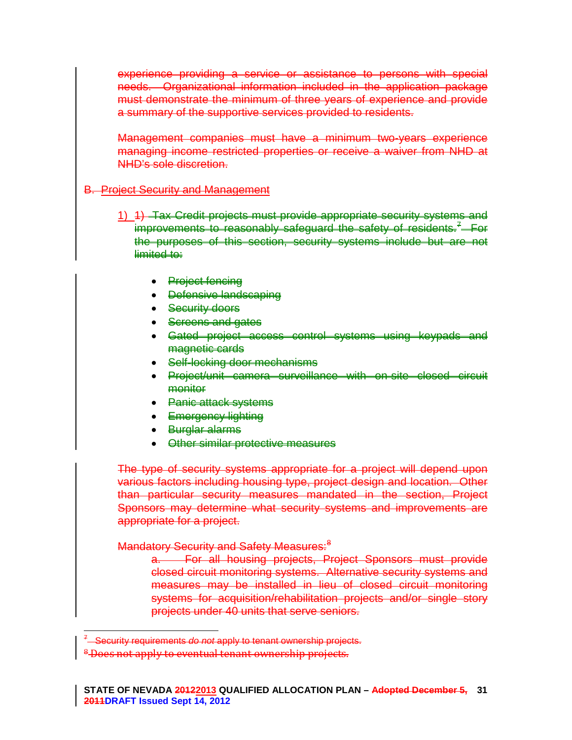experience providing a service or assistance to persons with special needs. Organizational information included in the application package must demonstrate the minimum of three years of experience and provide a summary of the supportive services provided to residents.

Management companies must have a minimum two-years experience managing income restricted properties or receive a waiver from NHD at NHD's sole discretion.

B. Project Security and Management

1) 1) Tax Credit projects must provide appropriate security systems and improvements to reasonably safeguard the safety of residents.[7] For the purposes of this section, security systems include but are not limited to:

- Project fencing
- Defensive landscaping
- Security doors
- Screens and gates
- Gated project access control systems using keypads and magnetic cards
- Self-locking door mechanisms
- Project/unit camera surveillance with on-site closed circuit monitor
- Panic attack systems
- Emergency lighting
- Burglar alarms
- Other similar protective measures

The type of security systems appropriate for a project will depend upon various factors including housing type, project design and location. Other than particular security measures mandated in the section, Project Sponsors may determine what security systems and improvements are appropriate for a project.

Mandatory Security and Safety Measures:[8]

a. For all housing projects, Project Sponsors must provide closed circuit monitoring systems. Alternative security systems and measures may be installed in lieu of closed circuit monitoring systems for acquisition/rehabilitation projects and/or single story projects under 40 units that serve seniors.

---

[7] Security requirements *do not* apply to tenant ownership projects.

[8] Does not apply to eventual tenant ownership projects.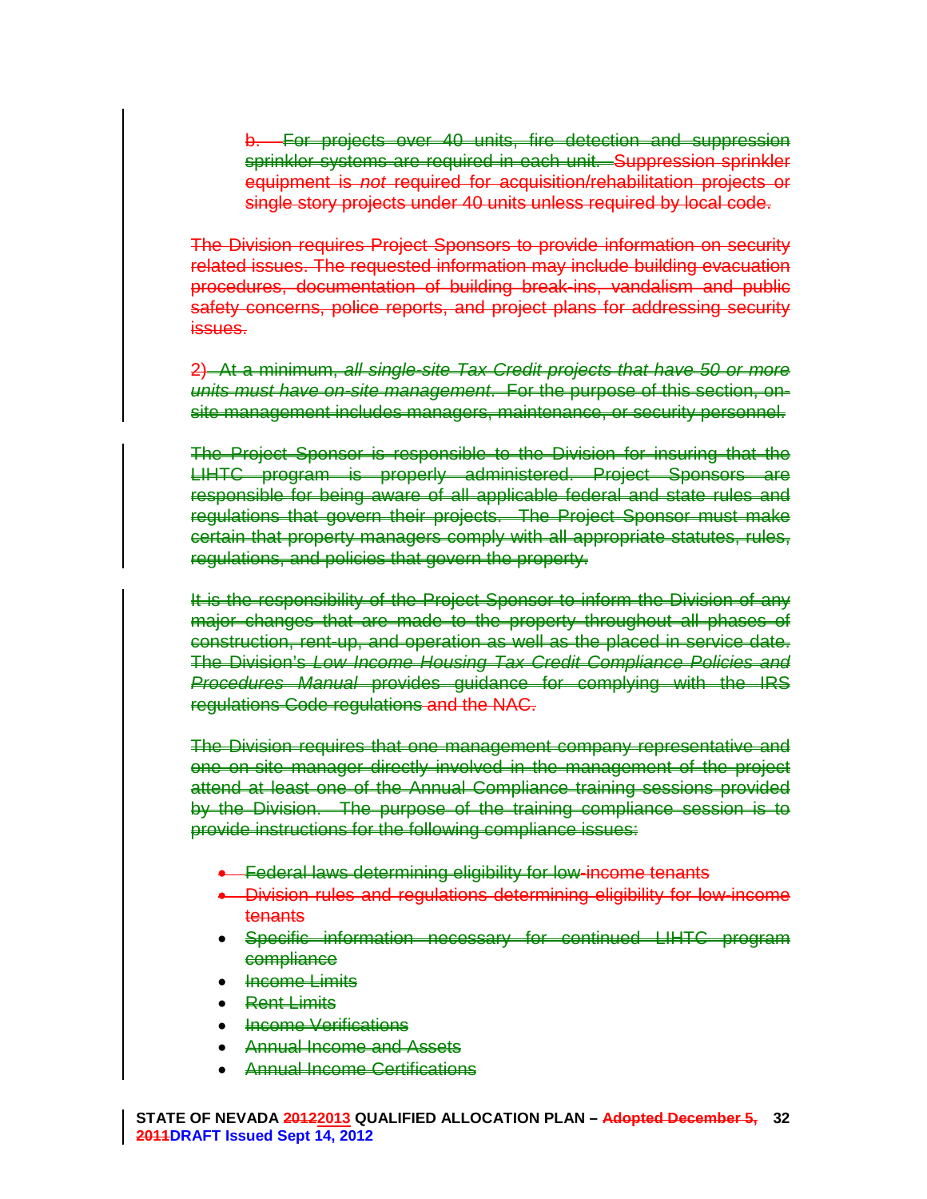b. For projects over 40 units, fire detection and suppression sprinkler systems are required in each unit. Suppression sprinkler equipment is *not* required for acquisition/rehabilitation projects or single story projects under 40 units unless required by local code.

The Division requires Project Sponsors to provide information on security related issues. The requested information may include building evacuation procedures, documentation of building break-ins, vandalism and public safety concerns, police reports, and project plans for addressing security issues.

2) At a minimum, *all single-site Tax Credit projects that have 50 or more units must have on-site management*. For the purpose of this section, on-site management includes managers, maintenance, or security personnel.

The Project Sponsor is responsible to the Division for insuring that the LIHTC program is properly administered. Project Sponsors are responsible for being aware of all applicable federal and state rules and regulations that govern their projects. The Project Sponsor must make certain that property managers comply with all appropriate statutes, rules, regulations, and policies that govern the property.

It is the responsibility of the Project Sponsor to inform the Division of any major changes that are made to the property throughout all phases of construction, rent-up, and operation as well as the placed in service date. The Division's *Low Income Housing Tax Credit Compliance Policies and Procedures Manual* provides guidance for complying with the IRS regulations Code regulations and the NAC.

The Division requires that one management company representative and one on-site manager directly involved in the management of the project attend at least one of the Annual Compliance training sessions provided by the Division. The purpose of the training compliance session is to provide instructions for the following compliance issues:

- Federal laws determining eligibility for low-income tenants
- Division rules and regulations determining eligibility for low-income tenants
- Specific information necessary for continued LIHTC program compliance
- Income Limits
- Rent Limits
- Income Verifications
- Annual Income and Assets
- Annual Income Certifications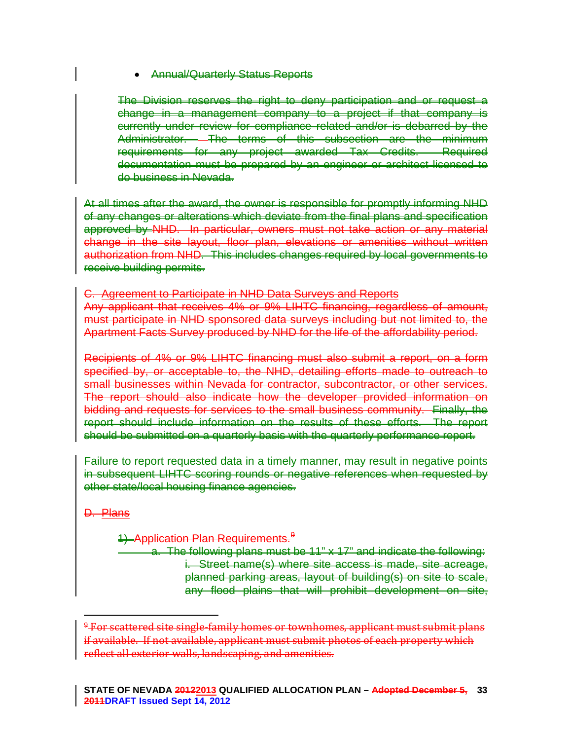- Annual/Quarterly Status Reports

The Division reserves the right to deny participation and or request a change in a management company to a project if that company is currently under review for compliance related and/or is debarred by the Administrator. The terms of this subsection are the minimum requirements for any project awarded Tax Credits. Required documentation must be prepared by an engineer or architect licensed to do business in Nevada.

At all times after the award, the owner is responsible for promptly informing NHD of any changes or alterations which deviate from the final plans and specification approved by NHD. In particular, owners must not take action or any material change in the site layout, floor plan, elevations or amenities without written authorization from NHD. This includes changes required by local governments to receive building permits.

C. Agreement to Participate in NHD Data Surveys and Reports

Any applicant that receives 4% or 9% LIHTC financing, regardless of amount, must participate in NHD sponsored data surveys including but not limited to, the Apartment Facts Survey produced by NHD for the life of the affordability period.

Recipients of 4% or 9% LIHTC financing must also submit a report, on a form specified by, or acceptable to, the NHD, detailing efforts made to outreach to small businesses within Nevada for contractor, subcontractor, or other services. The report should also indicate how the developer provided information on bidding and requests for services to the small business community. Finally, the report should include information on the results of these efforts. The report should be submitted on a quarterly basis with the quarterly performance report.

Failure to report requested data in a timely manner, may result in negative points in subsequent LIHTC scoring rounds or negative references when requested by other state/local housing finance agencies.

D. Plans

1) Application Plan Requirements.[9]

a. The following plans must be 11" x 17" and indicate the following:

i. Street name(s) where site access is made, site acreage, planned parking areas, layout of building(s) on site to scale, any flood plains that will prohibit development on site,

[9] For scattered site single-family homes or townhomes, applicant must submit plans if available. If not available, applicant must submit photos of each property which reflect all exterior walls, landscaping, and amenities.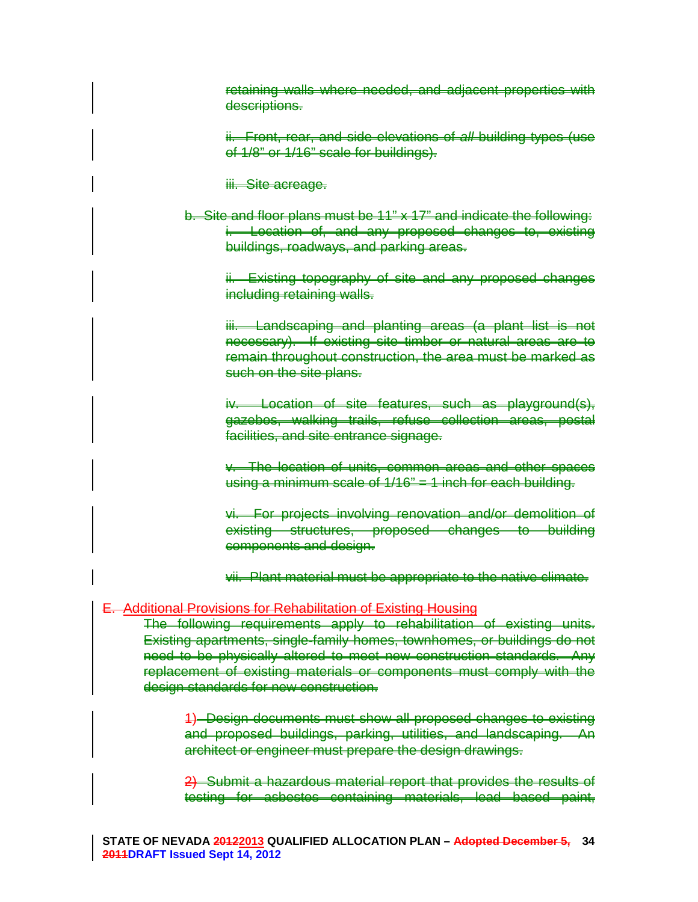retaining walls where needed, and adjacent properties with descriptions.

ii. Front, rear, and side elevations of *all* building types (use of 1/8" or 1/16" scale for buildings).

iii. Site acreage.

b. Site and floor plans must be 11" x 17" and indicate the following:

i. Location of, and any proposed changes to, existing buildings, roadways, and parking areas.

ii. Existing topography of site and any proposed changes including retaining walls.

iii. Landscaping and planting areas (a plant list is not necessary). If existing site timber or natural areas are to remain throughout construction, the area must be marked as such on the site plans.

iv. Location of site features, such as playground(s), gazebos, walking trails, refuse collection areas, postal facilities, and site entrance signage.

v. The location of units, common areas and other spaces using a minimum scale of 1/16" = 1 inch for each building.

vi. For projects involving renovation and/or demolition of existing structures, proposed changes to building components and design.

vii. Plant material must be appropriate to the native climate.

E. Additional Provisions for Rehabilitation of Existing Housing

The following requirements apply to rehabilitation of existing units. Existing apartments, single-family homes, townhomes, or buildings do not need to be physically altered to meet new construction standards. Any replacement of existing materials or components must comply with the design standards for new construction.

1) Design documents must show all proposed changes to existing and proposed buildings, parking, utilities, and landscaping. An architect or engineer must prepare the design drawings.

2) Submit a hazardous material report that provides the results of testing for asbestos containing materials, lead based paint,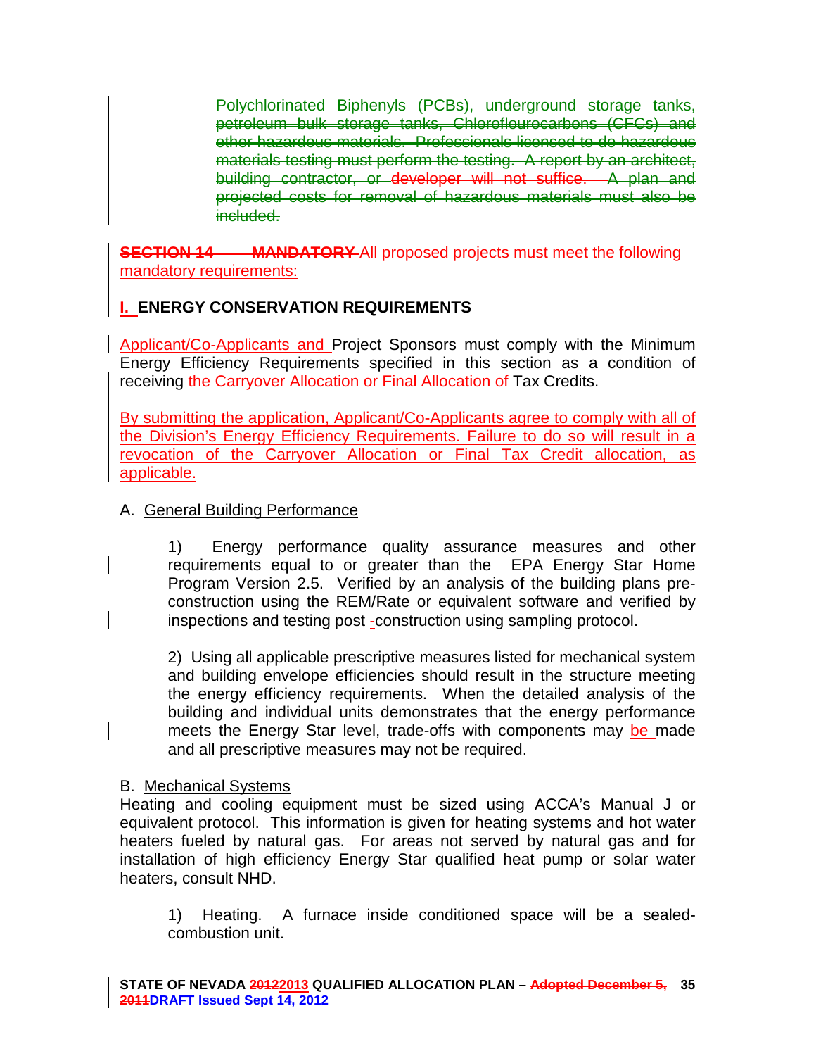~~Polychlorinated Biphenyls (PCBs), underground storage tanks, petroleum bulk storage tanks, Chloroflourocarbons (CFCs) and other hazardous materials. Professionals licensed to do hazardous materials testing must perform the testing. A report by an architect, building contractor, or developer will not suffice. A plan and projected costs for removal of hazardous materials must also be included.~~

~~**SECTION 14 MANDATORY**~~ All proposed projects must meet the following mandatory requirements:

## I. ENERGY CONSERVATION REQUIREMENTS

Applicant/Co-Applicants and Project Sponsors must comply with the Minimum Energy Efficiency Requirements specified in this section as a condition of receiving the Carryover Allocation or Final Allocation of Tax Credits.

By submitting the application, Applicant/Co-Applicants agree to comply with all of the Division's Energy Efficiency Requirements. Failure to do so will result in a revocation of the Carryover Allocation or Final Tax Credit allocation, as applicable.

A. General Building Performance

1) Energy performance quality assurance measures and other requirements equal to or greater than the EPA Energy Star Home Program Version 2.5. Verified by an analysis of the building plans pre-construction using the REM/Rate or equivalent software and verified by inspections and testing post-construction using sampling protocol.

2) Using all applicable prescriptive measures listed for mechanical system and building envelope efficiencies should result in the structure meeting the energy efficiency requirements. When the detailed analysis of the building and individual units demonstrates that the energy performance meets the Energy Star level, trade-offs with components may be made and all prescriptive measures may not be required.

B. Mechanical Systems

Heating and cooling equipment must be sized using ACCA's Manual J or equivalent protocol. This information is given for heating systems and hot water heaters fueled by natural gas. For areas not served by natural gas and for installation of high efficiency Energy Star qualified heat pump or solar water heaters, consult NHD.

1) Heating. A furnace inside conditioned space will be a sealed-combustion unit.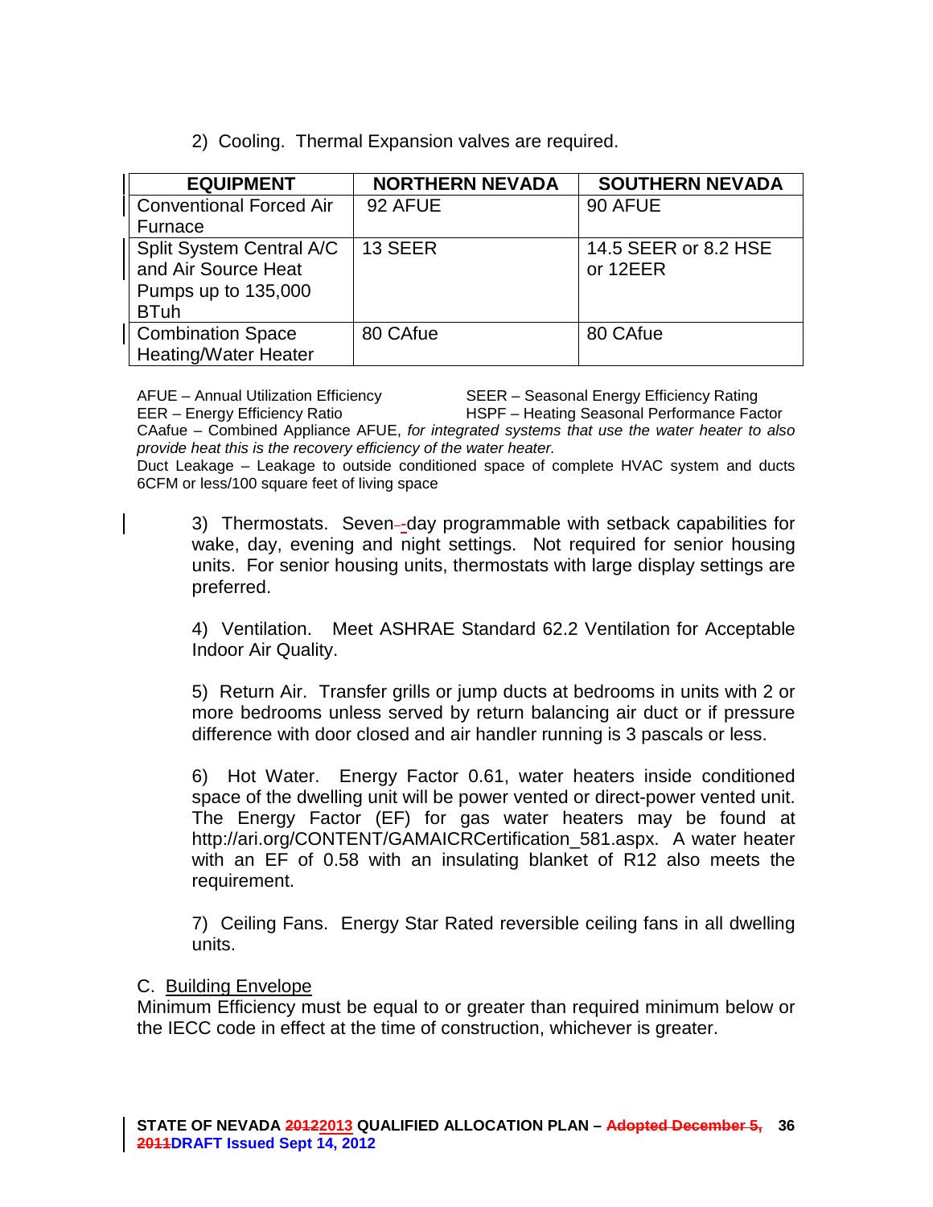2) Cooling. Thermal Expansion valves are required.

| EQUIPMENT | NORTHERN NEVADA | SOUTHERN NEVADA |
|---|---|---|
| Conventional Forced Air Furnace | 92 AFUE | 90 AFUE |
| Split System Central A/C and Air Source Heat Pumps up to 135,000 BTuh | 13 SEER | 14.5 SEER or 8.2 HSE or 12EER |
| Combination Space Heating/Water Heater | 80 CAfue | 80 CAfue |

AFUE – Annual Utilization Efficiency
SEER – Seasonal Energy Efficiency Rating
EER – Energy Efficiency Ratio
HSPF – Heating Seasonal Performance Factor
CAafue – Combined Appliance AFUE, *for integrated systems that use the water heater to also provide heat this is the recovery efficiency of the water heater.*
Duct Leakage – Leakage to outside conditioned space of complete HVAC system and ducts 6CFM or less/100 square feet of living space

3) Thermostats. Seven-day programmable with setback capabilities for wake, day, evening and night settings. Not required for senior housing units. For senior housing units, thermostats with large display settings are preferred.

4) Ventilation. Meet ASHRAE Standard 62.2 Ventilation for Acceptable Indoor Air Quality.

5) Return Air. Transfer grills or jump ducts at bedrooms in units with 2 or more bedrooms unless served by return balancing air duct or if pressure difference with door closed and air handler running is 3 pascals or less.

6) Hot Water. Energy Factor 0.61, water heaters inside conditioned space of the dwelling unit will be power vented or direct-power vented unit. The Energy Factor (EF) for gas water heaters may be found at http://ari.org/CONTENT/GAMAICRCertification_581.aspx. A water heater with an EF of 0.58 with an insulating blanket of R12 also meets the requirement.

7) Ceiling Fans. Energy Star Rated reversible ceiling fans in all dwelling units.

C. Building Envelope

Minimum Efficiency must be equal to or greater than required minimum below or the IECC code in effect at the time of construction, whichever is greater.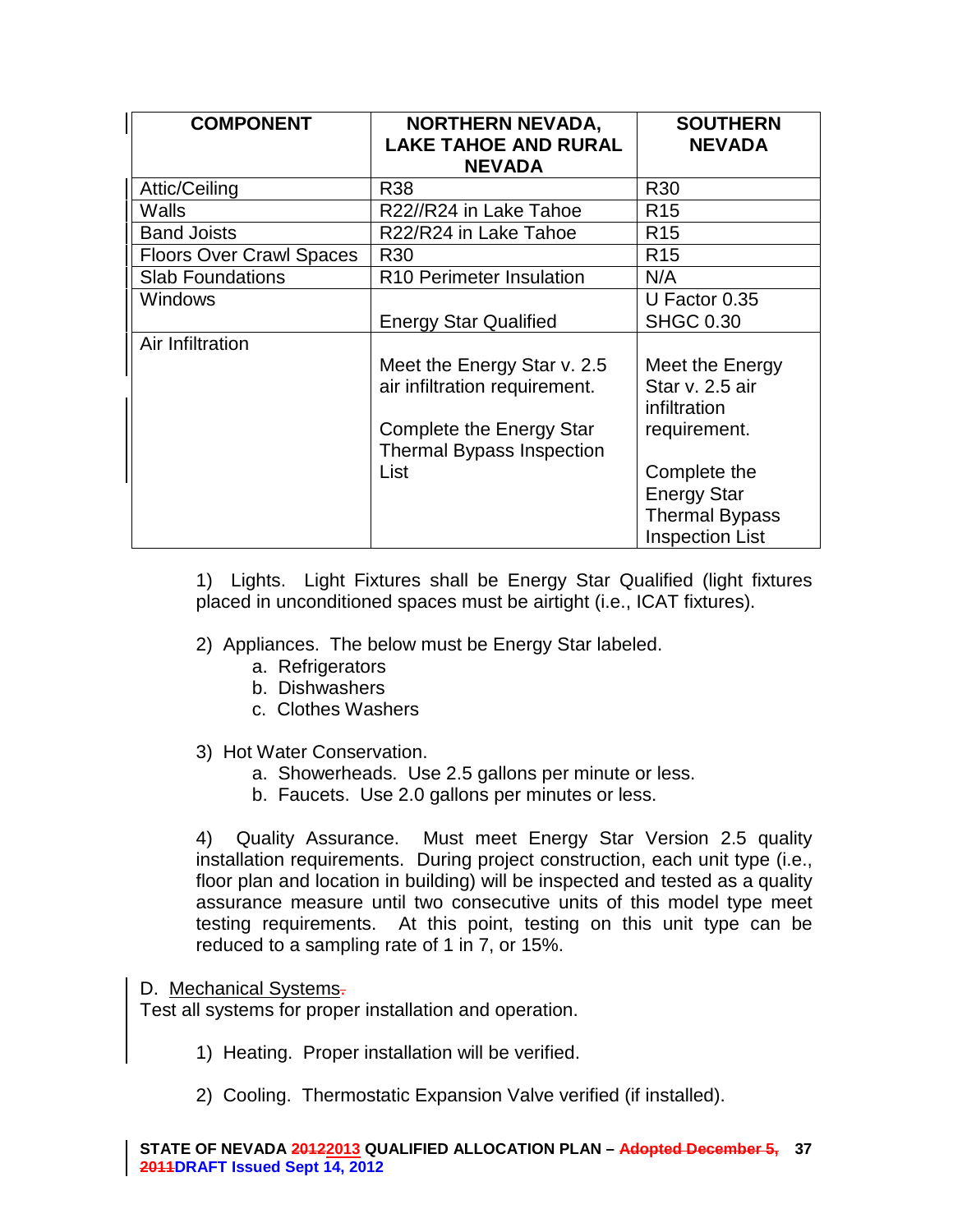| COMPONENT | NORTHERN NEVADA, LAKE TAHOE AND RURAL NEVADA | SOUTHERN NEVADA |
|---|---|---|
| Attic/Ceiling | R38 | R30 |
| Walls | R22//R24 in Lake Tahoe | R15 |
| Band Joists | R22/R24 in Lake Tahoe | R15 |
| Floors Over Crawl Spaces | R30 | R15 |
| Slab Foundations | R10 Perimeter Insulation | N/A |
| Windows | Energy Star Qualified | U Factor 0.35 SHGC 0.30 |
| Air Infiltration | Meet the Energy Star v. 2.5 air infiltration requirement. Complete the Energy Star Thermal Bypass Inspection List | Meet the Energy Star v. 2.5 air infiltration requirement. Complete the Energy Star Thermal Bypass Inspection List |

1) Lights. Light Fixtures shall be Energy Star Qualified (light fixtures placed in unconditioned spaces must be airtight (i.e., ICAT fixtures).

2) Appliances. The below must be Energy Star labeled.
   a. Refrigerators
   b. Dishwashers
   c. Clothes Washers

3) Hot Water Conservation.
   a. Showerheads. Use 2.5 gallons per minute or less.
   b. Faucets. Use 2.0 gallons per minutes or less.

4) Quality Assurance. Must meet Energy Star Version 2.5 quality installation requirements. During project construction, each unit type (i.e., floor plan and location in building) will be inspected and tested as a quality assurance measure until two consecutive units of this model type meet testing requirements. At this point, testing on this unit type can be reduced to a sampling rate of 1 in 7, or 15%.

D. Mechanical Systems.
Test all systems for proper installation and operation.

1) Heating. Proper installation will be verified.

2) Cooling. Thermostatic Expansion Valve verified (if installed).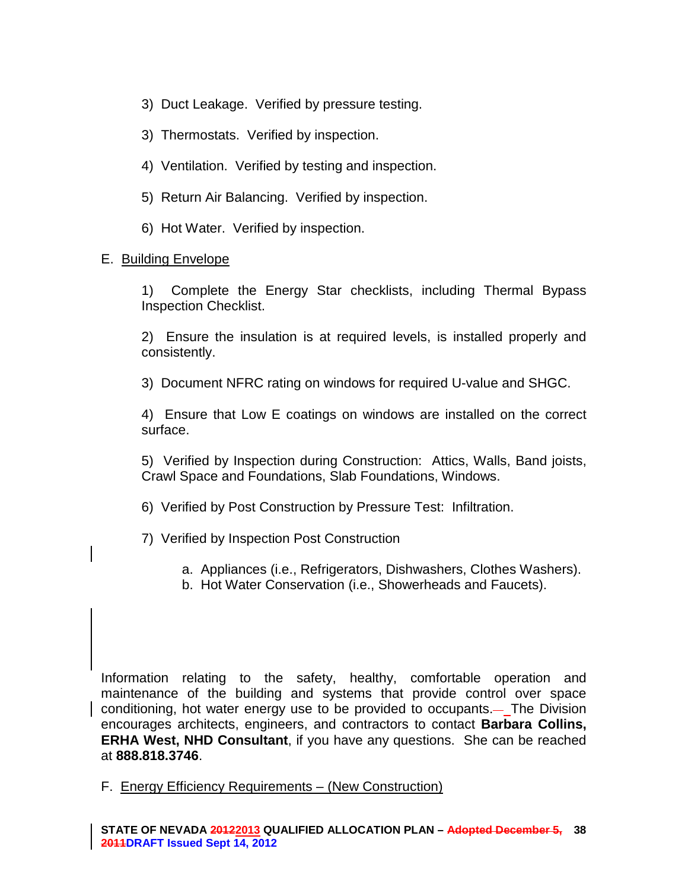3) Duct Leakage. Verified by pressure testing.

3) Thermostats. Verified by inspection.

4) Ventilation. Verified by testing and inspection.

5) Return Air Balancing. Verified by inspection.

6) Hot Water. Verified by inspection.

E. Building Envelope

1) Complete the Energy Star checklists, including Thermal Bypass Inspection Checklist.

2) Ensure the insulation is at required levels, is installed properly and consistently.

3) Document NFRC rating on windows for required U-value and SHGC.

4) Ensure that Low E coatings on windows are installed on the correct surface.

5) Verified by Inspection during Construction: Attics, Walls, Band joists, Crawl Space and Foundations, Slab Foundations, Windows.

6) Verified by Post Construction by Pressure Test: Infiltration.

7) Verified by Inspection Post Construction

a. Appliances (i.e., Refrigerators, Dishwashers, Clothes Washers).
b. Hot Water Conservation (i.e., Showerheads and Faucets).

Information relating to the safety, healthy, comfortable operation and maintenance of the building and systems that provide control over space conditioning, hot water energy use to be provided to occupants. The Division encourages architects, engineers, and contractors to contact **Barbara Collins, ERHA West, NHD Consultant**, if you have any questions. She can be reached at **888.818.3746**.

F. Energy Efficiency Requirements – (New Construction)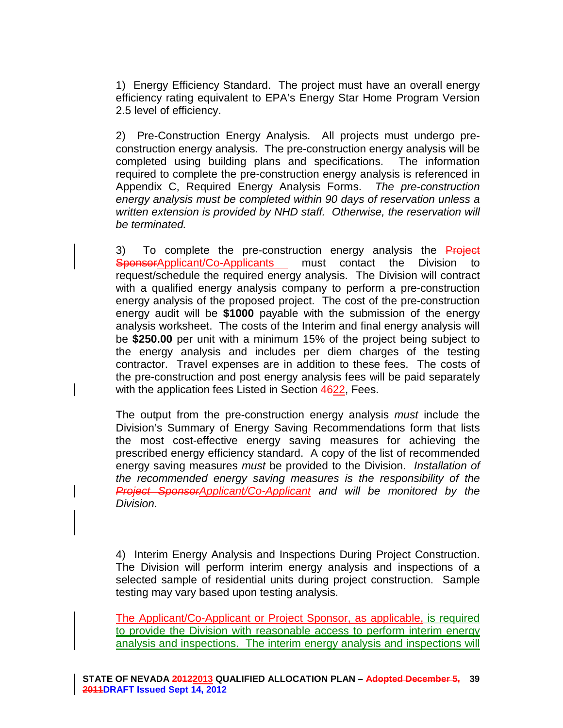1) Energy Efficiency Standard. The project must have an overall energy efficiency rating equivalent to EPA's Energy Star Home Program Version 2.5 level of efficiency.

2) Pre-Construction Energy Analysis. All projects must undergo pre-construction energy analysis. The pre-construction energy analysis will be completed using building plans and specifications. The information required to complete the pre-construction energy analysis is referenced in Appendix C, Required Energy Analysis Forms. *The pre-construction energy analysis must be completed within 90 days of reservation unless a written extension is provided by NHD staff. Otherwise, the reservation will be terminated.*

3) To complete the pre-construction energy analysis the ~~Project Sponsor~~Applicant/Co-Applicants must contact the Division to request/schedule the required energy analysis. The Division will contract with a qualified energy analysis company to perform a pre-construction energy analysis of the proposed project. The cost of the pre-construction energy audit will be **$1000** payable with the submission of the energy analysis worksheet. The costs of the Interim and final energy analysis will be **$250.00** per unit with a minimum 15% of the project being subject to the energy analysis and includes per diem charges of the testing contractor. Travel expenses are in addition to these fees. The costs of the pre-construction and post energy analysis fees will be paid separately with the application fees Listed in Section ~~46~~22, Fees.

The output from the pre-construction energy analysis *must* include the Division's Summary of Energy Saving Recommendations form that lists the most cost-effective energy saving measures for achieving the prescribed energy efficiency standard. A copy of the list of recommended energy saving measures *must* be provided to the Division. *Installation of the recommended energy saving measures is the responsibility of the ~~Project Sponsor~~Applicant/Co-Applicant and will be monitored by the Division.*

4) Interim Energy Analysis and Inspections During Project Construction. The Division will perform interim energy analysis and inspections of a selected sample of residential units during project construction. Sample testing may vary based upon testing analysis.

The Applicant/Co-Applicant or Project Sponsor, as applicable, is required to provide the Division with reasonable access to perform interim energy analysis and inspections. The interim energy analysis and inspections will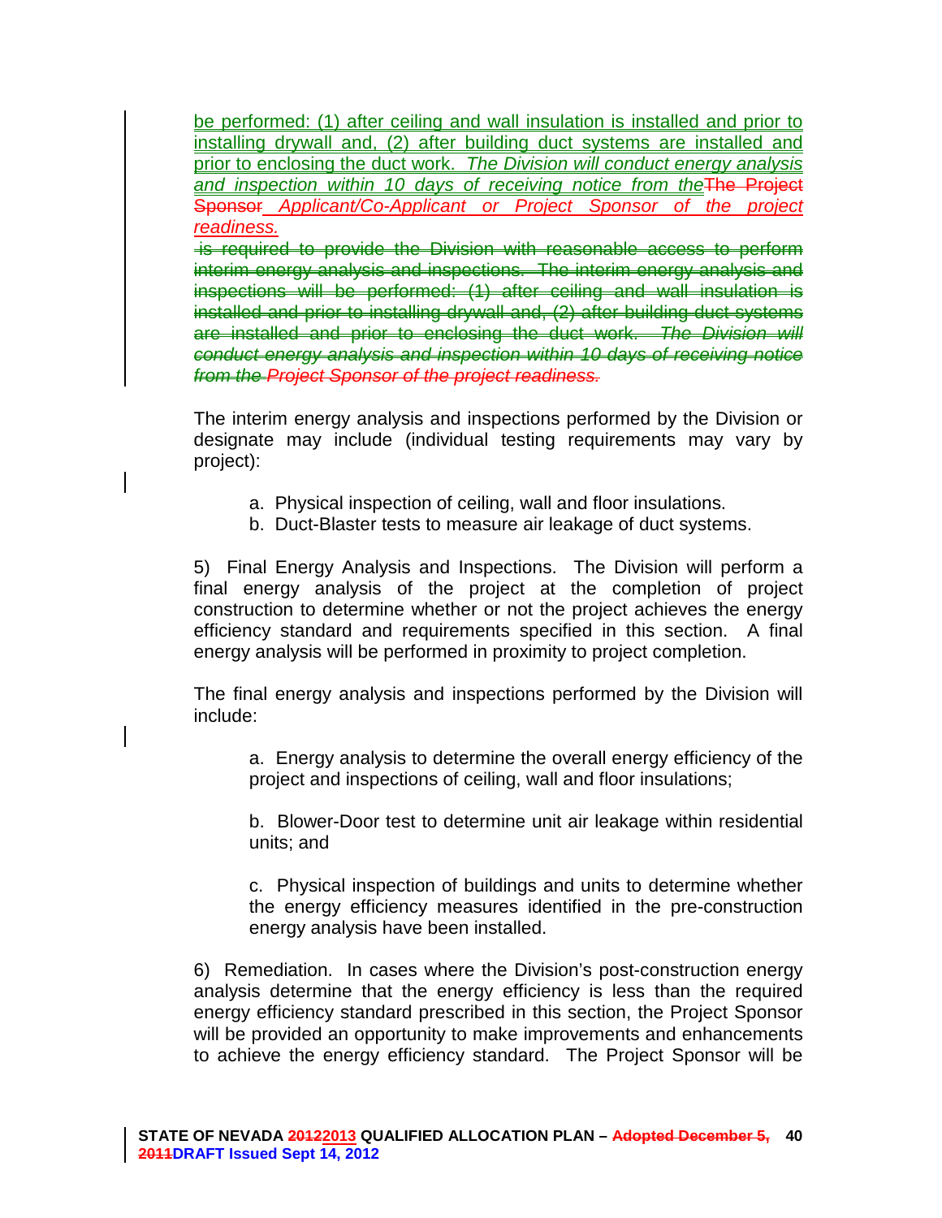be performed: (1) after ceiling and wall insulation is installed and prior to installing drywall and, (2) after building duct systems are installed and prior to enclosing the duct work. *The Division will conduct energy analysis and inspection within 10 days of receiving notice from the*~~The Project Sponsor~~ *Applicant/Co-Applicant or Project Sponsor of the project readiness.*

~~is required to provide the Division with reasonable access to perform interim energy analysis and inspections. The interim energy analysis and inspections will be performed: (1) after ceiling and wall insulation is installed and prior to installing drywall and, (2) after building duct systems are installed and prior to enclosing the duct work. *The Division will conduct energy analysis and inspection within 10 days of receiving notice from the* Project Sponsor of the project readiness.~~

The interim energy analysis and inspections performed by the Division or designate may include (individual testing requirements may vary by project):

a. Physical inspection of ceiling, wall and floor insulations.
b. Duct-Blaster tests to measure air leakage of duct systems.

5) Final Energy Analysis and Inspections. The Division will perform a final energy analysis of the project at the completion of project construction to determine whether or not the project achieves the energy efficiency standard and requirements specified in this section. A final energy analysis will be performed in proximity to project completion.

The final energy analysis and inspections performed by the Division will include:

a. Energy analysis to determine the overall energy efficiency of the project and inspections of ceiling, wall and floor insulations;

b. Blower-Door test to determine unit air leakage within residential units; and

c. Physical inspection of buildings and units to determine whether the energy efficiency measures identified in the pre-construction energy analysis have been installed.

6) Remediation. In cases where the Division's post-construction energy analysis determine that the energy efficiency is less than the required energy efficiency standard prescribed in this section, the Project Sponsor will be provided an opportunity to make improvements and enhancements to achieve the energy efficiency standard. The Project Sponsor will be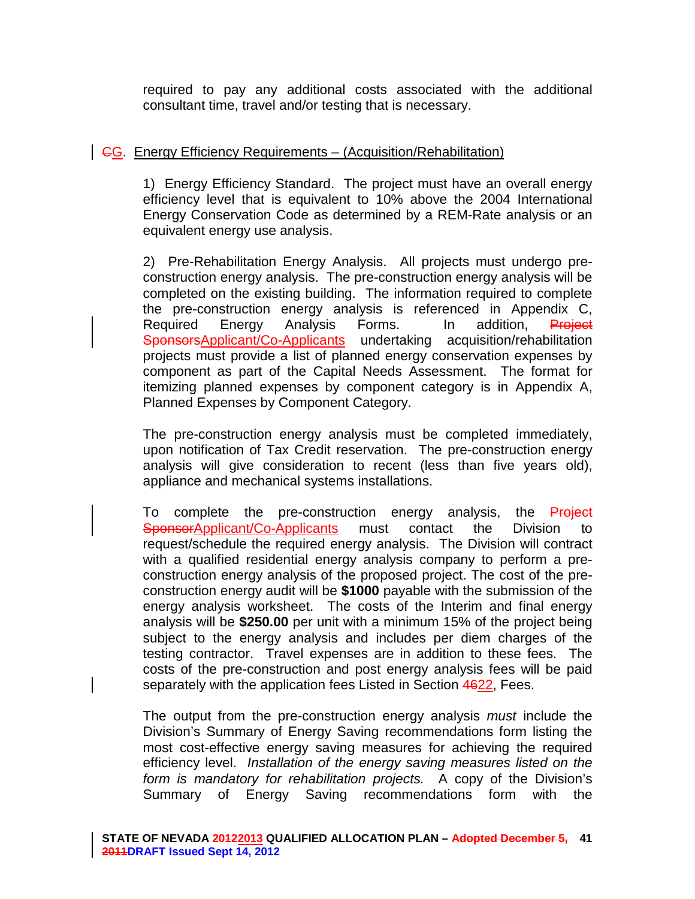required to pay any additional costs associated with the additional consultant time, travel and/or testing that is necessary.

## ~~C~~G. Energy Efficiency Requirements – (Acquisition/Rehabilitation)

1) Energy Efficiency Standard. The project must have an overall energy efficiency level that is equivalent to 10% above the 2004 International Energy Conservation Code as determined by a REM-Rate analysis or an equivalent energy use analysis.

2) Pre-Rehabilitation Energy Analysis. All projects must undergo pre-construction energy analysis. The pre-construction energy analysis will be completed on the existing building. The information required to complete the pre-construction energy analysis is referenced in Appendix C, Required Energy Analysis Forms. In addition, ~~Project Sponsors~~Applicant/Co-Applicants undertaking acquisition/rehabilitation projects must provide a list of planned energy conservation expenses by component as part of the Capital Needs Assessment. The format for itemizing planned expenses by component category is in Appendix A, Planned Expenses by Component Category.

The pre-construction energy analysis must be completed immediately, upon notification of Tax Credit reservation. The pre-construction energy analysis will give consideration to recent (less than five years old), appliance and mechanical systems installations.

To complete the pre-construction energy analysis, the ~~Project Sponsor~~Applicant/Co-Applicants must contact the Division to request/schedule the required energy analysis. The Division will contract with a qualified residential energy analysis company to perform a pre-construction energy analysis of the proposed project. The cost of the pre-construction energy audit will be **$1000** payable with the submission of the energy analysis worksheet. The costs of the Interim and final energy analysis will be **$250.00** per unit with a minimum 15% of the project being subject to the energy analysis and includes per diem charges of the testing contractor. Travel expenses are in addition to these fees. The costs of the pre-construction and post energy analysis fees will be paid separately with the application fees Listed in Section ~~46~~22, Fees.

The output from the pre-construction energy analysis *must* include the Division's Summary of Energy Saving recommendations form listing the most cost-effective energy saving measures for achieving the required efficiency level. *Installation of the energy saving measures listed on the form is mandatory for rehabilitation projects.* A copy of the Division's Summary of Energy Saving recommendations form with the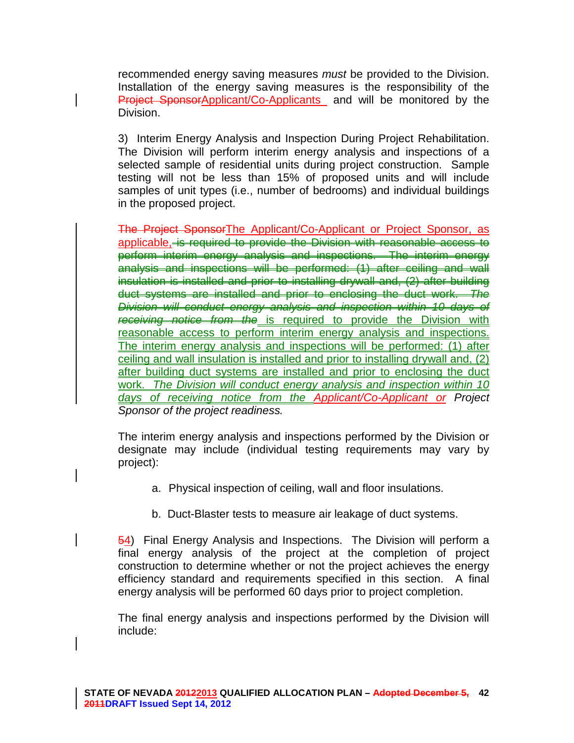recommended energy saving measures *must* be provided to the Division. Installation of the energy saving measures is the responsibility of the ~~Project Sponsor~~Applicant/Co-Applicants and will be monitored by the Division.

3) Interim Energy Analysis and Inspection During Project Rehabilitation. The Division will perform interim energy analysis and inspections of a selected sample of residential units during project construction. Sample testing will not be less than 15% of proposed units and will include samples of unit types (i.e., number of bedrooms) and individual buildings in the proposed project.

~~The Project Sponsor~~The Applicant/Co-Applicant or Project Sponsor, as applicable, ~~is required to provide the Division with reasonable access to perform interim energy analysis and inspections. The interim energy analysis and inspections will be performed: (1) after ceiling and wall insulation is installed and prior to installing drywall and, (2) after building duct systems are installed and prior to enclosing the duct work.~~ ~~*The Division will conduct energy analysis and inspection within 10 days of receiving notice from the*~~ is required to provide the Division with reasonable access to perform interim energy analysis and inspections. The interim energy analysis and inspections will be performed: (1) after ceiling and wall insulation is installed and prior to installing drywall and, (2) after building duct systems are installed and prior to enclosing the duct work. *The Division will conduct energy analysis and inspection within 10 days of receiving notice from the Applicant/Co-Applicant or Project Sponsor of the project readiness.*

The interim energy analysis and inspections performed by the Division or designate may include (individual testing requirements may vary by project):

a. Physical inspection of ceiling, wall and floor insulations.

b. Duct-Blaster tests to measure air leakage of duct systems.

~~5~~4) Final Energy Analysis and Inspections. The Division will perform a final energy analysis of the project at the completion of project construction to determine whether or not the project achieves the energy efficiency standard and requirements specified in this section. A final energy analysis will be performed 60 days prior to project completion.

The final energy analysis and inspections performed by the Division will include: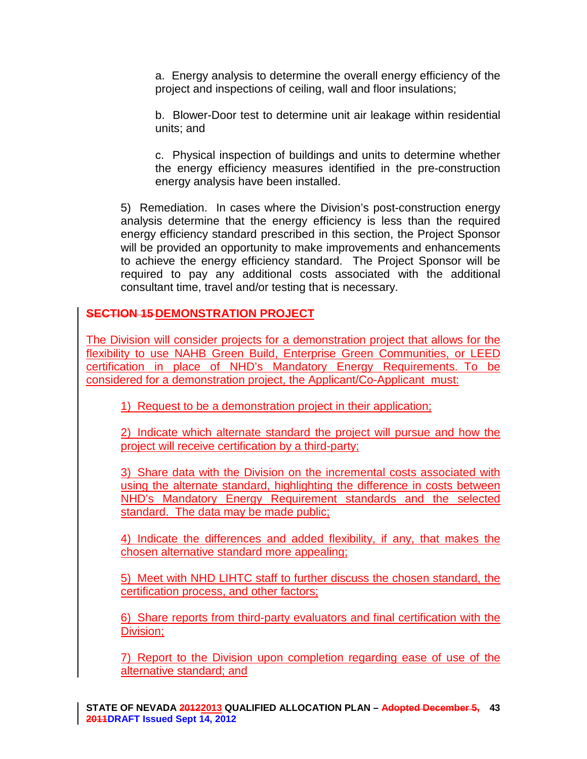a. Energy analysis to determine the overall energy efficiency of the project and inspections of ceiling, wall and floor insulations;

b. Blower-Door test to determine unit air leakage within residential units; and

c. Physical inspection of buildings and units to determine whether the energy efficiency measures identified in the pre-construction energy analysis have been installed.

5) Remediation. In cases where the Division's post-construction energy analysis determine that the energy efficiency is less than the required energy efficiency standard prescribed in this section, the Project Sponsor will be provided an opportunity to make improvements and enhancements to achieve the energy efficiency standard. The Project Sponsor will be required to pay any additional costs associated with the additional consultant time, travel and/or testing that is necessary.

## ~~SECTION 15~~ DEMONSTRATION PROJECT

The Division will consider projects for a demonstration project that allows for the flexibility to use NAHB Green Build, Enterprise Green Communities, or LEED certification in place of NHD's Mandatory Energy Requirements. To be considered for a demonstration project, the Applicant/Co-Applicant must:

1) Request to be a demonstration project in their application;

2) Indicate which alternate standard the project will pursue and how the project will receive certification by a third-party;

3) Share data with the Division on the incremental costs associated with using the alternate standard, highlighting the difference in costs between NHD's Mandatory Energy Requirement standards and the selected standard. The data may be made public;

4) Indicate the differences and added flexibility, if any, that makes the chosen alternative standard more appealing;

5) Meet with NHD LIHTC staff to further discuss the chosen standard, the certification process, and other factors;

6) Share reports from third-party evaluators and final certification with the Division;

7) Report to the Division upon completion regarding ease of use of the alternative standard; and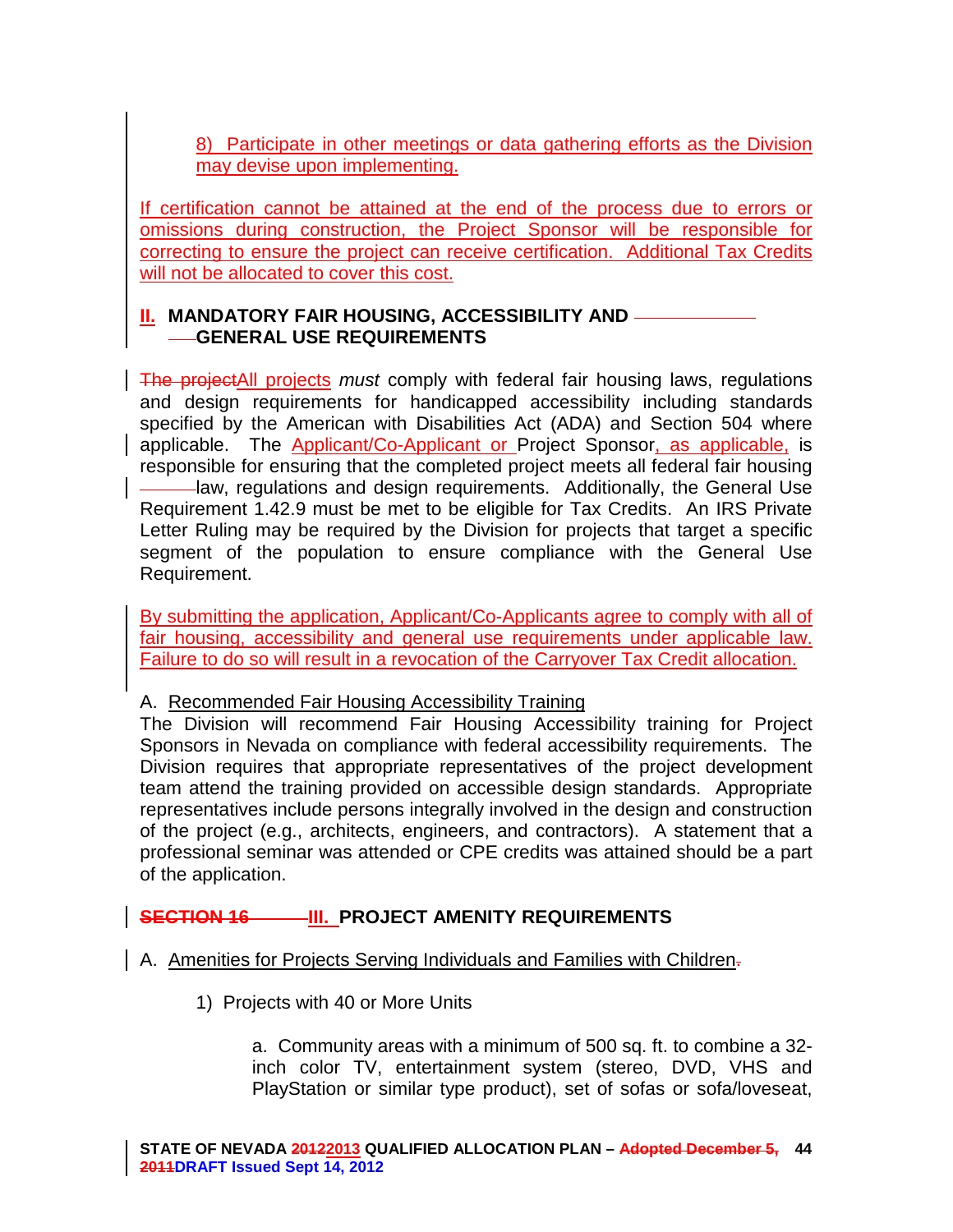8) Participate in other meetings or data gathering efforts as the Division may devise upon implementing.

If certification cannot be attained at the end of the process due to errors or omissions during construction, the Project Sponsor will be responsible for correcting to ensure the project can receive certification. Additional Tax Credits will not be allocated to cover this cost.

## II. MANDATORY FAIR HOUSING, ACCESSIBILITY AND GENERAL USE REQUIREMENTS

~~The project~~All projects *must* comply with federal fair housing laws, regulations and design requirements for handicapped accessibility including standards specified by the American with Disabilities Act (ADA) and Section 504 where applicable. The Applicant/Co-Applicant or Project Sponsor, as applicable, is responsible for ensuring that the completed project meets all federal fair housing law, regulations and design requirements. Additionally, the General Use Requirement 1.42.9 must be met to be eligible for Tax Credits. An IRS Private Letter Ruling may be required by the Division for projects that target a specific segment of the population to ensure compliance with the General Use Requirement.

By submitting the application, Applicant/Co-Applicants agree to comply with all of fair housing, accessibility and general use requirements under applicable law. Failure to do so will result in a revocation of the Carryover Tax Credit allocation.

A. Recommended Fair Housing Accessibility Training

The Division will recommend Fair Housing Accessibility training for Project Sponsors in Nevada on compliance with federal accessibility requirements. The Division requires that appropriate representatives of the project development team attend the training provided on accessible design standards. Appropriate representatives include persons integrally involved in the design and construction of the project (e.g., architects, engineers, and contractors). A statement that a professional seminar was attended or CPE credits was attained should be a part of the application.

## ~~SECTION 16~~ III. PROJECT AMENITY REQUIREMENTS

A. Amenities for Projects Serving Individuals and Families with Children

1) Projects with 40 or More Units

a. Community areas with a minimum of 500 sq. ft. to combine a 32-inch color TV, entertainment system (stereo, DVD, VHS and PlayStation or similar type product), set of sofas or sofa/loveseat,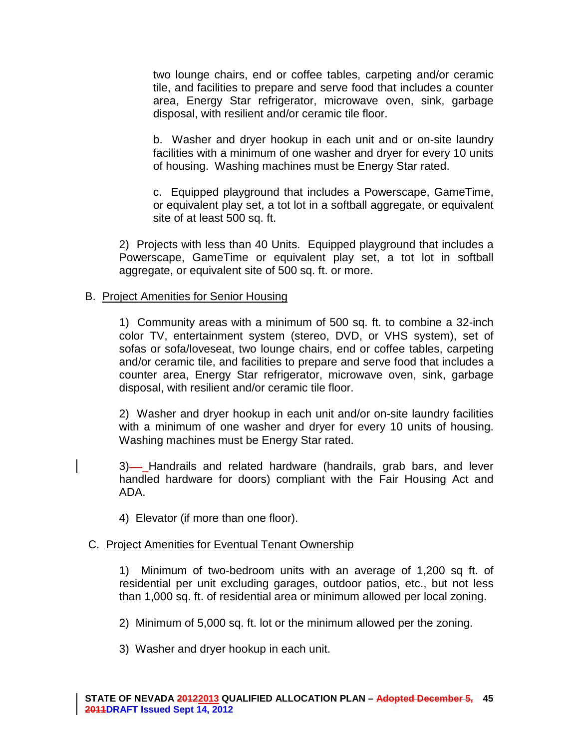two lounge chairs, end or coffee tables, carpeting and/or ceramic tile, and facilities to prepare and serve food that includes a counter area, Energy Star refrigerator, microwave oven, sink, garbage disposal, with resilient and/or ceramic tile floor.

b. Washer and dryer hookup in each unit and or on-site laundry facilities with a minimum of one washer and dryer for every 10 units of housing. Washing machines must be Energy Star rated.

c. Equipped playground that includes a Powerscape, GameTime, or equivalent play set, a tot lot in a softball aggregate, or equivalent site of at least 500 sq. ft.

2) Projects with less than 40 Units. Equipped playground that includes a Powerscape, GameTime or equivalent play set, a tot lot in softball aggregate, or equivalent site of 500 sq. ft. or more.

B. Project Amenities for Senior Housing

1) Community areas with a minimum of 500 sq. ft. to combine a 32-inch color TV, entertainment system (stereo, DVD, or VHS system), set of sofas or sofa/loveseat, two lounge chairs, end or coffee tables, carpeting and/or ceramic tile, and facilities to prepare and serve food that includes a counter area, Energy Star refrigerator, microwave oven, sink, garbage disposal, with resilient and/or ceramic tile floor.

2) Washer and dryer hookup in each unit and/or on-site laundry facilities with a minimum of one washer and dryer for every 10 units of housing. Washing machines must be Energy Star rated.

3) Handrails and related hardware (handrails, grab bars, and lever handled hardware for doors) compliant with the Fair Housing Act and ADA.

4) Elevator (if more than one floor).

C. Project Amenities for Eventual Tenant Ownership

1) Minimum of two-bedroom units with an average of 1,200 sq ft. of residential per unit excluding garages, outdoor patios, etc., but not less than 1,000 sq. ft. of residential area or minimum allowed per local zoning.

2) Minimum of 5,000 sq. ft. lot or the minimum allowed per the zoning.

3) Washer and dryer hookup in each unit.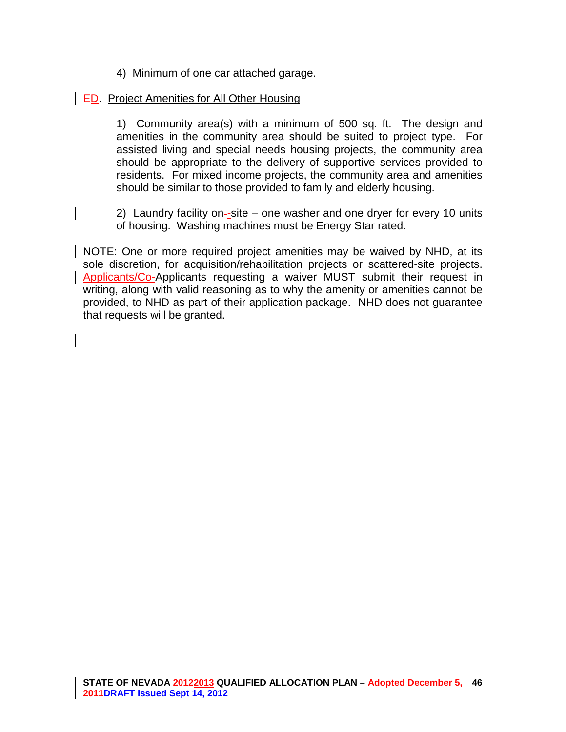4) Minimum of one car attached garage.

ED. Project Amenities for All Other Housing

1) Community area(s) with a minimum of 500 sq. ft. The design and amenities in the community area should be suited to project type. For assisted living and special needs housing projects, the community area should be appropriate to the delivery of supportive services provided to residents. For mixed income projects, the community area and amenities should be similar to those provided to family and elderly housing.

2) Laundry facility on--site – one washer and one dryer for every 10 units of housing. Washing machines must be Energy Star rated.

NOTE: One or more required project amenities may be waived by NHD, at its sole discretion, for acquisition/rehabilitation projects or scattered-site projects. Applicants/Co-Applicants requesting a waiver MUST submit their request in writing, along with valid reasoning as to why the amenity or amenities cannot be provided, to NHD as part of their application package. NHD does not guarantee that requests will be granted.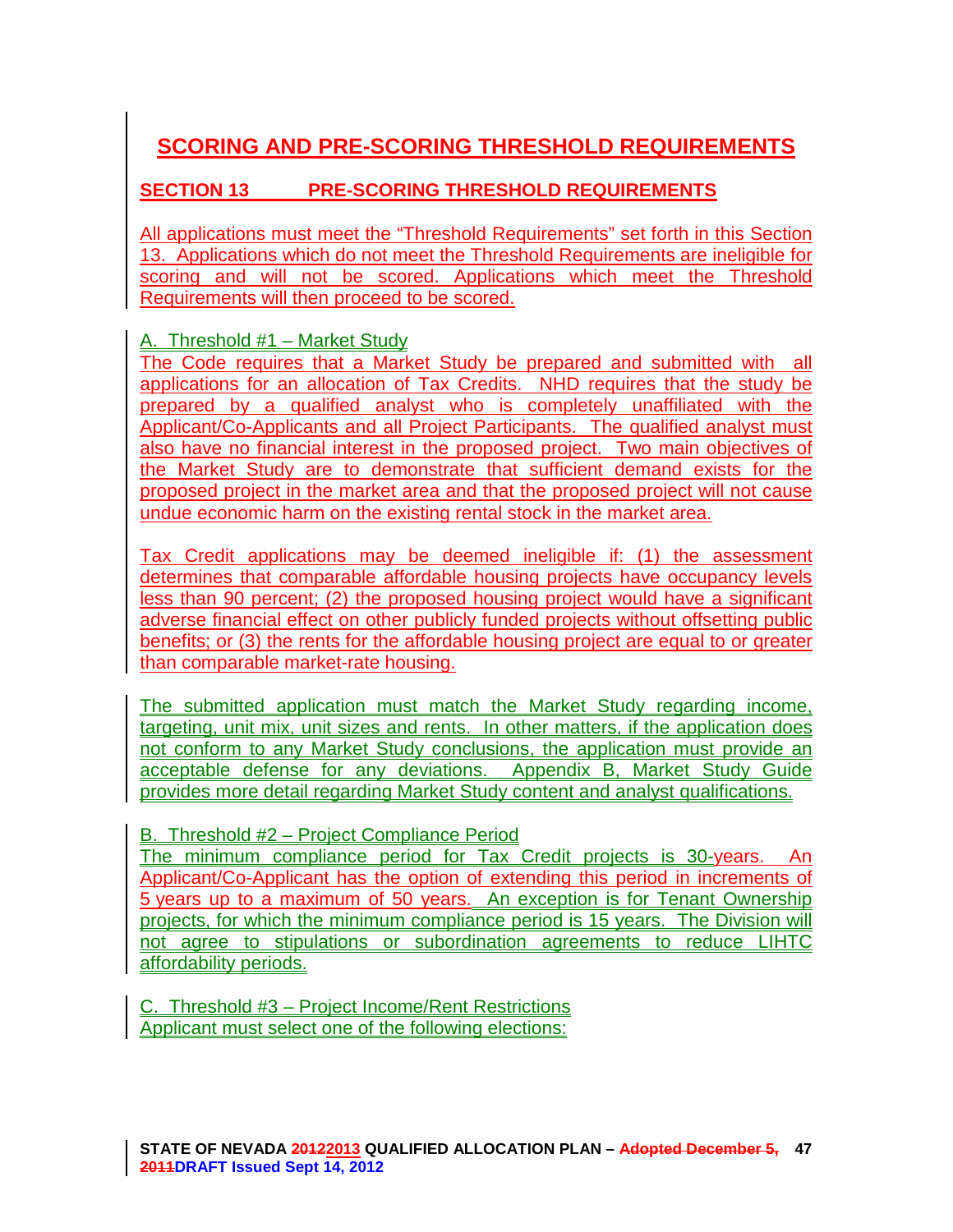# SCORING AND PRE-SCORING THRESHOLD REQUIREMENTS

## SECTION 13 PRE-SCORING THRESHOLD REQUIREMENTS

All applications must meet the "Threshold Requirements" set forth in this Section 13. Applications which do not meet the Threshold Requirements are ineligible for scoring and will not be scored. Applications which meet the Threshold Requirements will then proceed to be scored.

A. Threshold #1 – Market Study

The Code requires that a Market Study be prepared and submitted with all applications for an allocation of Tax Credits. NHD requires that the study be prepared by a qualified analyst who is completely unaffiliated with the Applicant/Co-Applicants and all Project Participants. The qualified analyst must also have no financial interest in the proposed project. Two main objectives of the Market Study are to demonstrate that sufficient demand exists for the proposed project in the market area and that the proposed project will not cause undue economic harm on the existing rental stock in the market area.

Tax Credit applications may be deemed ineligible if: (1) the assessment determines that comparable affordable housing projects have occupancy levels less than 90 percent; (2) the proposed housing project would have a significant adverse financial effect on other publicly funded projects without offsetting public benefits; or (3) the rents for the affordable housing project are equal to or greater than comparable market-rate housing.

The submitted application must match the Market Study regarding income, targeting, unit mix, unit sizes and rents. In other matters, if the application does not conform to any Market Study conclusions, the application must provide an acceptable defense for any deviations. Appendix B, Market Study Guide provides more detail regarding Market Study content and analyst qualifications.

B. Threshold #2 – Project Compliance Period

The minimum compliance period for Tax Credit projects is 30-years. An Applicant/Co-Applicant has the option of extending this period in increments of 5 years up to a maximum of 50 years. An exception is for Tenant Ownership projects, for which the minimum compliance period is 15 years. The Division will not agree to stipulations or subordination agreements to reduce LIHTC affordability periods.

C. Threshold #3 – Project Income/Rent Restrictions

Applicant must select one of the following elections: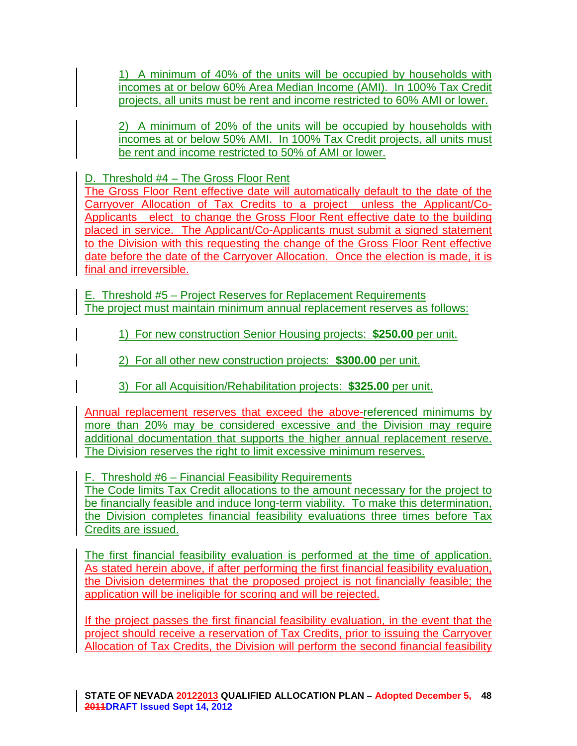1) A minimum of 40% of the units will be occupied by households with incomes at or below 60% Area Median Income (AMI). In 100% Tax Credit projects, all units must be rent and income restricted to 60% AMI or lower.

2) A minimum of 20% of the units will be occupied by households with incomes at or below 50% AMI. In 100% Tax Credit projects, all units must be rent and income restricted to 50% of AMI or lower.

D. Threshold #4 – The Gross Floor Rent

The Gross Floor Rent effective date will automatically default to the date of the Carryover Allocation of Tax Credits to a project unless the Applicant/Co-Applicants elect to change the Gross Floor Rent effective date to the building placed in service. The Applicant/Co-Applicants must submit a signed statement to the Division with this requesting the change of the Gross Floor Rent effective date before the date of the Carryover Allocation. Once the election is made, it is final and irreversible.

E. Threshold #5 – Project Reserves for Replacement Requirements

The project must maintain minimum annual replacement reserves as follows:

1) For new construction Senior Housing projects: **$250.00** per unit.

2) For all other new construction projects: **$300.00** per unit.

3) For all Acquisition/Rehabilitation projects: **$325.00** per unit.

Annual replacement reserves that exceed the above-referenced minimums by more than 20% may be considered excessive and the Division may require additional documentation that supports the higher annual replacement reserve. The Division reserves the right to limit excessive minimum reserves.

F. Threshold #6 – Financial Feasibility Requirements

The Code limits Tax Credit allocations to the amount necessary for the project to be financially feasible and induce long-term viability. To make this determination, the Division completes financial feasibility evaluations three times before Tax Credits are issued.

The first financial feasibility evaluation is performed at the time of application. As stated herein above, if after performing the first financial feasibility evaluation, the Division determines that the proposed project is not financially feasible; the application will be ineligible for scoring and will be rejected.

If the project passes the first financial feasibility evaluation, in the event that the project should receive a reservation of Tax Credits, prior to issuing the Carryover Allocation of Tax Credits, the Division will perform the second financial feasibility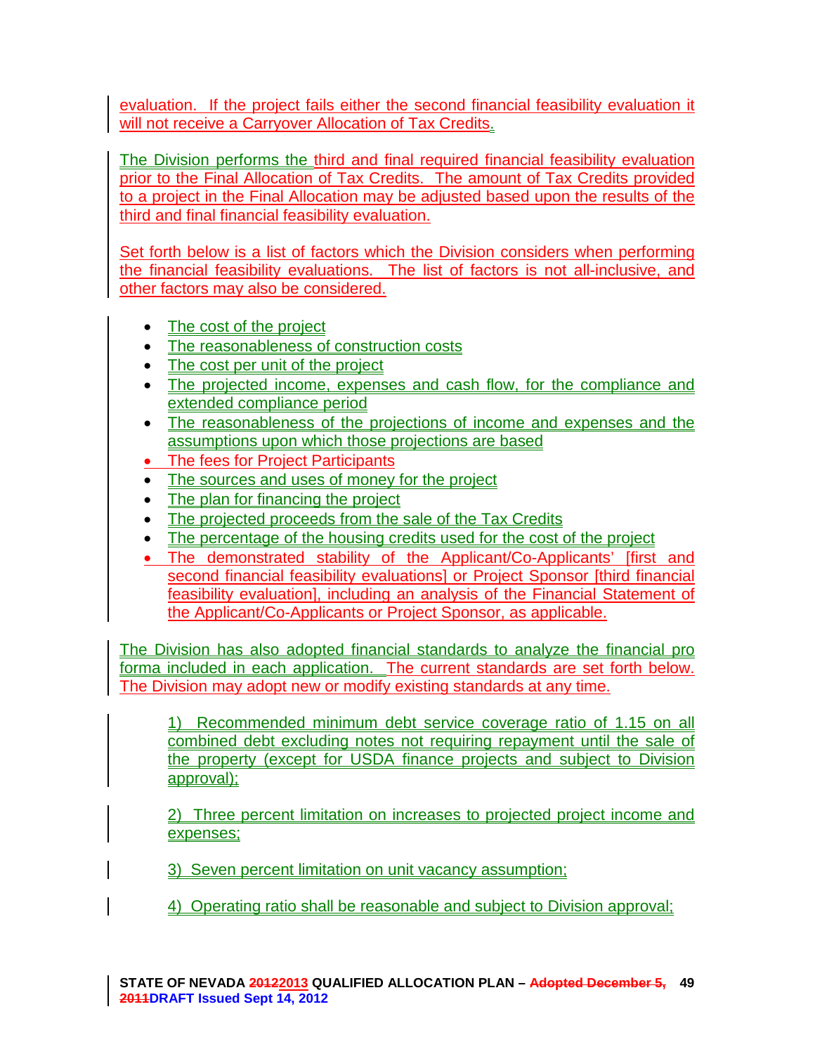evaluation. If the project fails either the second financial feasibility evaluation it will not receive a Carryover Allocation of Tax Credits.

The Division performs the third and final required financial feasibility evaluation prior to the Final Allocation of Tax Credits. The amount of Tax Credits provided to a project in the Final Allocation may be adjusted based upon the results of the third and final financial feasibility evaluation.

Set forth below is a list of factors which the Division considers when performing the financial feasibility evaluations. The list of factors is not all-inclusive, and other factors may also be considered.

- The cost of the project
- The reasonableness of construction costs
- The cost per unit of the project
- The projected income, expenses and cash flow, for the compliance and extended compliance period
- The reasonableness of the projections of income and expenses and the assumptions upon which those projections are based
- The fees for Project Participants
- The sources and uses of money for the project
- The plan for financing the project
- The projected proceeds from the sale of the Tax Credits
- The percentage of the housing credits used for the cost of the project
- The demonstrated stability of the Applicant/Co-Applicants' [first and second financial feasibility evaluations] or Project Sponsor [third financial feasibility evaluation], including an analysis of the Financial Statement of the Applicant/Co-Applicants or Project Sponsor, as applicable.

The Division has also adopted financial standards to analyze the financial pro forma included in each application. The current standards are set forth below. The Division may adopt new or modify existing standards at any time.

1) Recommended minimum debt service coverage ratio of 1.15 on all combined debt excluding notes not requiring repayment until the sale of the property (except for USDA finance projects and subject to Division approval);

2) Three percent limitation on increases to projected project income and expenses;

3) Seven percent limitation on unit vacancy assumption;

4) Operating ratio shall be reasonable and subject to Division approval;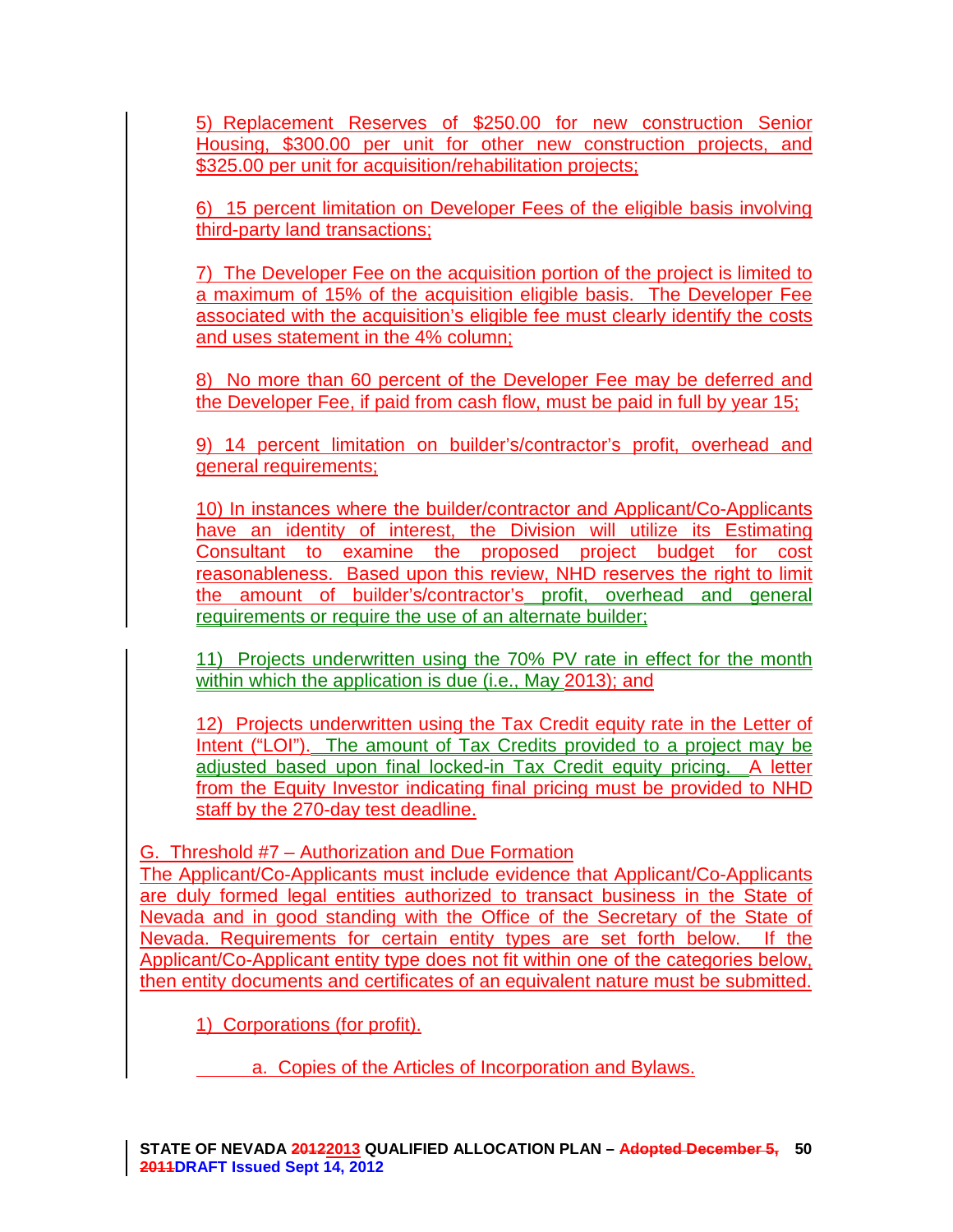5) Replacement Reserves of $250.00 for new construction Senior Housing, $300.00 per unit for other new construction projects, and $325.00 per unit for acquisition/rehabilitation projects;

6) 15 percent limitation on Developer Fees of the eligible basis involving third-party land transactions;

7) The Developer Fee on the acquisition portion of the project is limited to a maximum of 15% of the acquisition eligible basis. The Developer Fee associated with the acquisition's eligible fee must clearly identify the costs and uses statement in the 4% column;

8) No more than 60 percent of the Developer Fee may be deferred and the Developer Fee, if paid from cash flow, must be paid in full by year 15;

9) 14 percent limitation on builder's/contractor's profit, overhead and general requirements;

10) In instances where the builder/contractor and Applicant/Co-Applicants have an identity of interest, the Division will utilize its Estimating Consultant to examine the proposed project budget for cost reasonableness. Based upon this review, NHD reserves the right to limit the amount of builder's/contractor's profit, overhead and general requirements or require the use of an alternate builder;

11) Projects underwritten using the 70% PV rate in effect for the month within which the application is due (i.e., May 2013); and

12) Projects underwritten using the Tax Credit equity rate in the Letter of Intent ("LOI"). The amount of Tax Credits provided to a project may be adjusted based upon final locked-in Tax Credit equity pricing. A letter from the Equity Investor indicating final pricing must be provided to NHD staff by the 270-day test deadline.

G. Threshold #7 – Authorization and Due Formation

The Applicant/Co-Applicants must include evidence that Applicant/Co-Applicants are duly formed legal entities authorized to transact business in the State of Nevada and in good standing with the Office of the Secretary of the State of Nevada. Requirements for certain entity types are set forth below. If the Applicant/Co-Applicant entity type does not fit within one of the categories below, then entity documents and certificates of an equivalent nature must be submitted.

1) Corporations (for profit).

a. Copies of the Articles of Incorporation and Bylaws.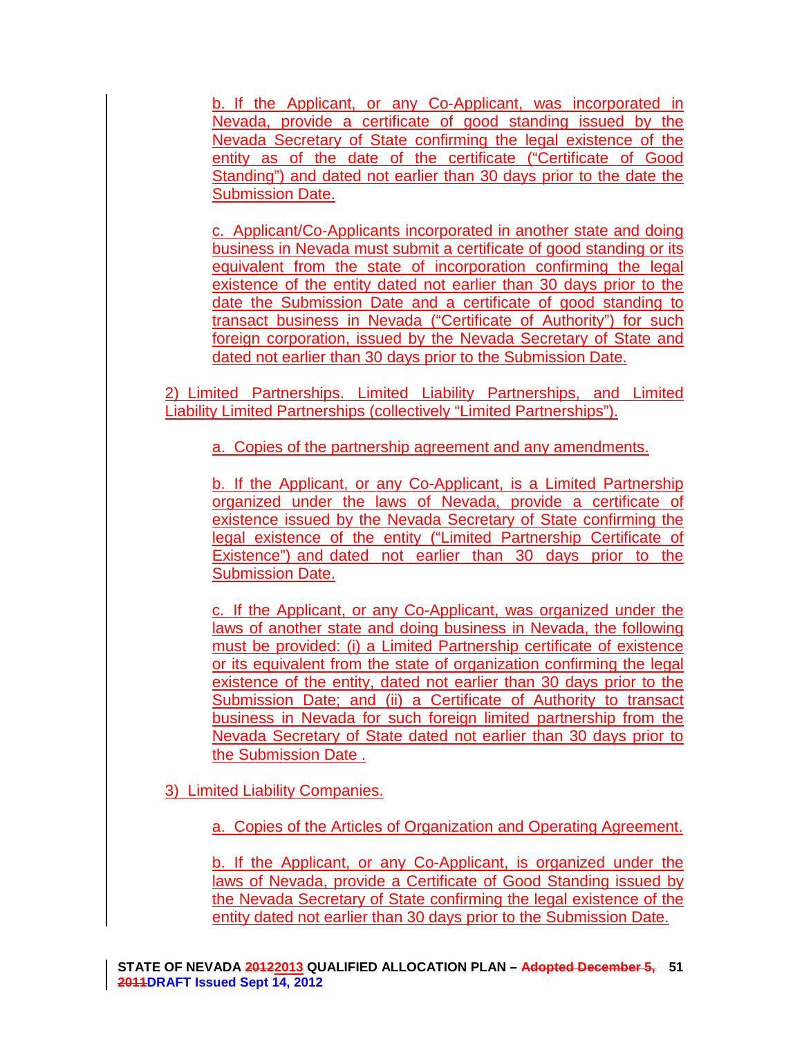b. If the Applicant, or any Co-Applicant, was incorporated in Nevada, provide a certificate of good standing issued by the Nevada Secretary of State confirming the legal existence of the entity as of the date of the certificate ("Certificate of Good Standing") and dated not earlier than 30 days prior to the date the Submission Date.

c. Applicant/Co-Applicants incorporated in another state and doing business in Nevada must submit a certificate of good standing or its equivalent from the state of incorporation confirming the legal existence of the entity dated not earlier than 30 days prior to the date the Submission Date and a certificate of good standing to transact business in Nevada ("Certificate of Authority") for such foreign corporation, issued by the Nevada Secretary of State and dated not earlier than 30 days prior to the Submission Date.

2) Limited Partnerships. Limited Liability Partnerships, and Limited Liability Limited Partnerships (collectively "Limited Partnerships").

a. Copies of the partnership agreement and any amendments.

b. If the Applicant, or any Co-Applicant, is a Limited Partnership organized under the laws of Nevada, provide a certificate of existence issued by the Nevada Secretary of State confirming the legal existence of the entity ("Limited Partnership Certificate of Existence") and dated not earlier than 30 days prior to the Submission Date.

c. If the Applicant, or any Co-Applicant, was organized under the laws of another state and doing business in Nevada, the following must be provided: (i) a Limited Partnership certificate of existence or its equivalent from the state of organization confirming the legal existence of the entity, dated not earlier than 30 days prior to the Submission Date; and (ii) a Certificate of Authority to transact business in Nevada for such foreign limited partnership from the Nevada Secretary of State dated not earlier than 30 days prior to the Submission Date .

3) Limited Liability Companies.

a. Copies of the Articles of Organization and Operating Agreement.

b. If the Applicant, or any Co-Applicant, is organized under the laws of Nevada, provide a Certificate of Good Standing issued by the Nevada Secretary of State confirming the legal existence of the entity dated not earlier than 30 days prior to the Submission Date.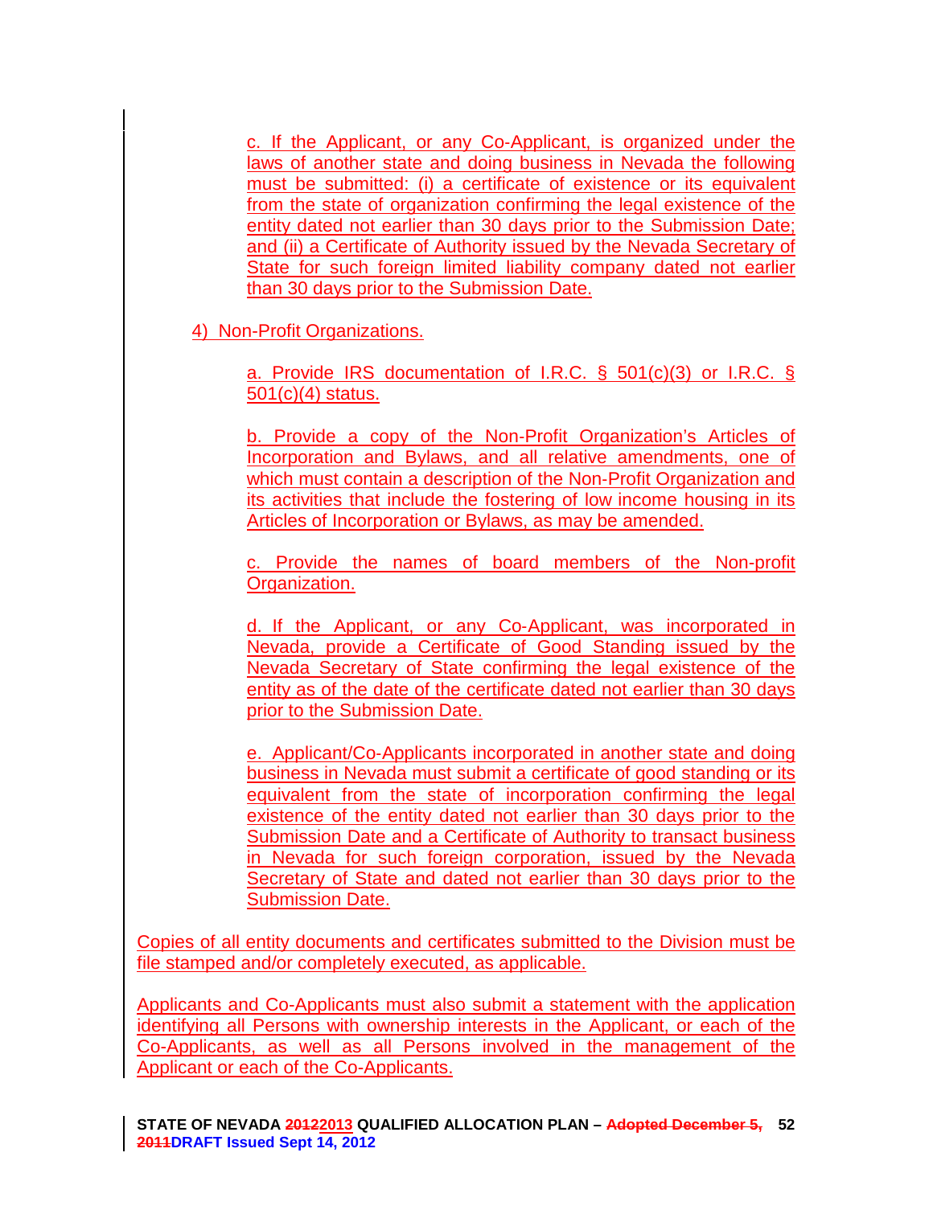c. If the Applicant, or any Co-Applicant, is organized under the laws of another state and doing business in Nevada the following must be submitted: (i) a certificate of existence or its equivalent from the state of organization confirming the legal existence of the entity dated not earlier than 30 days prior to the Submission Date; and (ii) a Certificate of Authority issued by the Nevada Secretary of State for such foreign limited liability company dated not earlier than 30 days prior to the Submission Date.

4) Non-Profit Organizations.

a. Provide IRS documentation of I.R.C. § 501(c)(3) or I.R.C. § 501(c)(4) status.

b. Provide a copy of the Non-Profit Organization's Articles of Incorporation and Bylaws, and all relative amendments, one of which must contain a description of the Non-Profit Organization and its activities that include the fostering of low income housing in its Articles of Incorporation or Bylaws, as may be amended.

c. Provide the names of board members of the Non-profit Organization.

d. If the Applicant, or any Co-Applicant, was incorporated in Nevada, provide a Certificate of Good Standing issued by the Nevada Secretary of State confirming the legal existence of the entity as of the date of the certificate dated not earlier than 30 days prior to the Submission Date.

e. Applicant/Co-Applicants incorporated in another state and doing business in Nevada must submit a certificate of good standing or its equivalent from the state of incorporation confirming the legal existence of the entity dated not earlier than 30 days prior to the Submission Date and a Certificate of Authority to transact business in Nevada for such foreign corporation, issued by the Nevada Secretary of State and dated not earlier than 30 days prior to the Submission Date.

Copies of all entity documents and certificates submitted to the Division must be file stamped and/or completely executed, as applicable.

Applicants and Co-Applicants must also submit a statement with the application identifying all Persons with ownership interests in the Applicant, or each of the Co-Applicants, as well as all Persons involved in the management of the Applicant or each of the Co-Applicants.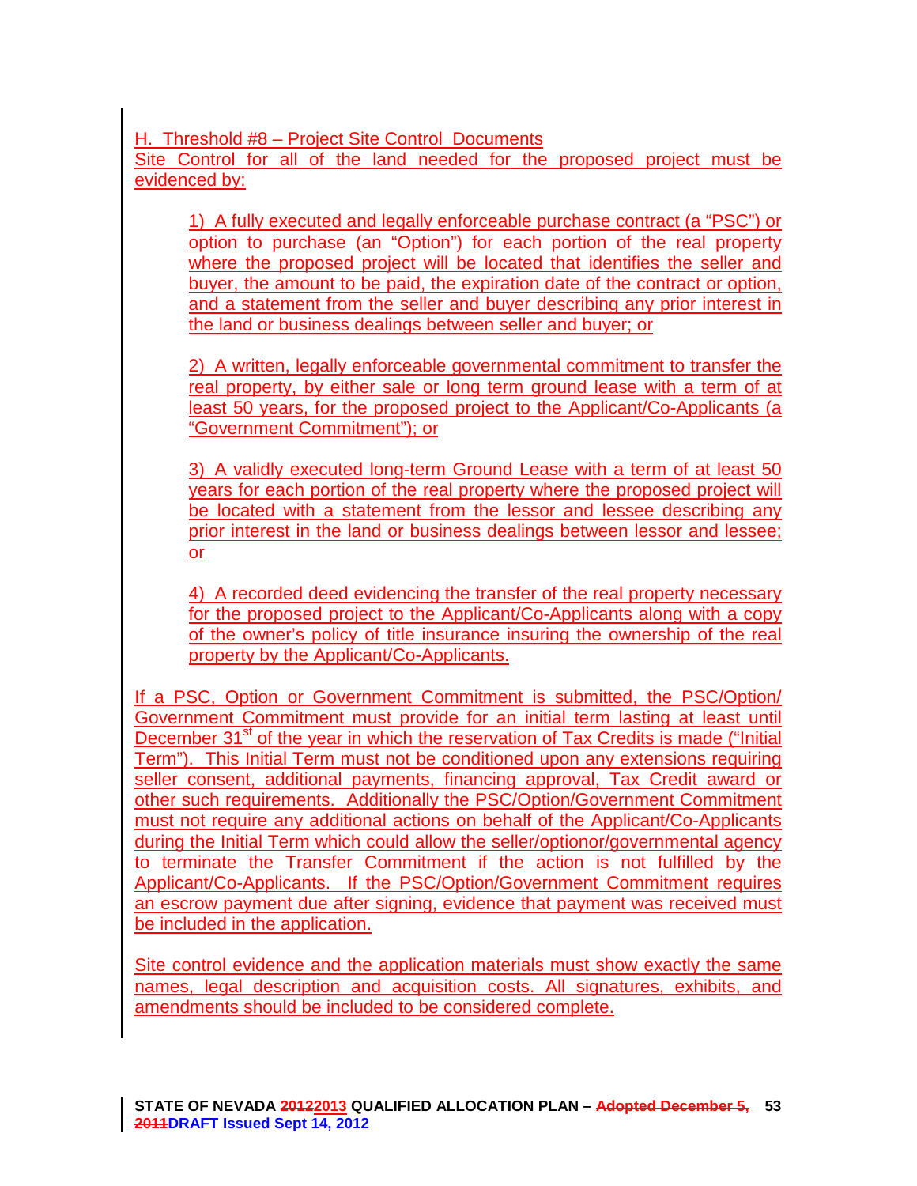## H. Threshold #8 – Project Site Control Documents

Site Control for all of the land needed for the proposed project must be evidenced by:

1) A fully executed and legally enforceable purchase contract (a "PSC") or option to purchase (an "Option") for each portion of the real property where the proposed project will be located that identifies the seller and buyer, the amount to be paid, the expiration date of the contract or option, and a statement from the seller and buyer describing any prior interest in the land or business dealings between seller and buyer; or

2) A written, legally enforceable governmental commitment to transfer the real property, by either sale or long term ground lease with a term of at least 50 years, for the proposed project to the Applicant/Co-Applicants (a "Government Commitment"); or

3) A validly executed long-term Ground Lease with a term of at least 50 years for each portion of the real property where the proposed project will be located with a statement from the lessor and lessee describing any prior interest in the land or business dealings between lessor and lessee; or

4) A recorded deed evidencing the transfer of the real property necessary for the proposed project to the Applicant/Co-Applicants along with a copy of the owner's policy of title insurance insuring the ownership of the real property by the Applicant/Co-Applicants.

If a PSC, Option or Government Commitment is submitted, the PSC/Option/ Government Commitment must provide for an initial term lasting at least until December 31st of the year in which the reservation of Tax Credits is made ("Initial Term"). This Initial Term must not be conditioned upon any extensions requiring seller consent, additional payments, financing approval, Tax Credit award or other such requirements. Additionally the PSC/Option/Government Commitment must not require any additional actions on behalf of the Applicant/Co-Applicants during the Initial Term which could allow the seller/optionor/governmental agency to terminate the Transfer Commitment if the action is not fulfilled by the Applicant/Co-Applicants. If the PSC/Option/Government Commitment requires an escrow payment due after signing, evidence that payment was received must be included in the application.

Site control evidence and the application materials must show exactly the same names, legal description and acquisition costs. All signatures, exhibits, and amendments should be included to be considered complete.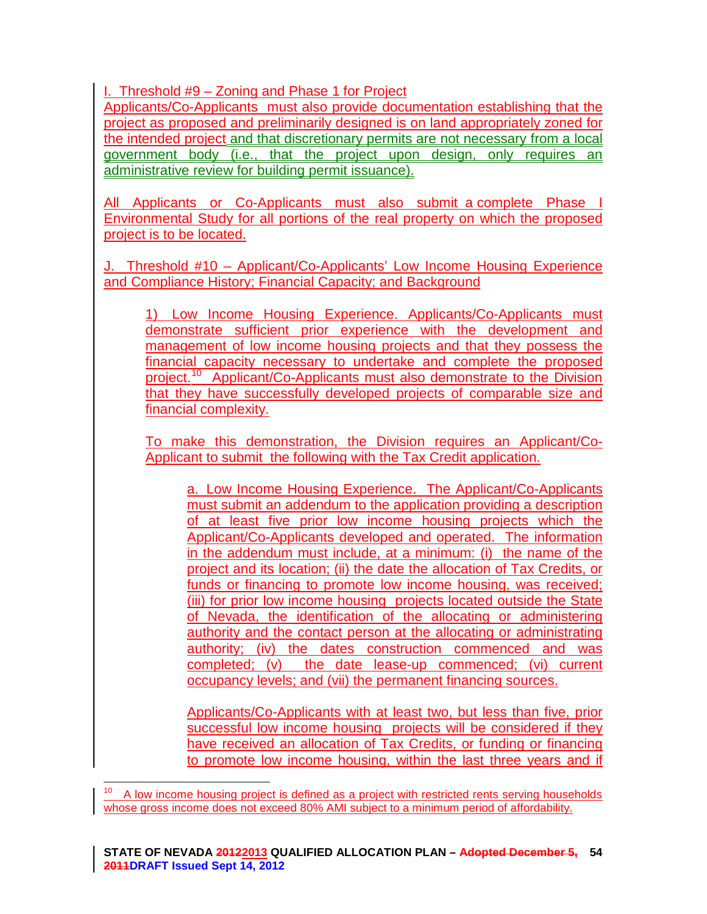I. Threshold #9 – Zoning and Phase 1 for Project

Applicants/Co-Applicants must also provide documentation establishing that the project as proposed and preliminarily designed is on land appropriately zoned for the intended project and that discretionary permits are not necessary from a local government body (i.e., that the project upon design, only requires an administrative review for building permit issuance).

All Applicants or Co-Applicants must also submit a complete Phase I Environmental Study for all portions of the real property on which the proposed project is to be located.

J. Threshold #10 – Applicant/Co-Applicants' Low Income Housing Experience and Compliance History; Financial Capacity; and Background

1) Low Income Housing Experience. Applicants/Co-Applicants must demonstrate sufficient prior experience with the development and management of low income housing projects and that they possess the financial capacity necessary to undertake and complete the proposed project.[10] Applicant/Co-Applicants must also demonstrate to the Division that they have successfully developed projects of comparable size and financial complexity.

To make this demonstration, the Division requires an Applicant/Co-Applicant to submit the following with the Tax Credit application.

a. Low Income Housing Experience. The Applicant/Co-Applicants must submit an addendum to the application providing a description of at least five prior low income housing projects which the Applicant/Co-Applicants developed and operated. The information in the addendum must include, at a minimum: (i) the name of the project and its location; (ii) the date the allocation of Tax Credits, or funds or financing to promote low income housing, was received; (iii) for prior low income housing projects located outside the State of Nevada, the identification of the allocating or administering authority and the contact person at the allocating or administrating authority; (iv) the dates construction commenced and was completed; (v) the date lease-up commenced; (vi) current occupancy levels; and (vii) the permanent financing sources.

Applicants/Co-Applicants with at least two, but less than five, prior successful low income housing projects will be considered if they have received an allocation of Tax Credits, or funding or financing to promote low income housing, within the last three years and if

[10] A low income housing project is defined as a project with restricted rents serving households whose gross income does not exceed 80% AMI subject to a minimum period of affordability.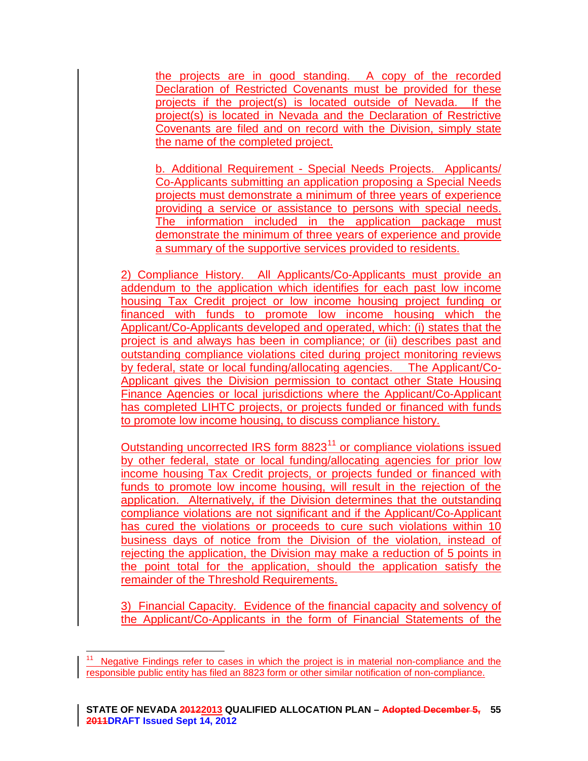the projects are in good standing. A copy of the recorded Declaration of Restricted Covenants must be provided for these projects if the project(s) is located outside of Nevada. If the project(s) is located in Nevada and the Declaration of Restrictive Covenants are filed and on record with the Division, simply state the name of the completed project.

b. Additional Requirement - Special Needs Projects. Applicants/ Co-Applicants submitting an application proposing a Special Needs projects must demonstrate a minimum of three years of experience providing a service or assistance to persons with special needs. The information included in the application package must demonstrate the minimum of three years of experience and provide a summary of the supportive services provided to residents.

2) Compliance History. All Applicants/Co-Applicants must provide an addendum to the application which identifies for each past low income housing Tax Credit project or low income housing project funding or financed with funds to promote low income housing which the Applicant/Co-Applicants developed and operated, which: (i) states that the project is and always has been in compliance; or (ii) describes past and outstanding compliance violations cited during project monitoring reviews by federal, state or local funding/allocating agencies. The Applicant/Co-Applicant gives the Division permission to contact other State Housing Finance Agencies or local jurisdictions where the Applicant/Co-Applicant has completed LIHTC projects, or projects funded or financed with funds to promote low income housing, to discuss compliance history.

Outstanding uncorrected IRS form 8823[11] or compliance violations issued by other federal, state or local funding/allocating agencies for prior low income housing Tax Credit projects, or projects funded or financed with funds to promote low income housing, will result in the rejection of the application. Alternatively, if the Division determines that the outstanding compliance violations are not significant and if the Applicant/Co-Applicant has cured the violations or proceeds to cure such violations within 10 business days of notice from the Division of the violation, instead of rejecting the application, the Division may make a reduction of 5 points in the point total for the application, should the application satisfy the remainder of the Threshold Requirements.

3) Financial Capacity. Evidence of the financial capacity and solvency of the Applicant/Co-Applicants in the form of Financial Statements of the

---

[11] Negative Findings refer to cases in which the project is in material non-compliance and the responsible public entity has filed an 8823 form or other similar notification of non-compliance.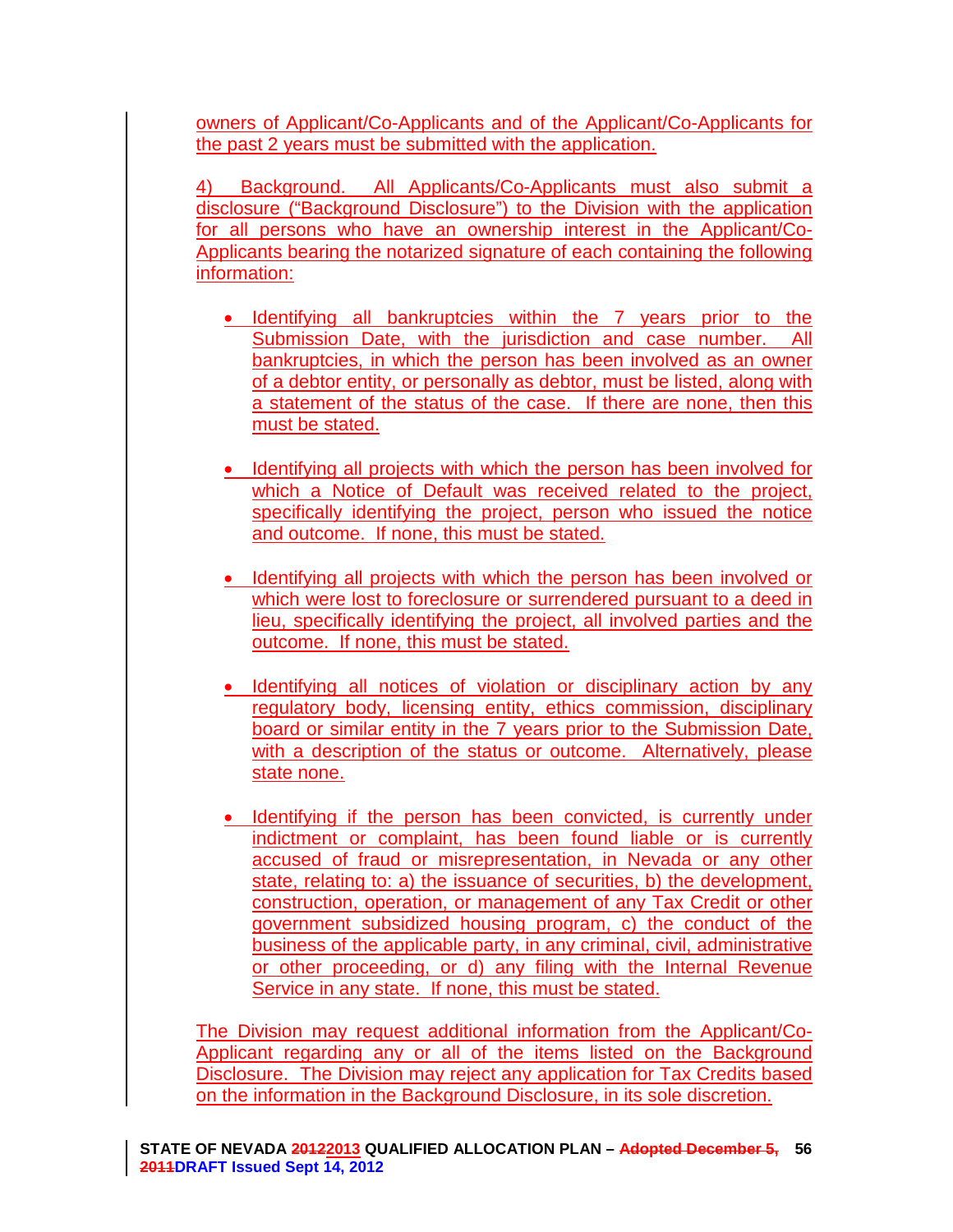owners of Applicant/Co-Applicants and of the Applicant/Co-Applicants for the past 2 years must be submitted with the application.

4) Background. All Applicants/Co-Applicants must also submit a disclosure ("Background Disclosure") to the Division with the application for all persons who have an ownership interest in the Applicant/Co-Applicants bearing the notarized signature of each containing the following information:

- Identifying all bankruptcies within the 7 years prior to the Submission Date, with the jurisdiction and case number. All bankruptcies, in which the person has been involved as an owner of a debtor entity, or personally as debtor, must be listed, along with a statement of the status of the case. If there are none, then this must be stated.

- Identifying all projects with which the person has been involved for which a Notice of Default was received related to the project, specifically identifying the project, person who issued the notice and outcome. If none, this must be stated.

- Identifying all projects with which the person has been involved or which were lost to foreclosure or surrendered pursuant to a deed in lieu, specifically identifying the project, all involved parties and the outcome. If none, this must be stated.

- Identifying all notices of violation or disciplinary action by any regulatory body, licensing entity, ethics commission, disciplinary board or similar entity in the 7 years prior to the Submission Date, with a description of the status or outcome. Alternatively, please state none.

- Identifying if the person has been convicted, is currently under indictment or complaint, has been found liable or is currently accused of fraud or misrepresentation, in Nevada or any other state, relating to: a) the issuance of securities, b) the development, construction, operation, or management of any Tax Credit or other government subsidized housing program, c) the conduct of the business of the applicable party, in any criminal, civil, administrative or other proceeding, or d) any filing with the Internal Revenue Service in any state. If none, this must be stated.

The Division may request additional information from the Applicant/Co-Applicant regarding any or all of the items listed on the Background Disclosure. The Division may reject any application for Tax Credits based on the information in the Background Disclosure, in its sole discretion.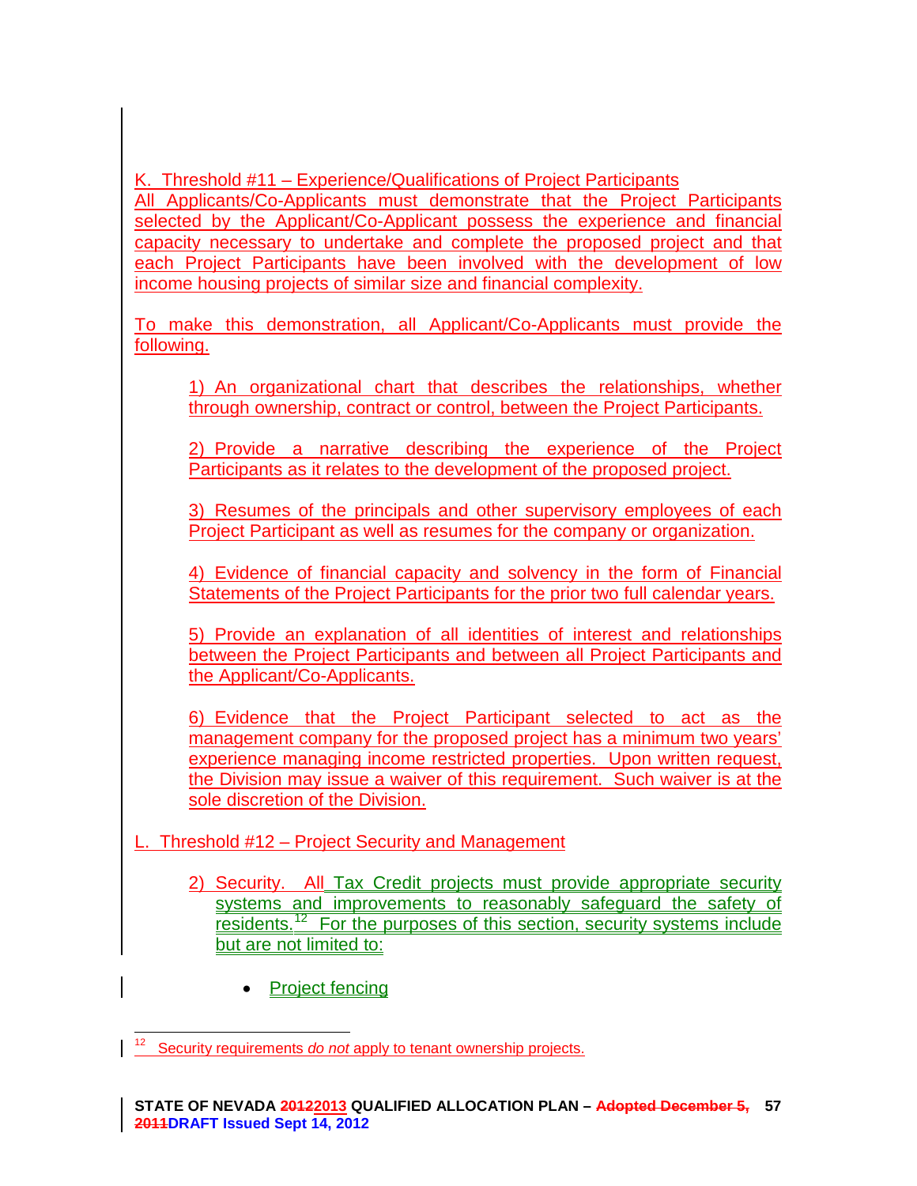K. Threshold #11 – Experience/Qualifications of Project Participants

All Applicants/Co-Applicants must demonstrate that the Project Participants selected by the Applicant/Co-Applicant possess the experience and financial capacity necessary to undertake and complete the proposed project and that each Project Participants have been involved with the development of low income housing projects of similar size and financial complexity.

To make this demonstration, all Applicant/Co-Applicants must provide the following.

1) An organizational chart that describes the relationships, whether through ownership, contract or control, between the Project Participants.

2) Provide a narrative describing the experience of the Project Participants as it relates to the development of the proposed project.

3) Resumes of the principals and other supervisory employees of each Project Participant as well as resumes for the company or organization.

4) Evidence of financial capacity and solvency in the form of Financial Statements of the Project Participants for the prior two full calendar years.

5) Provide an explanation of all identities of interest and relationships between the Project Participants and between all Project Participants and the Applicant/Co-Applicants.

6) Evidence that the Project Participant selected to act as the management company for the proposed project has a minimum two years' experience managing income restricted properties. Upon written request, the Division may issue a waiver of this requirement. Such waiver is at the sole discretion of the Division.

L. Threshold #12 – Project Security and Management

2) Security. All Tax Credit projects must provide appropriate security systems and improvements to reasonably safeguard the safety of residents.[12] For the purposes of this section, security systems include but are not limited to:

- Project fencing

[12] Security requirements *do not* apply to tenant ownership projects.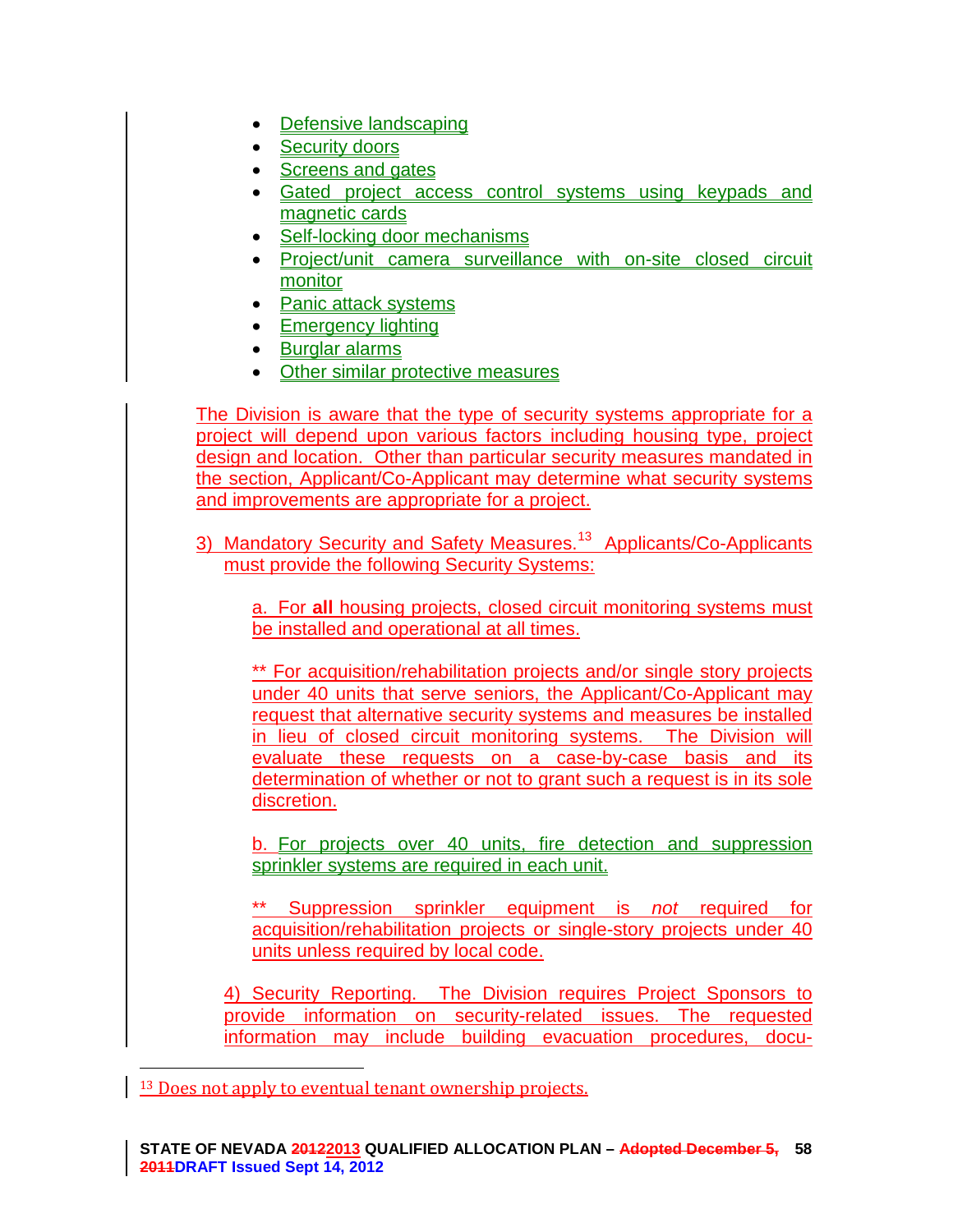- Defensive landscaping
- Security doors
- Screens and gates
- Gated project access control systems using keypads and magnetic cards
- Self-locking door mechanisms
- Project/unit camera surveillance with on-site closed circuit monitor
- Panic attack systems
- Emergency lighting
- Burglar alarms
- Other similar protective measures

The Division is aware that the type of security systems appropriate for a project will depend upon various factors including housing type, project design and location. Other than particular security measures mandated in the section, Applicant/Co-Applicant may determine what security systems and improvements are appropriate for a project.

3) Mandatory Security and Safety Measures.[13] Applicants/Co-Applicants must provide the following Security Systems:

a. For **all** housing projects, closed circuit monitoring systems must be installed and operational at all times.

** For acquisition/rehabilitation projects and/or single story projects under 40 units that serve seniors, the Applicant/Co-Applicant may request that alternative security systems and measures be installed in lieu of closed circuit monitoring systems. The Division will evaluate these requests on a case-by-case basis and its determination of whether or not to grant such a request is in its sole discretion.

b. For projects over 40 units, fire detection and suppression sprinkler systems are required in each unit.

** Suppression sprinkler equipment is *not* required for acquisition/rehabilitation projects or single-story projects under 40 units unless required by local code.

4) Security Reporting. The Division requires Project Sponsors to provide information on security-related issues. The requested information may include building evacuation procedures, docu-

[13] Does not apply to eventual tenant ownership projects.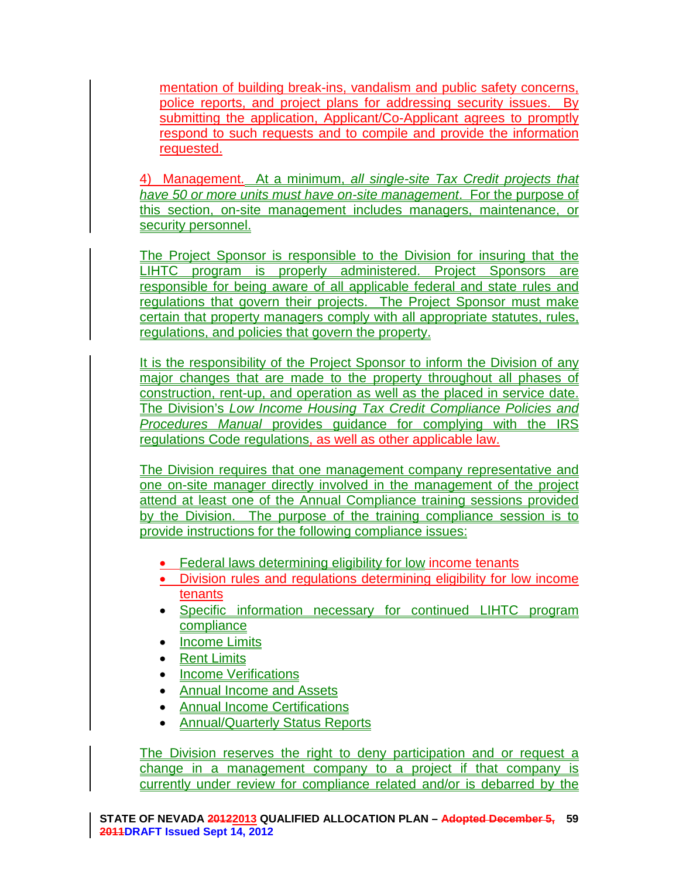mentation of building break-ins, vandalism and public safety concerns, police reports, and project plans for addressing security issues. By submitting the application, Applicant/Co-Applicant agrees to promptly respond to such requests and to compile and provide the information requested.

4) Management. At a minimum, *all single-site Tax Credit projects that have 50 or more units must have on-site management*. For the purpose of this section, on-site management includes managers, maintenance, or security personnel.

The Project Sponsor is responsible to the Division for insuring that the LIHTC program is properly administered. Project Sponsors are responsible for being aware of all applicable federal and state rules and regulations that govern their projects. The Project Sponsor must make certain that property managers comply with all appropriate statutes, rules, regulations, and policies that govern the property.

It is the responsibility of the Project Sponsor to inform the Division of any major changes that are made to the property throughout all phases of construction, rent-up, and operation as well as the placed in service date. The Division's *Low Income Housing Tax Credit Compliance Policies and Procedures Manual* provides guidance for complying with the IRS regulations Code regulations, as well as other applicable law.

The Division requires that one management company representative and one on-site manager directly involved in the management of the project attend at least one of the Annual Compliance training sessions provided by the Division. The purpose of the training compliance session is to provide instructions for the following compliance issues:

- Federal laws determining eligibility for low income tenants
- Division rules and regulations determining eligibility for low income tenants
- Specific information necessary for continued LIHTC program compliance
- Income Limits
- Rent Limits
- Income Verifications
- Annual Income and Assets
- Annual Income Certifications
- Annual/Quarterly Status Reports

The Division reserves the right to deny participation and or request a change in a management company to a project if that company is currently under review for compliance related and/or is debarred by the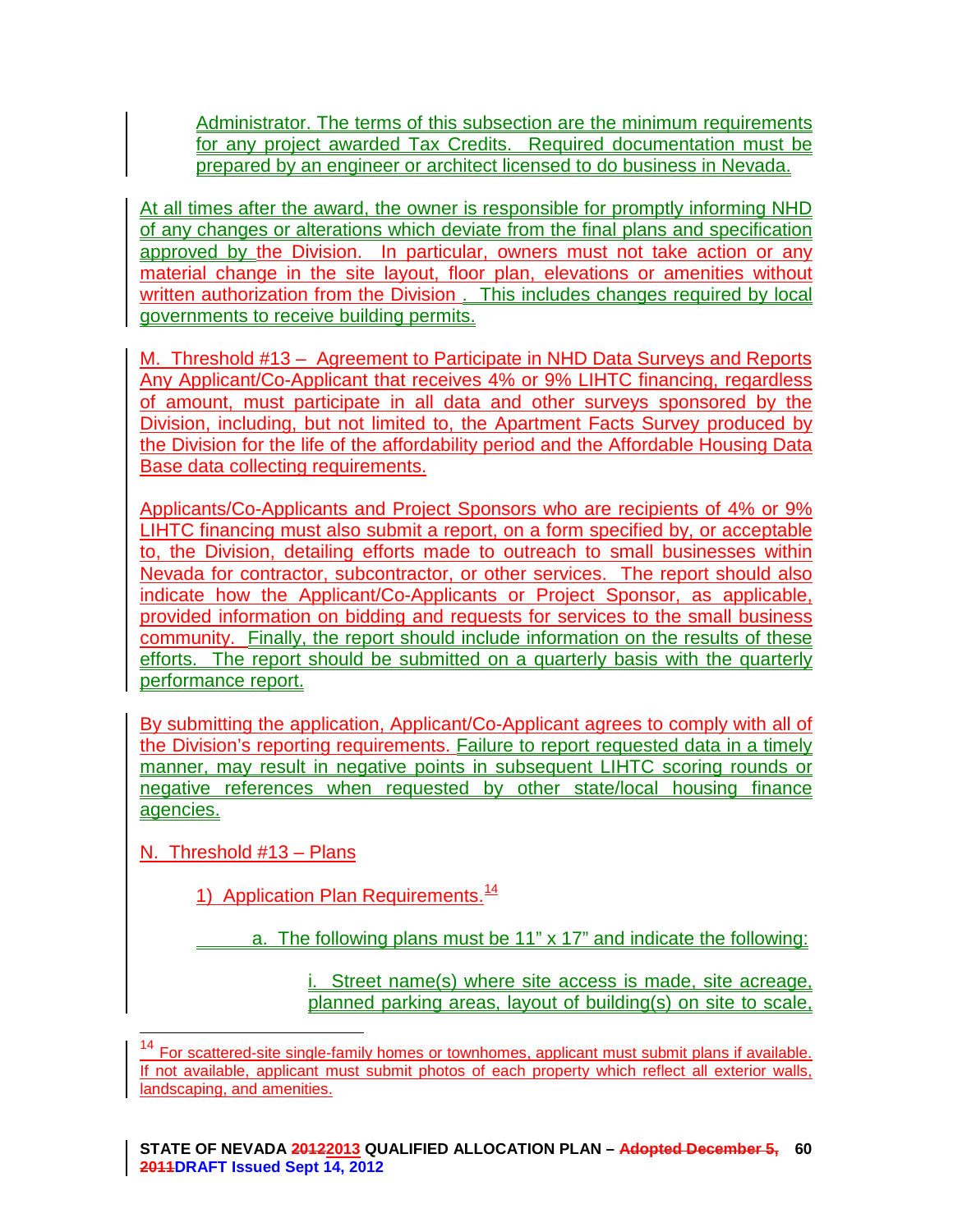Administrator. The terms of this subsection are the minimum requirements for any project awarded Tax Credits. Required documentation must be prepared by an engineer or architect licensed to do business in Nevada.

At all times after the award, the owner is responsible for promptly informing NHD of any changes or alterations which deviate from the final plans and specification approved by the Division. In particular, owners must not take action or any material change in the site layout, floor plan, elevations or amenities without written authorization from the Division . This includes changes required by local governments to receive building permits.

M. Threshold #13 – Agreement to Participate in NHD Data Surveys and Reports Any Applicant/Co-Applicant that receives 4% or 9% LIHTC financing, regardless of amount, must participate in all data and other surveys sponsored by the Division, including, but not limited to, the Apartment Facts Survey produced by the Division for the life of the affordability period and the Affordable Housing Data Base data collecting requirements.

Applicants/Co-Applicants and Project Sponsors who are recipients of 4% or 9% LIHTC financing must also submit a report, on a form specified by, or acceptable to, the Division, detailing efforts made to outreach to small businesses within Nevada for contractor, subcontractor, or other services. The report should also indicate how the Applicant/Co-Applicants or Project Sponsor, as applicable, provided information on bidding and requests for services to the small business community. Finally, the report should include information on the results of these efforts. The report should be submitted on a quarterly basis with the quarterly performance report.

By submitting the application, Applicant/Co-Applicant agrees to comply with all of the Division's reporting requirements. Failure to report requested data in a timely manner, may result in negative points in subsequent LIHTC scoring rounds or negative references when requested by other state/local housing finance agencies.

N. Threshold #13 – Plans

1) Application Plan Requirements.[14]

a. The following plans must be 11" x 17" and indicate the following:

i. Street name(s) where site access is made, site acreage, planned parking areas, layout of building(s) on site to scale,

[14] For scattered-site single-family homes or townhomes, applicant must submit plans if available. If not available, applicant must submit photos of each property which reflect all exterior walls, landscaping, and amenities.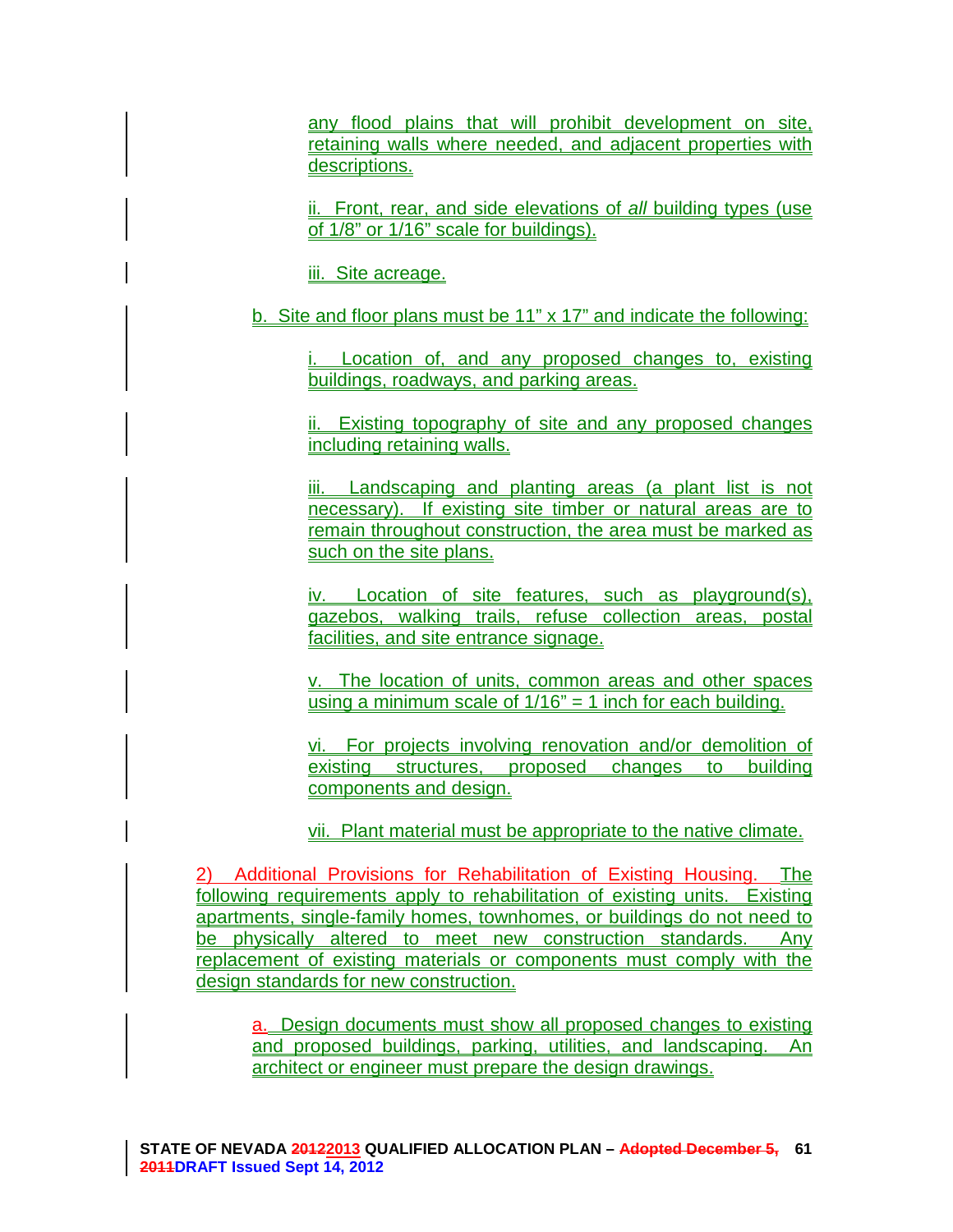any flood plains that will prohibit development on site, retaining walls where needed, and adjacent properties with descriptions.

ii. Front, rear, and side elevations of *all* building types (use of 1/8" or 1/16" scale for buildings).

iii. Site acreage.

b. Site and floor plans must be 11" x 17" and indicate the following:

i. Location of, and any proposed changes to, existing buildings, roadways, and parking areas.

ii. Existing topography of site and any proposed changes including retaining walls.

iii. Landscaping and planting areas (a plant list is not necessary). If existing site timber or natural areas are to remain throughout construction, the area must be marked as such on the site plans.

iv. Location of site features, such as playground(s), gazebos, walking trails, refuse collection areas, postal facilities, and site entrance signage.

v. The location of units, common areas and other spaces using a minimum scale of 1/16" = 1 inch for each building.

vi. For projects involving renovation and/or demolition of existing structures, proposed changes to building components and design.

vii. Plant material must be appropriate to the native climate.

2) Additional Provisions for Rehabilitation of Existing Housing. The following requirements apply to rehabilitation of existing units. Existing apartments, single-family homes, townhomes, or buildings do not need to be physically altered to meet new construction standards. Any replacement of existing materials or components must comply with the design standards for new construction.

a. Design documents must show all proposed changes to existing and proposed buildings, parking, utilities, and landscaping. An architect or engineer must prepare the design drawings.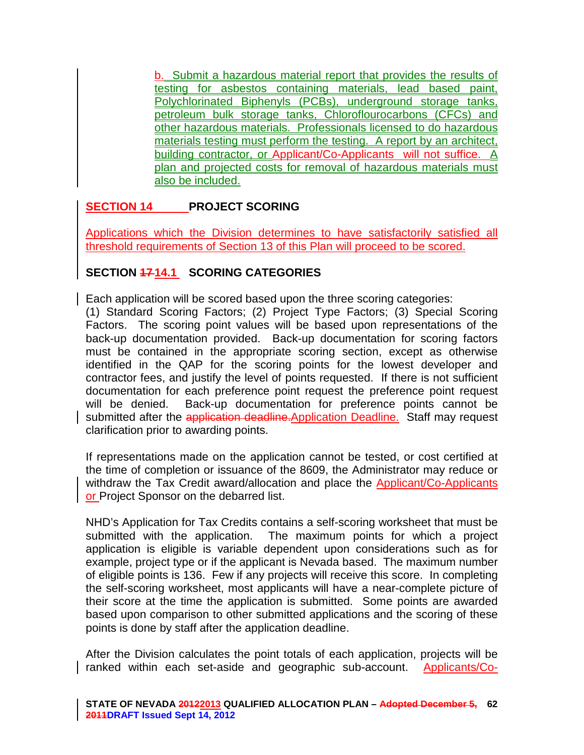b. Submit a hazardous material report that provides the results of testing for asbestos containing materials, lead based paint, Polychlorinated Biphenyls (PCBs), underground storage tanks, petroleum bulk storage tanks, Chloroflourocarbons (CFCs) and other hazardous materials. Professionals licensed to do hazardous materials testing must perform the testing. A report by an architect, building contractor, or Applicant/Co-Applicants will not suffice. A plan and projected costs for removal of hazardous materials must also be included.

## SECTION 14 PROJECT SCORING

Applications which the Division determines to have satisfactorily satisfied all threshold requirements of Section 13 of this Plan will proceed to be scored.

## SECTION ~~17~~ 14.1 SCORING CATEGORIES

Each application will be scored based upon the three scoring categories:
(1) Standard Scoring Factors; (2) Project Type Factors; (3) Special Scoring Factors. The scoring point values will be based upon representations of the back-up documentation provided. Back-up documentation for scoring factors must be contained in the appropriate scoring section, except as otherwise identified in the QAP for the scoring points for the lowest developer and contractor fees, and justify the level of points requested. If there is not sufficient documentation for each preference point request the preference point request will be denied. Back-up documentation for preference points cannot be submitted after the ~~application deadline.~~ Application Deadline. Staff may request clarification prior to awarding points.

If representations made on the application cannot be tested, or cost certified at the time of completion or issuance of the 8609, the Administrator may reduce or withdraw the Tax Credit award/allocation and place the Applicant/Co-Applicants or Project Sponsor on the debarred list.

NHD's Application for Tax Credits contains a self-scoring worksheet that must be submitted with the application. The maximum points for which a project application is eligible is variable dependent upon considerations such as for example, project type or if the applicant is Nevada based. The maximum number of eligible points is 136. Few if any projects will receive this score. In completing the self-scoring worksheet, most applicants will have a near-complete picture of their score at the time the application is submitted. Some points are awarded based upon comparison to other submitted applications and the scoring of these points is done by staff after the application deadline.

After the Division calculates the point totals of each application, projects will be ranked within each set-aside and geographic sub-account. Applicants/Co-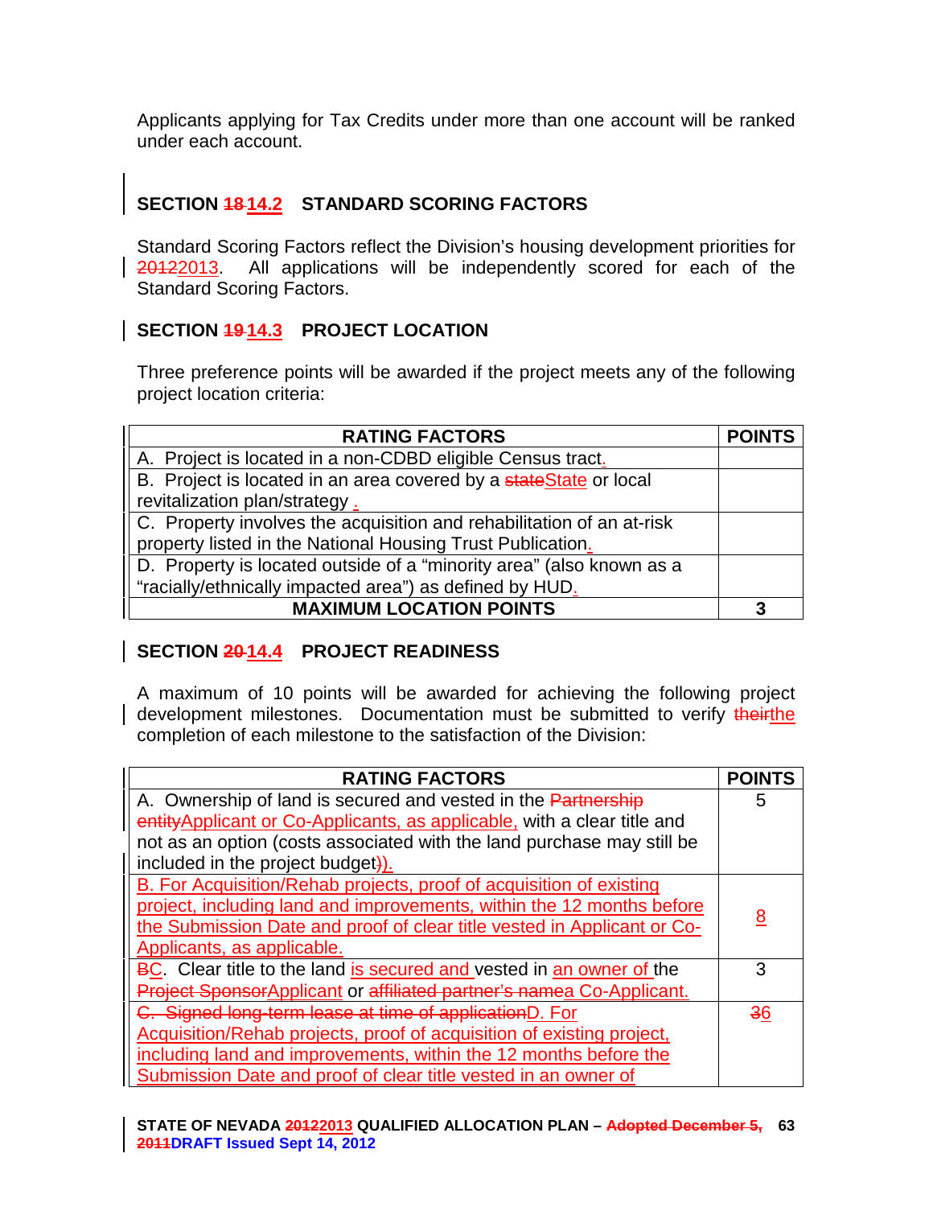Applicants applying for Tax Credits under more than one account will be ranked under each account.

## SECTION ~~18~~ 14.2 STANDARD SCORING FACTORS

Standard Scoring Factors reflect the Division's housing development priorities for ~~2012~~2013. All applications will be independently scored for each of the Standard Scoring Factors.

## SECTION ~~19~~ 14.3 PROJECT LOCATION

Three preference points will be awarded if the project meets any of the following project location criteria:

| RATING FACTORS | POINTS |
|---|---|
| A. Project is located in a non-CDBD eligible Census tract. | |
| B. Project is located in an area covered by a ~~state~~State or local revitalization plan/strategy . | |
| C. Property involves the acquisition and rehabilitation of an at-risk property listed in the National Housing Trust Publication. | |
| D. Property is located outside of a "minority area" (also known as a "racially/ethnically impacted area") as defined by HUD. | |
| **MAXIMUM LOCATION POINTS** | **3** |

## SECTION ~~20~~ 14.4 PROJECT READINESS

A maximum of 10 points will be awarded for achieving the following project development milestones. Documentation must be submitted to verify ~~their~~the completion of each milestone to the satisfaction of the Division:

| RATING FACTORS | POINTS |
|---|---|
| A. Ownership of land is secured and vested in the ~~Partnership entity~~Applicant or Co-Applicants, as applicable, with a clear title and not as an option (costs associated with the land purchase may still be included in the project budget~~)~~). | 5 |
| B. For Acquisition/Rehab projects, proof of acquisition of existing project, including land and improvements, within the 12 months before the Submission Date and proof of clear title vested in Applicant or Co-Applicants, as applicable. | 8 |
| ~~B~~C. Clear title to the land is secured and vested in an owner of the ~~Project Sponsor~~Applicant or ~~affiliated partner's name~~a Co-Applicant. | 3 |
| ~~C. Signed long-term lease at time of application~~D. For Acquisition/Rehab projects, proof of acquisition of existing project, including land and improvements, within the 12 months before the Submission Date and proof of clear title vested in an owner of | ~~3~~6 |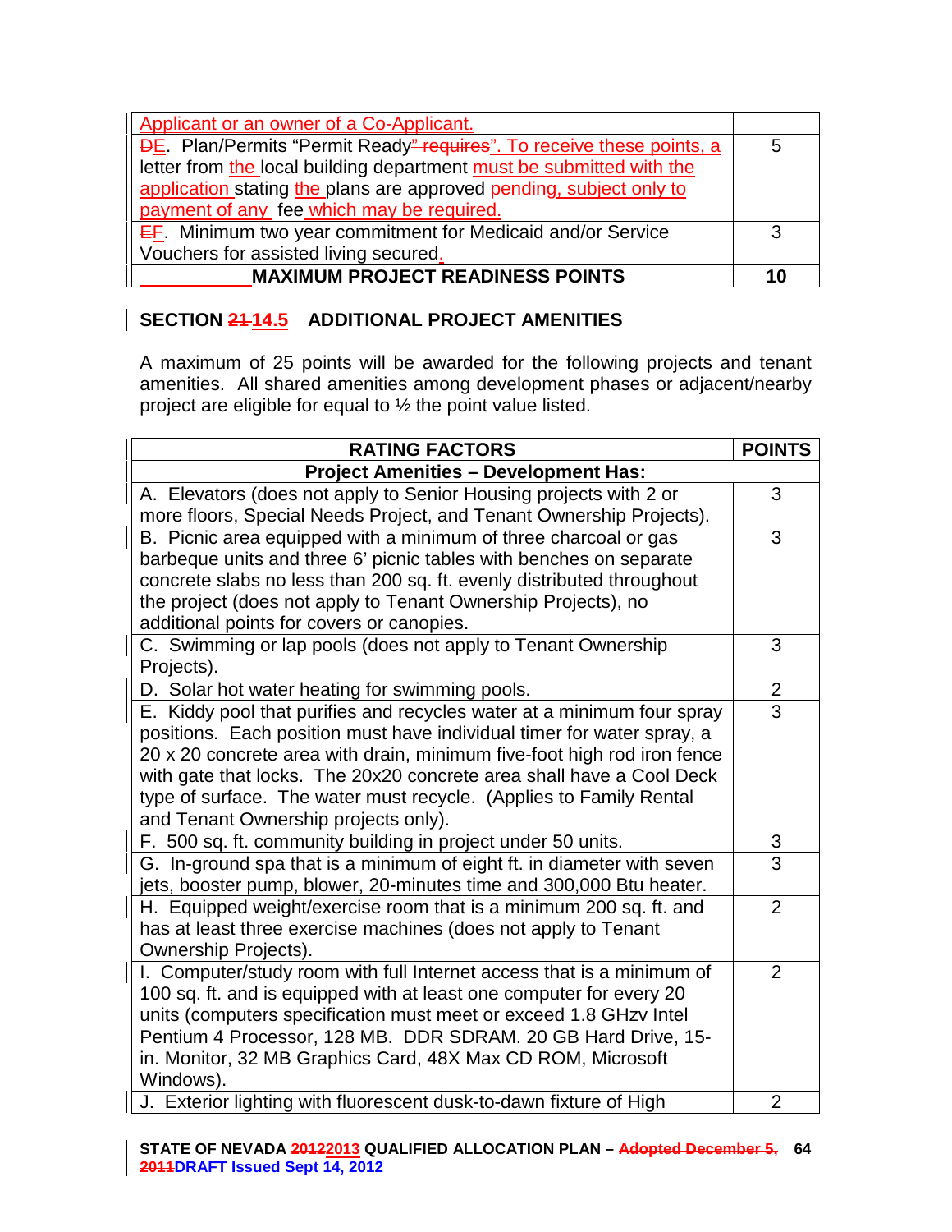| | |
|---|---|
| Applicant or an owner of a Co-Applicant. | |
| ~~D~~E. Plan/Permits "Permit Ready~~" requires~~". To receive these points, a letter from the local building department must be submitted with the application stating the plans are approved~~ pending~~, subject only to payment of any fee which may be required. | 5 |
| ~~E~~F. Minimum two year commitment for Medicaid and/or Service Vouchers for assisted living secured. | 3 |
| **MAXIMUM PROJECT READINESS POINTS** | **10** |

## SECTION ~~21~~ 14.5 ADDITIONAL PROJECT AMENITIES

A maximum of 25 points will be awarded for the following projects and tenant amenities. All shared amenities among development phases or adjacent/nearby project are eligible for equal to ½ the point value listed.

| RATING FACTORS | POINTS |
|---|---|
| **Project Amenities – Development Has:** | |
| A. Elevators (does not apply to Senior Housing projects with 2 or more floors, Special Needs Project, and Tenant Ownership Projects). | 3 |
| B. Picnic area equipped with a minimum of three charcoal or gas barbeque units and three 6' picnic tables with benches on separate concrete slabs no less than 200 sq. ft. evenly distributed throughout the project (does not apply to Tenant Ownership Projects), no additional points for covers or canopies. | 3 |
| C. Swimming or lap pools (does not apply to Tenant Ownership Projects). | 3 |
| D. Solar hot water heating for swimming pools. | 2 |
| E. Kiddy pool that purifies and recycles water at a minimum four spray positions. Each position must have individual timer for water spray, a 20 x 20 concrete area with drain, minimum five-foot high rod iron fence with gate that locks. The 20x20 concrete area shall have a Cool Deck type of surface. The water must recycle. (Applies to Family Rental and Tenant Ownership projects only). | 3 |
| F. 500 sq. ft. community building in project under 50 units. | 3 |
| G. In-ground spa that is a minimum of eight ft. in diameter with seven jets, booster pump, blower, 20-minutes time and 300,000 Btu heater. | 3 |
| H. Equipped weight/exercise room that is a minimum 200 sq. ft. and has at least three exercise machines (does not apply to Tenant Ownership Projects). | 2 |
| I. Computer/study room with full Internet access that is a minimum of 100 sq. ft. and is equipped with at least one computer for every 20 units (computers specification must meet or exceed 1.8 GHzv Intel Pentium 4 Processor, 128 MB. DDR SDRAM. 20 GB Hard Drive, 15-in. Monitor, 32 MB Graphics Card, 48X Max CD ROM, Microsoft Windows). | 2 |
| J. Exterior lighting with fluorescent dusk-to-dawn fixture of High | 2 |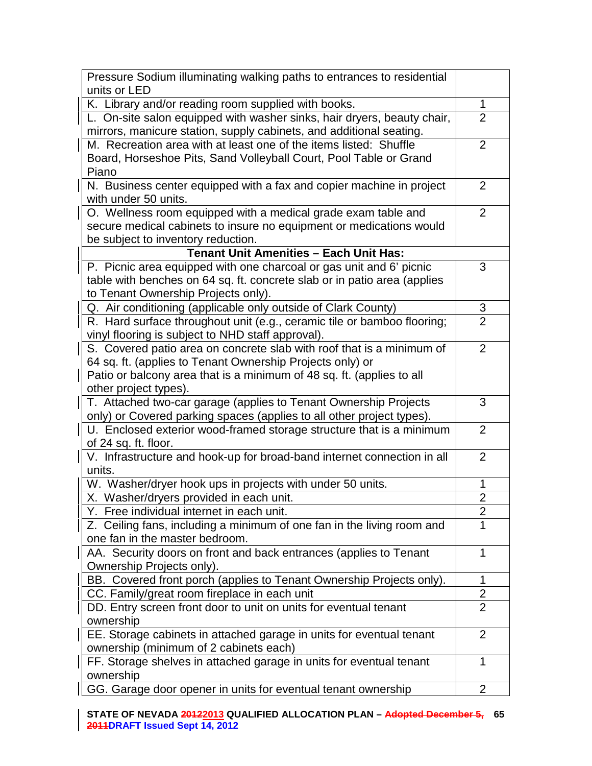| | |
|---|---|
| Pressure Sodium illuminating walking paths to entrances to residential units or LED | |
| K. Library and/or reading room supplied with books. | 1 |
| L. On-site salon equipped with washer sinks, hair dryers, beauty chair, mirrors, manicure station, supply cabinets, and additional seating. | 2 |
| M. Recreation area with at least one of the items listed: Shuffle Board, Horseshoe Pits, Sand Volleyball Court, Pool Table or Grand Piano | 2 |
| N. Business center equipped with a fax and copier machine in project with under 50 units. | 2 |
| O. Wellness room equipped with a medical grade exam table and secure medical cabinets to insure no equipment or medications would be subject to inventory reduction. | 2 |
| **Tenant Unit Amenities – Each Unit Has:** | |
| P. Picnic area equipped with one charcoal or gas unit and 6' picnic table with benches on 64 sq. ft. concrete slab or in patio area (applies to Tenant Ownership Projects only). | 3 |
| Q. Air conditioning (applicable only outside of Clark County) | 3 |
| R. Hard surface throughout unit (e.g., ceramic tile or bamboo flooring; vinyl flooring is subject to NHD staff approval). | 2 |
| S. Covered patio area on concrete slab with roof that is a minimum of 64 sq. ft. (applies to Tenant Ownership Projects only) or Patio or balcony area that is a minimum of 48 sq. ft. (applies to all other project types). | 2 |
| T. Attached two-car garage (applies to Tenant Ownership Projects only) or Covered parking spaces (applies to all other project types). | 3 |
| U. Enclosed exterior wood-framed storage structure that is a minimum of 24 sq. ft. floor. | 2 |
| V. Infrastructure and hook-up for broad-band internet connection in all units. | 2 |
| W. Washer/dryer hook ups in projects with under 50 units. | 1 |
| X. Washer/dryers provided in each unit. | 2 |
| Y. Free individual internet in each unit. | 2 |
| Z. Ceiling fans, including a minimum of one fan in the living room and one fan in the master bedroom. | 1 |
| AA. Security doors on front and back entrances (applies to Tenant Ownership Projects only). | 1 |
| BB. Covered front porch (applies to Tenant Ownership Projects only). | 1 |
| CC. Family/great room fireplace in each unit | 2 |
| DD. Entry screen front door to unit on units for eventual tenant ownership | 2 |
| EE. Storage cabinets in attached garage in units for eventual tenant ownership (minimum of 2 cabinets each) | 2 |
| FF. Storage shelves in attached garage in units for eventual tenant ownership | 1 |
| GG. Garage door opener in units for eventual tenant ownership | 2 |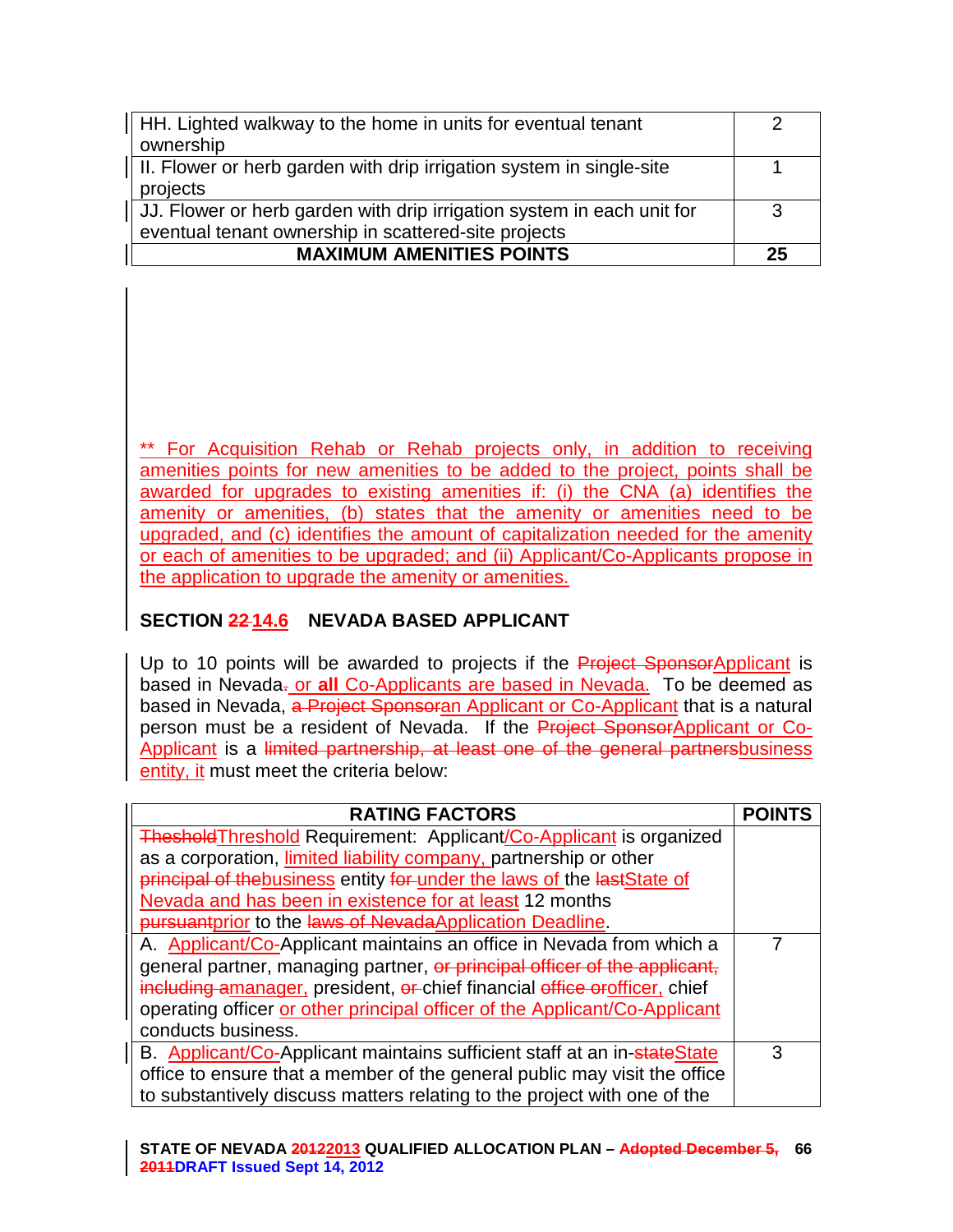| | |
|---|---|
| HH. Lighted walkway to the home in units for eventual tenant ownership | 2 |
| II. Flower or herb garden with drip irrigation system in single-site projects | 1 |
| JJ. Flower or herb garden with drip irrigation system in each unit for eventual tenant ownership in scattered-site projects | 3 |
| **MAXIMUM AMENITIES POINTS** | **25** |

** For Acquisition Rehab or Rehab projects only, in addition to receiving amenities points for new amenities to be added to the project, points shall be awarded for upgrades to existing amenities if: (i) the CNA (a) identifies the amenity or amenities, (b) states that the amenity or amenities need to be upgraded, and (c) identifies the amount of capitalization needed for the amenity or each of amenities to be upgraded; and (ii) Applicant/Co-Applicants propose in the application to upgrade the amenity or amenities.

## SECTION ~~22~~ 14.6 NEVADA BASED APPLICANT

Up to 10 points will be awarded to projects if the ~~Project Sponsor~~Applicant is based in Nevada~~.~~ or **all** Co-Applicants are based in Nevada. To be deemed as based in Nevada, ~~a Project Sponsor~~an Applicant or Co-Applicant that is a natural person must be a resident of Nevada. If the ~~Project Sponsor~~Applicant or Co-Applicant is a ~~limited partnership, at least one of the general partners~~business entity, it must meet the criteria below:

| RATING FACTORS | POINTS |
|---|---|
| ~~Theshold~~Threshold Requirement: Applicant/Co-Applicant is organized as a corporation, limited liability company, partnership or other ~~principal of the~~business entity ~~for~~ under the laws of the ~~last~~State of Nevada and has been in existence for at least 12 months ~~pursuant~~prior to the ~~laws of Nevada~~Application Deadline. | |
| A. Applicant/Co-Applicant maintains an office in Nevada from which a general partner, managing partner, ~~or principal officer of the applicant, including a~~manager, president, ~~or~~ chief financial ~~office or~~officer, chief operating officer or other principal officer of the Applicant/Co-Applicant conducts business. | 7 |
| B. Applicant/Co-Applicant maintains sufficient staff at an in-~~state~~State office to ensure that a member of the general public may visit the office to substantively discuss matters relating to the project with one of the | 3 |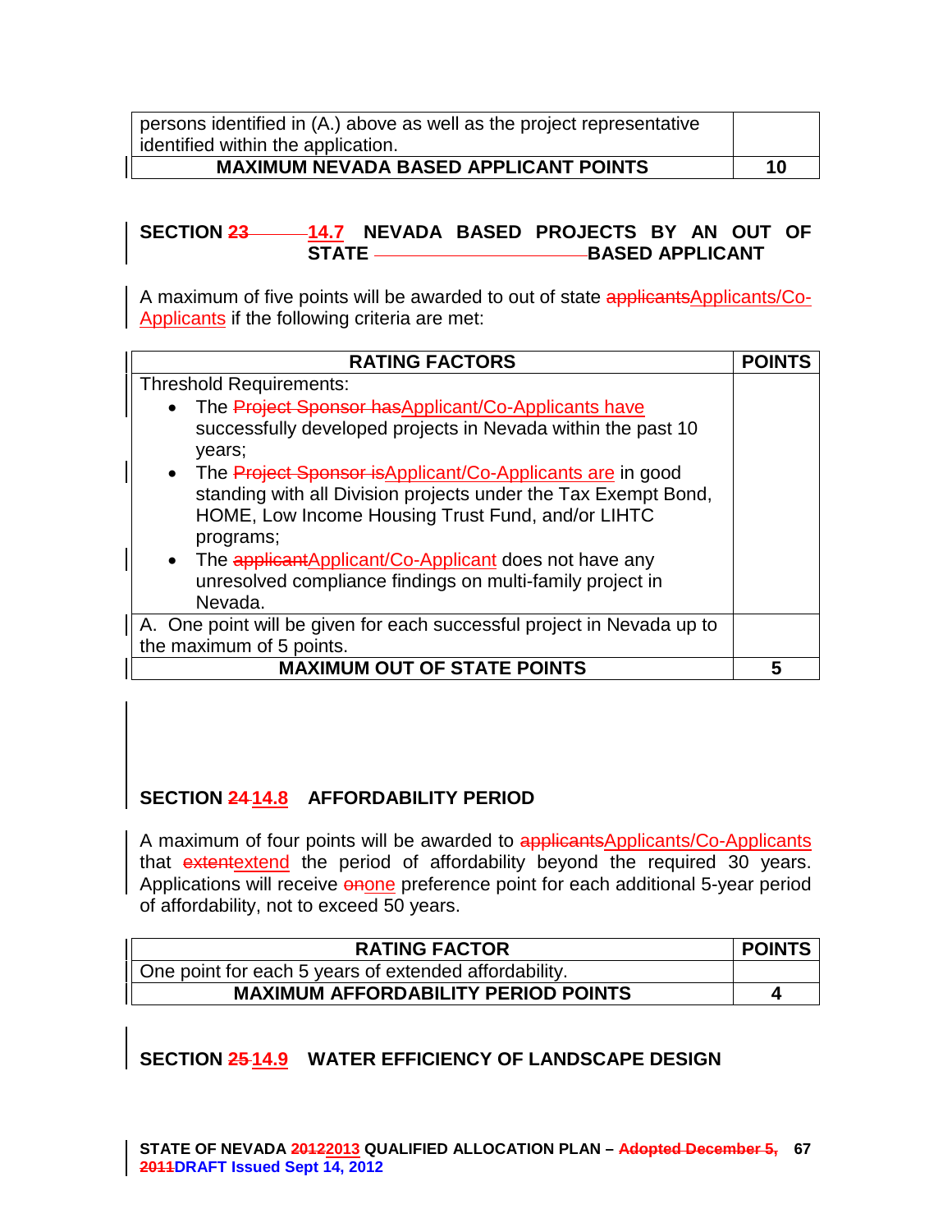| persons identified in (A.) above as well as the project representative identified within the application. | |
|---|---|
| **MAXIMUM NEVADA BASED APPLICANT POINTS** | **10** |

## SECTION ~~23~~ 14.7 NEVADA BASED PROJECTS BY AN OUT OF STATE BASED APPLICANT

A maximum of five points will be awarded to out of state ~~applicants~~Applicants/Co-Applicants if the following criteria are met:

| RATING FACTORS | POINTS |
|---|---|
| Threshold Requirements:<br>• The ~~Project Sponsor has~~Applicant/Co-Applicants have successfully developed projects in Nevada within the past 10 years;<br>• The ~~Project Sponsor is~~Applicant/Co-Applicants are in good standing with all Division projects under the Tax Exempt Bond, HOME, Low Income Housing Trust Fund, and/or LIHTC programs;<br>• The ~~applicant~~Applicant/Co-Applicant does not have any unresolved compliance findings on multi-family project in Nevada. | |
| A. One point will be given for each successful project in Nevada up to the maximum of 5 points. | |
| **MAXIMUM OUT OF STATE POINTS** | **5** |

## SECTION ~~24~~ 14.8 AFFORDABILITY PERIOD

A maximum of four points will be awarded to ~~applicants~~Applicants/Co-Applicants that ~~extent~~extend the period of affordability beyond the required 30 years. Applications will receive ~~on~~one preference point for each additional 5-year period of affordability, not to exceed 50 years.

| RATING FACTOR | POINTS |
|---|---|
| One point for each 5 years of extended affordability. | |
| **MAXIMUM AFFORDABILITY PERIOD POINTS** | **4** |

## SECTION ~~25~~ 14.9 WATER EFFICIENCY OF LANDSCAPE DESIGN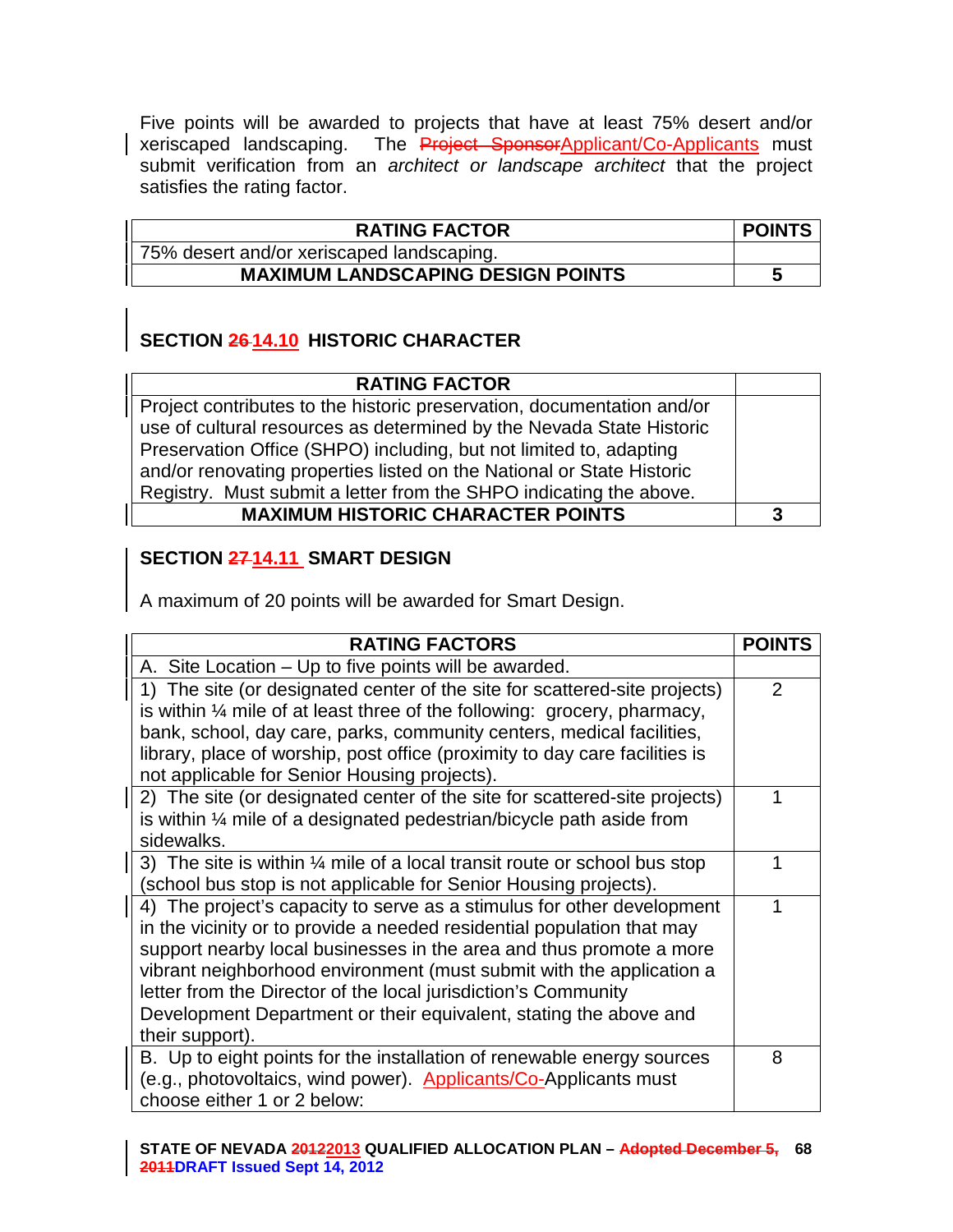Five points will be awarded to projects that have at least 75% desert and/or xeriscaped landscaping. The ~~Project Sponsor~~Applicant/Co-Applicants must submit verification from an *architect or landscape architect* that the project satisfies the rating factor.

| RATING FACTOR | POINTS |
|---|---|
| 75% desert and/or xeriscaped landscaping. | |
| **MAXIMUM LANDSCAPING DESIGN POINTS** | **5** |

## SECTION ~~26~~ 14.10 HISTORIC CHARACTER

| RATING FACTOR | |
|---|---|
| Project contributes to the historic preservation, documentation and/or use of cultural resources as determined by the Nevada State Historic Preservation Office (SHPO) including, but not limited to, adapting and/or renovating properties listed on the National or State Historic Registry. Must submit a letter from the SHPO indicating the above. | |
| **MAXIMUM HISTORIC CHARACTER POINTS** | **3** |

## SECTION ~~27~~ 14.11 SMART DESIGN

A maximum of 20 points will be awarded for Smart Design.

| RATING FACTORS | POINTS |
|---|---|
| A. Site Location – Up to five points will be awarded. | |
| 1) The site (or designated center of the site for scattered-site projects) is within ¼ mile of at least three of the following: grocery, pharmacy, bank, school, day care, parks, community centers, medical facilities, library, place of worship, post office (proximity to day care facilities is not applicable for Senior Housing projects). | 2 |
| 2) The site (or designated center of the site for scattered-site projects) is within ¼ mile of a designated pedestrian/bicycle path aside from sidewalks. | 1 |
| 3) The site is within ¼ mile of a local transit route or school bus stop (school bus stop is not applicable for Senior Housing projects). | 1 |
| 4) The project's capacity to serve as a stimulus for other development in the vicinity or to provide a needed residential population that may support nearby local businesses in the area and thus promote a more vibrant neighborhood environment (must submit with the application a letter from the Director of the local jurisdiction's Community Development Department or their equivalent, stating the above and their support). | 1 |
| B. Up to eight points for the installation of renewable energy sources (e.g., photovoltaics, wind power). Applicants/Co-Applicants must choose either 1 or 2 below: | 8 |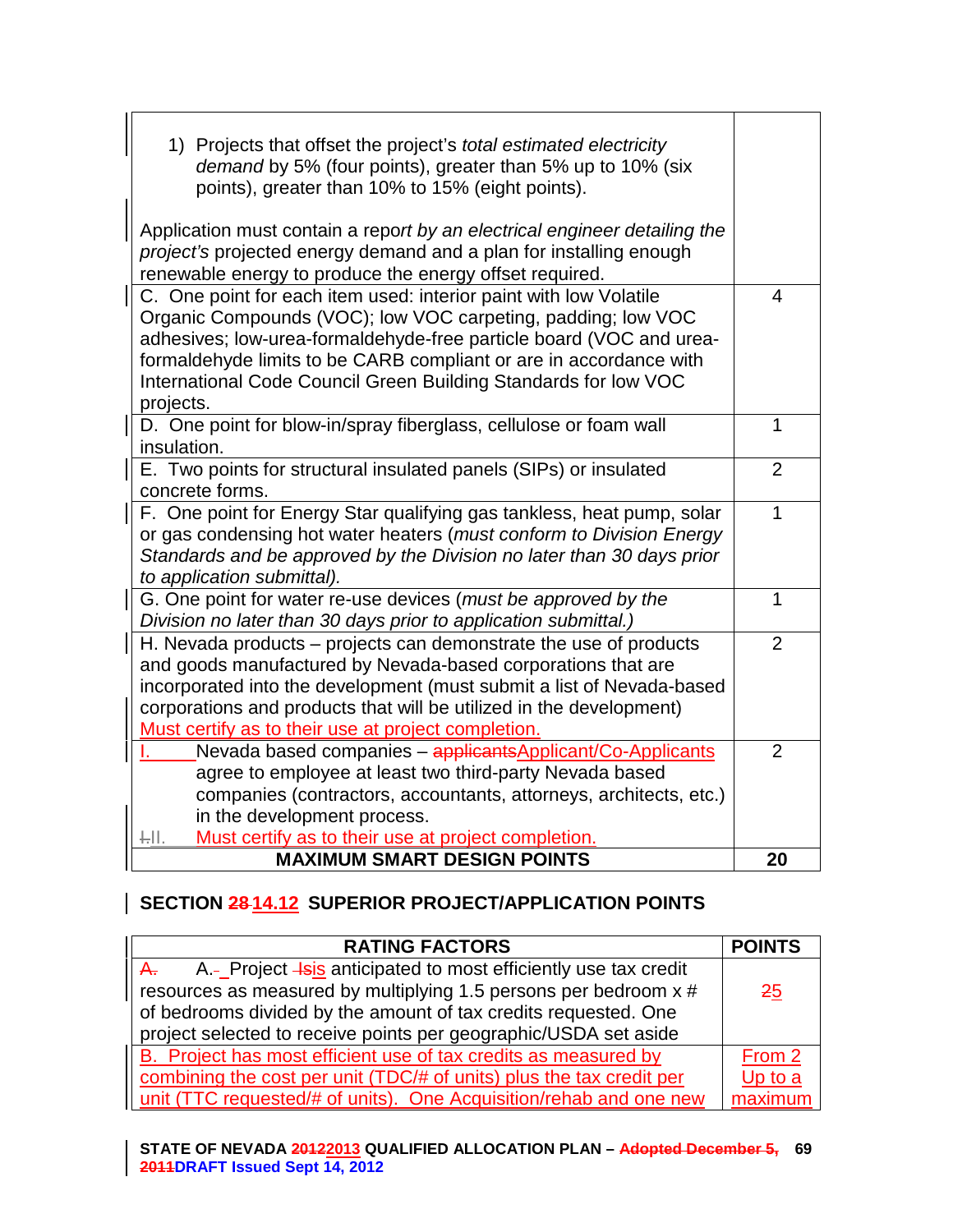| | |
|---|---|
| 1) Projects that offset the project's *total estimated electricity demand* by 5% (four points), greater than 5% up to 10% (six points), greater than 10% to 15% (eight points).<br><br>Application must contain a report *by an electrical engineer detailing the project's* projected energy demand and a plan for installing enough renewable energy to produce the energy offset required. | |
| C. One point for each item used: interior paint with low Volatile Organic Compounds (VOC); low VOC carpeting, padding; low VOC adhesives; low-urea-formaldehyde-free particle board (VOC and urea-formaldehyde limits to be CARB compliant or are in accordance with International Code Council Green Building Standards for low VOC projects. | 4 |
| D. One point for blow-in/spray fiberglass, cellulose or foam wall insulation. | 1 |
| E. Two points for structural insulated panels (SIPs) or insulated concrete forms. | 2 |
| F. One point for Energy Star qualifying gas tankless, heat pump, solar or gas condensing hot water heaters (*must conform to Division Energy Standards and be approved by the Division no later than 30 days prior to application submittal).* | 1 |
| G. One point for water re-use devices (*must be approved by the Division no later than 30 days prior to application submittal.)* | 1 |
| H. Nevada products – projects can demonstrate the use of products and goods manufactured by Nevada-based corporations that are incorporated into the development (must submit a list of Nevada-based corporations and products that will be utilized in the development) Must certify as to their use at project completion. | 2 |
| I. Nevada based companies – ~~applicants~~Applicant/Co-Applicants agree to employee at least two third-party Nevada based companies (contractors, accountants, attorneys, architects, etc.) in the development process.<br>~~I.~~II. Must certify as to their use at project completion. | 2 |
| **MAXIMUM SMART DESIGN POINTS** | **20** |

## SECTION ~~28~~ 14.12 SUPERIOR PROJECT/APPLICATION POINTS

| RATING FACTORS | POINTS |
|---|---|
| ~~A.~~ A. Project ~~Is~~is anticipated to most efficiently use tax credit resources as measured by multiplying 1.5 persons per bedroom x # of bedrooms divided by the amount of tax credits requested. One project selected to receive points per geographic/USDA set aside | ~~2~~5 |
| B. Project has most efficient use of tax credits as measured by combining the cost per unit (TDC/# of units) plus the tax credit per unit (TTC requested/# of units). One Acquisition/rehab and one new | From 2 Up to a maximum |

**STATE OF NEVADA ~~2012~~2013 QUALIFIED ALLOCATION PLAN – ~~Adopted December 5, 2011~~DRAFT Issued Sept 14, 2012**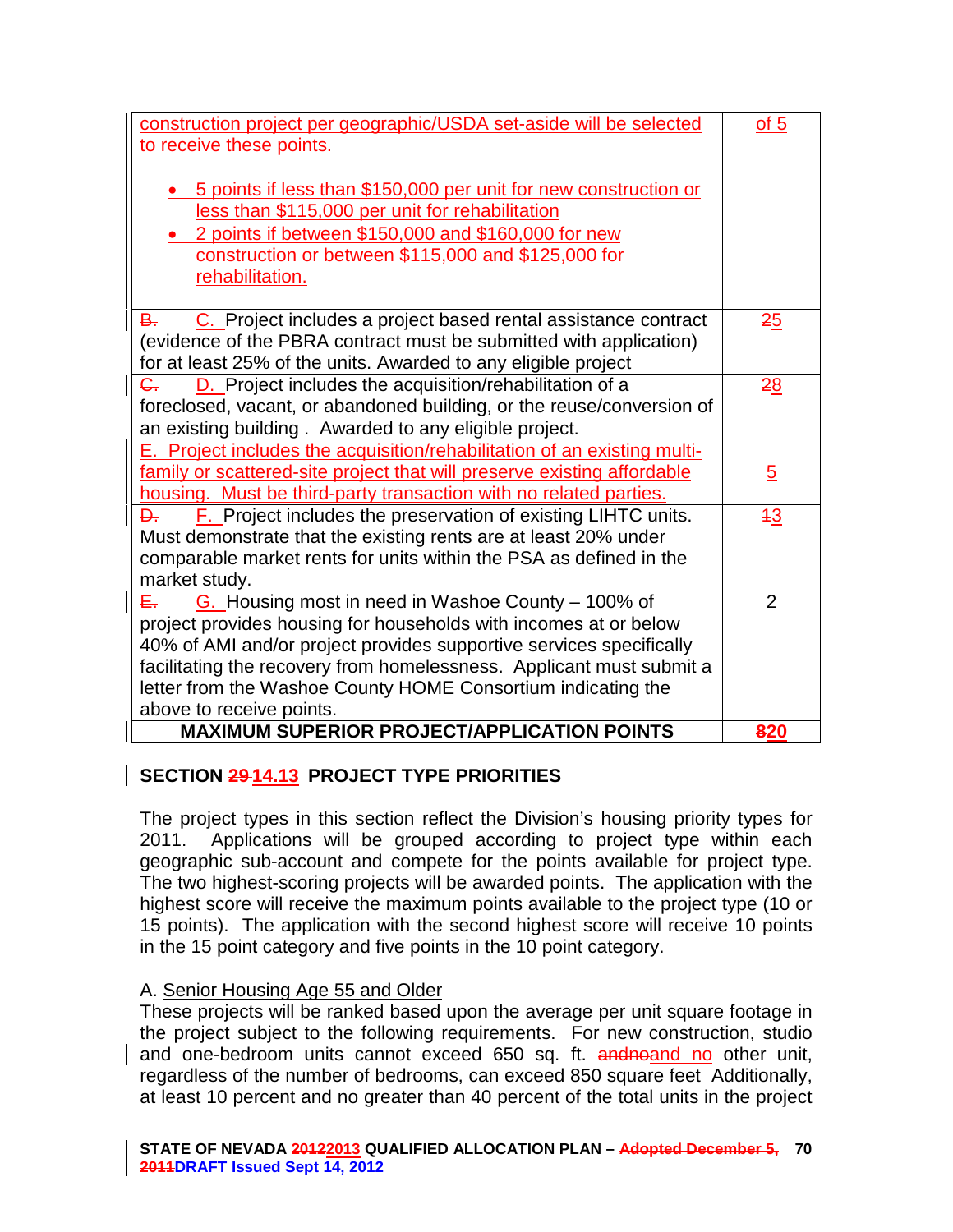| | |
|---|---|
| construction project per geographic/USDA set-aside will be selected to receive these points.<br><br>• 5 points if less than $150,000 per unit for new construction or less than $115,000 per unit for rehabilitation<br>• 2 points if between $150,000 and $160,000 for new construction or between $115,000 and $125,000 for rehabilitation. | of 5 |
| ~~B.~~ C. Project includes a project based rental assistance contract (evidence of the PBRA contract must be submitted with application) for at least 25% of the units. Awarded to any eligible project | ~~2~~5 |
| ~~C.~~ D. Project includes the acquisition/rehabilitation of a foreclosed, vacant, or abandoned building, or the reuse/conversion of an existing building . Awarded to any eligible project. | ~~2~~8 |
| E. Project includes the acquisition/rehabilitation of an existing multi-family or scattered-site project that will preserve existing affordable housing. Must be third-party transaction with no related parties. | 5 |
| ~~D.~~ F. Project includes the preservation of existing LIHTC units. Must demonstrate that the existing rents are at least 20% under comparable market rents for units within the PSA as defined in the market study. | ~~1~~3 |
| ~~E.~~ G. Housing most in need in Washoe County – 100% of project provides housing for households with incomes at or below 40% of AMI and/or project provides supportive services specifically facilitating the recovery from homelessness. Applicant must submit a letter from the Washoe County HOME Consortium indicating the above to receive points. | 2 |
| **MAXIMUM SUPERIOR PROJECT/APPLICATION POINTS** | **~~8~~20** |

## SECTION ~~29~~ 14.13 PROJECT TYPE PRIORITIES

The project types in this section reflect the Division's housing priority types for 2011. Applications will be grouped according to project type within each geographic sub-account and compete for the points available for project type. The two highest-scoring projects will be awarded points. The application with the highest score will receive the maximum points available to the project type (10 or 15 points). The application with the second highest score will receive 10 points in the 15 point category and five points in the 10 point category.

A. Senior Housing Age 55 and Older

These projects will be ranked based upon the average per unit square footage in the project subject to the following requirements. For new construction, studio and one-bedroom units cannot exceed 650 sq. ft. ~~andno~~and no other unit, regardless of the number of bedrooms, can exceed 850 square feet Additionally, at least 10 percent and no greater than 40 percent of the total units in the project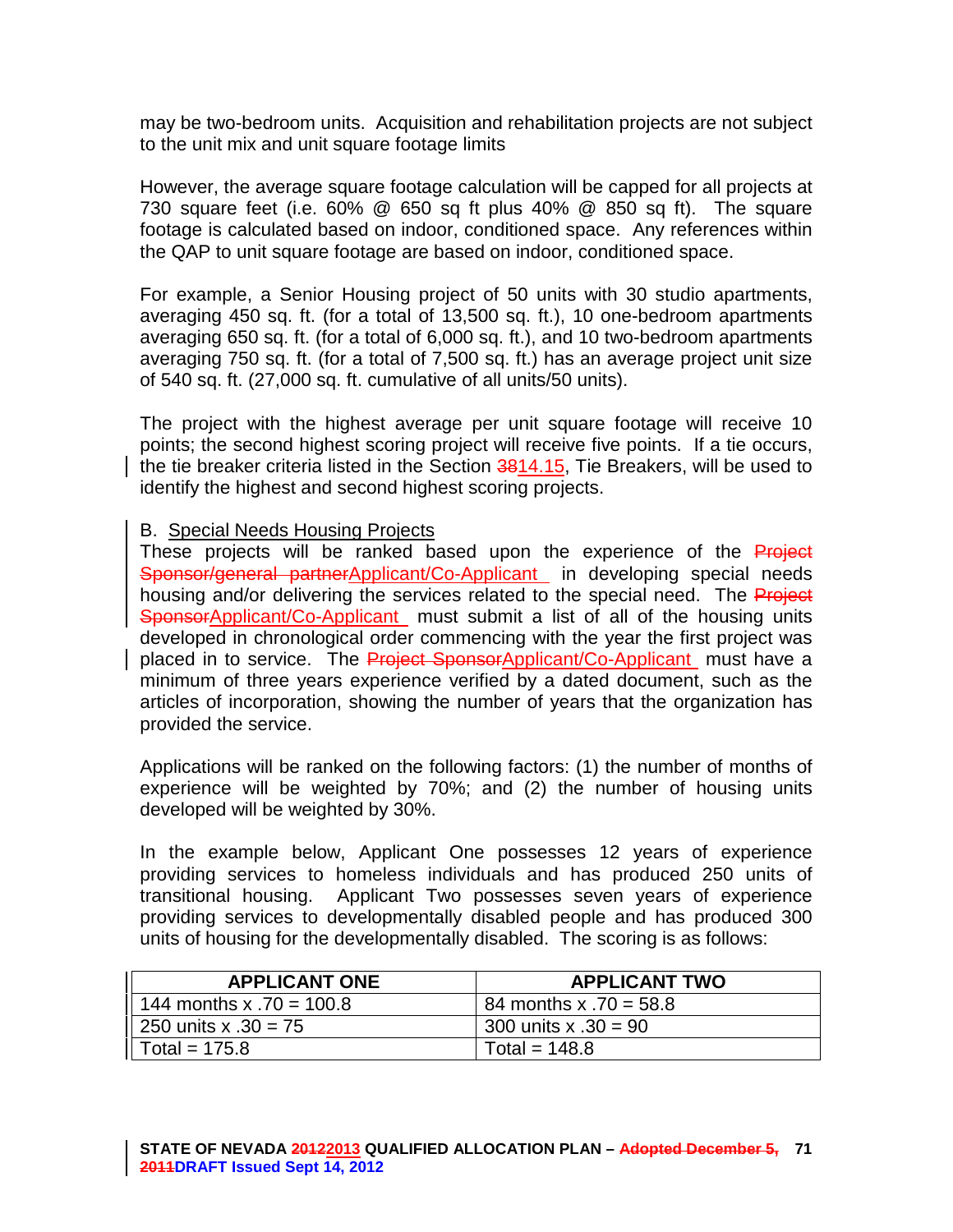may be two-bedroom units. Acquisition and rehabilitation projects are not subject to the unit mix and unit square footage limits

However, the average square footage calculation will be capped for all projects at 730 square feet (i.e. 60% @ 650 sq ft plus 40% @ 850 sq ft). The square footage is calculated based on indoor, conditioned space. Any references within the QAP to unit square footage are based on indoor, conditioned space.

For example, a Senior Housing project of 50 units with 30 studio apartments, averaging 450 sq. ft. (for a total of 13,500 sq. ft.), 10 one-bedroom apartments averaging 650 sq. ft. (for a total of 6,000 sq. ft.), and 10 two-bedroom apartments averaging 750 sq. ft. (for a total of 7,500 sq. ft.) has an average project unit size of 540 sq. ft. (27,000 sq. ft. cumulative of all units/50 units).

The project with the highest average per unit square footage will receive 10 points; the second highest scoring project will receive five points. If a tie occurs, the tie breaker criteria listed in the Section ~~38~~14.15, Tie Breakers, will be used to identify the highest and second highest scoring projects.

B. Special Needs Housing Projects

These projects will be ranked based upon the experience of the ~~Project Sponsor/general partner~~Applicant/Co-Applicant in developing special needs housing and/or delivering the services related to the special need. The ~~Project Sponsor~~Applicant/Co-Applicant must submit a list of all of the housing units developed in chronological order commencing with the year the first project was placed in to service. The ~~Project Sponsor~~Applicant/Co-Applicant must have a minimum of three years experience verified by a dated document, such as the articles of incorporation, showing the number of years that the organization has provided the service.

Applications will be ranked on the following factors: (1) the number of months of experience will be weighted by 70%; and (2) the number of housing units developed will be weighted by 30%.

In the example below, Applicant One possesses 12 years of experience providing services to homeless individuals and has produced 250 units of transitional housing. Applicant Two possesses seven years of experience providing services to developmentally disabled people and has produced 300 units of housing for the developmentally disabled. The scoring is as follows:

| APPLICANT ONE | APPLICANT TWO |
|---|---|
| 144 months x .70 = 100.8 | 84 months x .70 = 58.8 |
| 250 units x .30 = 75 | 300 units x .30 = 90 |
| Total = 175.8 | Total = 148.8 |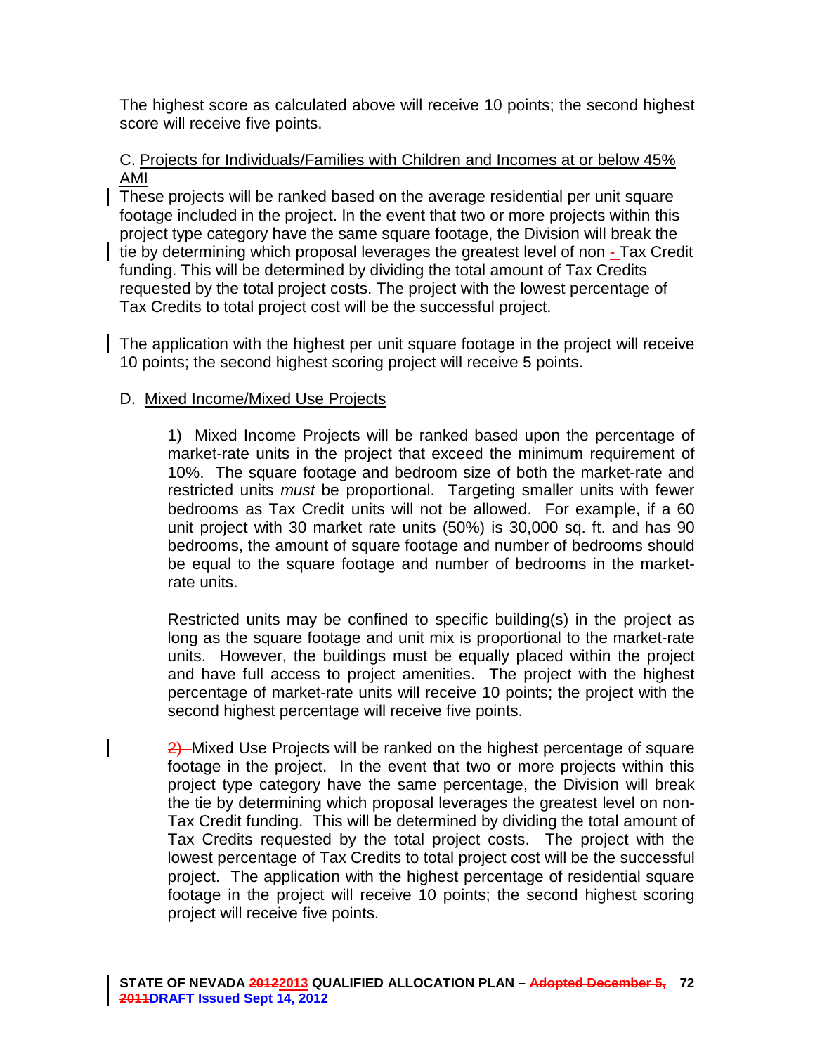The highest score as calculated above will receive 10 points; the second highest score will receive five points.

C. Projects for Individuals/Families with Children and Incomes at or below 45% AMI

These projects will be ranked based on the average residential per unit square footage included in the project. In the event that two or more projects within this project type category have the same square footage, the Division will break the tie by determining which proposal leverages the greatest level of non - Tax Credit funding. This will be determined by dividing the total amount of Tax Credits requested by the total project costs. The project with the lowest percentage of Tax Credits to total project cost will be the successful project.

The application with the highest per unit square footage in the project will receive 10 points; the second highest scoring project will receive 5 points.

D. Mixed Income/Mixed Use Projects

1) Mixed Income Projects will be ranked based upon the percentage of market-rate units in the project that exceed the minimum requirement of 10%. The square footage and bedroom size of both the market-rate and restricted units *must* be proportional. Targeting smaller units with fewer bedrooms as Tax Credit units will not be allowed. For example, if a 60 unit project with 30 market rate units (50%) is 30,000 sq. ft. and has 90 bedrooms, the amount of square footage and number of bedrooms should be equal to the square footage and number of bedrooms in the market-rate units.

Restricted units may be confined to specific building(s) in the project as long as the square footage and unit mix is proportional to the market-rate units. However, the buildings must be equally placed within the project and have full access to project amenities. The project with the highest percentage of market-rate units will receive 10 points; the project with the second highest percentage will receive five points.

~~2)~~ Mixed Use Projects will be ranked on the highest percentage of square footage in the project. In the event that two or more projects within this project type category have the same percentage, the Division will break the tie by determining which proposal leverages the greatest level on non-Tax Credit funding. This will be determined by dividing the total amount of Tax Credits requested by the total project costs. The project with the lowest percentage of Tax Credits to total project cost will be the successful project. The application with the highest percentage of residential square footage in the project will receive 10 points; the second highest scoring project will receive five points.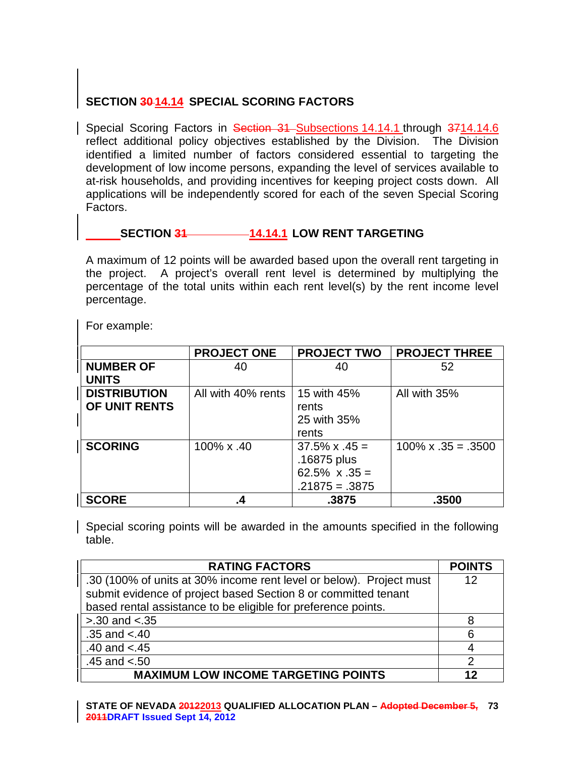## SECTION ~~30~~ 14.14 SPECIAL SCORING FACTORS

Special Scoring Factors in ~~Section 31~~ Subsections 14.14.1 through ~~37~~14.14.6 reflect additional policy objectives established by the Division. The Division identified a limited number of factors considered essential to targeting the development of low income persons, expanding the level of services available to at-risk households, and providing incentives for keeping project costs down. All applications will be independently scored for each of the seven Special Scoring Factors.

### SECTION ~~31~~ 14.14.1 LOW RENT TARGETING

A maximum of 12 points will be awarded based upon the overall rent targeting in the project. A project's overall rent level is determined by multiplying the percentage of the total units within each rent level(s) by the rent income level percentage.

For example:

| | PROJECT ONE | PROJECT TWO | PROJECT THREE |
|---|---|---|---|
| **NUMBER OF UNITS** | 40 | 40 | 52 |
| **DISTRIBUTION OF UNIT RENTS** | All with 40% rents | 15 with 45% rents<br>25 with 35% rents | All with 35% |
| **SCORING** | 100% x .40 | 37.5% x .45 = .16875 plus 62.5% x .35 = .21875 = .3875 | 100% x .35 = .3500 |
| **SCORE** | **.4** | **.3875** | **.3500** |

Special scoring points will be awarded in the amounts specified in the following table.

| RATING FACTORS | POINTS |
|---|---|
| .30 (100% of units at 30% income rent level or below). Project must submit evidence of project based Section 8 or committed tenant based rental assistance to be eligible for preference points. | 12 |
| >.30 and <.35 | 8 |
| .35 and <.40 | 6 |
| .40 and <.45 | 4 |
| .45 and <.50 | 2 |
| **MAXIMUM LOW INCOME TARGETING POINTS** | **12** |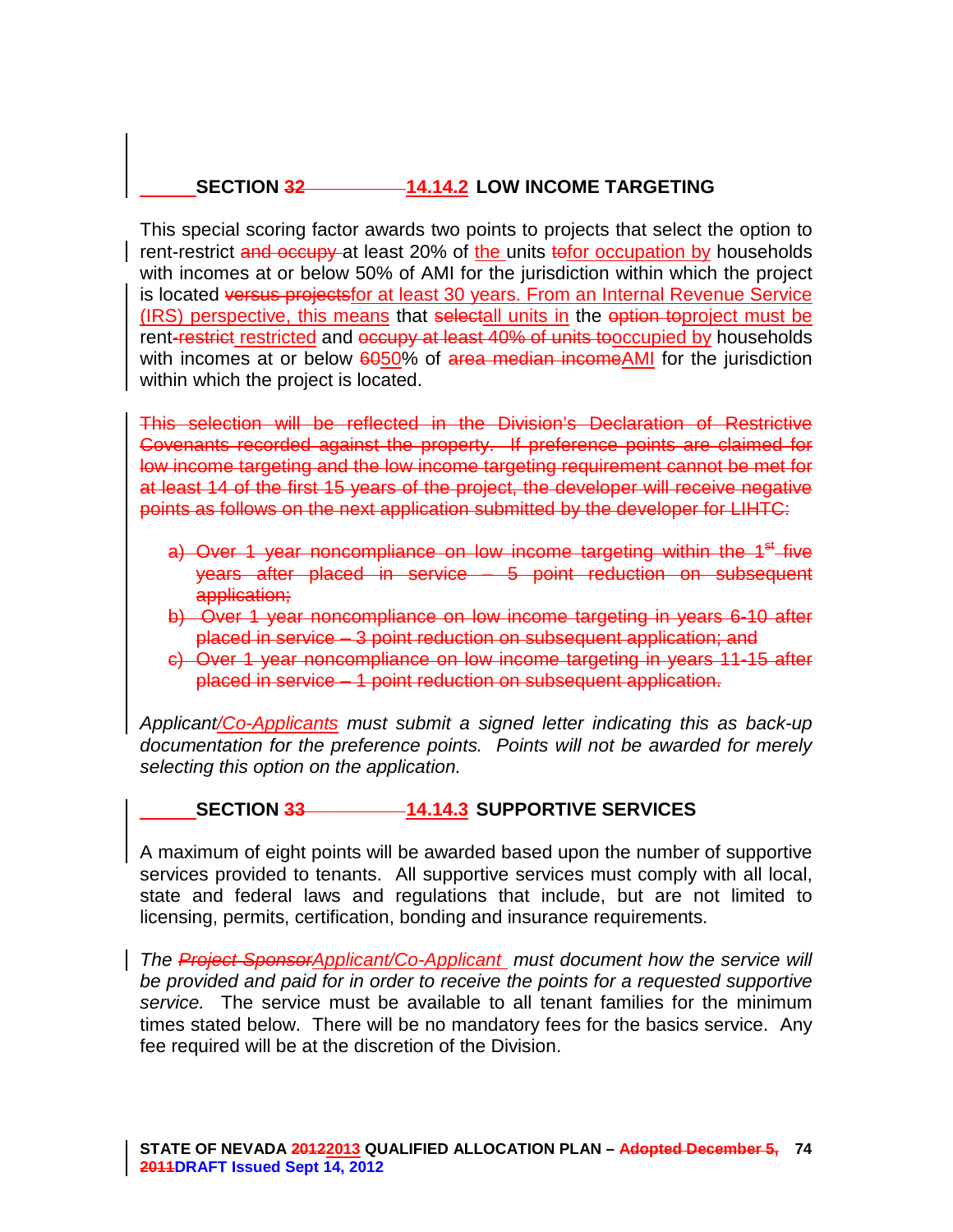## SECTION ~~32~~ 14.14.2 LOW INCOME TARGETING

This special scoring factor awards two points to projects that select the option to rent-restrict ~~and occupy~~ at least 20% of the units ~~to~~for occupation by households with incomes at or below 50% of AMI for the jurisdiction within which the project is located ~~versus projects~~for at least 30 years. From an Internal Revenue Service (IRS) perspective, this means that ~~select~~all units in the ~~option to~~project must be rent~~-restrict~~ restricted and ~~occupy at least 40% of units to~~occupied by households with incomes at or below ~~60~~50% of ~~area median income~~AMI for the jurisdiction within which the project is located.

~~This selection will be reflected in the Division's Declaration of Restrictive Covenants recorded against the property. If preference points are claimed for low income targeting and the low income targeting requirement cannot be met for at least 14 of the first 15 years of the project, the developer will receive negative points as follows on the next application submitted by the developer for LIHTC:~~

- ~~a) Over 1 year noncompliance on low income targeting within the 1st five years after placed in service – 5 point reduction on subsequent application;~~
- ~~b) Over 1 year noncompliance on low income targeting in years 6-10 after placed in service – 3 point reduction on subsequent application; and~~
- ~~c) Over 1 year noncompliance on low income targeting in years 11-15 after placed in service – 1 point reduction on subsequent application.~~

*Applicant/Co-Applicants must submit a signed letter indicating this as back-up documentation for the preference points. Points will not be awarded for merely selecting this option on the application.*

## SECTION ~~33~~ 14.14.3 SUPPORTIVE SERVICES

A maximum of eight points will be awarded based upon the number of supportive services provided to tenants. All supportive services must comply with all local, state and federal laws and regulations that include, but are not limited to licensing, permits, certification, bonding and insurance requirements.

*The ~~Project Sponsor~~Applicant/Co-Applicant must document how the service will be provided and paid for in order to receive the points for a requested supportive service.* The service must be available to all tenant families for the minimum times stated below. There will be no mandatory fees for the basics service. Any fee required will be at the discretion of the Division.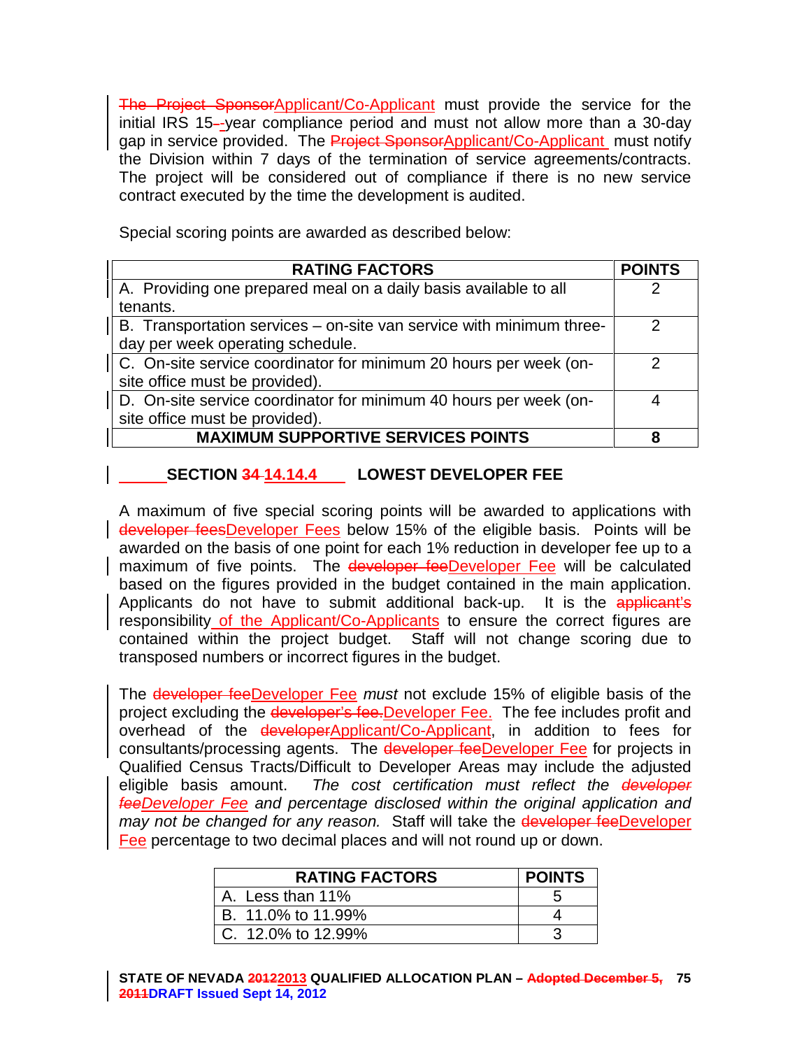~~The Project Sponsor~~Applicant/Co-Applicant must provide the service for the initial IRS 15~~-~~-year compliance period and must not allow more than a 30-day gap in service provided. The ~~Project Sponsor~~Applicant/Co-Applicant must notify the Division within 7 days of the termination of service agreements/contracts. The project will be considered out of compliance if there is no new service contract executed by the time the development is audited.

Special scoring points are awarded as described below:

| RATING FACTORS | POINTS |
|---|---|
| A. Providing one prepared meal on a daily basis available to all tenants. | 2 |
| B. Transportation services – on-site van service with minimum three-day per week operating schedule. | 2 |
| C. On-site service coordinator for minimum 20 hours per week (on-site office must be provided). | 2 |
| D. On-site service coordinator for minimum 40 hours per week (on-site office must be provided). | 4 |
| **MAXIMUM SUPPORTIVE SERVICES POINTS** | **8** |

## SECTION ~~34~~ 14.14.4 LOWEST DEVELOPER FEE

A maximum of five special scoring points will be awarded to applications with ~~developer fees~~Developer Fees below 15% of the eligible basis. Points will be awarded on the basis of one point for each 1% reduction in developer fee up to a maximum of five points. The ~~developer fee~~Developer Fee will be calculated based on the figures provided in the budget contained in the main application. Applicants do not have to submit additional back-up. It is the ~~applicant's~~ responsibility of the Applicant/Co-Applicants to ensure the correct figures are contained within the project budget. Staff will not change scoring due to transposed numbers or incorrect figures in the budget.

The ~~developer fee~~Developer Fee *must* not exclude 15% of eligible basis of the project excluding the ~~developer's fee.~~Developer Fee. The fee includes profit and overhead of the ~~developer~~Applicant/Co-Applicant, in addition to fees for consultants/processing agents. The ~~developer fee~~Developer Fee for projects in Qualified Census Tracts/Difficult to Developer Areas may include the adjusted eligible basis amount. *The cost certification must reflect the ~~developer fee~~Developer Fee and percentage disclosed within the original application and may not be changed for any reason.* Staff will take the ~~developer fee~~Developer Fee percentage to two decimal places and will not round up or down.

| RATING FACTORS | POINTS |
|---|---|
| A. Less than 11% | 5 |
| B. 11.0% to 11.99% | 4 |
| C. 12.0% to 12.99% | 3 |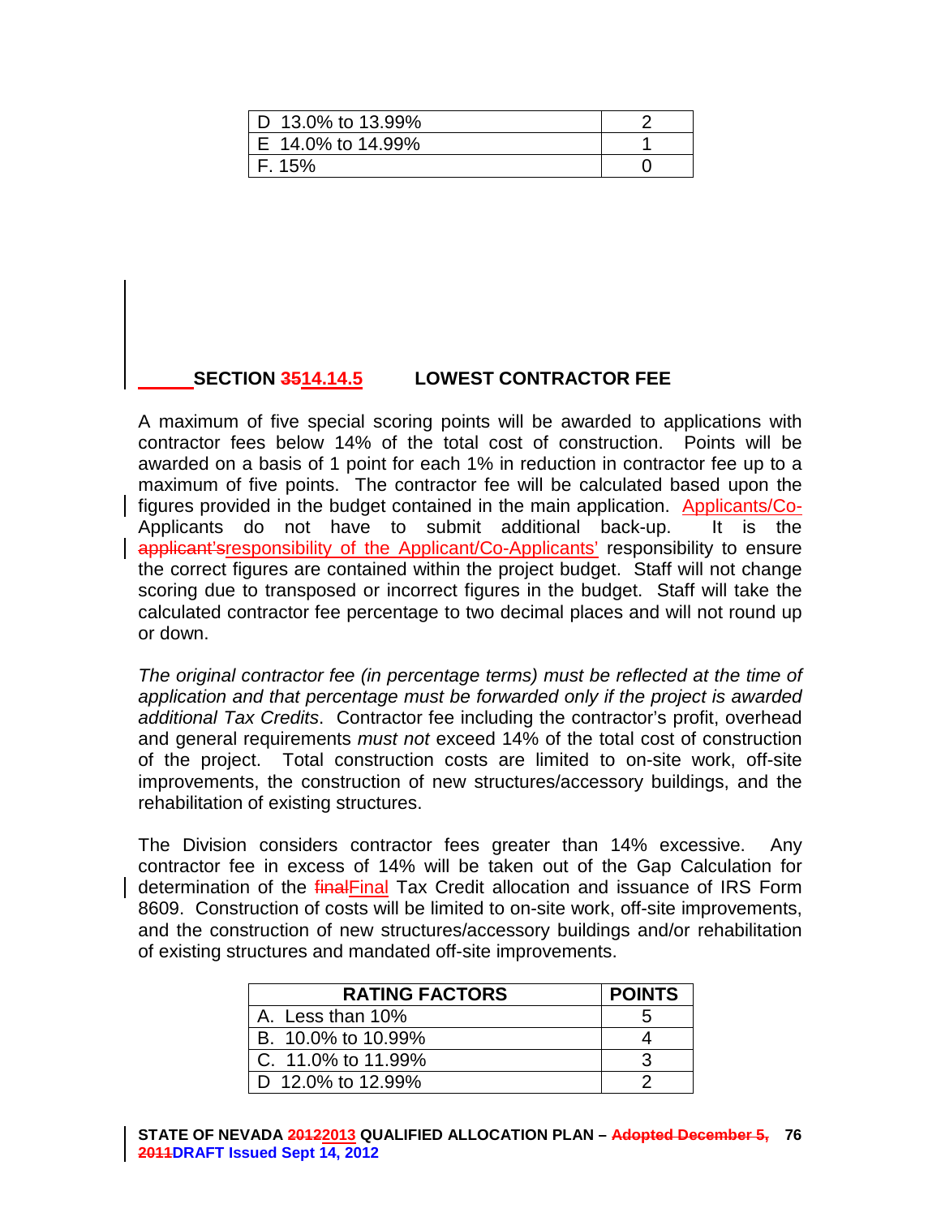| D 13.0% to 13.99% | 2 |
|---|---|
| E 14.0% to 14.99% | 1 |
| F. 15% | 0 |

## SECTION ~~35~~14.14.5 LOWEST CONTRACTOR FEE

A maximum of five special scoring points will be awarded to applications with contractor fees below 14% of the total cost of construction. Points will be awarded on a basis of 1 point for each 1% in reduction in contractor fee up to a maximum of five points. The contractor fee will be calculated based upon the figures provided in the budget contained in the main application. Applicants/Co-Applicants do not have to submit additional back-up. It is the ~~applicant's~~responsibility of the Applicant/Co-Applicants' responsibility to ensure the correct figures are contained within the project budget. Staff will not change scoring due to transposed or incorrect figures in the budget. Staff will take the calculated contractor fee percentage to two decimal places and will not round up or down.

*The original contractor fee (in percentage terms) must be reflected at the time of application and that percentage must be forwarded only if the project is awarded additional Tax Credits*. Contractor fee including the contractor's profit, overhead and general requirements *must not* exceed 14% of the total cost of construction of the project. Total construction costs are limited to on-site work, off-site improvements, the construction of new structures/accessory buildings, and the rehabilitation of existing structures.

The Division considers contractor fees greater than 14% excessive. Any contractor fee in excess of 14% will be taken out of the Gap Calculation for determination of the ~~final~~Final Tax Credit allocation and issuance of IRS Form 8609. Construction of costs will be limited to on-site work, off-site improvements, and the construction of new structures/accessory buildings and/or rehabilitation of existing structures and mandated off-site improvements.

| RATING FACTORS | POINTS |
|---|---|
| A. Less than 10% | 5 |
| B. 10.0% to 10.99% | 4 |
| C. 11.0% to 11.99% | 3 |
| D 12.0% to 12.99% | 2 |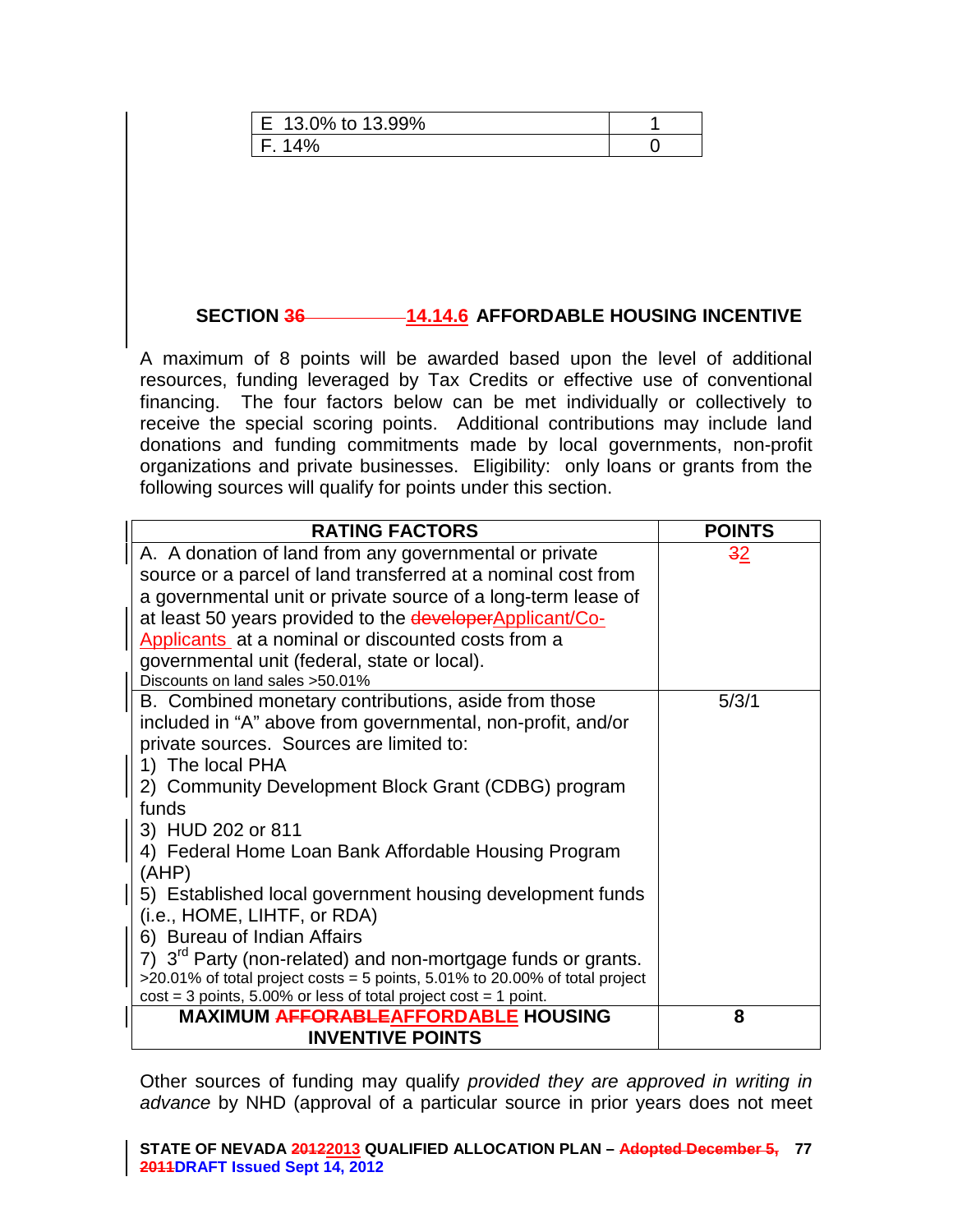| E 13.0% to 13.99% | 1 |
|---|---|
| F. 14% | 0 |

## SECTION ~~36~~ 14.14.6 AFFORDABLE HOUSING INCENTIVE

A maximum of 8 points will be awarded based upon the level of additional resources, funding leveraged by Tax Credits or effective use of conventional financing. The four factors below can be met individually or collectively to receive the special scoring points. Additional contributions may include land donations and funding commitments made by local governments, non-profit organizations and private businesses. Eligibility: only loans or grants from the following sources will qualify for points under this section.

| RATING FACTORS | POINTS |
|---|---|
| A. A donation of land from any governmental or private source or a parcel of land transferred at a nominal cost from a governmental unit or private source of a long-term lease of at least 50 years provided to the ~~developer~~Applicant/Co-Applicants at a nominal or discounted costs from a governmental unit (federal, state or local).<br>Discounts on land sales >50.01% | ~~3~~2 |
| B. Combined monetary contributions, aside from those included in "A" above from governmental, non-profit, and/or private sources. Sources are limited to:<br>1) The local PHA<br>2) Community Development Block Grant (CDBG) program funds<br>3) HUD 202 or 811<br>4) Federal Home Loan Bank Affordable Housing Program (AHP)<br>5) Established local government housing development funds (i.e., HOME, LIHTF, or RDA)<br>6) Bureau of Indian Affairs<br>7) 3rd Party (non-related) and non-mortgage funds or grants.<br>>20.01% of total project costs = 5 points, 5.01% to 20.00% of total project cost = 3 points, 5.00% or less of total project cost = 1 point. | 5/3/1 |
| **MAXIMUM ~~AFFORABLE~~AFFORDABLE HOUSING INVENTIVE POINTS** | **8** |

Other sources of funding may qualify *provided they are approved in writing in advance* by NHD (approval of a particular source in prior years does not meet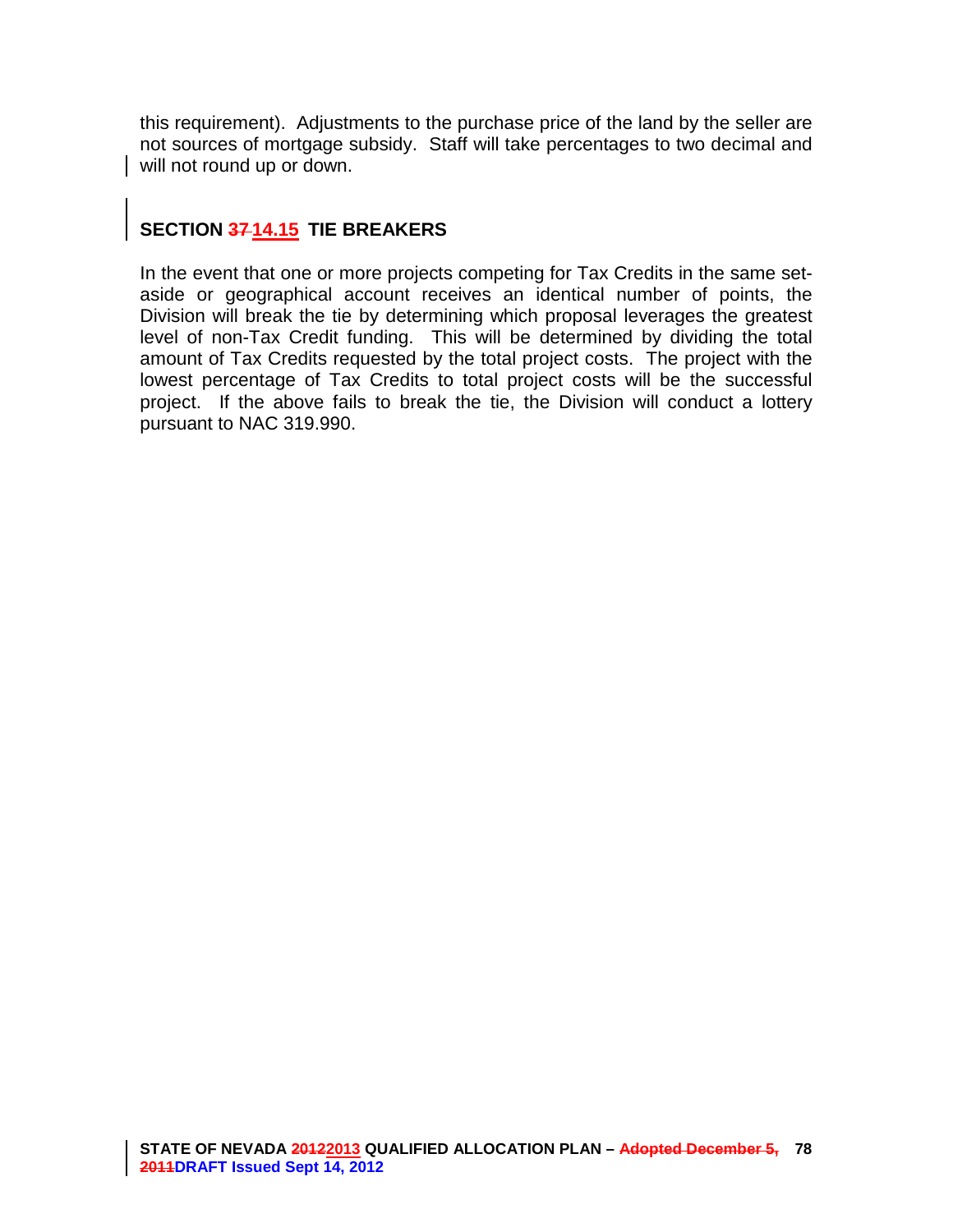this requirement). Adjustments to the purchase price of the land by the seller are not sources of mortgage subsidy. Staff will take percentages to two decimal and will not round up or down.

## SECTION ~~37~~ 14.15 TIE BREAKERS

In the event that one or more projects competing for Tax Credits in the same set-aside or geographical account receives an identical number of points, the Division will break the tie by determining which proposal leverages the greatest level of non-Tax Credit funding. This will be determined by dividing the total amount of Tax Credits requested by the total project costs. The project with the lowest percentage of Tax Credits to total project costs will be the successful project. If the above fails to break the tie, the Division will conduct a lottery pursuant to NAC 319.990.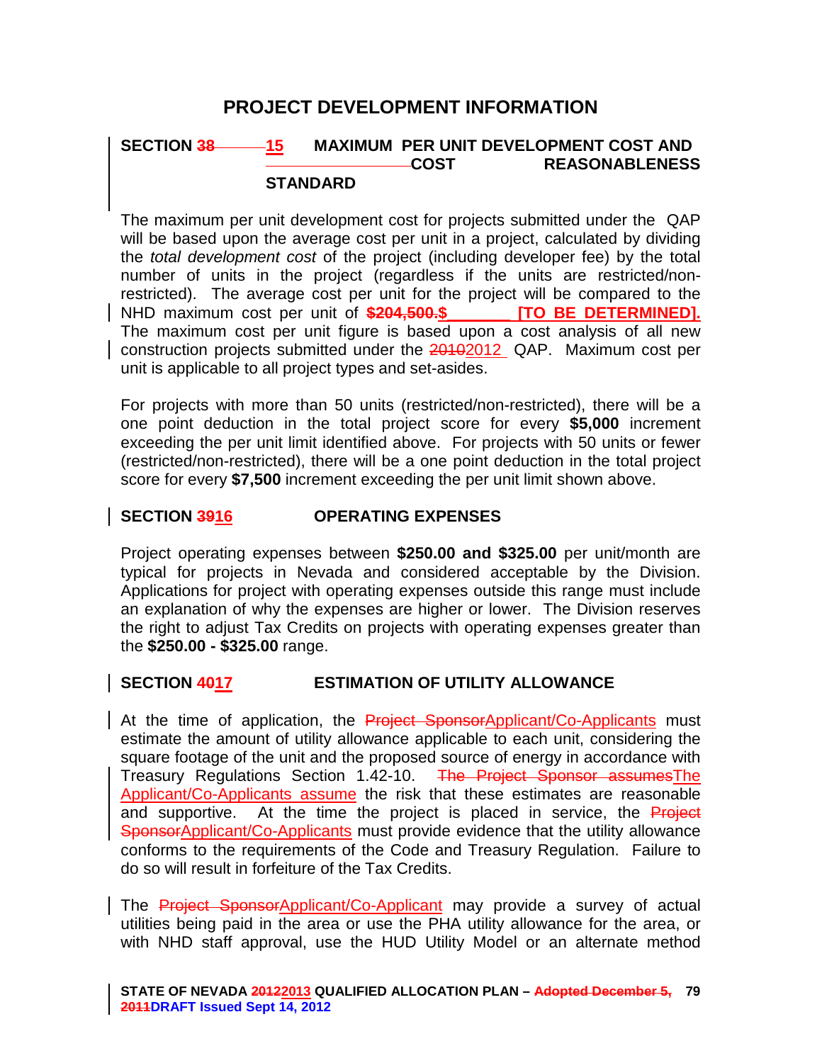# PROJECT DEVELOPMENT INFORMATION

## SECTION ~~38~~ 15 MAXIMUM PER UNIT DEVELOPMENT COST AND COST REASONABLENESS STANDARD

The maximum per unit development cost for projects submitted under the QAP will be based upon the average cost per unit in a project, calculated by dividing the *total development cost* of the project (including developer fee) by the total number of units in the project (regardless if the units are restricted/non-restricted). The average cost per unit for the project will be compared to the NHD maximum cost per unit of ~~**$204,500.**~~**$_______ [TO BE DETERMINED].** The maximum cost per unit figure is based upon a cost analysis of all new construction projects submitted under the ~~2010~~2012 QAP. Maximum cost per unit is applicable to all project types and set-asides.

For projects with more than 50 units (restricted/non-restricted), there will be a one point deduction in the total project score for every **$5,000** increment exceeding the per unit limit identified above. For projects with 50 units or fewer (restricted/non-restricted), there will be a one point deduction in the total project score for every **$7,500** increment exceeding the per unit limit shown above.

## SECTION ~~39~~16 OPERATING EXPENSES

Project operating expenses between **$250.00 and $325.00** per unit/month are typical for projects in Nevada and considered acceptable by the Division. Applications for project with operating expenses outside this range must include an explanation of why the expenses are higher or lower. The Division reserves the right to adjust Tax Credits on projects with operating expenses greater than the **$250.00 - $325.00** range.

## SECTION ~~40~~17 ESTIMATION OF UTILITY ALLOWANCE

At the time of application, the ~~Project Sponsor~~Applicant/Co-Applicants must estimate the amount of utility allowance applicable to each unit, considering the square footage of the unit and the proposed source of energy in accordance with Treasury Regulations Section 1.42-10. ~~The Project Sponsor assumes~~The Applicant/Co-Applicants assume the risk that these estimates are reasonable and supportive. At the time the project is placed in service, the ~~Project Sponsor~~Applicant/Co-Applicants must provide evidence that the utility allowance conforms to the requirements of the Code and Treasury Regulation. Failure to do so will result in forfeiture of the Tax Credits.

The ~~Project Sponsor~~Applicant/Co-Applicant may provide a survey of actual utilities being paid in the area or use the PHA utility allowance for the area, or with NHD staff approval, use the HUD Utility Model or an alternate method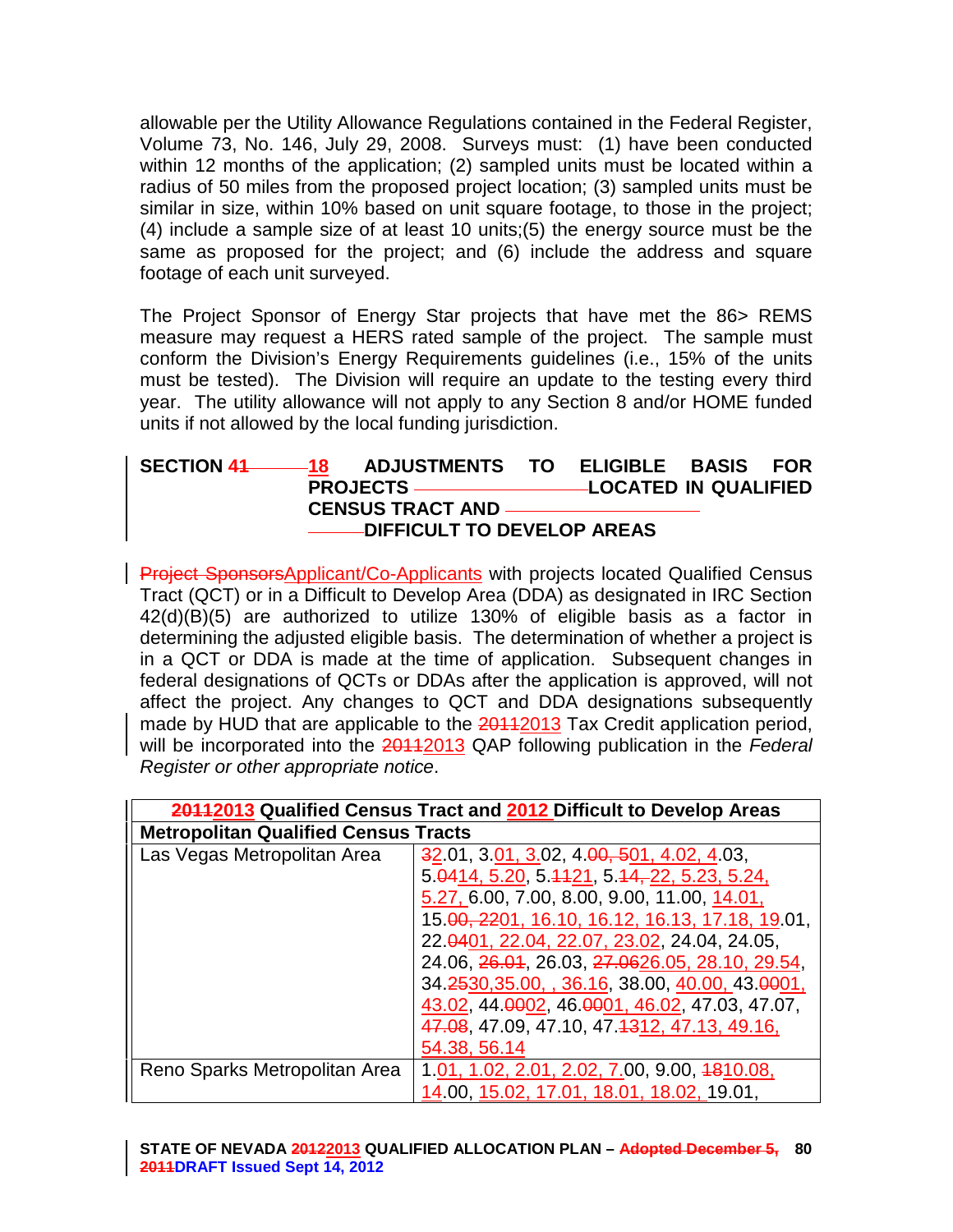allowable per the Utility Allowance Regulations contained in the Federal Register, Volume 73, No. 146, July 29, 2008. Surveys must: (1) have been conducted within 12 months of the application; (2) sampled units must be located within a radius of 50 miles from the proposed project location; (3) sampled units must be similar in size, within 10% based on unit square footage, to those in the project; (4) include a sample size of at least 10 units;(5) the energy source must be the same as proposed for the project; and (6) include the address and square footage of each unit surveyed.

The Project Sponsor of Energy Star projects that have met the 86> REMS measure may request a HERS rated sample of the project. The sample must conform the Division's Energy Requirements guidelines (i.e., 15% of the units must be tested). The Division will require an update to the testing every third year. The utility allowance will not apply to any Section 8 and/or HOME funded units if not allowed by the local funding jurisdiction.

## SECTION ~~41~~ 18 ADJUSTMENTS TO ELIGIBLE BASIS FOR PROJECTS LOCATED IN QUALIFIED CENSUS TRACT AND DIFFICULT TO DEVELOP AREAS

~~Project Sponsors~~Applicant/Co-Applicants with projects located Qualified Census Tract (QCT) or in a Difficult to Develop Area (DDA) as designated in IRC Section 42(d)(B)(5) are authorized to utilize 130% of eligible basis as a factor in determining the adjusted eligible basis. The determination of whether a project is in a QCT or DDA is made at the time of application. Subsequent changes in federal designations of QCTs or DDAs after the application is approved, will not affect the project. Any changes to QCT and DDA designations subsequently made by HUD that are applicable to the ~~2011~~2013 Tax Credit application period, will be incorporated into the ~~2011~~2013 QAP following publication in the *Federal Register or other appropriate notice*.

| ~~2011~~2013 Qualified Census Tract and 2012 Difficult to Develop Areas | |
|---|---|
| **Metropolitan Qualified Census Tracts** | |
| Las Vegas Metropolitan Area | ~~3~~2.01, 3.01, 3.02, 4.~~00, 5~~01, 4.02, 4.03, 5.~~04~~14, 5.20, 5.~~11~~21, 5.~~14,~~22, 5.23, 5.24, 5.27, 6.00, 7.00, 8.00, 9.00, 11.00, 14.01, 15.~~00, 22~~01, 16.10, 16.12, 16.13, 17.18, 19.01, 22.~~04~~01, 22.04, 22.07, 23.02, 24.04, 24.05, 24.06, ~~26.01~~, 26.03, ~~27.06~~26.05, 28.10, 29.54, 34.~~25~~30,35.00, , 36.16, 38.00, 40.00, 43.~~00~~01, 43.02, 44.~~00~~02, 46.~~00~~01, 46.02, 47.03, 47.07, ~~47.08~~, 47.09, 47.10, 47.~~13~~12, 47.13, 49.16, 54.38, 56.14 |
| Reno Sparks Metropolitan Area | 1.01, 1.02, 2.01, 2.02, 7.00, 9.00, ~~18~~10.08, 14.00, 15.02, 17.01, 18.01, 18.02, 19.01, |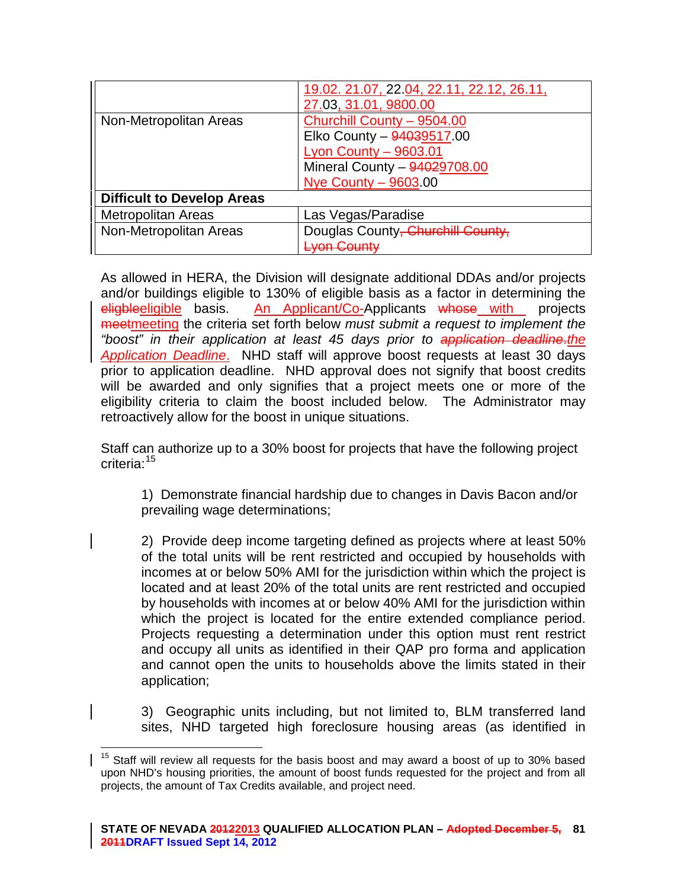|  |  |
|---|---|
|  | 19.02. 21.07, 22.04, 22.11, 22.12, 26.11, 27.03, 31.01, 9800.00 |
| Non-Metropolitan Areas | Churchill County – 9504.00<br>Elko County – 94039517.00<br>Lyon County – 9603.01<br>Mineral County – 94029708.00<br>Nye County – 9603.00 |
| **Difficult to Develop Areas** |  |
| Metropolitan Areas | Las Vegas/Paradise |
| Non-Metropolitan Areas | Douglas County, Churchill County, Lyon County |

As allowed in HERA, the Division will designate additional DDAs and/or projects and/or buildings eligible to 130% of eligible basis as a factor in determining the eligbleeligible basis. An Applicant/Co-Applicants whose with projects meetmeeting the criteria set forth below *must submit a request to implement the "boost" in their application at least 45 days prior to application deadline.the Application Deadline*. NHD staff will approve boost requests at least 30 days prior to application deadline. NHD approval does not signify that boost credits will be awarded and only signifies that a project meets one or more of the eligibility criteria to claim the boost included below. The Administrator may retroactively allow for the boost in unique situations.

Staff can authorize up to a 30% boost for projects that have the following project criteria:[15]

1) Demonstrate financial hardship due to changes in Davis Bacon and/or prevailing wage determinations;

2) Provide deep income targeting defined as projects where at least 50% of the total units will be rent restricted and occupied by households with incomes at or below 50% AMI for the jurisdiction within which the project is located and at least 20% of the total units are rent restricted and occupied by households with incomes at or below 40% AMI for the jurisdiction within which the project is located for the entire extended compliance period. Projects requesting a determination under this option must rent restrict and occupy all units as identified in their QAP pro forma and application and cannot open the units to households above the limits stated in their application;

3) Geographic units including, but not limited to, BLM transferred land sites, NHD targeted high foreclosure housing areas (as identified in

[15] Staff will review all requests for the basis boost and may award a boost of up to 30% based upon NHD's housing priorities, the amount of boost funds requested for the project and from all projects, the amount of Tax Credits available, and project need.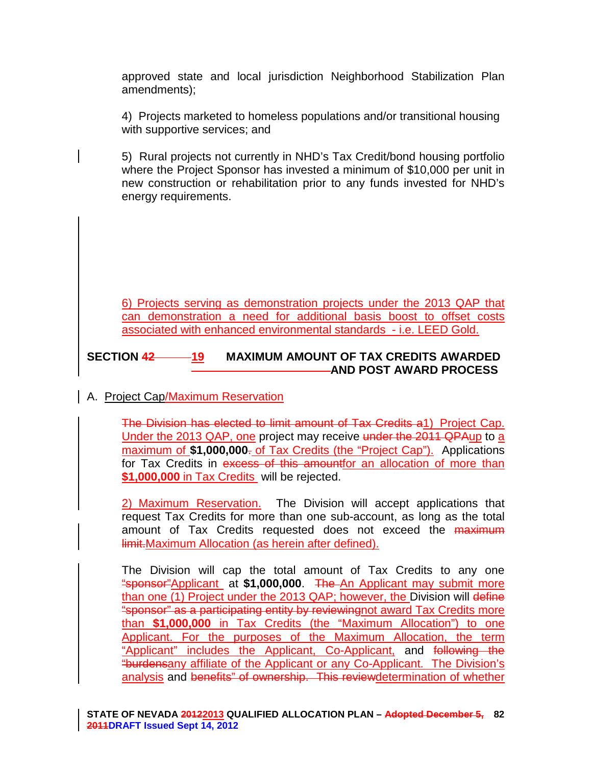approved state and local jurisdiction Neighborhood Stabilization Plan amendments);

4) Projects marketed to homeless populations and/or transitional housing with supportive services; and

5) Rural projects not currently in NHD's Tax Credit/bond housing portfolio where the Project Sponsor has invested a minimum of $10,000 per unit in new construction or rehabilitation prior to any funds invested for NHD's energy requirements.

6) Projects serving as demonstration projects under the 2013 QAP that can demonstration a need for additional basis boost to offset costs associated with enhanced environmental standards - i.e. LEED Gold.

## SECTION ~~42~~ 19 MAXIMUM AMOUNT OF TAX CREDITS AWARDED AND POST AWARD PROCESS

A. Project Cap/Maximum Reservation

~~The Division has elected to limit amount of Tax Credits a~~1) Project Cap. Under the 2013 QAP, one project may receive ~~under the 2011 QPA~~up to a maximum of **$1,000,000**~~.~~ of Tax Credits (the "Project Cap"). Applications for Tax Credits in ~~excess of this amount~~for an allocation of more than **$1,000,000** in Tax Credits will be rejected.

2) Maximum Reservation. The Division will accept applications that request Tax Credits for more than one sub-account, as long as the total amount of Tax Credits requested does not exceed the ~~maximum limit.~~Maximum Allocation (as herein after defined).

The Division will cap the total amount of Tax Credits to any one ~~"sponsor"~~Applicant at **$1,000,000**. ~~The~~ An Applicant may submit more than one (1) Project under the 2013 QAP; however, the Division will ~~define "sponsor" as a participating entity by reviewing~~not award Tax Credits more than **$1,000,000** in Tax Credits (the "Maximum Allocation") to one Applicant. For the purposes of the Maximum Allocation, the term "Applicant" includes the Applicant, Co-Applicant, and ~~following the "burdens~~any affiliate of the Applicant or any Co-Applicant. The Division's analysis and ~~benefits" of ownership. This review~~determination of whether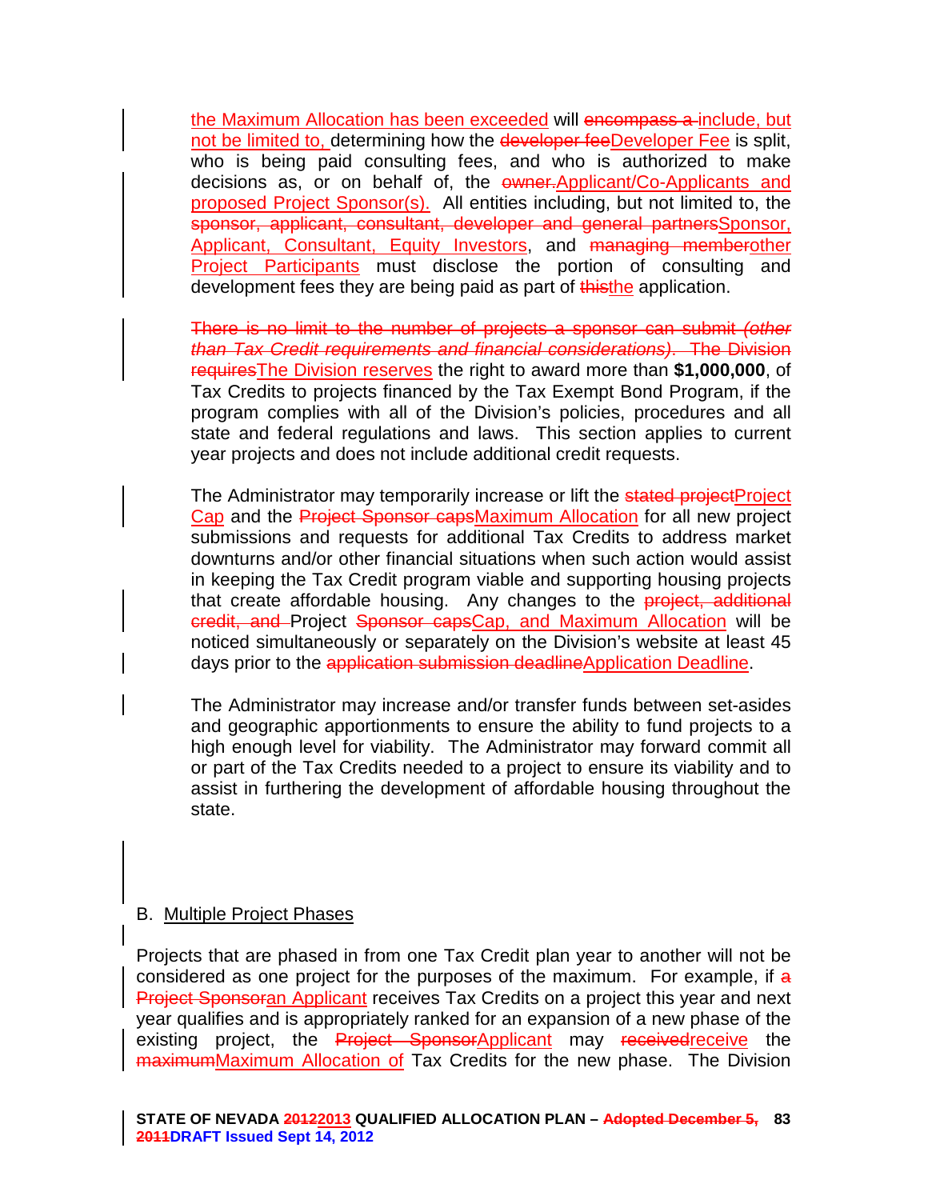the Maximum Allocation has been exceeded will ~~encompass a~~ include, but not be limited to, determining how the ~~developer fee~~Developer Fee is split, who is being paid consulting fees, and who is authorized to make decisions as, or on behalf of, the ~~owner.~~Applicant/Co-Applicants and proposed Project Sponsor(s). All entities including, but not limited to, the ~~sponsor, applicant, consultant, developer and general partners~~Sponsor, Applicant, Consultant, Equity Investors, and ~~managing member~~other Project Participants must disclose the portion of consulting and development fees they are being paid as part of ~~this~~the application.

~~There is no limit to the number of projects a sponsor can submit *(other than Tax Credit requirements and financial considerations)*. The Division requires~~The Division reserves the right to award more than **$1,000,000**, of Tax Credits to projects financed by the Tax Exempt Bond Program, if the program complies with all of the Division's policies, procedures and all state and federal regulations and laws. This section applies to current year projects and does not include additional credit requests.

The Administrator may temporarily increase or lift the ~~stated project~~Project Cap and the ~~Project Sponsor caps~~Maximum Allocation for all new project submissions and requests for additional Tax Credits to address market downturns and/or other financial situations when such action would assist in keeping the Tax Credit program viable and supporting housing projects that create affordable housing. Any changes to the ~~project, additional credit, and~~ Project ~~Sponsor caps~~Cap, and Maximum Allocation will be noticed simultaneously or separately on the Division's website at least 45 days prior to the ~~application submission deadline~~Application Deadline.

The Administrator may increase and/or transfer funds between set-asides and geographic apportionments to ensure the ability to fund projects to a high enough level for viability. The Administrator may forward commit all or part of the Tax Credits needed to a project to ensure its viability and to assist in furthering the development of affordable housing throughout the state.

## B. Multiple Project Phases

Projects that are phased in from one Tax Credit plan year to another will not be considered as one project for the purposes of the maximum. For example, if ~~a Project Sponsor~~an Applicant receives Tax Credits on a project this year and next year qualifies and is appropriately ranked for an expansion of a new phase of the existing project, the ~~Project Sponsor~~Applicant may ~~received~~receive the ~~maximum~~Maximum Allocation of Tax Credits for the new phase. The Division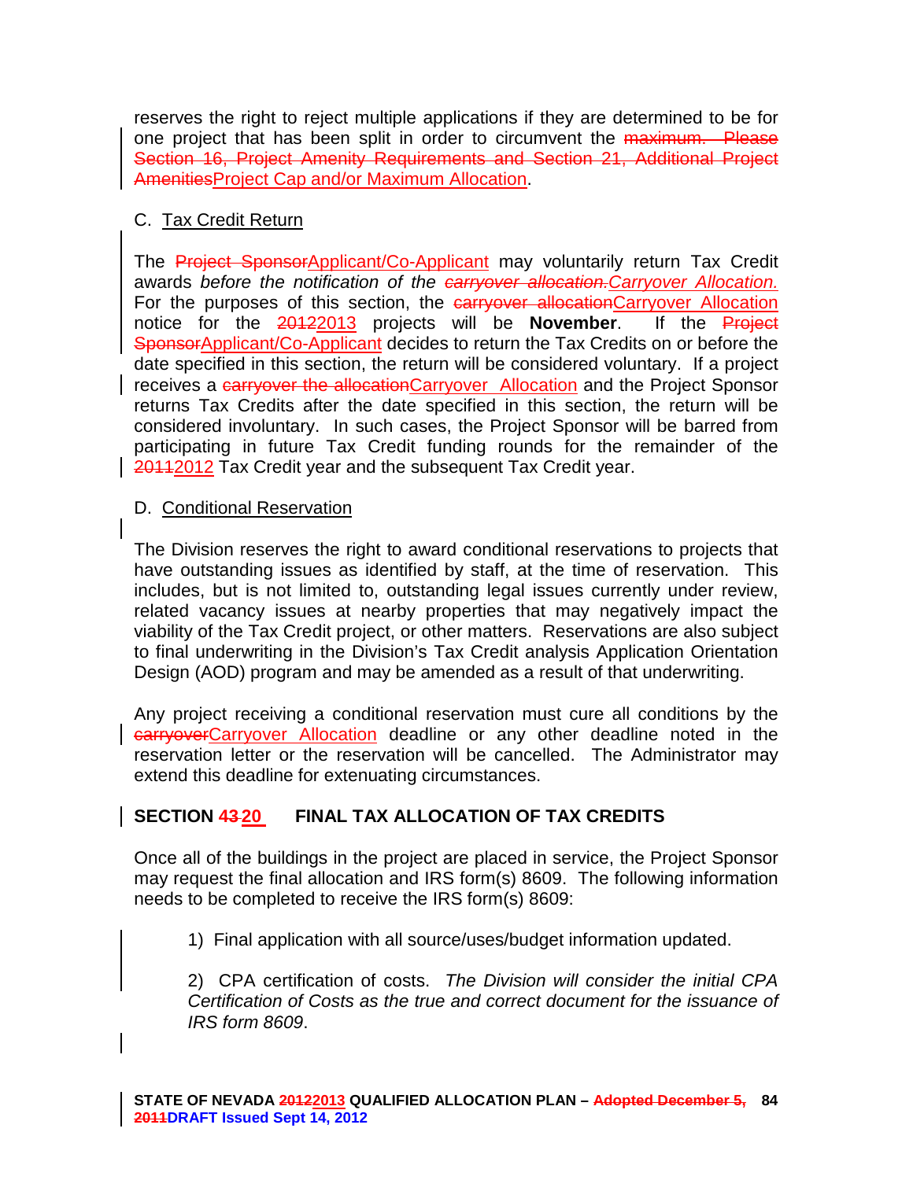reserves the right to reject multiple applications if they are determined to be for one project that has been split in order to circumvent the ~~maximum. Please Section 16, Project Amenity Requirements and Section 21, Additional Project Amenities~~Project Cap and/or Maximum Allocation.

C. Tax Credit Return

The ~~Project Sponsor~~Applicant/Co-Applicant may voluntarily return Tax Credit awards *before the notification of the ~~carryover allocation.~~Carryover Allocation.* For the purposes of this section, the ~~carryover allocation~~Carryover Allocation notice for the ~~2012~~2013 projects will be **November**. If the ~~Project Sponsor~~Applicant/Co-Applicant decides to return the Tax Credits on or before the date specified in this section, the return will be considered voluntary. If a project receives a ~~carryover the allocation~~Carryover Allocation and the Project Sponsor returns Tax Credits after the date specified in this section, the return will be considered involuntary. In such cases, the Project Sponsor will be barred from participating in future Tax Credit funding rounds for the remainder of the ~~2011~~2012 Tax Credit year and the subsequent Tax Credit year.

D. Conditional Reservation

The Division reserves the right to award conditional reservations to projects that have outstanding issues as identified by staff, at the time of reservation. This includes, but is not limited to, outstanding legal issues currently under review, related vacancy issues at nearby properties that may negatively impact the viability of the Tax Credit project, or other matters. Reservations are also subject to final underwriting in the Division's Tax Credit analysis Application Orientation Design (AOD) program and may be amended as a result of that underwriting.

Any project receiving a conditional reservation must cure all conditions by the ~~carryover~~Carryover Allocation deadline or any other deadline noted in the reservation letter or the reservation will be cancelled. The Administrator may extend this deadline for extenuating circumstances.

## SECTION ~~43~~ 20 FINAL TAX ALLOCATION OF TAX CREDITS

Once all of the buildings in the project are placed in service, the Project Sponsor may request the final allocation and IRS form(s) 8609. The following information needs to be completed to receive the IRS form(s) 8609:

1) Final application with all source/uses/budget information updated.

2) CPA certification of costs. *The Division will consider the initial CPA Certification of Costs as the true and correct document for the issuance of IRS form 8609*.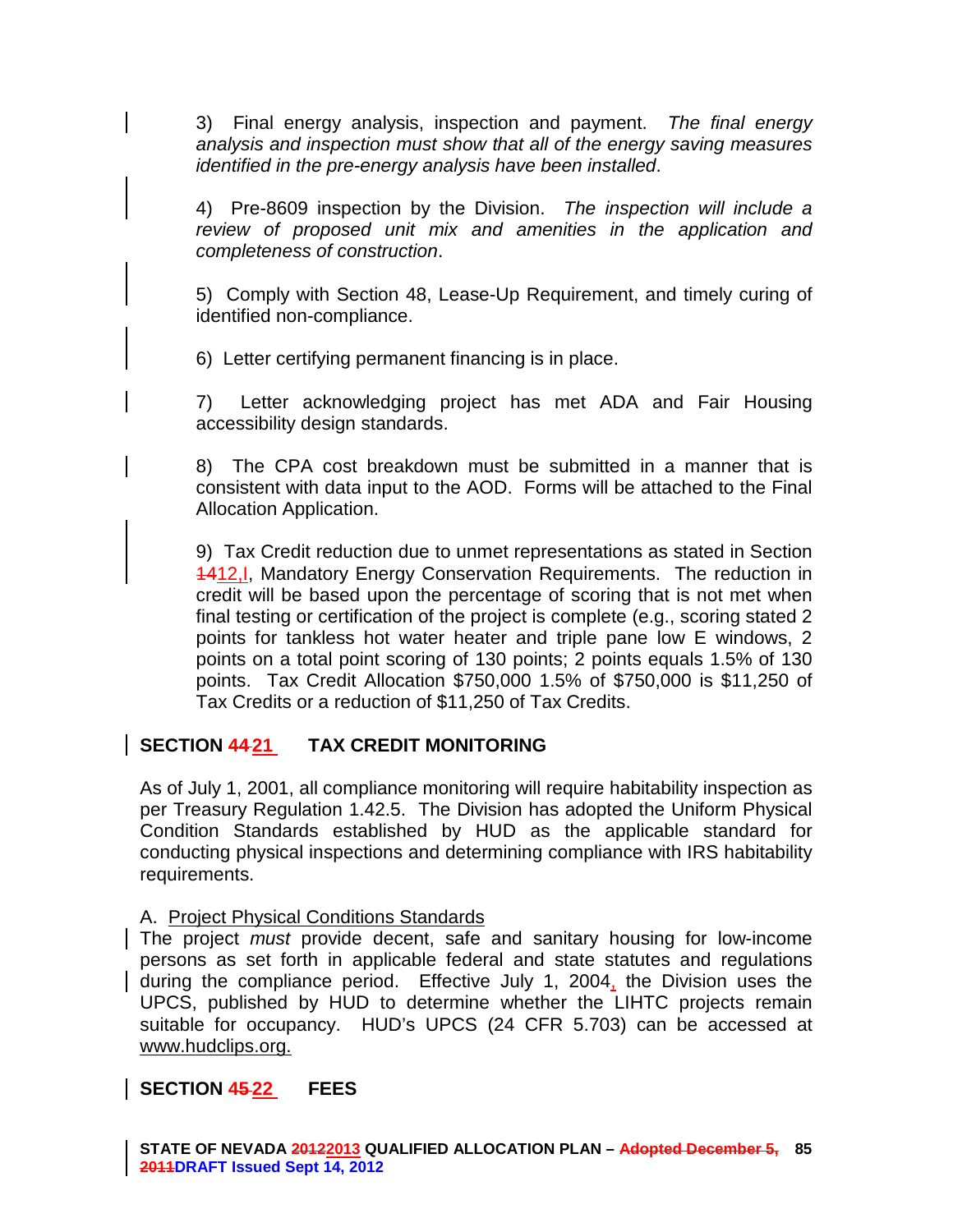3) Final energy analysis, inspection and payment. *The final energy analysis and inspection must show that all of the energy saving measures identified in the pre-energy analysis have been installed*.

4) Pre-8609 inspection by the Division. *The inspection will include a review of proposed unit mix and amenities in the application and completeness of construction*.

5) Comply with Section 48, Lease-Up Requirement, and timely curing of identified non-compliance.

6) Letter certifying permanent financing is in place.

7) Letter acknowledging project has met ADA and Fair Housing accessibility design standards.

8) The CPA cost breakdown must be submitted in a manner that is consistent with data input to the AOD. Forms will be attached to the Final Allocation Application.

9) Tax Credit reduction due to unmet representations as stated in Section ~~14~~12,I, Mandatory Energy Conservation Requirements. The reduction in credit will be based upon the percentage of scoring that is not met when final testing or certification of the project is complete (e.g., scoring stated 2 points for tankless hot water heater and triple pane low E windows, 2 points on a total point scoring of 130 points; 2 points equals 1.5% of 130 points. Tax Credit Allocation $750,000 1.5% of $750,000 is $11,250 of Tax Credits or a reduction of $11,250 of Tax Credits.

## SECTION ~~44~~ 21 TAX CREDIT MONITORING

As of July 1, 2001, all compliance monitoring will require habitability inspection as per Treasury Regulation 1.42.5. The Division has adopted the Uniform Physical Condition Standards established by HUD as the applicable standard for conducting physical inspections and determining compliance with IRS habitability requirements.

A. Project Physical Conditions Standards

The project *must* provide decent, safe and sanitary housing for low-income persons as set forth in applicable federal and state statutes and regulations during the compliance period. Effective July 1, 2004, the Division uses the UPCS, published by HUD to determine whether the LIHTC projects remain suitable for occupancy. HUD's UPCS (24 CFR 5.703) can be accessed at www.hudclips.org.

## SECTION ~~45~~ 22 FEES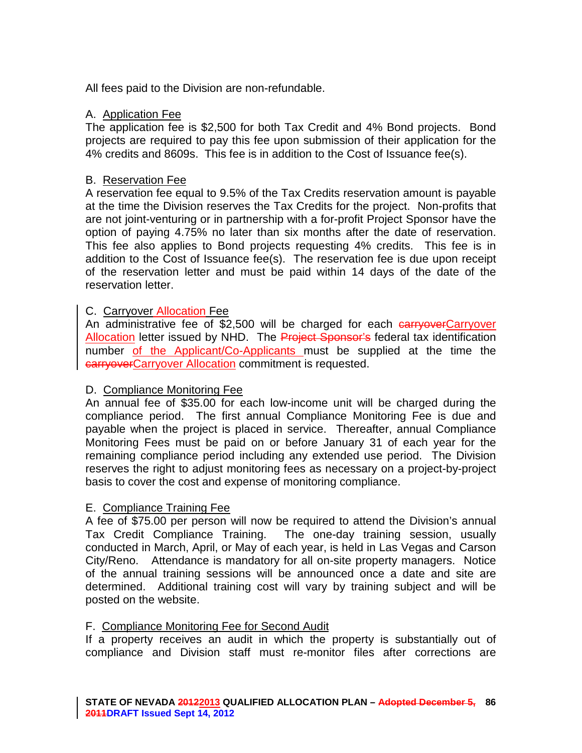All fees paid to the Division are non-refundable.

A. Application Fee

The application fee is $2,500 for both Tax Credit and 4% Bond projects. Bond projects are required to pay this fee upon submission of their application for the 4% credits and 8609s. This fee is in addition to the Cost of Issuance fee(s).

B. Reservation Fee

A reservation fee equal to 9.5% of the Tax Credits reservation amount is payable at the time the Division reserves the Tax Credits for the project. Non-profits that are not joint-venturing or in partnership with a for-profit Project Sponsor have the option of paying 4.75% no later than six months after the date of reservation. This fee also applies to Bond projects requesting 4% credits. This fee is in addition to the Cost of Issuance fee(s). The reservation fee is due upon receipt of the reservation letter and must be paid within 14 days of the date of the reservation letter.

C. Carryover Allocation Fee

An administrative fee of $2,500 will be charged for each ~~carryover~~Carryover Allocation letter issued by NHD. The ~~Project Sponsor's~~ federal tax identification number of the Applicant/Co-Applicants must be supplied at the time the ~~carryover~~Carryover Allocation commitment is requested.

D. Compliance Monitoring Fee

An annual fee of $35.00 for each low-income unit will be charged during the compliance period. The first annual Compliance Monitoring Fee is due and payable when the project is placed in service. Thereafter, annual Compliance Monitoring Fees must be paid on or before January 31 of each year for the remaining compliance period including any extended use period. The Division reserves the right to adjust monitoring fees as necessary on a project-by-project basis to cover the cost and expense of monitoring compliance.

E. Compliance Training Fee

A fee of $75.00 per person will now be required to attend the Division's annual Tax Credit Compliance Training. The one-day training session, usually conducted in March, April, or May of each year, is held in Las Vegas and Carson City/Reno. Attendance is mandatory for all on-site property managers. Notice of the annual training sessions will be announced once a date and site are determined. Additional training cost will vary by training subject and will be posted on the website.

F. Compliance Monitoring Fee for Second Audit

If a property receives an audit in which the property is substantially out of compliance and Division staff must re-monitor files after corrections are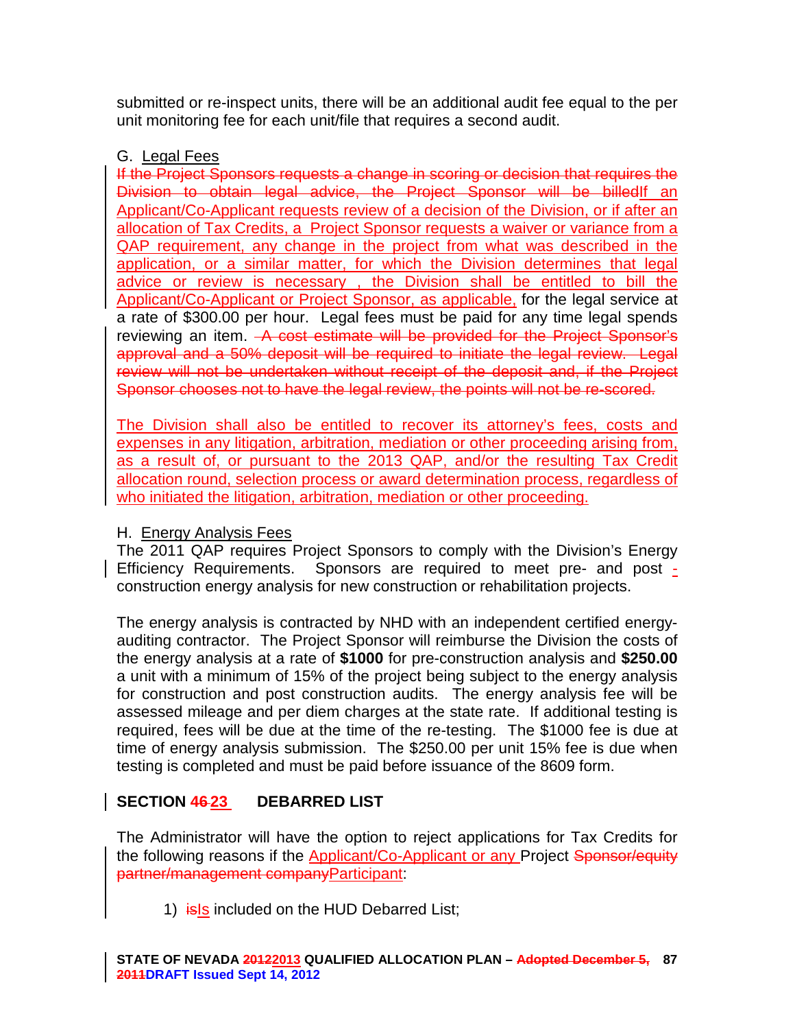submitted or re-inspect units, there will be an additional audit fee equal to the per unit monitoring fee for each unit/file that requires a second audit.

G. Legal Fees

~~If the Project Sponsors requests a change in scoring or decision that requires the Division to obtain legal advice, the Project Sponsor will be billed~~If an Applicant/Co-Applicant requests review of a decision of the Division, or if after an allocation of Tax Credits, a Project Sponsor requests a waiver or variance from a QAP requirement, any change in the project from what was described in the application, or a similar matter, for which the Division determines that legal advice or review is necessary , the Division shall be entitled to bill the Applicant/Co-Applicant or Project Sponsor, as applicable, for the legal service at a rate of $300.00 per hour. Legal fees must be paid for any time legal spends reviewing an item. ~~A cost estimate will be provided for the Project Sponsor's approval and a 50% deposit will be required to initiate the legal review. Legal review will not be undertaken without receipt of the deposit and, if the Project Sponsor chooses not to have the legal review, the points will not be re-scored.~~

The Division shall also be entitled to recover its attorney's fees, costs and expenses in any litigation, arbitration, mediation or other proceeding arising from, as a result of, or pursuant to the 2013 QAP, and/or the resulting Tax Credit allocation round, selection process or award determination process, regardless of who initiated the litigation, arbitration, mediation or other proceeding.

H. Energy Analysis Fees

The 2011 QAP requires Project Sponsors to comply with the Division's Energy Efficiency Requirements. Sponsors are required to meet pre- and post -construction energy analysis for new construction or rehabilitation projects.

The energy analysis is contracted by NHD with an independent certified energy-auditing contractor. The Project Sponsor will reimburse the Division the costs of the energy analysis at a rate of **$1000** for pre-construction analysis and **$250.00** a unit with a minimum of 15% of the project being subject to the energy analysis for construction and post construction audits. The energy analysis fee will be assessed mileage and per diem charges at the state rate. If additional testing is required, fees will be due at the time of the re-testing. The $1000 fee is due at time of energy analysis submission. The $250.00 per unit 15% fee is due when testing is completed and must be paid before issuance of the 8609 form.

## SECTION ~~46~~ 23 DEBARRED LIST

The Administrator will have the option to reject applications for Tax Credits for the following reasons if the Applicant/Co-Applicant or any Project ~~Sponsor/equity partner/management company~~Participant:

1) ~~is~~Is included on the HUD Debarred List;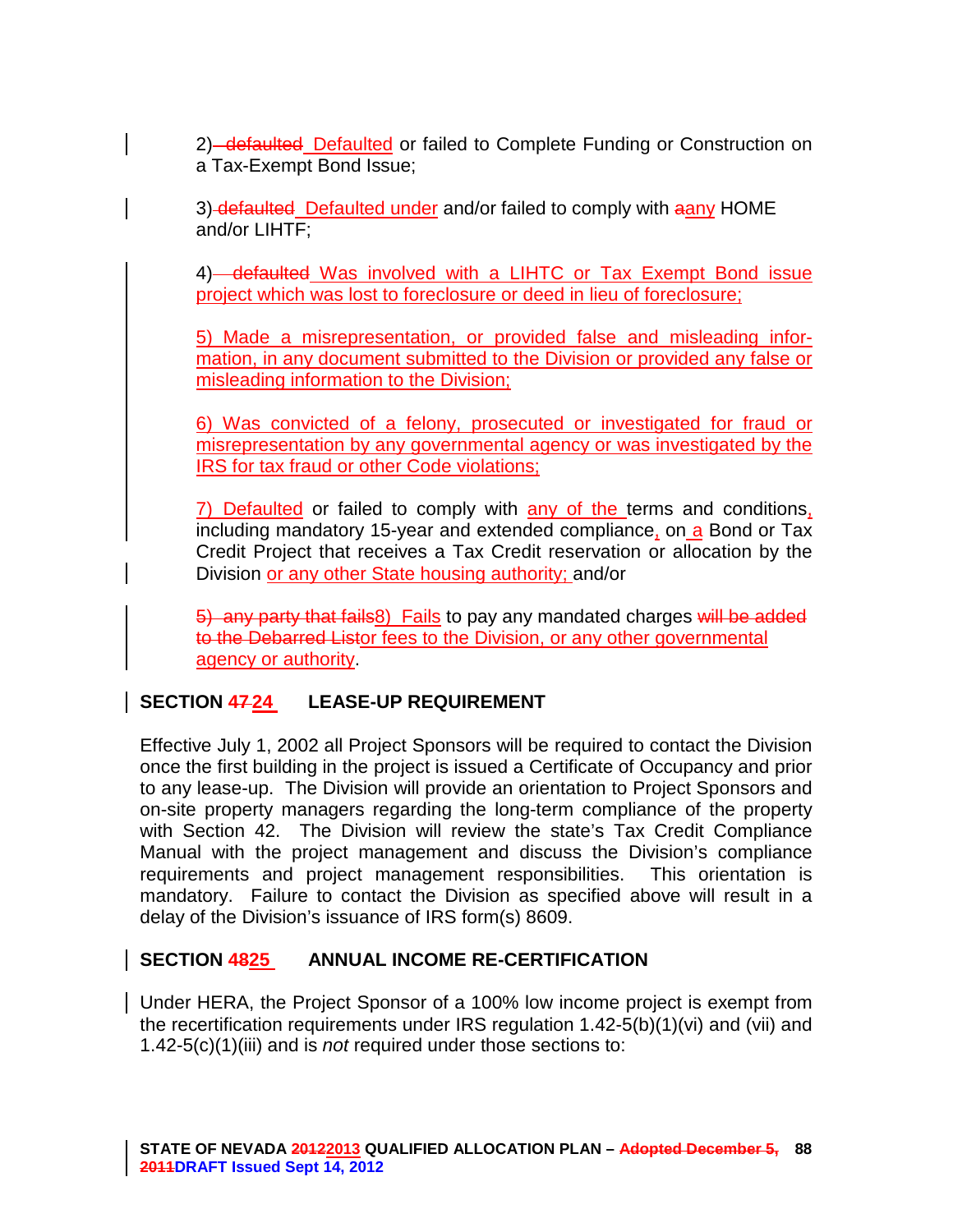2) ~~defaulted~~ Defaulted or failed to Complete Funding or Construction on a Tax-Exempt Bond Issue;

3) ~~defaulted~~ Defaulted under and/or failed to comply with ~~a~~any HOME and/or LIHTF;

4) ~~defaulted~~ Was involved with a LIHTC or Tax Exempt Bond issue project which was lost to foreclosure or deed in lieu of foreclosure;

5) Made a misrepresentation, or provided false and misleading information, in any document submitted to the Division or provided any false or misleading information to the Division;

6) Was convicted of a felony, prosecuted or investigated for fraud or misrepresentation by any governmental agency or was investigated by the IRS for tax fraud or other Code violations;

7) Defaulted or failed to comply with any of the terms and conditions, including mandatory 15-year and extended compliance, on a Bond or Tax Credit Project that receives a Tax Credit reservation or allocation by the Division or any other State housing authority; and/or

~~5) any party that fails~~8) Fails to pay any mandated charges ~~will be added to the Debarred List~~or fees to the Division, or any other governmental agency or authority.

## SECTION ~~47~~24 LEASE-UP REQUIREMENT

Effective July 1, 2002 all Project Sponsors will be required to contact the Division once the first building in the project is issued a Certificate of Occupancy and prior to any lease-up. The Division will provide an orientation to Project Sponsors and on-site property managers regarding the long-term compliance of the property with Section 42. The Division will review the state's Tax Credit Compliance Manual with the project management and discuss the Division's compliance requirements and project management responsibilities. This orientation is mandatory. Failure to contact the Division as specified above will result in a delay of the Division's issuance of IRS form(s) 8609.

## SECTION ~~48~~25 ANNUAL INCOME RE-CERTIFICATION

Under HERA, the Project Sponsor of a 100% low income project is exempt from the recertification requirements under IRS regulation 1.42-5(b)(1)(vi) and (vii) and 1.42-5(c)(1)(iii) and is *not* required under those sections to: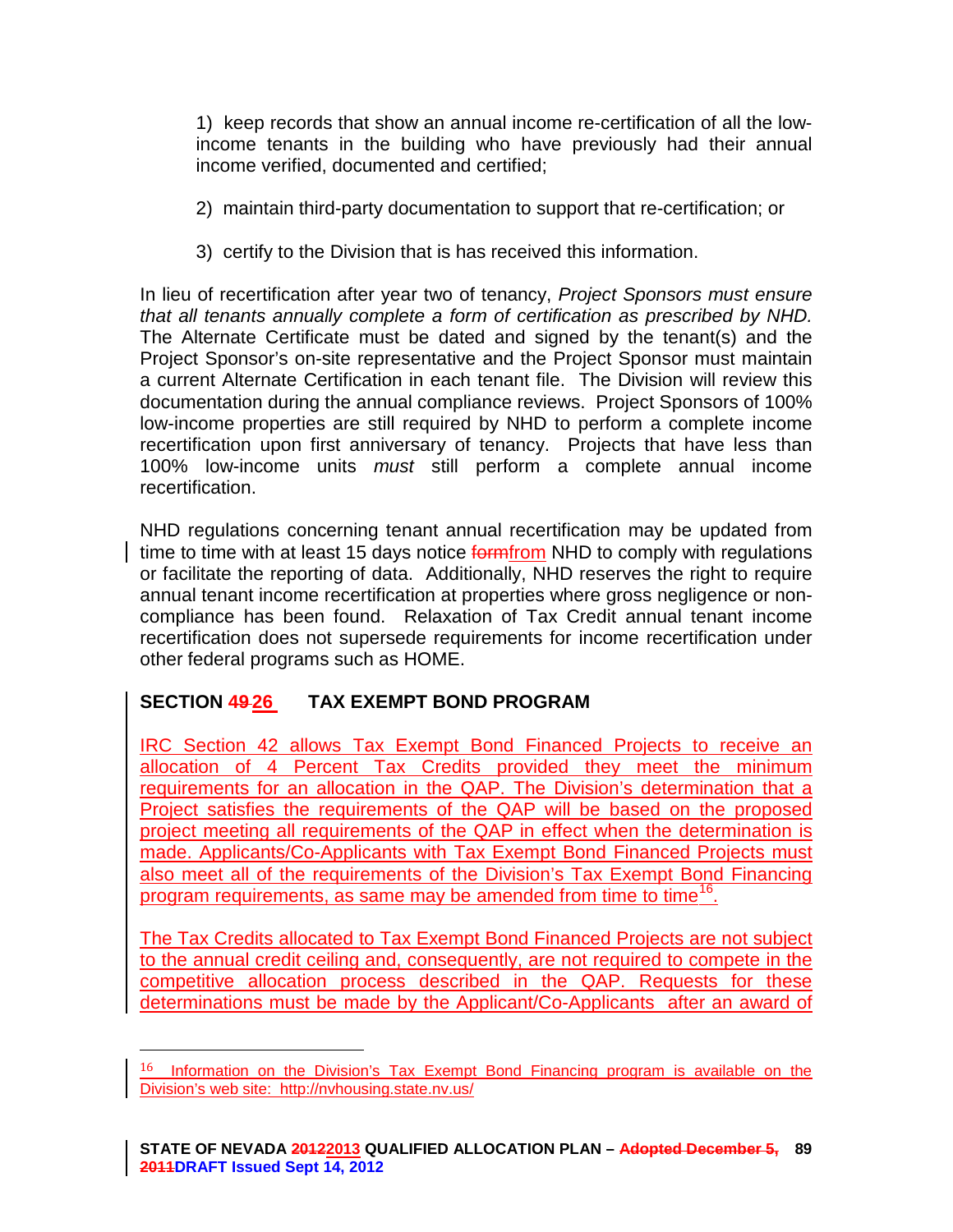1) keep records that show an annual income re-certification of all the low-income tenants in the building who have previously had their annual income verified, documented and certified;

2) maintain third-party documentation to support that re-certification; or

3) certify to the Division that is has received this information.

In lieu of recertification after year two of tenancy, *Project Sponsors must ensure that all tenants annually complete a form of certification as prescribed by NHD.* The Alternate Certificate must be dated and signed by the tenant(s) and the Project Sponsor's on-site representative and the Project Sponsor must maintain a current Alternate Certification in each tenant file. The Division will review this documentation during the annual compliance reviews. Project Sponsors of 100% low-income properties are still required by NHD to perform a complete income recertification upon first anniversary of tenancy. Projects that have less than 100% low-income units *must* still perform a complete annual income recertification.

NHD regulations concerning tenant annual recertification may be updated from time to time with at least 15 days notice ~~form~~from NHD to comply with regulations or facilitate the reporting of data. Additionally, NHD reserves the right to require annual tenant income recertification at properties where gross negligence or non-compliance has been found. Relaxation of Tax Credit annual tenant income recertification does not supersede requirements for income recertification under other federal programs such as HOME.

## SECTION ~~49~~ 26 TAX EXEMPT BOND PROGRAM

IRC Section 42 allows Tax Exempt Bond Financed Projects to receive an allocation of 4 Percent Tax Credits provided they meet the minimum requirements for an allocation in the QAP. The Division's determination that a Project satisfies the requirements of the QAP will be based on the proposed project meeting all requirements of the QAP in effect when the determination is made. Applicants/Co-Applicants with Tax Exempt Bond Financed Projects must also meet all of the requirements of the Division's Tax Exempt Bond Financing program requirements, as same may be amended from time to time[16].

The Tax Credits allocated to Tax Exempt Bond Financed Projects are not subject to the annual credit ceiling and, consequently, are not required to compete in the competitive allocation process described in the QAP. Requests for these determinations must be made by the Applicant/Co-Applicants after an award of

---

[16] Information on the Division's Tax Exempt Bond Financing program is available on the Division's web site: http://nvhousing.state.nv.us/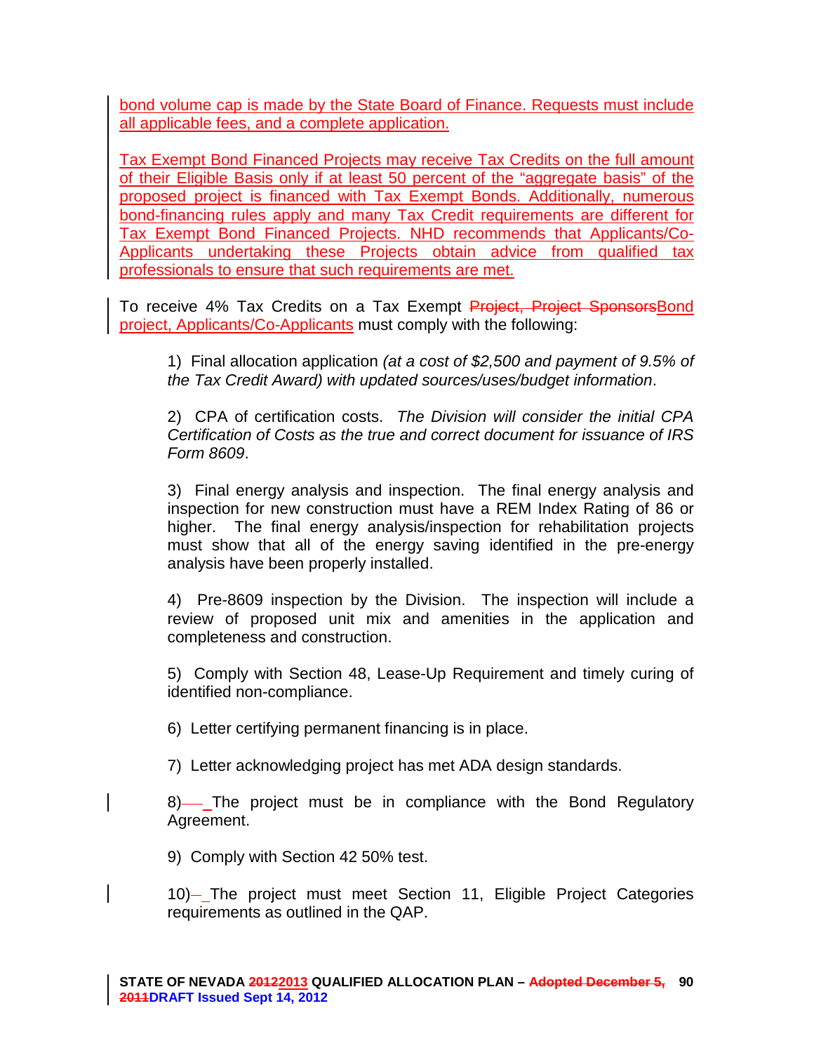bond volume cap is made by the State Board of Finance. Requests must include all applicable fees, and a complete application.

Tax Exempt Bond Financed Projects may receive Tax Credits on the full amount of their Eligible Basis only if at least 50 percent of the "aggregate basis" of the proposed project is financed with Tax Exempt Bonds. Additionally, numerous bond-financing rules apply and many Tax Credit requirements are different for Tax Exempt Bond Financed Projects. NHD recommends that Applicants/Co-Applicants undertaking these Projects obtain advice from qualified tax professionals to ensure that such requirements are met.

To receive 4% Tax Credits on a Tax Exempt ~~Project, Project Sponsors~~Bond project, Applicants/Co-Applicants must comply with the following:

1) Final allocation application *(at a cost of $2,500 and payment of 9.5% of the Tax Credit Award)* with updated sources/uses/budget information.

2) CPA of certification costs. *The Division will consider the initial CPA Certification of Costs as the true and correct document for issuance of IRS Form 8609*.

3) Final energy analysis and inspection. The final energy analysis and inspection for new construction must have a REM Index Rating of 86 or higher. The final energy analysis/inspection for rehabilitation projects must show that all of the energy saving identified in the pre-energy analysis have been properly installed.

4) Pre-8609 inspection by the Division. The inspection will include a review of proposed unit mix and amenities in the application and completeness and construction.

5) Comply with Section 48, Lease-Up Requirement and timely curing of identified non-compliance.

6) Letter certifying permanent financing is in place.

7) Letter acknowledging project has met ADA design standards.

8) The project must be in compliance with the Bond Regulatory Agreement.

9) Comply with Section 42 50% test.

10) The project must meet Section 11, Eligible Project Categories requirements as outlined in the QAP.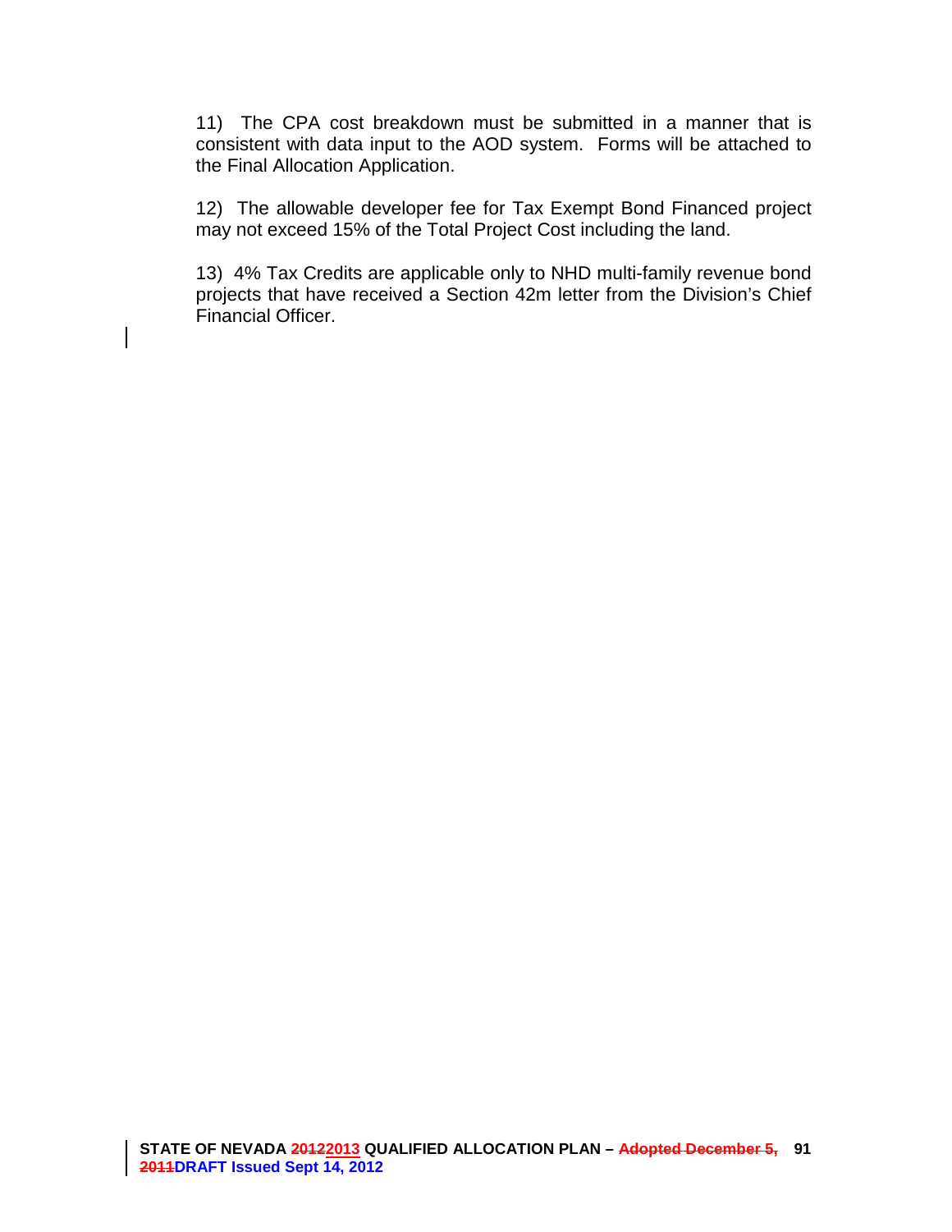11) The CPA cost breakdown must be submitted in a manner that is consistent with data input to the AOD system. Forms will be attached to the Final Allocation Application.

12) The allowable developer fee for Tax Exempt Bond Financed project may not exceed 15% of the Total Project Cost including the land.

13) 4% Tax Credits are applicable only to NHD multi-family revenue bond projects that have received a Section 42m letter from the Division's Chief Financial Officer.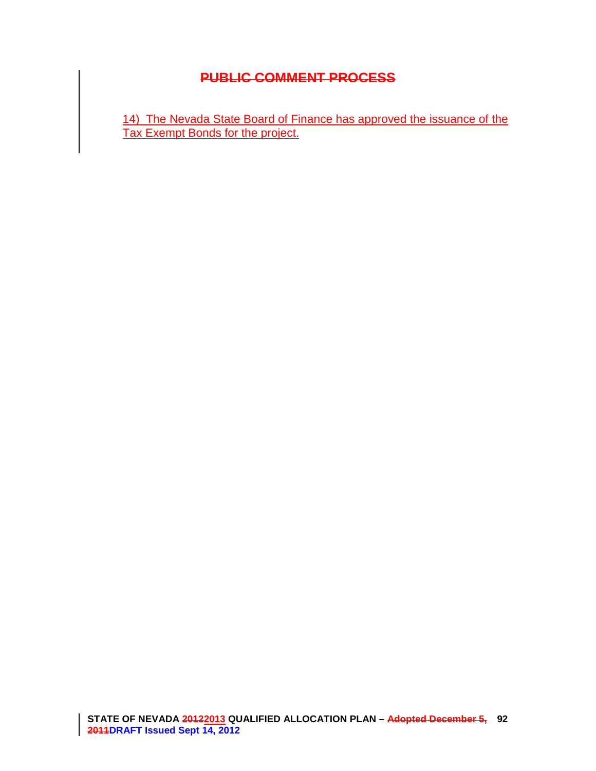# PUBLIC COMMENT PROCESS

14) The Nevada State Board of Finance has approved the issuance of the Tax Exempt Bonds for the project.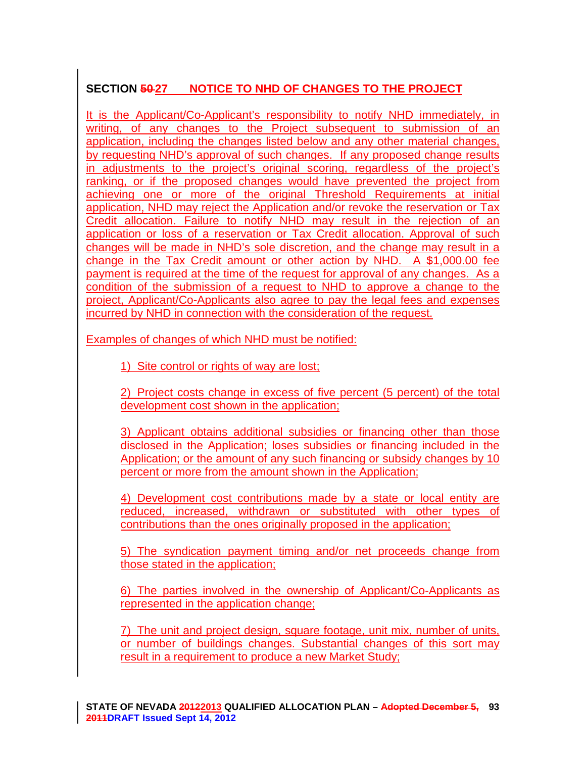## SECTION ~~50~~ 27 NOTICE TO NHD OF CHANGES TO THE PROJECT

It is the Applicant/Co-Applicant's responsibility to notify NHD immediately, in writing, of any changes to the Project subsequent to submission of an application, including the changes listed below and any other material changes, by requesting NHD's approval of such changes. If any proposed change results in adjustments to the project's original scoring, regardless of the project's ranking, or if the proposed changes would have prevented the project from achieving one or more of the original Threshold Requirements at initial application, NHD may reject the Application and/or revoke the reservation or Tax Credit allocation. Failure to notify NHD may result in the rejection of an application or loss of a reservation or Tax Credit allocation. Approval of such changes will be made in NHD's sole discretion, and the change may result in a change in the Tax Credit amount or other action by NHD. A $1,000.00 fee payment is required at the time of the request for approval of any changes. As a condition of the submission of a request to NHD to approve a change to the project, Applicant/Co-Applicants also agree to pay the legal fees and expenses incurred by NHD in connection with the consideration of the request.

Examples of changes of which NHD must be notified:

1) Site control or rights of way are lost;

2) Project costs change in excess of five percent (5 percent) of the total development cost shown in the application;

3) Applicant obtains additional subsidies or financing other than those disclosed in the Application; loses subsidies or financing included in the Application; or the amount of any such financing or subsidy changes by 10 percent or more from the amount shown in the Application;

4) Development cost contributions made by a state or local entity are reduced, increased, withdrawn or substituted with other types of contributions than the ones originally proposed in the application;

5) The syndication payment timing and/or net proceeds change from those stated in the application;

6) The parties involved in the ownership of Applicant/Co-Applicants as represented in the application change;

7) The unit and project design, square footage, unit mix, number of units, or number of buildings changes. Substantial changes of this sort may result in a requirement to produce a new Market Study;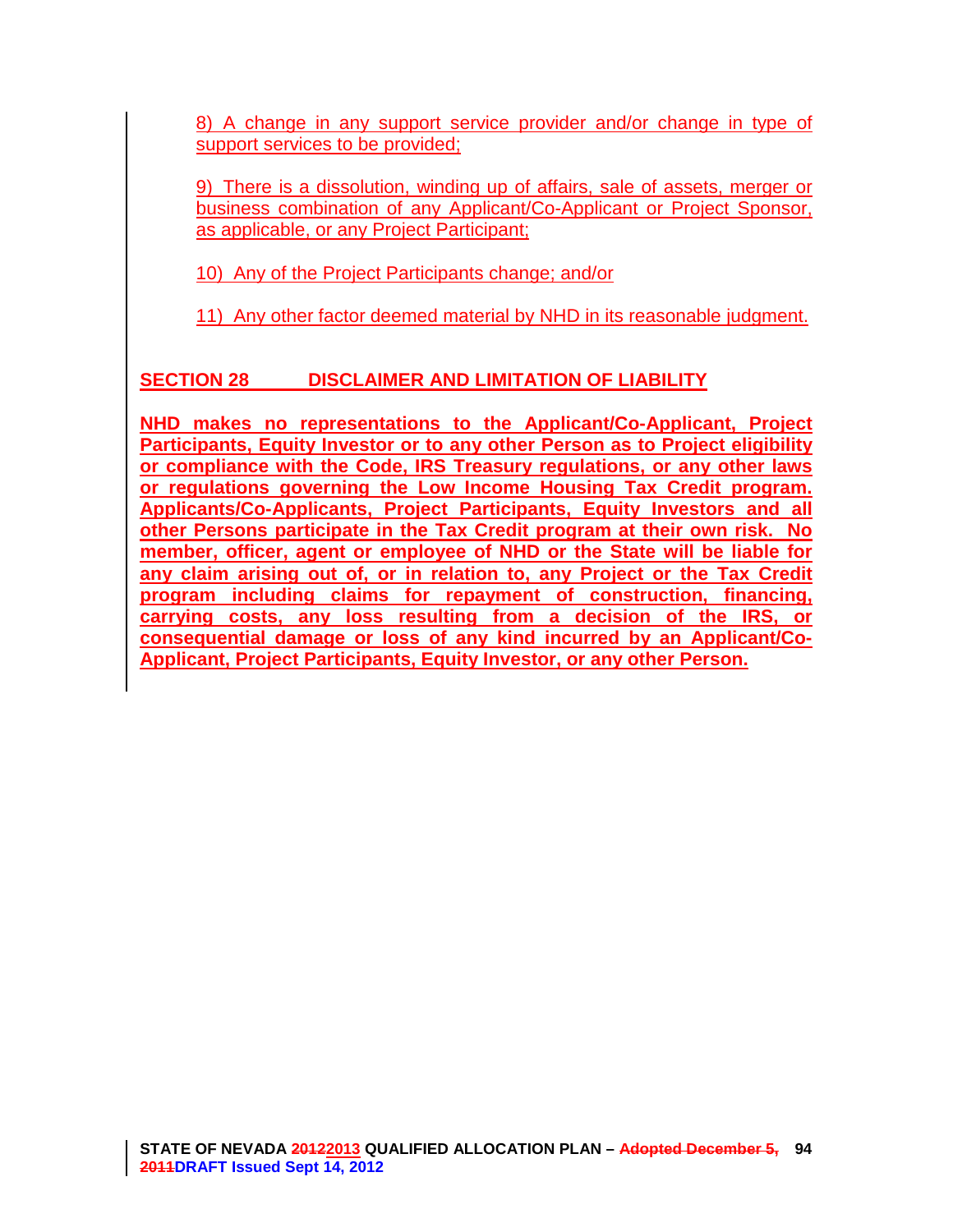8) A change in any support service provider and/or change in type of support services to be provided;

9) There is a dissolution, winding up of affairs, sale of assets, merger or business combination of any Applicant/Co-Applicant or Project Sponsor, as applicable, or any Project Participant;

10) Any of the Project Participants change; and/or

11) Any other factor deemed material by NHD in its reasonable judgment.

## SECTION 28 DISCLAIMER AND LIMITATION OF LIABILITY

**NHD makes no representations to the Applicant/Co-Applicant, Project Participants, Equity Investor or to any other Person as to Project eligibility or compliance with the Code, IRS Treasury regulations, or any other laws or regulations governing the Low Income Housing Tax Credit program. Applicants/Co-Applicants, Project Participants, Equity Investors and all other Persons participate in the Tax Credit program at their own risk. No member, officer, agent or employee of NHD or the State will be liable for any claim arising out of, or in relation to, any Project or the Tax Credit program including claims for repayment of construction, financing, carrying costs, any loss resulting from a decision of the IRS, or consequential damage or loss of any kind incurred by an Applicant/Co-Applicant, Project Participants, Equity Investor, or any other Person.**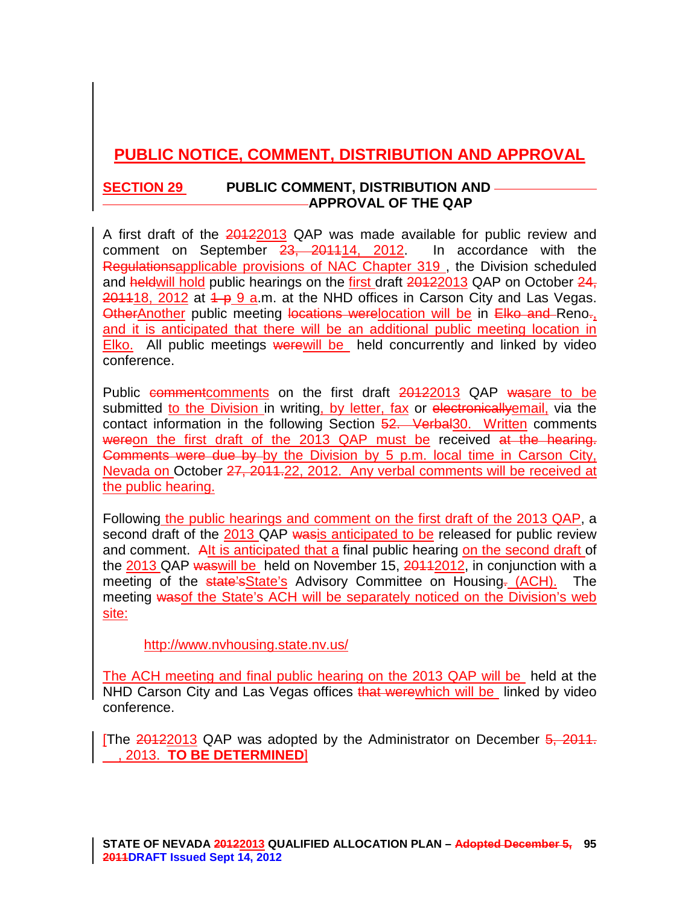## PUBLIC NOTICE, COMMENT, DISTRIBUTION AND APPROVAL

### SECTION 29 PUBLIC COMMENT, DISTRIBUTION AND APPROVAL OF THE QAP

A first draft of the ~~2012~~2013 QAP was made available for public review and comment on September ~~23, 2011~~14, 2012. In accordance with the ~~Regulations~~applicable provisions of NAC Chapter 319 , the Division scheduled and ~~held~~will hold public hearings on the first draft ~~2012~~2013 QAP on October ~~24, 2011~~18, 2012 at ~~1 p~~ 9 a.m. at the NHD offices in Carson City and Las Vegas. ~~Other~~Another public meeting ~~locations were~~location will be in ~~Elko and~~ Reno~~.~~, and it is anticipated that there will be an additional public meeting location in Elko. All public meetings ~~were~~will be held concurrently and linked by video conference.

Public ~~comment~~comments on the first draft ~~2012~~2013 QAP ~~was~~are to be submitted to the Division in writing, by letter, fax or ~~electronically~~email, via the contact information in the following Section ~~52. Verbal~~30. Written comments ~~were~~on the first draft of the 2013 QAP must be received ~~at the hearing. Comments were due by~~ by the Division by 5 p.m. local time in Carson City, Nevada on October ~~27, 2011.~~22, 2012. Any verbal comments will be received at the public hearing.

Following the public hearings and comment on the first draft of the 2013 QAP, a second draft of the 2013 QAP ~~was~~is anticipated to be released for public review and comment. ~~A~~It is anticipated that a final public hearing on the second draft of the 2013 QAP ~~was~~will be held on November 15, ~~2011~~2012, in conjunction with a meeting of the ~~state's~~State's Advisory Committee on Housing~~.~~ (ACH). The meeting ~~was~~of the State's ACH will be separately noticed on the Division's web site:

http://www.nvhousing.state.nv.us/

The ACH meeting and final public hearing on the 2013 QAP will be held at the NHD Carson City and Las Vegas offices ~~that were~~which will be linked by video conference.

[The ~~2012~~2013 QAP was adopted by the Administrator on December ~~5, 2011.~~ __, 2013. **TO BE DETERMINED**]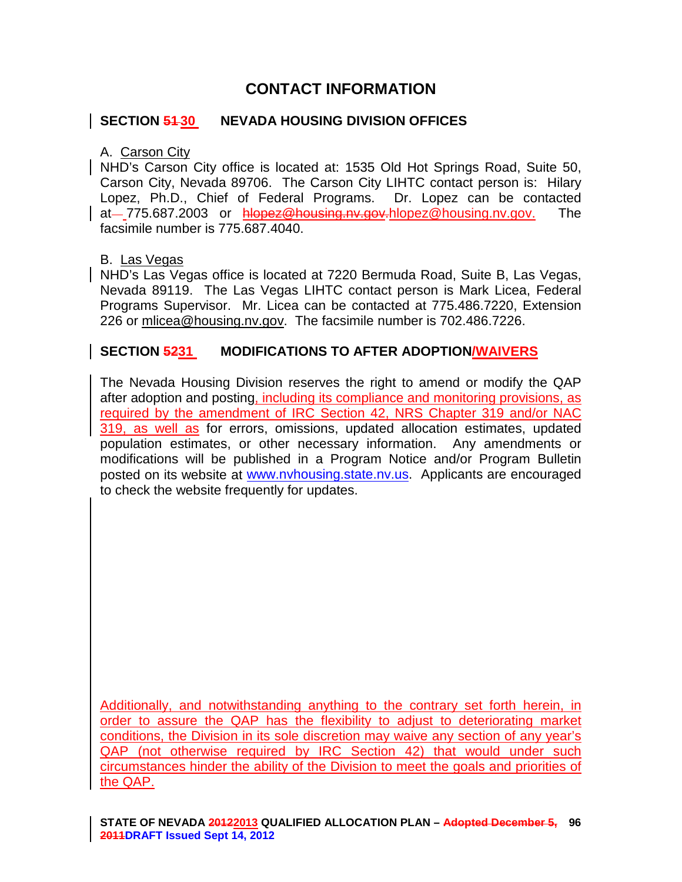# CONTACT INFORMATION

## SECTION ~~51~~ 30 NEVADA HOUSING DIVISION OFFICES

A. Carson City

NHD's Carson City office is located at: 1535 Old Hot Springs Road, Suite 50, Carson City, Nevada 89706. The Carson City LIHTC contact person is: Hilary Lopez, Ph.D., Chief of Federal Programs. Dr. Lopez can be contacted at 775.687.2003 or ~~hlopez@housing.nv.gov.~~ hlopez@housing.nv.gov. The facsimile number is 775.687.4040.

B. Las Vegas

NHD's Las Vegas office is located at 7220 Bermuda Road, Suite B, Las Vegas, Nevada 89119. The Las Vegas LIHTC contact person is Mark Licea, Federal Programs Supervisor. Mr. Licea can be contacted at 775.486.7220, Extension 226 or mlicea@housing.nv.gov. The facsimile number is 702.486.7226.

## SECTION ~~52~~31 MODIFICATIONS TO AFTER ADOPTION/WAIVERS

The Nevada Housing Division reserves the right to amend or modify the QAP after adoption and posting, including its compliance and monitoring provisions, as required by the amendment of IRC Section 42, NRS Chapter 319 and/or NAC 319, as well as for errors, omissions, updated allocation estimates, updated population estimates, or other necessary information. Any amendments or modifications will be published in a Program Notice and/or Program Bulletin posted on its website at www.nvhousing.state.nv.us. Applicants are encouraged to check the website frequently for updates.

Additionally, and notwithstanding anything to the contrary set forth herein, in order to assure the QAP has the flexibility to adjust to deteriorating market conditions, the Division in its sole discretion may waive any section of any year's QAP (not otherwise required by IRC Section 42) that would under such circumstances hinder the ability of the Division to meet the goals and priorities of the QAP.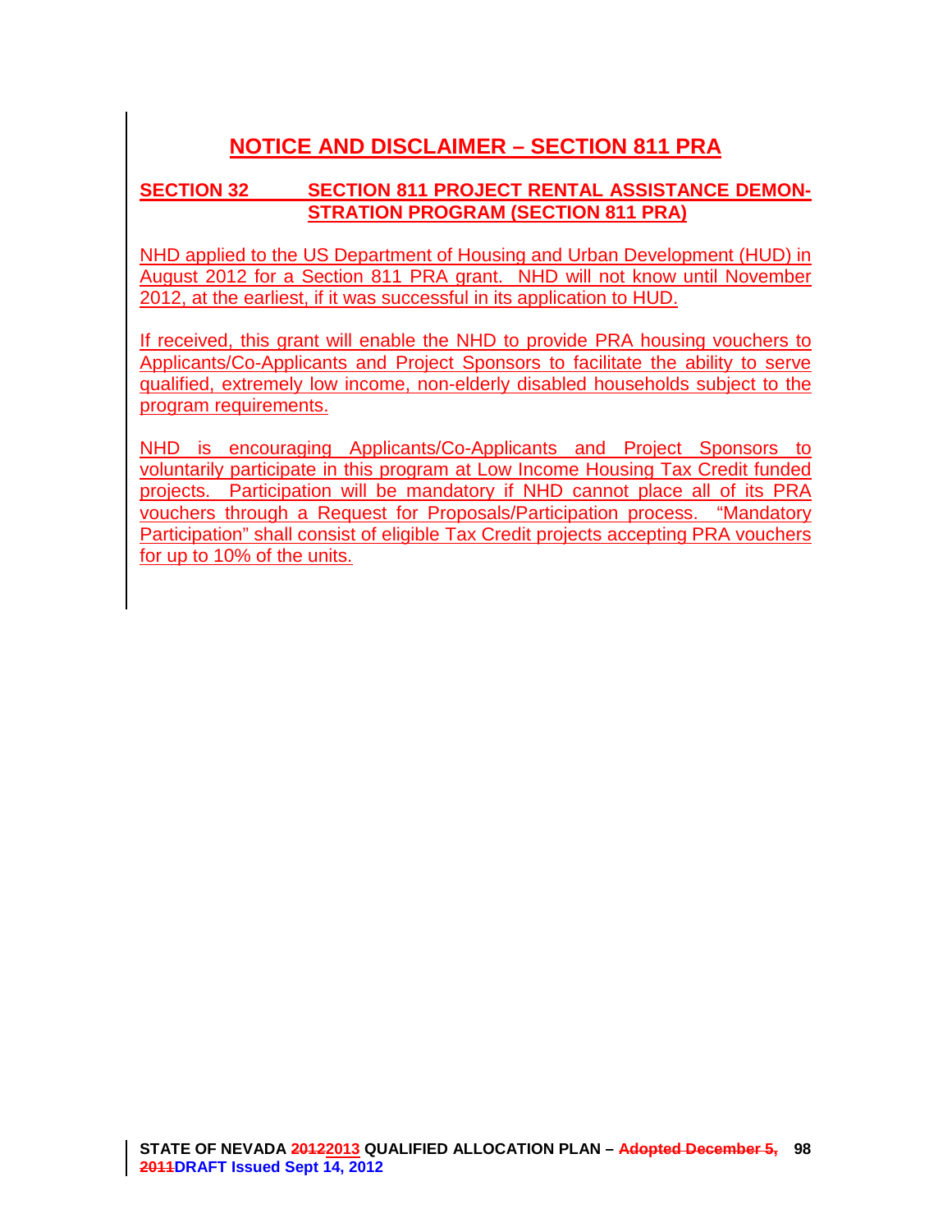# NOTICE AND DISCLAIMER – SECTION 811 PRA

## SECTION 32 SECTION 811 PROJECT RENTAL ASSISTANCE DEMONSTRATION PROGRAM (SECTION 811 PRA)

NHD applied to the US Department of Housing and Urban Development (HUD) in August 2012 for a Section 811 PRA grant. NHD will not know until November 2012, at the earliest, if it was successful in its application to HUD.

If received, this grant will enable the NHD to provide PRA housing vouchers to Applicants/Co-Applicants and Project Sponsors to facilitate the ability to serve qualified, extremely low income, non-elderly disabled households subject to the program requirements.

NHD is encouraging Applicants/Co-Applicants and Project Sponsors to voluntarily participate in this program at Low Income Housing Tax Credit funded projects. Participation will be mandatory if NHD cannot place all of its PRA vouchers through a Request for Proposals/Participation process. "Mandatory Participation" shall consist of eligible Tax Credit projects accepting PRA vouchers for up to 10% of the units.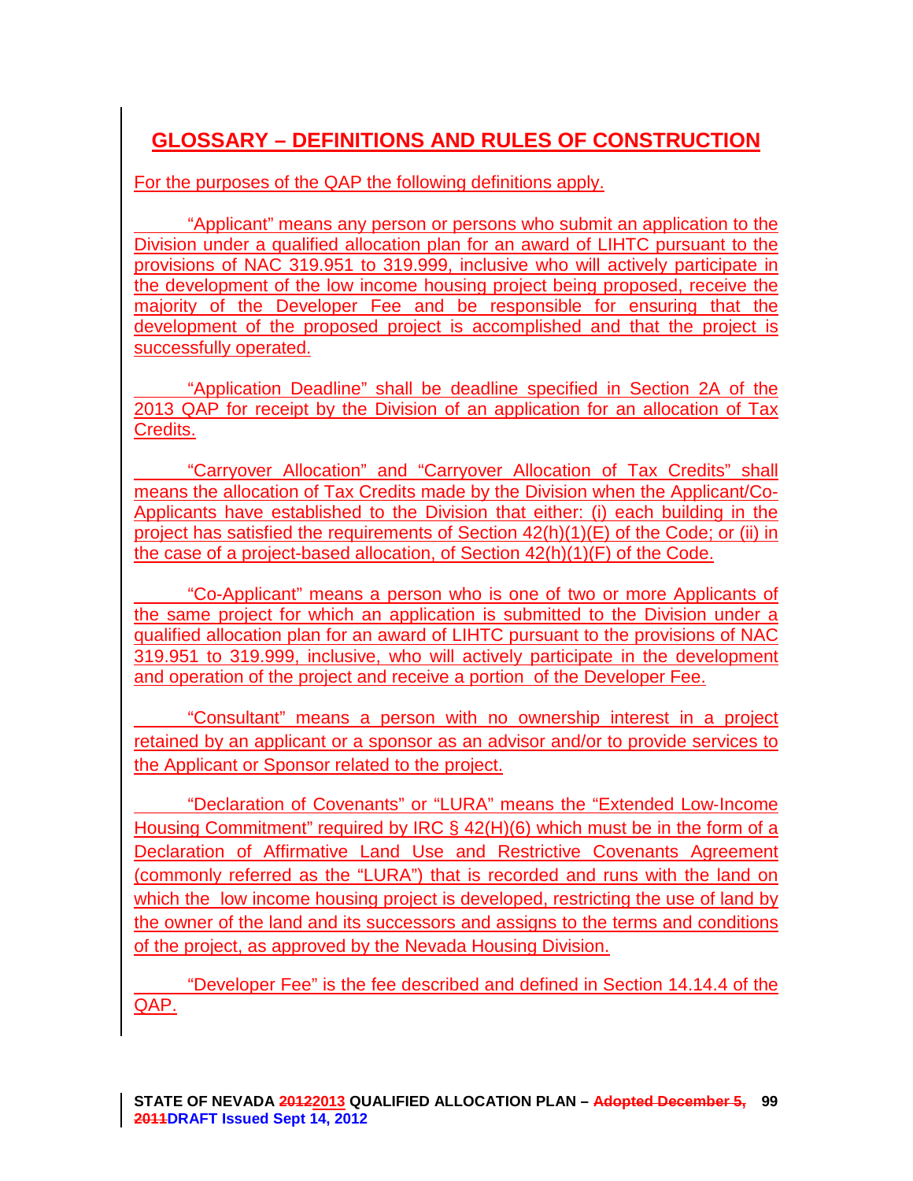## GLOSSARY – DEFINITIONS AND RULES OF CONSTRUCTION

For the purposes of the QAP the following definitions apply.

"Applicant" means any person or persons who submit an application to the Division under a qualified allocation plan for an award of LIHTC pursuant to the provisions of NAC 319.951 to 319.999, inclusive who will actively participate in the development of the low income housing project being proposed, receive the majority of the Developer Fee and be responsible for ensuring that the development of the proposed project is accomplished and that the project is successfully operated.

"Application Deadline" shall be deadline specified in Section 2A of the 2013 QAP for receipt by the Division of an application for an allocation of Tax Credits.

"Carryover Allocation" and "Carryover Allocation of Tax Credits" shall means the allocation of Tax Credits made by the Division when the Applicant/Co-Applicants have established to the Division that either: (i) each building in the project has satisfied the requirements of Section 42(h)(1)(E) of the Code; or (ii) in the case of a project-based allocation, of Section 42(h)(1)(F) of the Code.

"Co-Applicant" means a person who is one of two or more Applicants of the same project for which an application is submitted to the Division under a qualified allocation plan for an award of LIHTC pursuant to the provisions of NAC 319.951 to 319.999, inclusive, who will actively participate in the development and operation of the project and receive a portion of the Developer Fee.

"Consultant" means a person with no ownership interest in a project retained by an applicant or a sponsor as an advisor and/or to provide services to the Applicant or Sponsor related to the project.

"Declaration of Covenants" or "LURA" means the "Extended Low-Income Housing Commitment" required by IRC § 42(H)(6) which must be in the form of a Declaration of Affirmative Land Use and Restrictive Covenants Agreement (commonly referred as the "LURA") that is recorded and runs with the land on which the low income housing project is developed, restricting the use of land by the owner of the land and its successors and assigns to the terms and conditions of the project, as approved by the Nevada Housing Division.

"Developer Fee" is the fee described and defined in Section 14.14.4 of the QAP.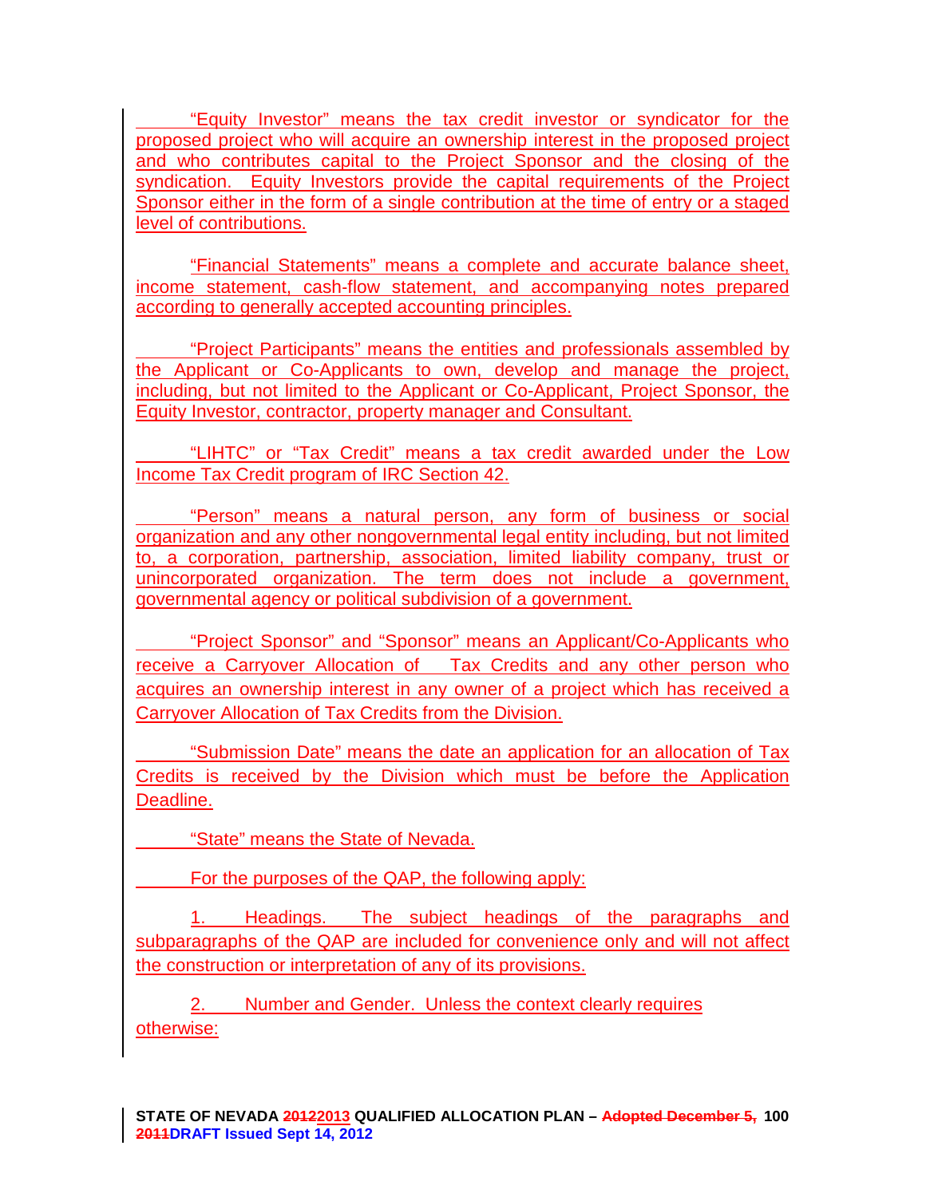"Equity Investor" means the tax credit investor or syndicator for the proposed project who will acquire an ownership interest in the proposed project and who contributes capital to the Project Sponsor and the closing of the syndication. Equity Investors provide the capital requirements of the Project Sponsor either in the form of a single contribution at the time of entry or a staged level of contributions.

"Financial Statements" means a complete and accurate balance sheet, income statement, cash-flow statement, and accompanying notes prepared according to generally accepted accounting principles.

"Project Participants" means the entities and professionals assembled by the Applicant or Co-Applicants to own, develop and manage the project, including, but not limited to the Applicant or Co-Applicant, Project Sponsor, the Equity Investor, contractor, property manager and Consultant.

"LIHTC" or "Tax Credit" means a tax credit awarded under the Low Income Tax Credit program of IRC Section 42.

"Person" means a natural person, any form of business or social organization and any other nongovernmental legal entity including, but not limited to, a corporation, partnership, association, limited liability company, trust or unincorporated organization. The term does not include a government, governmental agency or political subdivision of a government.

"Project Sponsor" and "Sponsor" means an Applicant/Co-Applicants who receive a Carryover Allocation of Tax Credits and any other person who acquires an ownership interest in any owner of a project which has received a Carryover Allocation of Tax Credits from the Division.

"Submission Date" means the date an application for an allocation of Tax Credits is received by the Division which must be before the Application Deadline.

"State" means the State of Nevada.

For the purposes of the QAP, the following apply:

1. Headings. The subject headings of the paragraphs and subparagraphs of the QAP are included for convenience only and will not affect the construction or interpretation of any of its provisions.

2. Number and Gender. Unless the context clearly requires otherwise: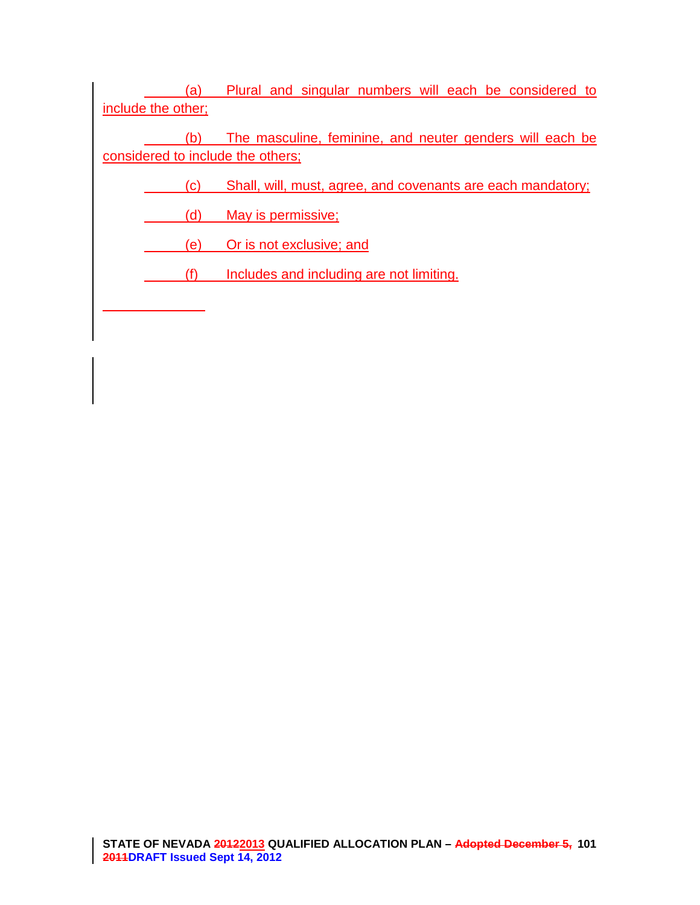(a) Plural and singular numbers will each be considered to include the other;

(b) The masculine, feminine, and neuter genders will each be considered to include the others;

(c) Shall, will, must, agree, and covenants are each mandatory;

(d) May is permissive;

(e) Or is not exclusive; and

(f) Includes and including are not limiting.